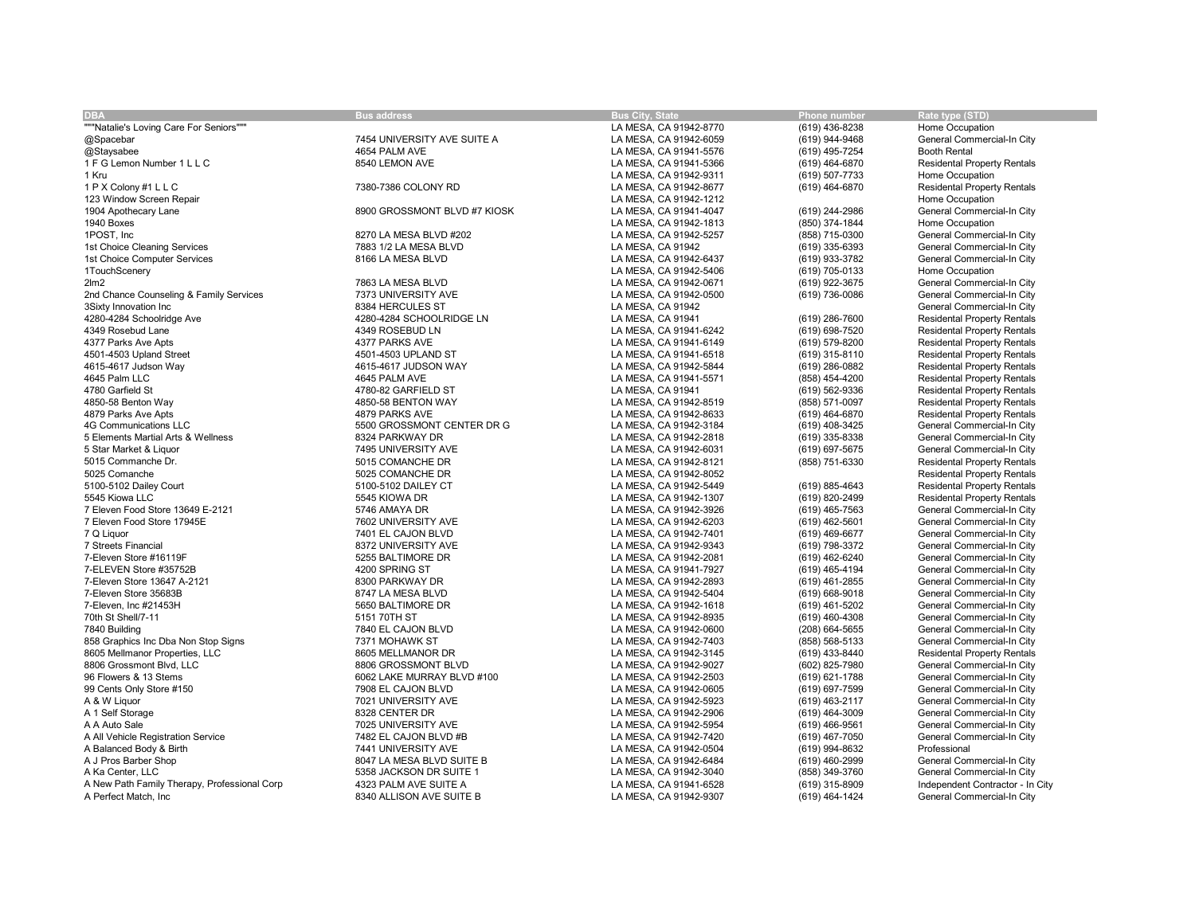| DBA | Bus address | Bus City, State | Phone number | Rate type (STD) |
|---|---|---|---|---|
| """Natalie's Loving Care For Seniors""" | | LA MESA, CA 91942-8770 | (619) 436-8238 | Home Occupation |
| @Spacebar | 7454 UNIVERSITY AVE SUITE A | LA MESA, CA 91942-6059 | (619) 944-9468 | General Commercial-In City |
| @Staysabee | 4654 PALM AVE | LA MESA, CA 91941-5576 | (619) 495-7254 | Booth Rental |
| 1 F G Lemon Number 1 L L C | 8540 LEMON AVE | LA MESA, CA 91941-5366 | (619) 464-6870 | Residental Property Rentals |
| 1 Kru | | LA MESA, CA 91942-9311 | (619) 507-7733 | Home Occupation |
| 1 P X Colony #1 L L C | 7380-7386 COLONY RD | LA MESA, CA 91942-8677 | (619) 464-6870 | Residental Property Rentals |
| 123 Window Screen Repair | | LA MESA, CA 91942-1212 | | Home Occupation |
| 1904 Apothecary Lane | 8900 GROSSMONT BLVD #7 KIOSK | LA MESA, CA 91941-4047 | (619) 244-2986 | General Commercial-In City |
| 1940 Boxes | | LA MESA, CA 91942-1813 | (850) 374-1844 | Home Occupation |
| 1POST, Inc | 8270 LA MESA BLVD #202 | LA MESA, CA 91942-5257 | (858) 715-0300 | General Commercial-In City |
| 1st Choice Cleaning Services | 7883 1/2 LA MESA BLVD | LA MESA, CA 91942 | (619) 335-6393 | General Commercial-In City |
| 1st Choice Computer Services | 8166 LA MESA BLVD | LA MESA, CA 91942-6437 | (619) 933-3782 | General Commercial-In City |
| 1TouchScenery | | LA MESA, CA 91942-5406 | (619) 705-0133 | Home Occupation |
| 2lm2 | 7863 LA MESA BLVD | LA MESA, CA 91942-0671 | (619) 922-3675 | General Commercial-In City |
| 2nd Chance Counseling & Family Services | 7373 UNIVERSITY AVE | LA MESA, CA 91942-0500 | (619) 736-0086 | General Commercial-In City |
| 3Sixty Innovation Inc | 8384 HERCULES ST | LA MESA, CA 91942 | | General Commercial-In City |
| 4280-4284 Schoolridge Ave | 4280-4284 SCHOOLRIDGE LN | LA MESA, CA 91941 | (619) 286-7600 | Residental Property Rentals |
| 4349 Rosebud Lane | 4349 ROSEBUD LN | LA MESA, CA 91941-6242 | (619) 698-7520 | Residental Property Rentals |
| 4377 Parks Ave Apts | 4377 PARKS AVE | LA MESA, CA 91941-6149 | (619) 579-8200 | Residental Property Rentals |
| 4501-4503 Upland Street | 4501-4503 UPLAND ST | LA MESA, CA 91941-6518 | (619) 315-8110 | Residental Property Rentals |
| 4615-4617 Judson Way | 4615-4617 JUDSON WAY | LA MESA, CA 91942-5844 | (619) 286-0882 | Residental Property Rentals |
| 4645 Palm LLC | 4645 PALM AVE | LA MESA, CA 91941-5571 | (858) 454-4200 | Residental Property Rentals |
| 4780 Garfield St | 4780-82 GARFIELD ST | LA MESA, CA 91941 | (619) 562-9336 | Residental Property Rentals |
| 4850-58 Benton Way | 4850-58 BENTON WAY | LA MESA, CA 91942-8519 | (858) 571-0097 | Residental Property Rentals |
| 4879 Parks Ave Apts | 4879 PARKS AVE | LA MESA, CA 91942-8633 | (619) 464-6870 | Residental Property Rentals |
| 4G Communications LLC | 5500 GROSSMONT CENTER DR G | LA MESA, CA 91942-3184 | (619) 408-3425 | General Commercial-In City |
| 5 Elements Martial Arts & Wellness | 8324 PARKWAY DR | LA MESA, CA 91942-2818 | (619) 335-8338 | General Commercial-In City |
| 5 Star Market & Liquor | 7495 UNIVERSITY AVE | LA MESA, CA 91942-6031 | (619) 697-5675 | General Commercial-In City |
| 5015 Commanche Dr. | 5015 COMANCHE DR | LA MESA, CA 91942-8121 | (858) 751-6330 | Residental Property Rentals |
| 5025 Comanche | 5025 COMANCHE DR | LA MESA, CA 91942-8052 | | Residental Property Rentals |
| 5100-5102 Dailey Court | 5100-5102 DAILEY CT | LA MESA, CA 91942-5449 | (619) 885-4643 | Residental Property Rentals |
| 5545 Kiowa LLC | 5545 KIOWA DR | LA MESA, CA 91942-1307 | (619) 820-2499 | Residental Property Rentals |
| 7 Eleven Food Store 13649 E-2121 | 5746 AMAYA DR | LA MESA, CA 91942-3926 | (619) 465-7563 | General Commercial-In City |
| 7 Eleven Food Store 17945E | 7602 UNIVERSITY AVE | LA MESA, CA 91942-6203 | (619) 462-5601 | General Commercial-In City |
| 7 Q Liquor | 7401 EL CAJON BLVD | LA MESA, CA 91942-7401 | (619) 469-6677 | General Commercial-In City |
| 7 Streets Financial | 8372 UNIVERSITY AVE | LA MESA, CA 91942-9343 | (619) 798-3372 | General Commercial-In City |
| 7-Eleven Store #16119F | 5255 BALTIMORE DR | LA MESA, CA 91942-2081 | (619) 462-6240 | General Commercial-In City |
| 7-ELEVEN Store #35752B | 4200 SPRING ST | LA MESA, CA 91941-7927 | (619) 465-4194 | General Commercial-In City |
| 7-Eleven Store 13647 A-2121 | 8300 PARKWAY DR | LA MESA, CA 91942-2893 | (619) 461-2855 | General Commercial-In City |
| 7-Eleven Store 35683B | 8747 LA MESA BLVD | LA MESA, CA 91942-5404 | (619) 668-9018 | General Commercial-In City |
| 7-Eleven, Inc #21453H | 5650 BALTIMORE DR | LA MESA, CA 91942-1618 | (619) 461-5202 | General Commercial-In City |
| 70th St Shell/7-11 | 5151 70TH ST | LA MESA, CA 91942-8935 | (619) 460-4308 | General Commercial-In City |
| 7840 Building | 7840 EL CAJON BLVD | LA MESA, CA 91942-0600 | (208) 664-5655 | General Commercial-In City |
| 858 Graphics Inc Dba Non Stop Signs | 7371 MOHAWK ST | LA MESA, CA 91942-7403 | (858) 568-5133 | General Commercial-In City |
| 8605 Mellmanor Properties, LLC | 8605 MELLMANOR DR | LA MESA, CA 91942-3145 | (619) 433-8440 | Residental Property Rentals |
| 8806 Grossmont Blvd, LLC | 8806 GROSSMONT BLVD | LA MESA, CA 91942-9027 | (602) 825-7980 | General Commercial-In City |
| 96 Flowers & 13 Stems | 6062 LAKE MURRAY BLVD #100 | LA MESA, CA 91942-2503 | (619) 621-1788 | General Commercial-In City |
| 99 Cents Only Store #150 | 7908 EL CAJON BLVD | LA MESA, CA 91942-0605 | (619) 697-7599 | General Commercial-In City |
| A & W Liquor | 7021 UNIVERSITY AVE | LA MESA, CA 91942-5923 | (619) 463-2117 | General Commercial-In City |
| A 1 Self Storage | 8328 CENTER DR | LA MESA, CA 91942-2906 | (619) 464-3009 | General Commercial-In City |
| A A Auto Sale | 7025 UNIVERSITY AVE | LA MESA, CA 91942-5954 | (619) 466-9561 | General Commercial-In City |
| A All Vehicle Registration Service | 7482 EL CAJON BLVD #B | LA MESA, CA 91942-7420 | (619) 467-7050 | General Commercial-In City |
| A Balanced Body & Birth | 7441 UNIVERSITY AVE | LA MESA, CA 91942-0504 | (619) 994-8632 | Professional |
| A J Pros Barber Shop | 8047 LA MESA BLVD SUITE B | LA MESA, CA 91942-6484 | (619) 460-2999 | General Commercial-In City |
| A Ka Center, LLC | 5358 JACKSON DR SUITE 1 | LA MESA, CA 91942-3040 | (858) 349-3760 | General Commercial-In City |
| A New Path Family Therapy, Professional Corp | 4323 PALM AVE SUITE A | LA MESA, CA 91941-6528 | (619) 315-8909 | Independent Contractor - In City |
| A Perfect Match, Inc | 8340 ALLISON AVE SUITE B | LA MESA, CA 91942-9307 | (619) 464-1424 | General Commercial-In City |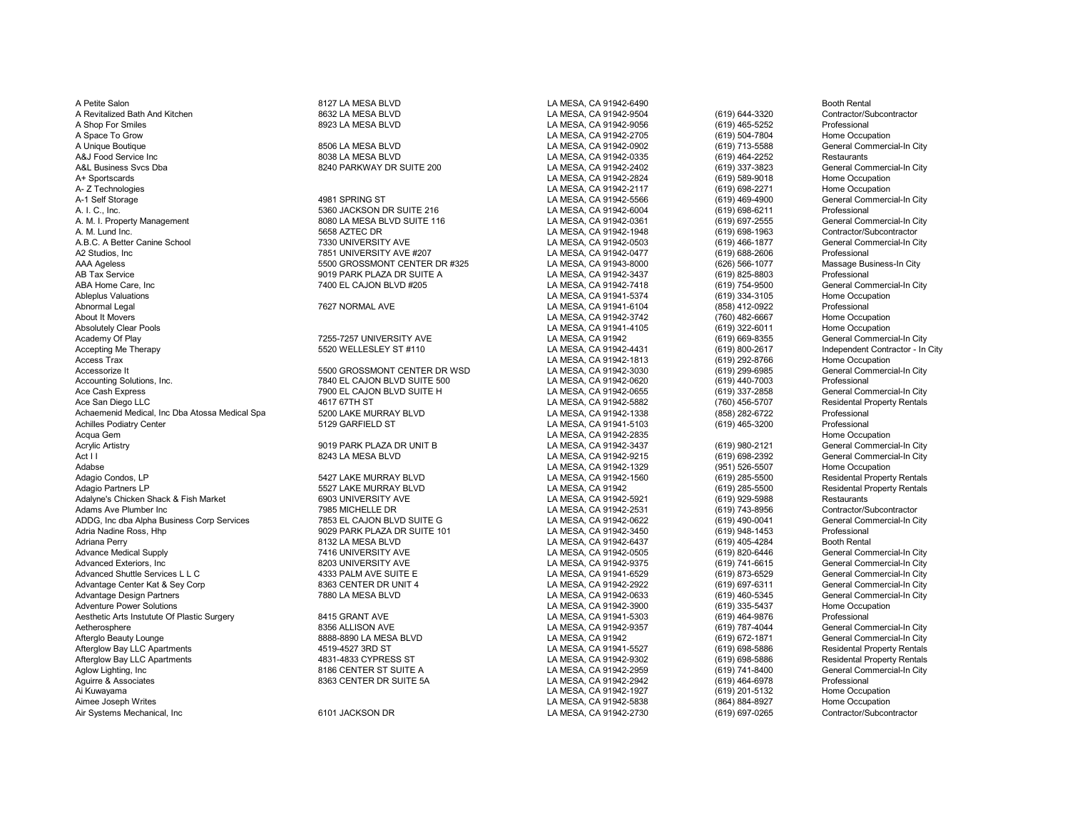| | | | | |
|---|---|---|---|---|
| A Petite Salon | 8127 LA MESA BLVD | LA MESA, CA 91942-6490 | | Booth Rental |
| A Revitalized Bath And Kitchen | 8632 LA MESA BLVD | LA MESA, CA 91942-9504 | (619) 644-3320 | Contractor/Subcontractor |
| A Shop For Smiles | 8923 LA MESA BLVD | LA MESA, CA 91942-9056 | (619) 465-5252 | Professional |
| A Space To Grow | | LA MESA, CA 91942-2705 | (619) 504-7804 | Home Occupation |
| A Unique Boutique | 8506 LA MESA BLVD | LA MESA, CA 91942-0902 | (619) 713-5588 | General Commercial-In City |
| A&J Food Service Inc | 8038 LA MESA BLVD | LA MESA, CA 91942-0335 | (619) 464-2252 | Restaurants |
| A&L Business Svcs Dba | 8240 PARKWAY DR SUITE 200 | LA MESA, CA 91942-2402 | (619) 337-3823 | General Commercial-In City |
| A+ Sportscards | | LA MESA, CA 91942-2824 | (619) 589-9018 | Home Occupation |
| A- Z Technologies | | LA MESA, CA 91942-2117 | (619) 698-2271 | Home Occupation |
| A-1 Self Storage | 4981 SPRING ST | LA MESA, CA 91942-5566 | (619) 469-4900 | General Commercial-In City |
| A. I. C., Inc. | 5360 JACKSON DR SUITE 216 | LA MESA, CA 91942-6004 | (619) 698-6211 | Professional |
| A. M. I. Property Management | 8080 LA MESA BLVD SUITE 116 | LA MESA, CA 91942-0361 | (619) 697-2555 | General Commercial-In City |
| A. M. Lund Inc. | 5658 AZTEC DR | LA MESA, CA 91942-1948 | (619) 698-1963 | Contractor/Subcontractor |
| A.B.C. A Better Canine School | 7330 UNIVERSITY AVE | LA MESA, CA 91942-0503 | (619) 466-1877 | General Commercial-In City |
| A2 Studios, Inc | 7851 UNIVERSITY AVE #207 | LA MESA, CA 91942-0477 | (619) 688-2606 | Professional |
| AAA Ageless | 5500 GROSSMONT CENTER DR #325 | LA MESA, CA 91943-8000 | (626) 566-1077 | Massage Business-In City |
| AB Tax Service | 9019 PARK PLAZA DR SUITE A | LA MESA, CA 91942-3437 | (619) 825-8803 | Professional |
| ABA Home Care, Inc | 7400 EL CAJON BLVD #205 | LA MESA, CA 91942-7418 | (619) 754-9500 | General Commercial-In City |
| Ableplus Valuations | | LA MESA, CA 91941-5374 | (619) 334-3105 | Home Occupation |
| Abnormal Legal | 7627 NORMAL AVE | LA MESA, CA 91941-6104 | (858) 412-0922 | Professional |
| About It Movers | | LA MESA, CA 91942-3742 | (760) 482-6667 | Home Occupation |
| Absolutely Clear Pools | | LA MESA, CA 91941-4105 | (619) 322-6011 | Home Occupation |
| Academy Of Play | 7255-7257 UNIVERSITY AVE | LA MESA, CA 91942 | (619) 669-8355 | General Commercial-In City |
| Accepting Me Therapy | 5520 WELLESLEY ST #110 | LA MESA, CA 91942-4431 | (619) 800-2617 | Independent Contractor - In City |
| Access Trax | | LA MESA, CA 91942-1813 | (619) 292-8766 | Home Occupation |
| Accessorize It | 5500 GROSSMONT CENTER DR WSD | LA MESA, CA 91942-3030 | (619) 299-6985 | General Commercial-In City |
| Accounting Solutions, Inc. | 7840 EL CAJON BLVD SUITE 500 | LA MESA, CA 91942-0620 | (619) 440-7003 | Professional |
| Ace Cash Express | 7900 EL CAJON BLVD SUITE H | LA MESA, CA 91942-0655 | (619) 337-2858 | General Commercial-In City |
| Ace San Diego LLC | 4617 67TH ST | LA MESA, CA 91942-5882 | (760) 456-5707 | Residental Property Rentals |
| Achaemenid Medical, Inc Dba Atossa Medical Spa | 5200 LAKE MURRAY BLVD | LA MESA, CA 91942-1338 | (858) 282-6722 | Professional |
| Achilles Podiatry Center | 5129 GARFIELD ST | LA MESA, CA 91941-5103 | (619) 465-3200 | Professional |
| Acqua Gem | | LA MESA, CA 91942-2835 | | Home Occupation |
| Acrylic Artistry | 9019 PARK PLAZA DR UNIT B | LA MESA, CA 91942-3437 | (619) 980-2121 | General Commercial-In City |
| Act I I | 8243 LA MESA BLVD | LA MESA, CA 91942-9215 | (619) 698-2392 | General Commercial-In City |
| Adabse | | LA MESA, CA 91942-1329 | (951) 526-5507 | Home Occupation |
| Adagio Condos, LP | 5427 LAKE MURRAY BLVD | LA MESA, CA 91942-1560 | (619) 285-5500 | Residental Property Rentals |
| Adagio Partners LP | 5527 LAKE MURRAY BLVD | LA MESA, CA 91942 | (619) 285-5500 | Residental Property Rentals |
| Adalyne's Chicken Shack & Fish Market | 6903 UNIVERSITY AVE | LA MESA, CA 91942-5921 | (619) 929-5988 | Restaurants |
| Adams Ave Plumber Inc | 7985 MICHELLE DR | LA MESA, CA 91942-2531 | (619) 743-8956 | Contractor/Subcontractor |
| ADDG, Inc dba Alpha Business Corp Services | 7853 EL CAJON BLVD SUITE G | LA MESA, CA 91942-0622 | (619) 490-0041 | General Commercial-In City |
| Adria Nadine Ross, Hhp | 9029 PARK PLAZA DR SUITE 101 | LA MESA, CA 91942-3450 | (619) 948-1453 | Professional |
| Adriana Perry | 8132 LA MESA BLVD | LA MESA, CA 91942-6437 | (619) 405-4284 | Booth Rental |
| Advance Medical Supply | 7416 UNIVERSITY AVE | LA MESA, CA 91942-0505 | (619) 820-6446 | General Commercial-In City |
| Advanced Exteriors, Inc | 8203 UNIVERSITY AVE | LA MESA, CA 91942-9375 | (619) 741-6615 | General Commercial-In City |
| Advanced Shuttle Services L L C | 4333 PALM AVE SUITE E | LA MESA, CA 91941-6529 | (619) 873-6529 | General Commercial-In City |
| Advantage Center Kat & Sey Corp | 8363 CENTER DR UNIT 4 | LA MESA, CA 91942-2922 | (619) 697-6311 | General Commercial-In City |
| Advantage Design Partners | 7880 LA MESA BLVD | LA MESA, CA 91942-0633 | (619) 460-5345 | General Commercial-In City |
| Adventure Power Solutions | | LA MESA, CA 91942-3900 | (619) 335-5437 | Home Occupation |
| Aesthetic Arts Instutute Of Plastic Surgery | 8415 GRANT AVE | LA MESA, CA 91941-5303 | (619) 464-9876 | Professional |
| Aetherosphere | 8356 ALLISON AVE | LA MESA, CA 91942-9357 | (619) 787-4044 | General Commercial-In City |
| Afterglo Beauty Lounge | 8888-8890 LA MESA BLVD | LA MESA, CA 91942 | (619) 672-1871 | General Commercial-In City |
| Afterglow Bay LLC Apartments | 4519-4527 3RD ST | LA MESA, CA 91941-5527 | (619) 698-5886 | Residental Property Rentals |
| Afterglow Bay LLC Apartments | 4831-4833 CYPRESS ST | LA MESA, CA 91942-9302 | (619) 698-5886 | Residental Property Rentals |
| Aglow Lighting, Inc | 8186 CENTER ST SUITE A | LA MESA, CA 91942-2959 | (619) 741-8400 | General Commercial-In City |
| Aguirre & Associates | 8363 CENTER DR SUITE 5A | LA MESA, CA 91942-2942 | (619) 464-6978 | Professional |
| Ai Kuwayama | | LA MESA, CA 91942-1927 | (619) 201-5132 | Home Occupation |
| Aimee Joseph Writes | | LA MESA, CA 91942-5838 | (864) 884-8927 | Home Occupation |
| Air Systems Mechanical, Inc | 6101 JACKSON DR | LA MESA, CA 91942-2730 | (619) 697-0265 | Contractor/Subcontractor |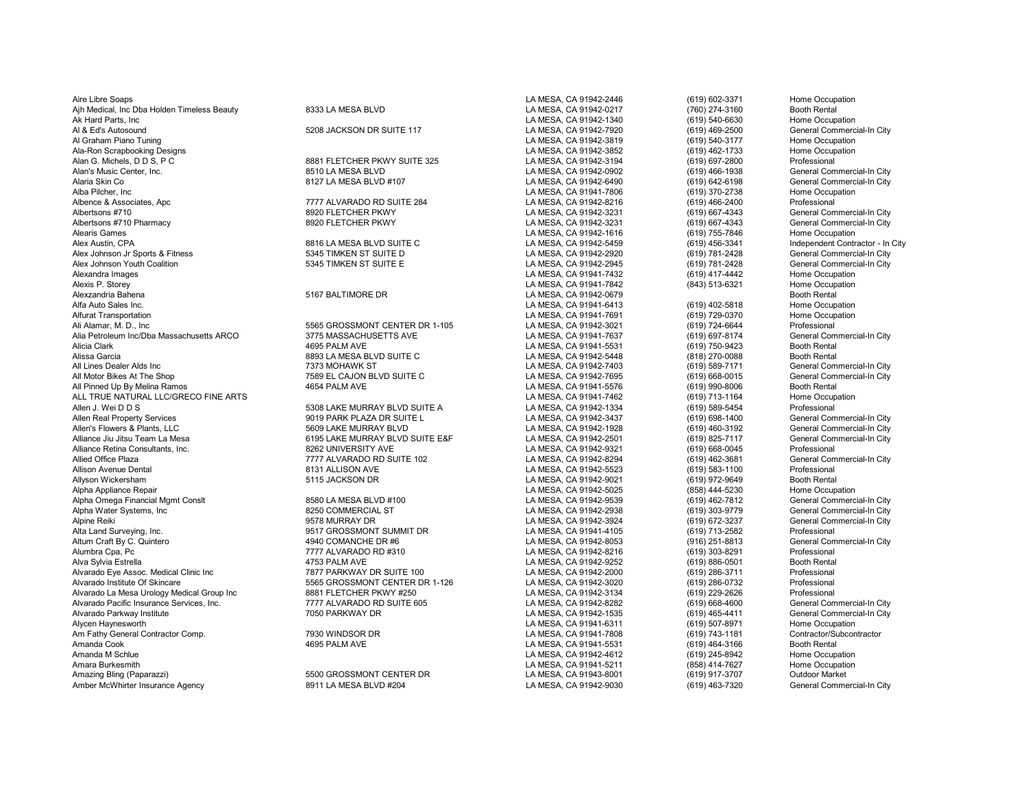| | | | | |
|---|---|---|---|---|
| Aire Libre Soaps | | LA MESA, CA 91942-2446 | (619) 602-3371 | Home Occupation |
| Ajh Medical, Inc Dba Holden Timeless Beauty | 8333 LA MESA BLVD | LA MESA, CA 91942-0217 | (760) 274-3160 | Booth Rental |
| Ak Hard Parts, Inc | | LA MESA, CA 91942-1340 | (619) 540-6630 | Home Occupation |
| Al & Ed's Autosound | 5208 JACKSON DR SUITE 117 | LA MESA, CA 91942-7920 | (619) 469-2500 | General Commercial-In City |
| Al Graham Piano Tuning | | LA MESA, CA 91942-3819 | (619) 540-3177 | Home Occupation |
| Ala-Ron Scrapbooking Designs | | LA MESA, CA 91942-3852 | (619) 462-1733 | Home Occupation |
| Alan G. Michels, D D S, P C | 8881 FLETCHER PKWY SUITE 325 | LA MESA, CA 91942-3194 | (619) 697-2800 | Professional |
| Alan's Music Center, Inc. | 8510 LA MESA BLVD | LA MESA, CA 91942-0902 | (619) 466-1938 | General Commercial-In City |
| Alaria Skin Co | 8127 LA MESA BLVD #107 | LA MESA, CA 91942-6490 | (619) 642-6198 | General Commercial-In City |
| Alba Pilcher, Inc | | LA MESA, CA 91941-7806 | (619) 370-2738 | Home Occupation |
| Albence & Associates, Apc | 7777 ALVARADO RD SUITE 284 | LA MESA, CA 91942-8216 | (619) 466-2400 | Professional |
| Albertsons #710 | 8920 FLETCHER PKWY | LA MESA, CA 91942-3231 | (619) 667-4343 | General Commercial-In City |
| Albertsons #710 Pharmacy | 8920 FLETCHER PKWY | LA MESA, CA 91942-3231 | (619) 667-4343 | General Commercial-In City |
| Alearis Games | | LA MESA, CA 91942-1616 | (619) 755-7846 | Home Occupation |
| Alex Austin, CPA | 8816 LA MESA BLVD SUITE C | LA MESA, CA 91942-5459 | (619) 456-3341 | Independent Contractor - In City |
| Alex Johnson Jr Sports & Fitness | 5345 TIMKEN ST SUITE D | LA MESA, CA 91942-2920 | (619) 781-2428 | General Commercial-In City |
| Alex Johnson Youth Coalition | 5345 TIMKEN ST SUITE E | LA MESA, CA 91942-2945 | (619) 781-2428 | General Commercial-In City |
| Alexandra Images | | LA MESA, CA 91941-7432 | (619) 417-4442 | Home Occupation |
| Alexis P. Storey | | LA MESA, CA 91941-7842 | (843) 513-6321 | Home Occupation |
| Alexzandria Bahena | 5167 BALTIMORE DR | LA MESA, CA 91942-0679 | | Booth Rental |
| Alfa Auto Sales Inc. | | LA MESA, CA 91941-6413 | (619) 402-5818 | Home Occupation |
| Alfurat Transportation | | LA MESA, CA 91941-7691 | (619) 729-0370 | Home Occupation |
| Ali Alamar, M. D., Inc | 5565 GROSSMONT CENTER DR 1-105 | LA MESA, CA 91942-3021 | (619) 724-6644 | Professional |
| Alia Petroleum Inc/Dba Massachusetts ARCO | 3775 MASSACHUSETTS AVE | LA MESA, CA 91941-7637 | (619) 697-8174 | General Commercial-In City |
| Alicia Clark | 4695 PALM AVE | LA MESA, CA 91941-5531 | (619) 750-9423 | Booth Rental |
| Alissa Garcia | 8893 LA MESA BLVD SUITE C | LA MESA, CA 91942-5448 | (818) 270-0088 | Booth Rental |
| All Lines Dealer Alds Inc | 7373 MOHAWK ST | LA MESA, CA 91942-7403 | (619) 589-7171 | General Commercial-In City |
| All Motor Bikes At The Shop | 7589 EL CAJON BLVD SUITE C | LA MESA, CA 91942-7695 | (619) 668-0015 | General Commercial-In City |
| All Pinned Up By Melina Ramos | 4654 PALM AVE | LA MESA, CA 91941-5576 | (619) 990-8006 | Booth Rental |
| ALL TRUE NATURAL LLC/GRECO FINE ARTS | | LA MESA, CA 91941-7462 | (619) 713-1164 | Home Occupation |
| Allen J. Wei D D S | 5308 LAKE MURRAY BLVD SUITE A | LA MESA, CA 91942-1334 | (619) 589-5454 | Professional |
| Allen Real Property Services | 9019 PARK PLAZA DR SUITE L | LA MESA, CA 91942-3437 | (619) 698-1400 | General Commercial-In City |
| Allen's Flowers & Plants, LLC | 5609 LAKE MURRAY BLVD | LA MESA, CA 91942-1928 | (619) 460-3192 | General Commercial-In City |
| Alliance Jiu Jitsu Team La Mesa | 6195 LAKE MURRAY BLVD SUITE E&F | LA MESA, CA 91942-2501 | (619) 825-7117 | General Commercial-In City |
| Alliance Retina Consultants, Inc. | 8262 UNIVERSITY AVE | LA MESA, CA 91942-9321 | (619) 668-0045 | Professional |
| Allied Office Plaza | 7777 ALVARADO RD SUITE 102 | LA MESA, CA 91942-8294 | (619) 462-3681 | General Commercial-In City |
| Allison Avenue Dental | 8131 ALLISON AVE | LA MESA, CA 91942-5523 | (619) 583-1100 | Professional |
| Allyson Wickersham | 5115 JACKSON DR | LA MESA, CA 91942-9021 | (619) 972-9649 | Booth Rental |
| Alpha Appliance Repair | | LA MESA, CA 91942-5025 | (858) 444-5230 | Home Occupation |
| Alpha Omega Financial Mgmt Conslt | 8580 LA MESA BLVD #100 | LA MESA, CA 91942-9539 | (619) 462-7812 | General Commercial-In City |
| Alpha Water Systems, Inc | 8250 COMMERCIAL ST | LA MESA, CA 91942-2938 | (619) 303-9779 | General Commercial-In City |
| Alpine Reiki | 9578 MURRAY DR | LA MESA, CA 91942-3924 | (619) 672-3237 | General Commercial-In City |
| Alta Land Surveying, Inc. | 9517 GROSSMONT SUMMIT DR | LA MESA, CA 91941-4105 | (619) 713-2582 | Professional |
| Altum Craft By C. Quintero | 4940 COMANCHE DR #6 | LA MESA, CA 91942-8053 | (916) 251-8813 | General Commercial-In City |
| Alumbra Cpa, Pc | 7777 ALVARADO RD #310 | LA MESA, CA 91942-8216 | (619) 303-8291 | Professional |
| Alva Sylvia Estrella | 4753 PALM AVE | LA MESA, CA 91942-9252 | (619) 886-0501 | Booth Rental |
| Alvarado Eye Assoc. Medical Clinic Inc | 7877 PARKWAY DR SUITE 100 | LA MESA, CA 91942-2000 | (619) 286-3711 | Professional |
| Alvarado Institute Of Skincare | 5565 GROSSMONT CENTER DR 1-126 | LA MESA, CA 91942-3020 | (619) 286-0732 | Professional |
| Alvarado La Mesa Urology Medical Group Inc | 8881 FLETCHER PKWY #250 | LA MESA, CA 91942-3134 | (619) 229-2626 | Professional |
| Alvarado Pacific Insurance Services, Inc. | 7777 ALVARADO RD SUITE 605 | LA MESA, CA 91942-8282 | (619) 668-4600 | General Commercial-In City |
| Alvarado Parkway Institute | 7050 PARKWAY DR | LA MESA, CA 91942-1535 | (619) 465-4411 | General Commercial-In City |
| Alycen Haynesworth | | LA MESA, CA 91941-6311 | (619) 507-8971 | Home Occupation |
| Am Fathy General Contractor Comp. | 7930 WINDSOR DR | LA MESA, CA 91941-7808 | (619) 743-1181 | Contractor/Subcontractor |
| Amanda Cook | 4695 PALM AVE | LA MESA, CA 91941-5531 | (619) 464-3166 | Booth Rental |
| Amanda M Schlue | | LA MESA, CA 91942-4612 | (619) 245-8942 | Home Occupation |
| Amara Burkesmith | | LA MESA, CA 91941-5211 | (858) 414-7627 | Home Occupation |
| Amazing Bling (Paparazzi) | 5500 GROSSMONT CENTER DR | LA MESA, CA 91943-8001 | (619) 917-3707 | Outdoor Market |
| Amber McWhirter Insurance Agency | 8911 LA MESA BLVD #204 | LA MESA, CA 91942-9030 | (619) 463-7320 | General Commercial-In City |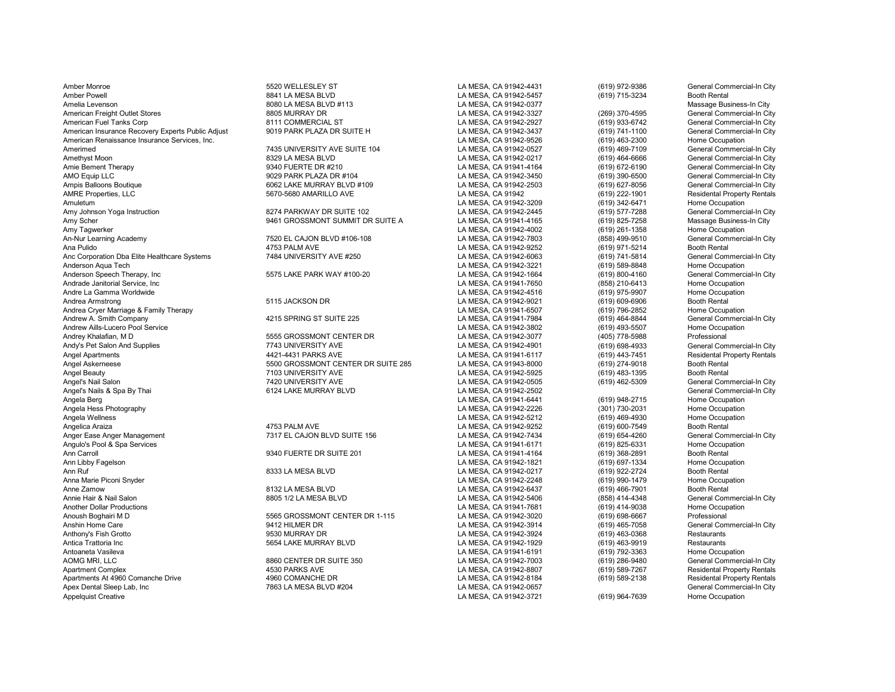| | | | | |
|---|---|---|---|---|
| Amber Monroe | 5520 WELLESLEY ST | LA MESA, CA 91942-4431 | (619) 972-9386 | General Commercial-In City |
| Amber Powell | 8841 LA MESA BLVD | LA MESA, CA 91942-5457 | (619) 715-3234 | Booth Rental |
| Amelia Levenson | 8080 LA MESA BLVD #113 | LA MESA, CA 91942-0377 | | Massage Business-In City |
| American Freight Outlet Stores | 8805 MURRAY DR | LA MESA, CA 91942-3327 | (269) 370-4595 | General Commercial-In City |
| American Fuel Tanks Corp | 8111 COMMERCIAL ST | LA MESA, CA 91942-2927 | (619) 933-6742 | General Commercial-In City |
| American Insurance Recovery Experts Public Adjust | 9019 PARK PLAZA DR SUITE H | LA MESA, CA 91942-3437 | (619) 741-1100 | General Commercial-In City |
| American Renaissance Insurance Services, Inc. | | LA MESA, CA 91942-9526 | (619) 463-2300 | Home Occupation |
| Amerimed | 7435 UNIVERSITY AVE SUITE 104 | LA MESA, CA 91942-0527 | (619) 469-7109 | General Commercial-In City |
| Amethyst Moon | 8329 LA MESA BLVD | LA MESA, CA 91942-0217 | (619) 464-6666 | General Commercial-In City |
| Amie Bement Therapy | 9340 FUERTE DR #210 | LA MESA, CA 91941-4164 | (619) 672-6190 | General Commercial-In City |
| AMO Equip LLC | 9029 PARK PLAZA DR #104 | LA MESA, CA 91942-3450 | (619) 390-6500 | General Commercial-In City |
| Ampis Balloons Boutique | 6062 LAKE MURRAY BLVD #109 | LA MESA, CA 91942-2503 | (619) 627-8056 | General Commercial-In City |
| AMRE Properties, LLC | 5670-5680 AMARILLO AVE | LA MESA, CA 91942 | (619) 222-1901 | Residental Property Rentals |
| Amuletum | | LA MESA, CA 91942-3209 | (619) 342-6471 | Home Occupation |
| Amy Johnson Yoga Instruction | 8274 PARKWAY DR SUITE 102 | LA MESA, CA 91942-2445 | (619) 577-7288 | General Commercial-In City |
| Amy Scher | 9461 GROSSMONT SUMMIT DR SUITE A | LA MESA, CA 91941-4165 | (619) 825-7258 | Massage Business-In City |
| Amy Tagwerker | | LA MESA, CA 91942-4002 | (619) 261-1358 | Home Occupation |
| An-Nur Learning Academy | 7520 EL CAJON BLVD #106-108 | LA MESA, CA 91942-7803 | (858) 499-9510 | General Commercial-In City |
| Ana Pulido | 4753 PALM AVE | LA MESA, CA 91942-9252 | (619) 971-5214 | Booth Rental |
| Anc Corporation Dba Elite Healthcare Systems | 7484 UNIVERSITY AVE #250 | LA MESA, CA 91942-6063 | (619) 741-5814 | General Commercial-In City |
| Anderson Aqua Tech | | LA MESA, CA 91942-3221 | (619) 589-8848 | Home Occupation |
| Anderson Speech Therapy, Inc | 5575 LAKE PARK WAY #100-20 | LA MESA, CA 91942-1664 | (619) 800-4160 | General Commercial-In City |
| Andrade Janitorial Service, Inc | | LA MESA, CA 91941-7650 | (858) 210-6413 | Home Occupation |
| Andre La Gamma Worldwide | | LA MESA, CA 91942-4516 | (619) 975-9907 | Home Occupation |
| Andrea Armstrong | 5115 JACKSON DR | LA MESA, CA 91942-9021 | (619) 609-6906 | Booth Rental |
| Andrea Cryer Marriage & Family Therapy | | LA MESA, CA 91941-6507 | (619) 796-2852 | Home Occupation |
| Andrew A. Smith Company | 4215 SPRING ST SUITE 225 | LA MESA, CA 91941-7984 | (619) 464-8844 | General Commercial-In City |
| Andrew Aills-Lucero Pool Service | | LA MESA, CA 91942-3802 | (619) 493-5507 | Home Occupation |
| Andrey Khalafian, M D | 5555 GROSSMONT CENTER DR | LA MESA, CA 91942-3077 | (405) 778-5988 | Professional |
| Andy's Pet Salon And Supplies | 7743 UNIVERSITY AVE | LA MESA, CA 91942-4901 | (619) 698-4933 | General Commercial-In City |
| Angel Apartments | 4421-4431 PARKS AVE | LA MESA, CA 91941-6117 | (619) 443-7451 | Residental Property Rentals |
| Angel Askerneese | 5500 GROSSMONT CENTER DR SUITE 285 | LA MESA, CA 91943-8000 | (619) 274-9018 | Booth Rental |
| Angel Beauty | 7103 UNIVERSITY AVE | LA MESA, CA 91942-5925 | (619) 483-1395 | Booth Rental |
| Angel's Nail Salon | 7420 UNIVERSITY AVE | LA MESA, CA 91942-0505 | (619) 462-5309 | General Commercial-In City |
| Angel's Nails & Spa By Thai | 6124 LAKE MURRAY BLVD | LA MESA, CA 91942-2502 | | General Commercial-In City |
| Angela Berg | | LA MESA, CA 91941-6441 | (619) 948-2715 | Home Occupation |
| Angela Hess Photography | | LA MESA, CA 91942-2226 | (301) 730-2031 | Home Occupation |
| Angela Wellness | | LA MESA, CA 91942-5212 | (619) 469-4930 | Home Occupation |
| Angelica Araiza | 4753 PALM AVE | LA MESA, CA 91942-9252 | (619) 600-7549 | Booth Rental |
| Anger Ease Anger Management | 7317 EL CAJON BLVD SUITE 156 | LA MESA, CA 91942-7434 | (619) 654-4260 | General Commercial-In City |
| Angulo's Pool & Spa Services | | LA MESA, CA 91941-6171 | (619) 825-6331 | Home Occupation |
| Ann Carroll | 9340 FUERTE DR SUITE 201 | LA MESA, CA 91941-4164 | (619) 368-2891 | Booth Rental |
| Ann Libby Fagelson | | LA MESA, CA 91942-1821 | (619) 697-1334 | Home Occupation |
| Ann Ruf | 8333 LA MESA BLVD | LA MESA, CA 91942-0217 | (619) 922-2724 | Booth Rental |
| Anna Marie Piconi Snyder | | LA MESA, CA 91942-2248 | (619) 990-1479 | Home Occupation |
| Anne Zamow | 8132 LA MESA BLVD | LA MESA, CA 91942-6437 | (619) 466-7901 | Booth Rental |
| Annie Hair & Nail Salon | 8805 1/2 LA MESA BLVD | LA MESA, CA 91942-5406 | (858) 414-4348 | General Commercial-In City |
| Another Dollar Productions | | LA MESA, CA 91941-7681 | (619) 414-9038 | Home Occupation |
| Anoush Boghairi M D | 5565 GROSSMONT CENTER DR 1-115 | LA MESA, CA 91942-3020 | (619) 698-6667 | Professional |
| Anshin Home Care | 9412 HILMER DR | LA MESA, CA 91942-3914 | (619) 465-7058 | General Commercial-In City |
| Anthony's Fish Grotto | 9530 MURRAY DR | LA MESA, CA 91942-3924 | (619) 463-0368 | Restaurants |
| Antica Trattoria Inc | 5654 LAKE MURRAY BLVD | LA MESA, CA 91942-1929 | (619) 463-9919 | Restaurants |
| Antoaneta Vasileva | | LA MESA, CA 91941-6191 | (619) 792-3363 | Home Occupation |
| AOMG MRI, LLC | 8860 CENTER DR SUITE 350 | LA MESA, CA 91942-7003 | (619) 286-9480 | General Commercial-In City |
| Apartment Complex | 4530 PARKS AVE | LA MESA, CA 91942-8807 | (619) 589-7267 | Residental Property Rentals |
| Apartments At 4960 Comanche Drive | 4960 COMANCHE DR | LA MESA, CA 91942-8184 | (619) 589-2138 | Residental Property Rentals |
| Apex Dental Sleep Lab, Inc | 7863 LA MESA BLVD #204 | LA MESA, CA 91942-0657 | | General Commercial-In City |
| Appelquist Creative | | LA MESA, CA 91942-3721 | (619) 964-7639 | Home Occupation |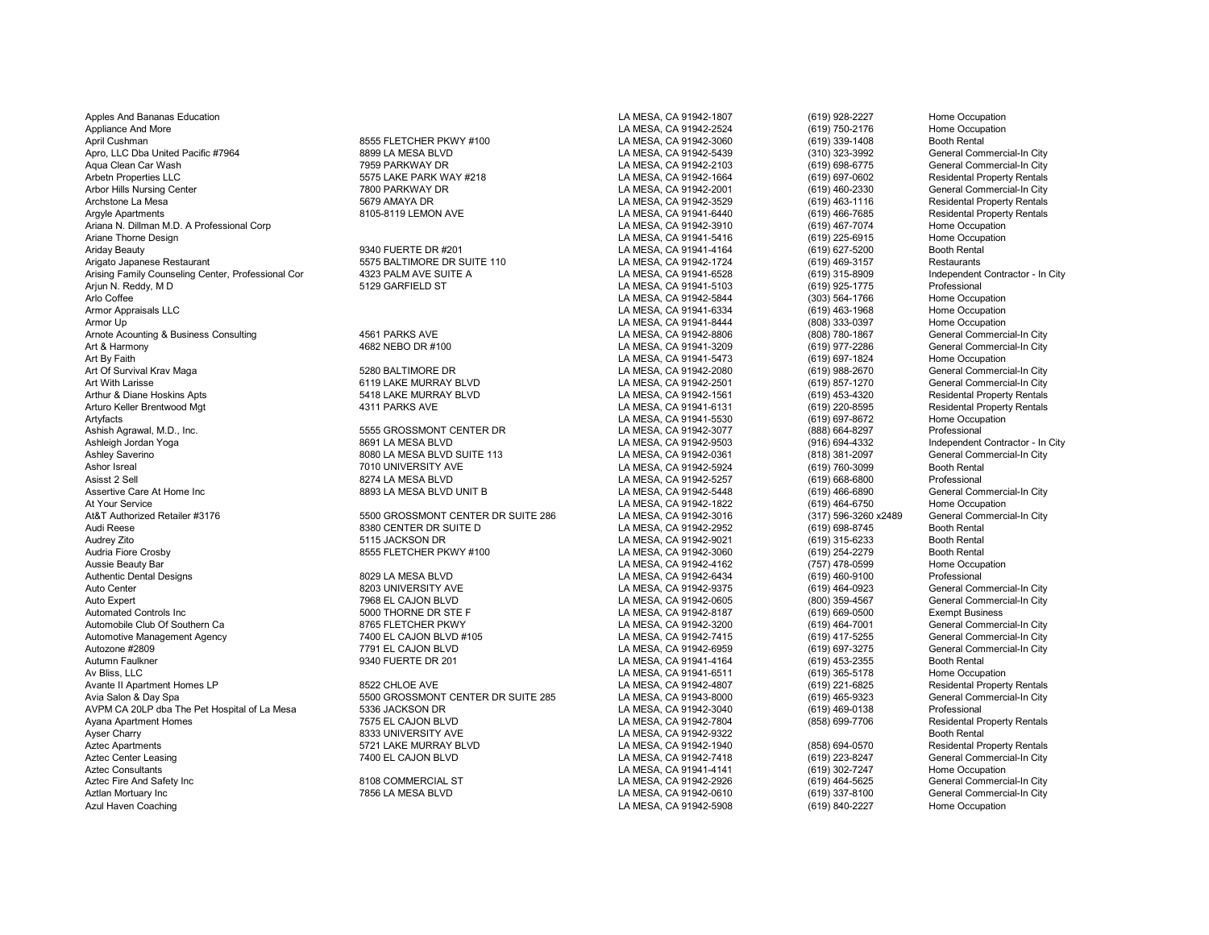| | | | | |
|---|---|---|---|---|
| Apples And Bananas Education | | LA MESA, CA 91942-1807 | (619) 928-2227 | Home Occupation |
| Appliance And More | | LA MESA, CA 91942-2524 | (619) 750-2176 | Home Occupation |
| April Cushman | 8555 FLETCHER PKWY #100 | LA MESA, CA 91942-3060 | (619) 339-1408 | Booth Rental |
| Apro, LLC Dba United Pacific #7964 | 8899 LA MESA BLVD | LA MESA, CA 91942-5439 | (310) 323-3992 | General Commercial-In City |
| Aqua Clean Car Wash | 7959 PARKWAY DR | LA MESA, CA 91942-2103 | (619) 698-6775 | General Commercial-In City |
| Arbetn Properties LLC | 5575 LAKE PARK WAY #218 | LA MESA, CA 91942-1664 | (619) 697-0602 | Residental Property Rentals |
| Arbor Hills Nursing Center | 7800 PARKWAY DR | LA MESA, CA 91942-2001 | (619) 460-2330 | General Commercial-In City |
| Archstone La Mesa | 5679 AMAYA DR | LA MESA, CA 91942-3529 | (619) 463-1116 | Residental Property Rentals |
| Argyle Apartments | 8105-8119 LEMON AVE | LA MESA, CA 91941-6440 | (619) 466-7685 | Residental Property Rentals |
| Ariana N. Dillman M.D. A Professional Corp | | LA MESA, CA 91942-3910 | (619) 467-7074 | Home Occupation |
| Ariane Thorne Design | | LA MESA, CA 91941-5416 | (619) 225-6915 | Home Occupation |
| Ariday Beauty | 9340 FUERTE DR #201 | LA MESA, CA 91941-4164 | (619) 627-5200 | Booth Rental |
| Arigato Japanese Restaurant | 5575 BALTIMORE DR SUITE 110 | LA MESA, CA 91942-1724 | (619) 469-3157 | Restaurants |
| Arising Family Counseling Center, Professional Cor | 4323 PALM AVE SUITE A | LA MESA, CA 91941-6528 | (619) 315-8909 | Independent Contractor - In City |
| Arjun N. Reddy, M D | 5129 GARFIELD ST | LA MESA, CA 91941-5103 | (619) 925-1775 | Professional |
| Arlo Coffee | | LA MESA, CA 91942-5844 | (303) 564-1766 | Home Occupation |
| Armor Appraisals LLC | | LA MESA, CA 91941-6334 | (619) 463-1968 | Home Occupation |
| Armor Up | | LA MESA, CA 91941-8444 | (808) 333-0397 | Home Occupation |
| Arnote Acounting & Business Consulting | 4561 PARKS AVE | LA MESA, CA 91942-8806 | (808) 780-1867 | General Commercial-In City |
| Art & Harmony | 4682 NEBO DR #100 | LA MESA, CA 91941-3209 | (619) 977-2286 | General Commercial-In City |
| Art By Faith | | LA MESA, CA 91941-5473 | (619) 697-1824 | Home Occupation |
| Art Of Survival Krav Maga | 5280 BALTIMORE DR | LA MESA, CA 91942-2080 | (619) 988-2670 | General Commercial-In City |
| Art With Larisse | 6119 LAKE MURRAY BLVD | LA MESA, CA 91942-2501 | (619) 857-1270 | General Commercial-In City |
| Arthur & Diane Hoskins Apts | 5418 LAKE MURRAY BLVD | LA MESA, CA 91942-1561 | (619) 453-4320 | Residental Property Rentals |
| Arturo Keller Brentwood Mgt | 4311 PARKS AVE | LA MESA, CA 91941-6131 | (619) 220-8595 | Residental Property Rentals |
| Artyfacts | | LA MESA, CA 91941-5530 | (619) 697-8672 | Home Occupation |
| Ashish Agrawal, M.D., Inc. | 5555 GROSSMONT CENTER DR | LA MESA, CA 91942-3077 | (888) 664-8297 | Professional |
| Ashleigh Jordan Yoga | 8691 LA MESA BLVD | LA MESA, CA 91942-9503 | (916) 694-4332 | Independent Contractor - In City |
| Ashley Saverino | 8080 LA MESA BLVD SUITE 113 | LA MESA, CA 91942-0361 | (818) 381-2097 | General Commercial-In City |
| Ashor Isreal | 7010 UNIVERSITY AVE | LA MESA, CA 91942-5924 | (619) 760-3099 | Booth Rental |
| Asisst 2 Sell | 8274 LA MESA BLVD | LA MESA, CA 91942-5257 | (619) 668-6800 | Professional |
| Assertive Care At Home Inc | 8893 LA MESA BLVD UNIT B | LA MESA, CA 91942-5448 | (619) 466-6890 | General Commercial-In City |
| At Your Service | | LA MESA, CA 91942-1822 | (619) 464-6750 | Home Occupation |
| At&T Authorized Retailer #3176 | 5500 GROSSMONT CENTER DR SUITE 286 | LA MESA, CA 91942-3016 | (317) 596-3260 x2489 | General Commercial-In City |
| Audi Reese | 8380 CENTER DR SUITE D | LA MESA, CA 91942-2952 | (619) 698-8745 | Booth Rental |
| Audrey Zito | 5115 JACKSON DR | LA MESA, CA 91942-9021 | (619) 315-6233 | Booth Rental |
| Audria Fiore Crosby | 8555 FLETCHER PKWY #100 | LA MESA, CA 91942-3060 | (619) 254-2279 | Booth Rental |
| Aussie Beauty Bar | | LA MESA, CA 91942-4162 | (757) 478-0599 | Home Occupation |
| Authentic Dental Designs | 8029 LA MESA BLVD | LA MESA, CA 91942-6434 | (619) 460-9100 | Professional |
| Auto Center | 8203 UNIVERSITY AVE | LA MESA, CA 91942-9375 | (619) 464-0923 | General Commercial-In City |
| Auto Expert | 7968 EL CAJON BLVD | LA MESA, CA 91942-0605 | (800) 359-4567 | General Commercial-In City |
| Automated Controls Inc | 5000 THORNE DR STE F | LA MESA, CA 91942-8187 | (619) 669-0500 | Exempt Business |
| Automobile Club Of Southern Ca | 8765 FLETCHER PKWY | LA MESA, CA 91942-3200 | (619) 464-7001 | General Commercial-In City |
| Automotive Management Agency | 7400 EL CAJON BLVD #105 | LA MESA, CA 91942-7415 | (619) 417-5255 | General Commercial-In City |
| Autozone #2809 | 7791 EL CAJON BLVD | LA MESA, CA 91942-6959 | (619) 697-3275 | General Commercial-In City |
| Autumn Faulkner | 9340 FUERTE DR 201 | LA MESA, CA 91941-4164 | (619) 453-2355 | Booth Rental |
| Av Bliss, LLC | | LA MESA, CA 91941-6511 | (619) 365-5178 | Home Occupation |
| Avante II Apartment Homes LP | 8522 CHLOE AVE | LA MESA, CA 91942-4807 | (619) 221-6825 | Residental Property Rentals |
| Avia Salon & Day Spa | 5500 GROSSMONT CENTER DR SUITE 285 | LA MESA, CA 91943-8000 | (619) 465-9323 | General Commercial-In City |
| AVPM CA 20LP dba The Pet Hospital of La Mesa | 5336 JACKSON DR | LA MESA, CA 91942-3040 | (619) 469-0138 | Professional |
| Ayana Apartment Homes | 7575 EL CAJON BLVD | LA MESA, CA 91942-7804 | (858) 699-7706 | Residental Property Rentals |
| Ayser Charry | 8333 UNIVERSITY AVE | LA MESA, CA 91942-9322 | | Booth Rental |
| Aztec Apartments | 5721 LAKE MURRAY BLVD | LA MESA, CA 91942-1940 | (858) 694-0570 | Residental Property Rentals |
| Aztec Center Leasing | 7400 EL CAJON BLVD | LA MESA, CA 91942-7418 | (619) 223-8247 | General Commercial-In City |
| Aztec Consultants | | LA MESA, CA 91941-4141 | (619) 302-7247 | Home Occupation |
| Aztec Fire And Safety Inc | 8108 COMMERCIAL ST | LA MESA, CA 91942-2926 | (619) 464-5625 | General Commercial-In City |
| Aztlan Mortuary Inc | 7856 LA MESA BLVD | LA MESA, CA 91942-0610 | (619) 337-8100 | General Commercial-In City |
| Azul Haven Coaching | | LA MESA, CA 91942-5908 | (619) 840-2227 | Home Occupation |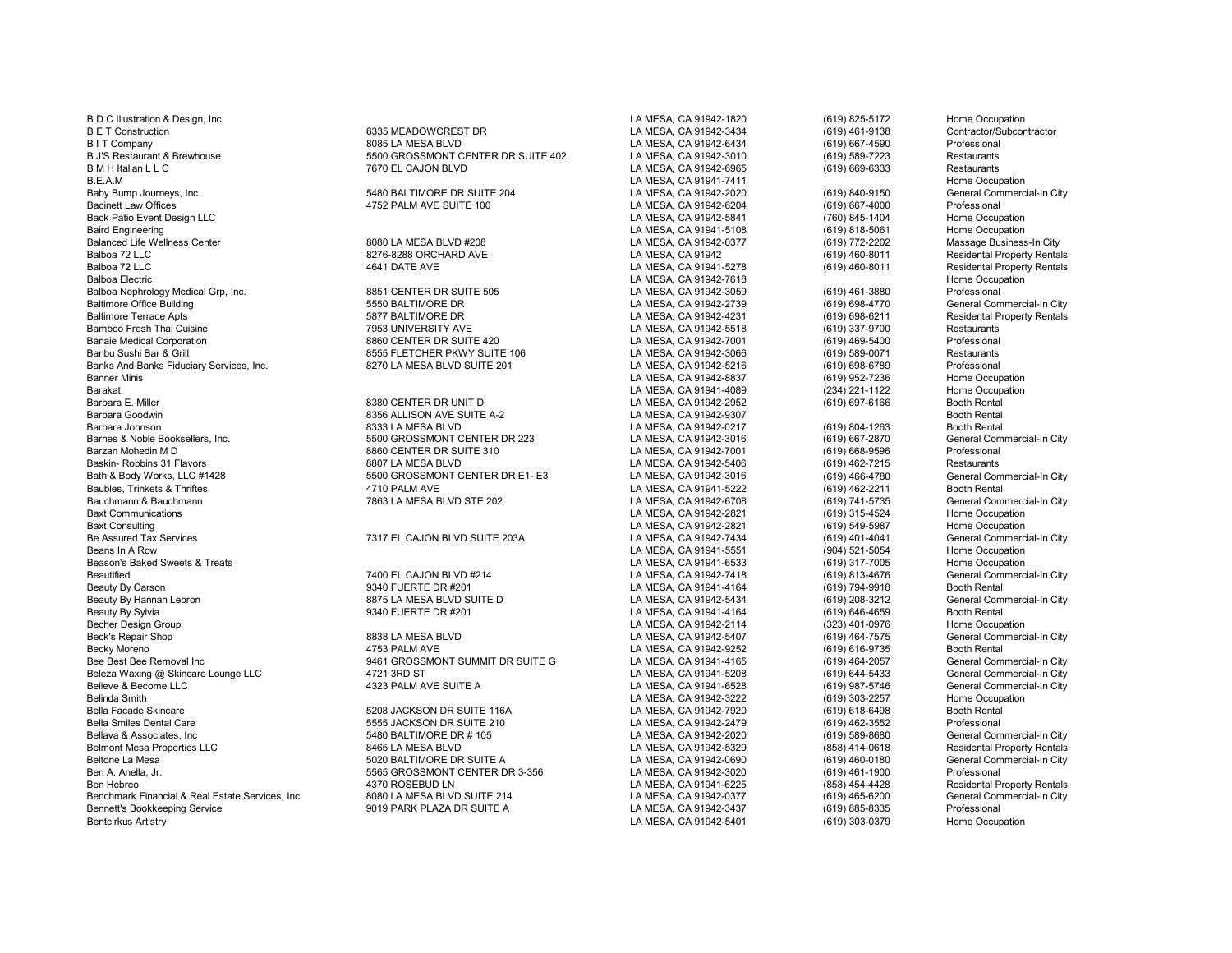| | | | | |
|---|---|---|---|---|
| B D C Illustration & Design, Inc | | LA MESA, CA 91942-1820 | (619) 825-5172 | Home Occupation |
| B E T Construction | 6335 MEADOWCREST DR | LA MESA, CA 91942-3434 | (619) 461-9138 | Contractor/Subcontractor |
| B I T Company | 8085 LA MESA BLVD | LA MESA, CA 91942-6434 | (619) 667-4590 | Professional |
| B J'S Restaurant & Brewhouse | 5500 GROSSMONT CENTER DR SUITE 402 | LA MESA, CA 91942-3010 | (619) 589-7223 | Restaurants |
| B M H Italian L L C | 7670 EL CAJON BLVD | LA MESA, CA 91942-6965 | (619) 669-6333 | Restaurants |
| B.E.A.M | | LA MESA, CA 91941-7411 | | Home Occupation |
| Baby Bump Journeys, Inc | 5480 BALTIMORE DR SUITE 204 | LA MESA, CA 91942-2020 | (619) 840-9150 | General Commercial-In City |
| Bacinett Law Offices | 4752 PALM AVE SUITE 100 | LA MESA, CA 91942-6204 | (619) 667-4000 | Professional |
| Back Patio Event Design LLC | | LA MESA, CA 91942-5841 | (760) 845-1404 | Home Occupation |
| Baird Engineering | | LA MESA, CA 91941-5108 | (619) 818-5061 | Home Occupation |
| Balanced Life Wellness Center | 8080 LA MESA BLVD #208 | LA MESA, CA 91942-0377 | (619) 772-2202 | Massage Business-In City |
| Balboa 72 LLC | 8276-8288 ORCHARD AVE | LA MESA, CA 91942 | (619) 460-8011 | Residental Property Rentals |
| Balboa 72 LLC | 4641 DATE AVE | LA MESA, CA 91941-5278 | (619) 460-8011 | Residental Property Rentals |
| Balboa Electric | | LA MESA, CA 91942-7618 | | Home Occupation |
| Balboa Nephrology Medical Grp, Inc. | 8851 CENTER DR SUITE 505 | LA MESA, CA 91942-3059 | (619) 461-3880 | Professional |
| Baltimore Office Building | 5550 BALTIMORE DR | LA MESA, CA 91942-2739 | (619) 698-4770 | General Commercial-In City |
| Baltimore Terrace Apts | 5877 BALTIMORE DR | LA MESA, CA 91942-4231 | (619) 698-6211 | Residental Property Rentals |
| Bamboo Fresh Thai Cuisine | 7953 UNIVERSITY AVE | LA MESA, CA 91942-5518 | (619) 337-9700 | Restaurants |
| Banaie Medical Corporation | 8860 CENTER DR SUITE 420 | LA MESA, CA 91942-7001 | (619) 469-5400 | Professional |
| Banbu Sushi Bar & Grill | 8555 FLETCHER PKWY SUITE 106 | LA MESA, CA 91942-3066 | (619) 589-0071 | Restaurants |
| Banks And Banks Fiduciary Services, Inc. | 8270 LA MESA BLVD SUITE 201 | LA MESA, CA 91942-5216 | (619) 698-6789 | Professional |
| Banner Minis | | LA MESA, CA 91942-8837 | (619) 952-7236 | Home Occupation |
| Barakat | | LA MESA, CA 91941-4089 | (234) 221-1122 | Home Occupation |
| Barbara E. Miller | 8380 CENTER DR UNIT D | LA MESA, CA 91942-2952 | (619) 697-6166 | Booth Rental |
| Barbara Goodwin | 8356 ALLISON AVE SUITE A-2 | LA MESA, CA 91942-9307 | | Booth Rental |
| Barbara Johnson | 8333 LA MESA BLVD | LA MESA, CA 91942-0217 | (619) 804-1263 | Booth Rental |
| Barnes & Noble Booksellers, Inc. | 5500 GROSSMONT CENTER DR 223 | LA MESA, CA 91942-3016 | (619) 667-2870 | General Commercial-In City |
| Barzan Mohedin M D | 8860 CENTER DR SUITE 310 | LA MESA, CA 91942-7001 | (619) 668-9596 | Professional |
| Baskin- Robbins 31 Flavors | 8807 LA MESA BLVD | LA MESA, CA 91942-5406 | (619) 462-7215 | Restaurants |
| Bath & Body Works, LLC #1428 | 5500 GROSSMONT CENTER DR E1- E3 | LA MESA, CA 91942-3016 | (619) 466-4780 | General Commercial-In City |
| Baubles, Trinkets & Thriftes | 4710 PALM AVE | LA MESA, CA 91941-5222 | (619) 462-2211 | Booth Rental |
| Bauchmann & Bauchmann | 7863 LA MESA BLVD STE 202 | LA MESA, CA 91942-6708 | (619) 741-5735 | General Commercial-In City |
| Baxt Communications | | LA MESA, CA 91942-2821 | (619) 315-4524 | Home Occupation |
| Baxt Consulting | | LA MESA, CA 91942-2821 | (619) 549-5987 | Home Occupation |
| Be Assured Tax Services | 7317 EL CAJON BLVD SUITE 203A | LA MESA, CA 91942-7434 | (619) 401-4041 | General Commercial-In City |
| Beans In A Row | | LA MESA, CA 91941-5551 | (904) 521-5054 | Home Occupation |
| Beason's Baked Sweets & Treats | | LA MESA, CA 91941-6533 | (619) 317-7005 | Home Occupation |
| Beautified | 7400 EL CAJON BLVD #214 | LA MESA, CA 91942-7418 | (619) 813-4676 | General Commercial-In City |
| Beauty By Carson | 9340 FUERTE DR #201 | LA MESA, CA 91941-4164 | (619) 794-9918 | Booth Rental |
| Beauty By Hannah Lebron | 8875 LA MESA BLVD SUITE D | LA MESA, CA 91942-5434 | (619) 208-3212 | General Commercial-In City |
| Beauty By Sylvia | 9340 FUERTE DR #201 | LA MESA, CA 91941-4164 | (619) 646-4659 | Booth Rental |
| Becher Design Group | | LA MESA, CA 91942-2114 | (323) 401-0976 | Home Occupation |
| Beck's Repair Shop | 8838 LA MESA BLVD | LA MESA, CA 91942-5407 | (619) 464-7575 | General Commercial-In City |
| Becky Moreno | 4753 PALM AVE | LA MESA, CA 91942-9252 | (619) 616-9735 | Booth Rental |
| Bee Best Bee Removal Inc | 9461 GROSSMONT SUMMIT DR SUITE G | LA MESA, CA 91941-4165 | (619) 464-2057 | General Commercial-In City |
| Beleza Waxing @ Skincare Lounge LLC | 4721 3RD ST | LA MESA, CA 91941-5208 | (619) 644-5433 | General Commercial-In City |
| Believe & Become LLC | 4323 PALM AVE SUITE A | LA MESA, CA 91941-6528 | (619) 987-5746 | General Commercial-In City |
| Belinda Smith | | LA MESA, CA 91942-3222 | (619) 303-2257 | Home Occupation |
| Bella Facade Skincare | 5208 JACKSON DR SUITE 116A | LA MESA, CA 91942-7920 | (619) 618-6498 | Booth Rental |
| Bella Smiles Dental Care | 5555 JACKSON DR SUITE 210 | LA MESA, CA 91942-2479 | (619) 462-3552 | Professional |
| Bellava & Associates, Inc | 5480 BALTIMORE DR # 105 | LA MESA, CA 91942-2020 | (619) 589-8680 | General Commercial-In City |
| Belmont Mesa Properties LLC | 8465 LA MESA BLVD | LA MESA, CA 91942-5329 | (858) 414-0618 | Residental Property Rentals |
| Beltone La Mesa | 5020 BALTIMORE DR SUITE A | LA MESA, CA 91942-0690 | (619) 460-0180 | General Commercial-In City |
| Ben A. Anella, Jr. | 5565 GROSSMONT CENTER DR 3-356 | LA MESA, CA 91942-3020 | (619) 461-1900 | Professional |
| Ben Hebreo | 4370 ROSEBUD LN | LA MESA, CA 91941-6225 | (858) 454-4428 | Residental Property Rentals |
| Benchmark Financial & Real Estate Services, Inc. | 8080 LA MESA BLVD SUITE 214 | LA MESA, CA 91942-0377 | (619) 465-6200 | General Commercial-In City |
| Bennett's Bookkeeping Service | 9019 PARK PLAZA DR SUITE A | LA MESA, CA 91942-3437 | (619) 885-8335 | Professional |
| Bentcirkus Artistry | | LA MESA, CA 91942-5401 | (619) 303-0379 | Home Occupation |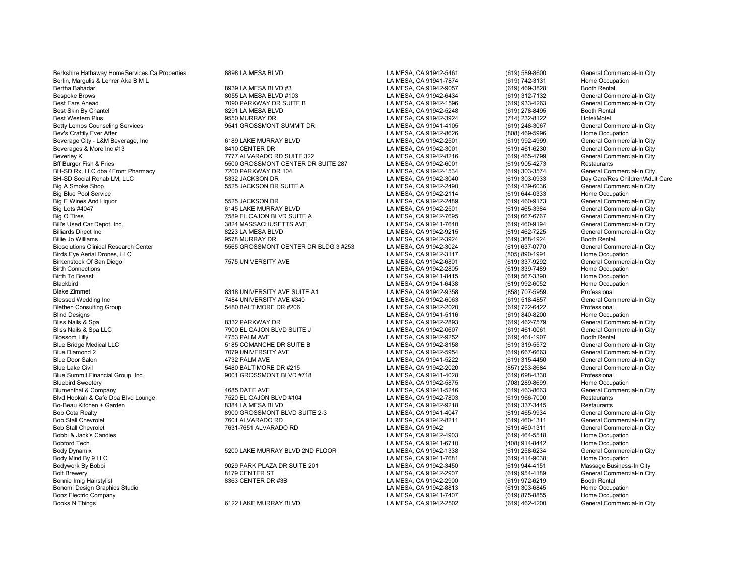| | | | | |
|---|---|---|---|---|
| Berkshire Hathaway HomeServices Ca Properties | 8898 LA MESA BLVD | LA MESA, CA 91942-5461 | (619) 589-8600 | General Commercial-In City |
| Berlin, Margulis & Lehrer Aka B M L | | LA MESA, CA 91941-7874 | (619) 742-3131 | Home Occupation |
| Bertha Bahadar | 8939 LA MESA BLVD #3 | LA MESA, CA 91942-9057 | (619) 469-3828 | Booth Rental |
| Bespoke Brows | 8055 LA MESA BLVD #103 | LA MESA, CA 91942-6434 | (619) 312-7132 | General Commercial-In City |
| Best Ears Ahead | 7090 PARKWAY DR SUITE B | LA MESA, CA 91942-1596 | (619) 933-4263 | General Commercial-In City |
| Best Skin By Chantel | 8291 LA MESA BLVD | LA MESA, CA 91942-5248 | (619) 278-8495 | Booth Rental |
| Best Western Plus | 9550 MURRAY DR | LA MESA, CA 91942-3924 | (714) 232-8122 | Hotel/Motel |
| Betty Lemos Counseling Services | 9541 GROSSMONT SUMMIT DR | LA MESA, CA 91941-4105 | (619) 248-3067 | General Commercial-In City |
| Bev's Craftily Ever After | | LA MESA, CA 91942-8626 | (808) 469-5996 | Home Occupation |
| Beverage City - L&M Beverage, Inc | 6189 LAKE MURRAY BLVD | LA MESA, CA 91942-2501 | (619) 992-4999 | General Commercial-In City |
| Beverages & More Inc #13 | 8410 CENTER DR | LA MESA, CA 91942-3001 | (619) 461-6230 | General Commercial-In City |
| Beverley K | 7777 ALVARADO RD SUITE 322 | LA MESA, CA 91942-8216 | (619) 465-4799 | General Commercial-In City |
| Bff Burger Fish & Fries | 5500 GROSSMONT CENTER DR SUITE 287 | LA MESA, CA 91942-6001 | (619) 905-4273 | Restaurants |
| BH-SD Rx, LLC dba 4Front Pharmacy | 7200 PARKWAY DR 104 | LA MESA, CA 91942-1534 | (619) 303-3574 | General Commercial-In City |
| BH-SD Social Rehab LM, LLC | 5332 JACKSON DR | LA MESA, CA 91942-3040 | (619) 303-0933 | Day Care/Res Children/Adult Care |
| Big A Smoke Shop | 5525 JACKSON DR SUITE A | LA MESA, CA 91942-2490 | (619) 439-6036 | General Commercial-In City |
| Big Blue Pool Service | | LA MESA, CA 91942-2114 | (619) 644-0333 | Home Occupation |
| Big E Wines And Liquor | 5525 JACKSON DR | LA MESA, CA 91942-2489 | (619) 460-9173 | General Commercial-In City |
| Big Lots #4047 | 6145 LAKE MURRAY BLVD | LA MESA, CA 91942-2501 | (619) 465-3384 | General Commercial-In City |
| Big O Tires | 7589 EL CAJON BLVD SUITE A | LA MESA, CA 91942-7695 | (619) 667-6767 | General Commercial-In City |
| Bill's Used Car Depot, Inc. | 3824 MASSACHUSETTS AVE | LA MESA, CA 91941-7640 | (619) 460-9194 | General Commercial-In City |
| Billiards Direct Inc | 8223 LA MESA BLVD | LA MESA, CA 91942-9215 | (619) 462-7225 | General Commercial-In City |
| Billie Jo Williams | 9578 MURRAY DR | LA MESA, CA 91942-3924 | (619) 368-1924 | Booth Rental |
| Biosolutions Clinical Research Center | 5565 GROSSMONT CENTER DR BLDG 3 #253 | LA MESA, CA 91942-3024 | (619) 637-0770 | General Commercial-In City |
| Birds Eye Aerial Drones, LLC | | LA MESA, CA 91942-3117 | (805) 890-1991 | Home Occupation |
| Birkenstock Of San Diego | 7575 UNIVERSITY AVE | LA MESA, CA 91942-6801 | (619) 337-9292 | General Commercial-In City |
| Birth Connections | | LA MESA, CA 91942-2805 | (619) 339-7489 | Home Occupation |
| Birth To Breast | | LA MESA, CA 91941-8415 | (619) 567-3390 | Home Occupation |
| Blackbird | | LA MESA, CA 91941-6438 | (619) 992-6052 | Home Occupation |
| Blake Zimmet | 8318 UNIVERSITY AVE SUITE A1 | LA MESA, CA 91942-9358 | (858) 707-5959 | Professional |
| Blessed Wedding Inc | 7484 UNIVERSITY AVE #340 | LA MESA, CA 91942-6063 | (619) 518-4857 | General Commercial-In City |
| Blethen Consulting Group | 5480 BALTIMORE DR #206 | LA MESA, CA 91942-2020 | (619) 722-6422 | Professional |
| Blind Designs | | LA MESA, CA 91941-5116 | (619) 840-8200 | Home Occupation |
| Bliss Nails & Spa | 8332 PARKWAY DR | LA MESA, CA 91942-2893 | (619) 462-7579 | General Commercial-In City |
| Bliss Nails & Spa LLC | 7900 EL CAJON BLVD SUITE J | LA MESA, CA 91942-0607 | (619) 461-0061 | General Commercial-In City |
| Blossom Lilly | 4753 PALM AVE | LA MESA, CA 91942-9252 | (619) 461-1907 | Booth Rental |
| Blue Bridge Medical LLC | 5185 COMANCHE DR SUITE B | LA MESA, CA 91942-8158 | (619) 319-5572 | General Commercial-In City |
| Blue Diamond 2 | 7079 UNIVERSITY AVE | LA MESA, CA 91942-5954 | (619) 667-6663 | General Commercial-In City |
| Blue Door Salon | 4732 PALM AVE | LA MESA, CA 91941-5222 | (619) 315-4450 | General Commercial-In City |
| Blue Lake Civil | 5480 BALTIMORE DR #215 | LA MESA, CA 91942-2020 | (857) 253-8684 | General Commercial-In City |
| Blue Summit Financial Group, Inc | 9001 GROSSMONT BLVD #718 | LA MESA, CA 91941-4028 | (619) 698-4330 | Professional |
| Bluebird Sweetery | | LA MESA, CA 91942-5875 | (708) 289-8699 | Home Occupation |
| Blumenthal & Company | 4685 DATE AVE | LA MESA, CA 91941-5246 | (619) 463-8663 | General Commercial-In City |
| Blvd Hookah & Cafe Dba Blvd Lounge | 7520 EL CAJON BLVD #104 | LA MESA, CA 91942-7803 | (619) 966-7000 | Restaurants |
| Bo-Beau Kitchen + Garden | 8384 LA MESA BLVD | LA MESA, CA 91942-9218 | (619) 337-3445 | Restaurants |
| Bob Cota Realty | 8900 GROSSMONT BLVD SUITE 2-3 | LA MESA, CA 91941-4047 | (619) 465-9934 | General Commercial-In City |
| Bob Stall Chevrolet | 7601 ALVARADO RD | LA MESA, CA 91942-8211 | (619) 460-1311 | General Commercial-In City |
| Bob Stall Chevrolet | 7631-7651 ALVARADO RD | LA MESA, CA 91942 | (619) 460-1311 | General Commercial-In City |
| Bobbi & Jack's Candies | | LA MESA, CA 91942-4903 | (619) 464-5518 | Home Occupation |
| Bobford Tech | | LA MESA, CA 91941-6710 | (408) 914-8442 | Home Occupation |
| Body Dynamix | 5200 LAKE MURRAY BLVD 2ND FLOOR | LA MESA, CA 91942-1338 | (619) 258-6234 | General Commercial-In City |
| Body Mind By 9 LLC | | LA MESA, CA 91941-7681 | (619) 414-9038 | Home Occupation |
| Bodywork By Bobbi | 9029 PARK PLAZA DR SUITE 201 | LA MESA, CA 91942-3450 | (619) 944-4151 | Massage Business-In City |
| Bolt Brewery | 8179 CENTER ST | LA MESA, CA 91942-2907 | (619) 954-4189 | General Commercial-In City |
| Bonnie Imig Hairstylist | 8363 CENTER DR #3B | LA MESA, CA 91942-2900 | (619) 972-6219 | Booth Rental |
| Bonomi Design Graphics Studio | | LA MESA, CA 91942-8813 | (619) 303-6845 | Home Occupation |
| Bonz Electric Company | | LA MESA, CA 91941-7407 | (619) 875-8855 | Home Occupation |
| Books N Things | 6122 LAKE MURRAY BLVD | LA MESA, CA 91942-2502 | (619) 462-4200 | General Commercial-In City |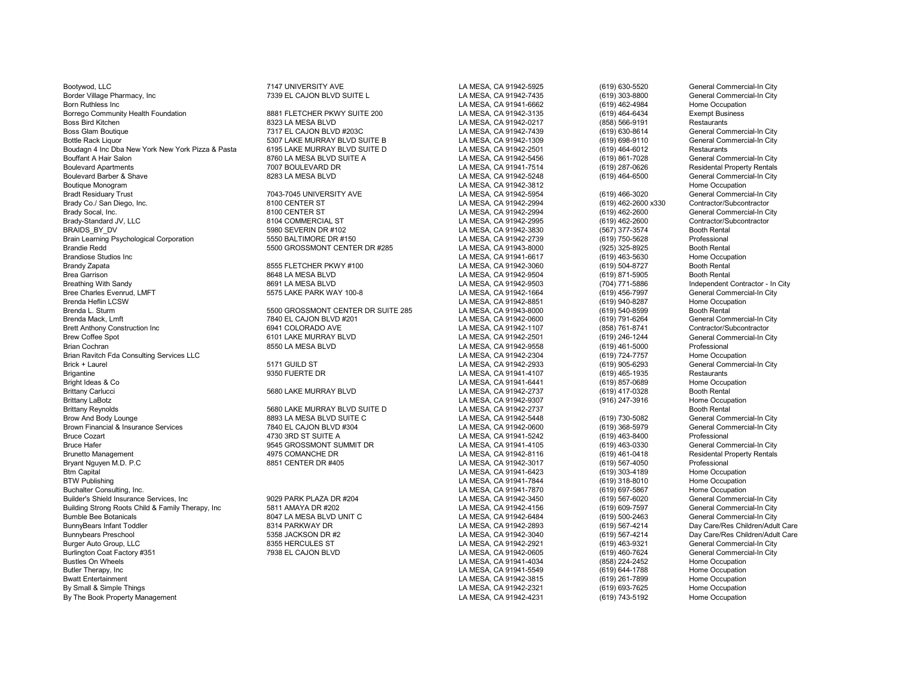| | | | | |
|---|---|---|---|---|
| Bootywod, LLC | 7147 UNIVERSITY AVE | LA MESA, CA 91942-5925 | (619) 630-5520 | General Commercial-In City |
| Border Village Pharmacy, Inc | 7339 EL CAJON BLVD SUITE L | LA MESA, CA 91942-7435 | (619) 303-8800 | General Commercial-In City |
| Born Ruthless Inc | | LA MESA, CA 91941-6662 | (619) 462-4984 | Home Occupation |
| Borrego Community Health Foundation | 8881 FLETCHER PKWY SUITE 200 | LA MESA, CA 91942-3135 | (619) 464-6434 | Exempt Business |
| Boss Bird Kitchen | 8323 LA MESA BLVD | LA MESA, CA 91942-0217 | (858) 566-9191 | Restaurants |
| Boss Glam Boutique | 7317 EL CAJON BLVD #203C | LA MESA, CA 91942-7439 | (619) 630-8614 | General Commercial-In City |
| Bottle Rack Liquor | 5307 LAKE MURRAY BLVD SUITE B | LA MESA, CA 91942-1309 | (619) 698-9110 | General Commercial-In City |
| Boudagn 4 Inc Dba New York New York Pizza & Pasta | 6195 LAKE MURRAY BLVD SUITE D | LA MESA, CA 91942-2501 | (619) 464-6012 | Restaurants |
| Bouffant A Hair Salon | 8760 LA MESA BLVD SUITE A | LA MESA, CA 91942-5456 | (619) 861-7028 | General Commercial-In City |
| Boulevard Apartments | 7007 BOULEVARD DR | LA MESA, CA 91941-7514 | (619) 287-0626 | Residental Property Rentals |
| Boulevard Barber & Shave | 8283 LA MESA BLVD | LA MESA, CA 91942-5248 | (619) 464-6500 | General Commercial-In City |
| Boutique Monogram | | LA MESA, CA 91942-3812 | | Home Occupation |
| Bradt Residuary Trust | 7043-7045 UNIVERSITY AVE | LA MESA, CA 91942-5954 | (619) 466-3020 | General Commercial-In City |
| Brady Co./ San Diego, Inc. | 8100 CENTER ST | LA MESA, CA 91942-2994 | (619) 462-2600 x330 | Contractor/Subcontractor |
| Brady Socal, Inc. | 8100 CENTER ST | LA MESA, CA 91942-2994 | (619) 462-2600 | General Commercial-In City |
| Brady-Standard JV, LLC | 8104 COMMERCIAL ST | LA MESA, CA 91942-2995 | (619) 462-2600 | Contractor/Subcontractor |
| BRAIDS_BY_DV | 5980 SEVERIN DR #102 | LA MESA, CA 91942-3830 | (567) 377-3574 | Booth Rental |
| Brain Learning Psychological Corporation | 5550 BALTIMORE DR #150 | LA MESA, CA 91942-2739 | (619) 750-5628 | Professional |
| Brandie Redd | 5500 GROSSMONT CENTER DR #285 | LA MESA, CA 91943-8000 | (925) 325-8925 | Booth Rental |
| Brandiose Studios Inc | | LA MESA, CA 91941-6617 | (619) 463-5630 | Home Occupation |
| Brandy Zapata | 8555 FLETCHER PKWY #100 | LA MESA, CA 91942-3060 | (619) 504-8727 | Booth Rental |
| Brea Garrison | 8648 LA MESA BLVD | LA MESA, CA 91942-9504 | (619) 871-5905 | Booth Rental |
| Breathing With Sandy | 8691 LA MESA BLVD | LA MESA, CA 91942-9503 | (704) 771-5886 | Independent Contractor - In City |
| Bree Charles Evenrud, LMFT | 5575 LAKE PARK WAY 100-8 | LA MESA, CA 91942-1664 | (619) 456-7997 | General Commercial-In City |
| Brenda Heflin LCSW | | LA MESA, CA 91942-8851 | (619) 940-8287 | Home Occupation |
| Brenda L. Sturm | 5500 GROSSMONT CENTER DR SUITE 285 | LA MESA, CA 91943-8000 | (619) 540-8599 | Booth Rental |
| Brenda Mack, Lmft | 7840 EL CAJON BLVD #201 | LA MESA, CA 91942-0600 | (619) 791-6264 | General Commercial-In City |
| Brett Anthony Construction Inc | 6941 COLORADO AVE | LA MESA, CA 91942-1107 | (858) 761-8741 | Contractor/Subcontractor |
| Brew Coffee Spot | 6101 LAKE MURRAY BLVD | LA MESA, CA 91942-2501 | (619) 246-1244 | General Commercial-In City |
| Brian Cochran | 8550 LA MESA BLVD | LA MESA, CA 91942-9558 | (619) 461-5000 | Professional |
| Brian Ravitch Fda Consulting Services LLC | | LA MESA, CA 91942-2304 | (619) 724-7757 | Home Occupation |
| Brick + Laurel | 5171 GUILD ST | LA MESA, CA 91942-2933 | (619) 905-6293 | General Commercial-In City |
| Brigantine | 9350 FUERTE DR | LA MESA, CA 91941-4107 | (619) 465-1935 | Restaurants |
| Bright Ideas & Co | | LA MESA, CA 91941-6441 | (619) 857-0689 | Home Occupation |
| Brittany Carlucci | 5680 LAKE MURRAY BLVD | LA MESA, CA 91942-2737 | (619) 417-0328 | Booth Rental |
| Brittany LaBotz | | LA MESA, CA 91942-9307 | (916) 247-3916 | Home Occupation |
| Brittany Reynolds | 5680 LAKE MURRAY BLVD SUITE D | LA MESA, CA 91942-2737 | | Booth Rental |
| Brow And Body Lounge | 8893 LA MESA BLVD SUITE C | LA MESA, CA 91942-5448 | (619) 730-5082 | General Commercial-In City |
| Brown Financial & Insurance Services | 7840 EL CAJON BLVD #304 | LA MESA, CA 91942-0600 | (619) 368-5979 | General Commercial-In City |
| Bruce Cozart | 4730 3RD ST SUITE A | LA MESA, CA 91941-5242 | (619) 463-8400 | Professional |
| Bruce Hafer | 9545 GROSSMONT SUMMIT DR | LA MESA, CA 91941-4105 | (619) 463-0330 | General Commercial-In City |
| Brunetto Management | 4975 COMANCHE DR | LA MESA, CA 91942-8116 | (619) 461-0418 | Residental Property Rentals |
| Bryant Nguyen M.D. P.C | 8851 CENTER DR #405 | LA MESA, CA 91942-3017 | (619) 567-4050 | Professional |
| Btm Capital | | LA MESA, CA 91941-6423 | (619) 303-4189 | Home Occupation |
| BTW Publishing | | LA MESA, CA 91941-7844 | (619) 318-8010 | Home Occupation |
| Buchalter Consulting, Inc. | | LA MESA, CA 91941-7870 | (619) 697-5867 | Home Occupation |
| Builder's Shield Insurance Services, Inc | 9029 PARK PLAZA DR #204 | LA MESA, CA 91942-3450 | (619) 567-6020 | General Commercial-In City |
| Building Strong Roots Child & Family Therapy, Inc | 5811 AMAYA DR #202 | LA MESA, CA 91942-4156 | (619) 609-7597 | General Commercial-In City |
| Bumble Bee Botanicals | 8047 LA MESA BLVD UNIT C | LA MESA, CA 91942-6484 | (619) 500-2463 | General Commercial-In City |
| BunnyBears Infant Toddler | 8314 PARKWAY DR | LA MESA, CA 91942-2893 | (619) 567-4214 | Day Care/Res Children/Adult Care |
| Bunnybears Preschool | 5358 JACKSON DR #2 | LA MESA, CA 91942-3040 | (619) 567-4214 | Day Care/Res Children/Adult Care |
| Burger Auto Group, LLC | 8355 HERCULES ST | LA MESA, CA 91942-2921 | (619) 463-9321 | General Commercial-In City |
| Burlington Coat Factory #351 | 7938 EL CAJON BLVD | LA MESA, CA 91942-0605 | (619) 460-7624 | General Commercial-In City |
| Bustles On Wheels | | LA MESA, CA 91941-4034 | (858) 224-2452 | Home Occupation |
| Butler Therapy, Inc | | LA MESA, CA 91941-5549 | (619) 644-1788 | Home Occupation |
| Bwatt Entertainment | | LA MESA, CA 91942-3815 | (619) 261-7899 | Home Occupation |
| By Small & Simple Things | | LA MESA, CA 91942-2321 | (619) 693-7625 | Home Occupation |
| By The Book Property Management | | LA MESA, CA 91942-4231 | (619) 743-5192 | Home Occupation |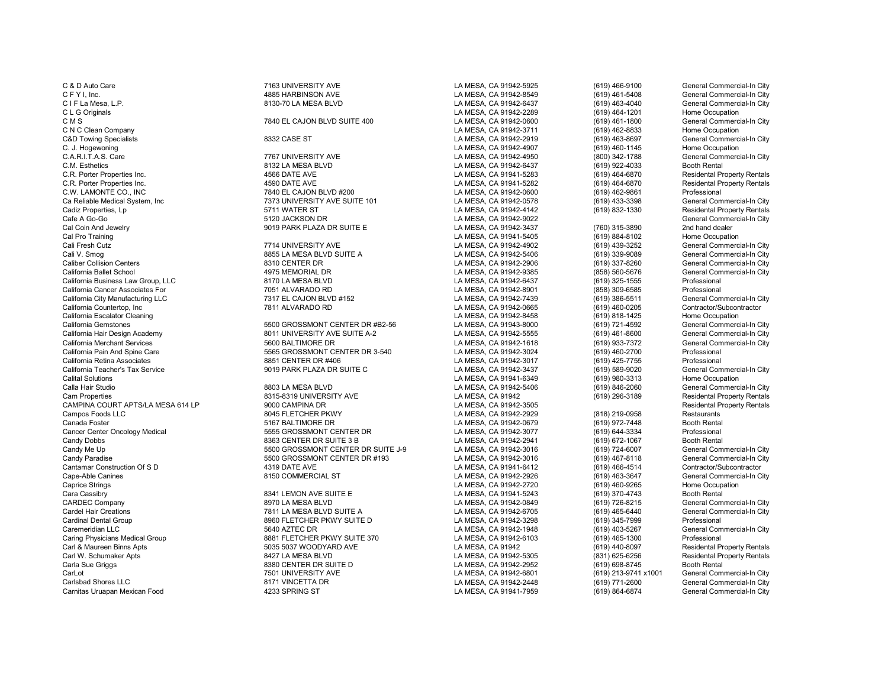| | | | | |
|---|---|---|---|---|
| C & D Auto Care | 7163 UNIVERSITY AVE | LA MESA, CA 91942-5925 | (619) 466-9100 | General Commercial-In City |
| C F Y I, Inc. | 4885 HARBINSON AVE | LA MESA, CA 91942-8549 | (619) 461-5408 | General Commercial-In City |
| C I F La Mesa, L.P. | 8130-70 LA MESA BLVD | LA MESA, CA 91942-6437 | (619) 463-4040 | General Commercial-In City |
| C L G Originals | | LA MESA, CA 91942-2289 | (619) 464-1201 | Home Occupation |
| C M S | 7840 EL CAJON BLVD SUITE 400 | LA MESA, CA 91942-0600 | (619) 461-1800 | General Commercial-In City |
| C N C Clean Company | | LA MESA, CA 91942-3711 | (619) 462-8833 | Home Occupation |
| C&D Towing Specialists | 8332 CASE ST | LA MESA, CA 91942-2919 | (619) 463-8697 | General Commercial-In City |
| C. J. Hogewoning | | LA MESA, CA 91942-4907 | (619) 460-1145 | Home Occupation |
| C.A.R.I.T.A.S. Care | 7767 UNIVERSITY AVE | LA MESA, CA 91942-4950 | (800) 342-1788 | General Commercial-In City |
| C.M. Esthetics | 8132 LA MESA BLVD | LA MESA, CA 91942-6437 | (619) 922-4033 | Booth Rental |
| C.R. Porter Properties Inc. | 4566 DATE AVE | LA MESA, CA 91941-5283 | (619) 464-6870 | Residental Property Rentals |
| C.R. Porter Properties Inc. | 4590 DATE AVE | LA MESA, CA 91941-5282 | (619) 464-6870 | Residental Property Rentals |
| C.W. LAMONTE CO., INC | 7840 EL CAJON BLVD #200 | LA MESA, CA 91942-0600 | (619) 462-9861 | Professional |
| Ca Reliable Medical System, Inc | 7373 UNIVERSITY AVE SUITE 101 | LA MESA, CA 91942-0578 | (619) 433-3398 | General Commercial-In City |
| Cadiz Properties, Lp | 5711 WATER ST | LA MESA, CA 91942-4142 | (619) 832-1330 | Residental Property Rentals |
| Cafe A Go-Go | 5120 JACKSON DR | LA MESA, CA 91942-9022 | | General Commercial-In City |
| Cal Coin And Jewelry | 9019 PARK PLAZA DR SUITE E | LA MESA, CA 91942-3437 | (760) 315-3890 | 2nd hand dealer |
| Cal Pro Training | | LA MESA, CA 91941-5405 | (619) 884-8102 | Home Occupation |
| Cali Fresh Cutz | 7714 UNIVERSITY AVE | LA MESA, CA 91942-4902 | (619) 439-3252 | General Commercial-In City |
| Cali V. Smog | 8855 LA MESA BLVD SUITE A | LA MESA, CA 91942-5406 | (619) 339-9089 | General Commercial-In City |
| Caliber Collision Centers | 8310 CENTER DR | LA MESA, CA 91942-2906 | (619) 337-8260 | General Commercial-In City |
| California Ballet School | 4975 MEMORIAL DR | LA MESA, CA 91942-9385 | (858) 560-5676 | General Commercial-In City |
| California Business Law Group, LLC | 8170 LA MESA BLVD | LA MESA, CA 91942-6437 | (619) 325-1555 | Professional |
| California Cancer Associates For | 7051 ALVARADO RD | LA MESA, CA 91942-8901 | (858) 309-6585 | Professional |
| California City Manufacturing LLC | 7317 EL CAJON BLVD #152 | LA MESA, CA 91942-7439 | (619) 386-5511 | General Commercial-In City |
| California Countertop, Inc | 7811 ALVARADO RD | LA MESA, CA 91942-0665 | (619) 460-0205 | Contractor/Subcontractor |
| California Escalator Cleaning | | LA MESA, CA 91942-8458 | (619) 818-1425 | Home Occupation |
| California Gemstones | 5500 GROSSMONT CENTER DR #B2-56 | LA MESA, CA 91943-8000 | (619) 721-4592 | General Commercial-In City |
| California Hair Design Academy | 8011 UNIVERSITY AVE SUITE A-2 | LA MESA, CA 91942-5555 | (619) 461-8600 | General Commercial-In City |
| California Merchant Services | 5600 BALTIMORE DR | LA MESA, CA 91942-1618 | (619) 933-7372 | General Commercial-In City |
| California Pain And Spine Care | 5565 GROSSMONT CENTER DR 3-540 | LA MESA, CA 91942-3024 | (619) 460-2700 | Professional |
| California Retina Associates | 8851 CENTER DR #406 | LA MESA, CA 91942-3017 | (619) 425-7755 | Professional |
| California Teacher's Tax Service | 9019 PARK PLAZA DR SUITE C | LA MESA, CA 91942-3437 | (619) 589-9020 | General Commercial-In City |
| Calital Solutions | | LA MESA, CA 91941-6349 | (619) 980-3313 | Home Occupation |
| Calla Hair Studio | 8803 LA MESA BLVD | LA MESA, CA 91942-5406 | (619) 846-2060 | General Commercial-In City |
| Cam Properties | 8315-8319 UNIVERSITY AVE | LA MESA, CA 91942 | (619) 296-3189 | Residental Property Rentals |
| CAMPINA COURT APTS/LA MESA 614 LP | 9000 CAMPINA DR | LA MESA, CA 91942-3505 | | Residental Property Rentals |
| Campos Foods LLC | 8045 FLETCHER PKWY | LA MESA, CA 91942-2929 | (818) 219-0958 | Restaurants |
| Canada Foster | 5167 BALTIMORE DR | LA MESA, CA 91942-0679 | (619) 972-7448 | Booth Rental |
| Cancer Center Oncology Medical | 5555 GROSSMONT CENTER DR | LA MESA, CA 91942-3077 | (619) 644-3334 | Professional |
| Candy Dobbs | 8363 CENTER DR SUITE 3 B | LA MESA, CA 91942-2941 | (619) 672-1067 | Booth Rental |
| Candy Me Up | 5500 GROSSMONT CENTER DR SUITE J-9 | LA MESA, CA 91942-3016 | (619) 724-6007 | General Commercial-In City |
| Candy Paradise | 5500 GROSSMONT CENTER DR #193 | LA MESA, CA 91942-3016 | (619) 467-8118 | General Commercial-In City |
| Cantamar Construction Of S D | 4319 DATE AVE | LA MESA, CA 91941-6412 | (619) 466-4514 | Contractor/Subcontractor |
| Cape-Able Canines | 8150 COMMERCIAL ST | LA MESA, CA 91942-2926 | (619) 463-3647 | General Commercial-In City |
| Caprice Strings | | LA MESA, CA 91942-2720 | (619) 460-9265 | Home Occupation |
| Cara Cassibry | 8341 LEMON AVE SUITE E | LA MESA, CA 91941-5243 | (619) 370-4743 | Booth Rental |
| CARDEC Company | 8970 LA MESA BLVD | LA MESA, CA 91942-0849 | (619) 726-8215 | General Commercial-In City |
| Cardel Hair Creations | 7811 LA MESA BLVD SUITE A | LA MESA, CA 91942-6705 | (619) 465-6440 | General Commercial-In City |
| Cardinal Dental Group | 8960 FLETCHER PKWY SUITE D | LA MESA, CA 91942-3298 | (619) 345-7999 | Professional |
| Caremeridian LLC | 5640 AZTEC DR | LA MESA, CA 91942-1948 | (619) 403-5267 | General Commercial-In City |
| Caring Physicians Medical Group | 8881 FLETCHER PKWY SUITE 370 | LA MESA, CA 91942-6103 | (619) 465-1300 | Professional |
| Carl & Maureen Binns Apts | 5035 5037 WOODYARD AVE | LA MESA, CA 91942 | (619) 440-8097 | Residental Property Rentals |
| Carl W. Schumaker Apts | 8427 LA MESA BLVD | LA MESA, CA 91942-5305 | (831) 625-6256 | Residental Property Rentals |
| Carla Sue Griggs | 8380 CENTER DR SUITE D | LA MESA, CA 91942-2952 | (619) 698-8745 | Booth Rental |
| CarLot | 7501 UNIVERSITY AVE | LA MESA, CA 91942-6801 | (619) 213-9741 x1001 | General Commercial-In City |
| Carlsbad Shores LLC | 8171 VINCETTA DR | LA MESA, CA 91942-2448 | (619) 771-2600 | General Commercial-In City |
| Carnitas Uruapan Mexican Food | 4233 SPRING ST | LA MESA, CA 91941-7959 | (619) 864-6874 | General Commercial-In City |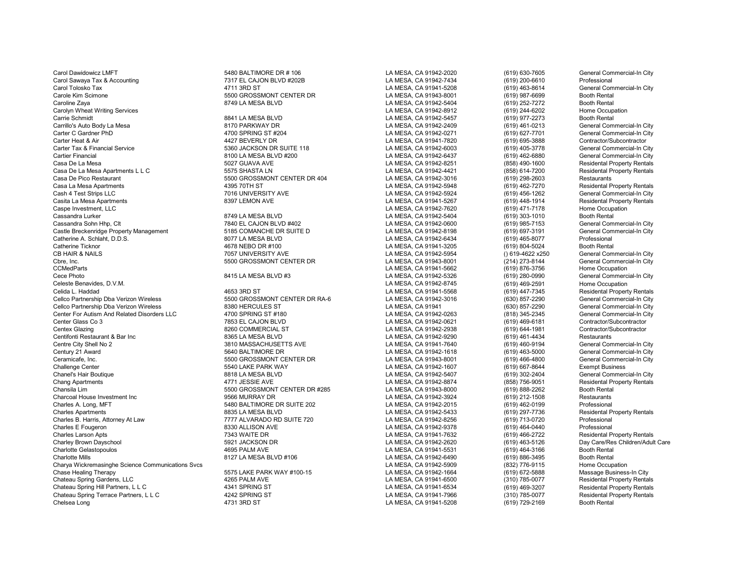| | | | | |
|---|---|---|---|---|
| Carol Dawidowicz LMFT | 5480 BALTIMORE DR # 106 | LA MESA, CA 91942-2020 | (619) 630-7605 | General Commercial-In City |
| Carol Sawaya Tax & Accounting | 7317 EL CAJON BLVD #202B | LA MESA, CA 91942-7434 | (619) 200-6610 | Professional |
| Carol Tolosko Tax | 4711 3RD ST | LA MESA, CA 91941-5208 | (619) 463-8614 | General Commercial-In City |
| Carole Kim Scimone | 5500 GROSSMONT CENTER DR | LA MESA, CA 91943-8001 | (619) 987-6699 | Booth Rental |
| Caroline Zaya | 8749 LA MESA BLVD | LA MESA, CA 91942-5404 | (619) 252-7272 | Booth Rental |
| Carolyn Wheat Writing Services | | LA MESA, CA 91942-8912 | (619) 244-6202 | Home Occupation |
| Carrie Schmidt | 8841 LA MESA BLVD | LA MESA, CA 91942-5457 | (619) 977-2273 | Booth Rental |
| Carrillo's Auto Body La Mesa | 8170 PARKWAY DR | LA MESA, CA 91942-2409 | (619) 461-0213 | General Commercial-In City |
| Carter C Gardner PhD | 4700 SPRING ST #204 | LA MESA, CA 91942-0271 | (619) 627-7701 | General Commercial-In City |
| Carter Heat & Air | 4427 BEVERLY DR | LA MESA, CA 91941-7820 | (619) 695-3888 | Contractor/Subcontractor |
| Carter Tax & Financial Service | 5360 JACKSON DR SUITE 118 | LA MESA, CA 91942-6003 | (619) 405-3778 | General Commercial-In City |
| Cartier Financial | 8100 LA MESA BLVD #200 | LA MESA, CA 91942-6437 | (619) 462-6880 | General Commercial-In City |
| Casa De La Mesa | 5027 GUAVA AVE | LA MESA, CA 91942-8251 | (858) 490-1600 | Residental Property Rentals |
| Casa De La Mesa Apartments L L C | 5575 SHASTA LN | LA MESA, CA 91942-4421 | (858) 614-7200 | Residental Property Rentals |
| Casa De Pico Restaurant | 5500 GROSSMONT CENTER DR 404 | LA MESA, CA 91942-3016 | (619) 298-2603 | Restaurants |
| Casa La Mesa Apartments | 4395 70TH ST | LA MESA, CA 91942-5948 | (619) 462-7270 | Residental Property Rentals |
| Cash 4 Test Strips LLC | 7016 UNIVERSITY AVE | LA MESA, CA 91942-5924 | (619) 456-1262 | General Commercial-In City |
| Casita La Mesa Apartments | 8397 LEMON AVE | LA MESA, CA 91941-5267 | (619) 448-1914 | Residental Property Rentals |
| Caspe Investment, LLC | | LA MESA, CA 91942-7620 | (619) 471-7178 | Home Occupation |
| Cassandra Lurker | 8749 LA MESA BLVD | LA MESA, CA 91942-5404 | (619) 303-1010 | Booth Rental |
| Cassandra Sohn Hhp, Clt | 7840 EL CAJON BLVD #402 | LA MESA, CA 91942-0600 | (619) 985-7153 | General Commercial-In City |
| Castle Breckenridge Property Management | 5185 COMANCHE DR SUITE D | LA MESA, CA 91942-8198 | (619) 697-3191 | General Commercial-In City |
| Catherine A. Schlaht, D.D.S. | 8077 LA MESA BLVD | LA MESA, CA 91942-6434 | (619) 465-8077 | Professional |
| Catherine Ticknor | 4678 NEBO DR #100 | LA MESA, CA 91941-3205 | (619) 804-5024 | Booth Rental |
| CB HAIR & NAILS | 7057 UNIVERSITY AVE | LA MESA, CA 91942-5954 | () 619-4622 x250 | General Commercial-In City |
| Cbre, Inc. | 5500 GROSSMONT CENTER DR | LA MESA, CA 91943-8001 | (214) 273-8144 | General Commercial-In City |
| CCMedParts | | LA MESA, CA 91941-5662 | (619) 876-3756 | Home Occupation |
| Cece Photo | 8415 LA MESA BLVD #3 | LA MESA, CA 91942-5326 | (619) 280-0990 | General Commercial-In City |
| Celeste Benavides, D.V.M. | | LA MESA, CA 91942-8745 | (619) 469-2591 | Home Occupation |
| Celida L. Haddad | 4653 3RD ST | LA MESA, CA 91941-5568 | (619) 447-7345 | Residental Property Rentals |
| Cellco Partnership Dba Verizon Wireless | 5500 GROSSMONT CENTER DR RA-6 | LA MESA, CA 91942-3016 | (630) 857-2290 | General Commercial-In City |
| Cellco Partnership Dba Verizon Wireless | 8380 HERCULES ST | LA MESA, CA 91941 | (630) 857-2290 | General Commercial-In City |
| Center For Autism And Related Disorders LLC | 4700 SPRING ST #180 | LA MESA, CA 91942-0263 | (818) 345-2345 | General Commercial-In City |
| Center Glass Co 3 | 7853 EL CAJON BLVD | LA MESA, CA 91942-0621 | (619) 469-6181 | Contractor/Subcontractor |
| Centex Glazing | 8260 COMMERCIAL ST | LA MESA, CA 91942-2938 | (619) 644-1981 | Contractor/Subcontractor |
| Centifonti Restaurant & Bar Inc | 8365 LA MESA BLVD | LA MESA, CA 91942-9290 | (619) 461-4434 | Restaurants |
| Centre City Shell No 2 | 3810 MASSACHUSETTS AVE | LA MESA, CA 91941-7640 | (619) 460-9194 | General Commercial-In City |
| Century 21 Award | 5640 BALTIMORE DR | LA MESA, CA 91942-1618 | (619) 463-5000 | General Commercial-In City |
| Ceramicafe, Inc. | 5500 GROSSMONT CENTER DR | LA MESA, CA 91943-8001 | (619) 466-4800 | General Commercial-In City |
| Challenge Center | 5540 LAKE PARK WAY | LA MESA, CA 91942-1607 | (619) 667-8644 | Exempt Business |
| Chanel's Hair Boutique | 8818 LA MESA BLVD | LA MESA, CA 91942-5407 | (619) 302-2404 | General Commercial-In City |
| Chang Apartments | 4771 JESSIE AVE | LA MESA, CA 91942-8874 | (858) 756-9051 | Residental Property Rentals |
| Chansila Lim | 5500 GROSSMONT CENTER DR #285 | LA MESA, CA 91943-8000 | (619) 888-2262 | Booth Rental |
| Charcoal House Investment Inc | 9566 MURRAY DR | LA MESA, CA 91942-3924 | (619) 212-1508 | Restaurants |
| Charles A. Long, MFT | 5480 BALTIMORE DR SUITE 202 | LA MESA, CA 91942-2015 | (619) 462-0199 | Professional |
| Charles Apartments | 8835 LA MESA BLVD | LA MESA, CA 91942-5433 | (619) 297-7736 | Residental Property Rentals |
| Charles B. Harris, Attorney At Law | 7777 ALVARADO RD SUITE 720 | LA MESA, CA 91942-8256 | (619) 713-0720 | Professional |
| Charles E Fougeron | 8330 ALLISON AVE | LA MESA, CA 91942-9378 | (619) 464-0440 | Professional |
| Charles Larson Apts | 7343 WAITE DR | LA MESA, CA 91941-7632 | (619) 466-2722 | Residental Property Rentals |
| Charley Brown Dayschool | 5921 JACKSON DR | LA MESA, CA 91942-2620 | (619) 463-5126 | Day Care/Res Children/Adult Care |
| Charlotte Gelastopoulos | 4695 PALM AVE | LA MESA, CA 91941-5531 | (619) 464-3166 | Booth Rental |
| Charlotte Mills | 8127 LA MESA BLVD #106 | LA MESA, CA 91942-6490 | (619) 886-3495 | Booth Rental |
| Charya Wickremasinghe Science Communications Svcs | | LA MESA, CA 91942-5909 | (832) 776-9115 | Home Occupation |
| Chase Healing Therapy | 5575 LAKE PARK WAY #100-15 | LA MESA, CA 91942-1664 | (619) 672-5888 | Massage Business-In City |
| Chateau Spring Gardens, LLC | 4265 PALM AVE | LA MESA, CA 91941-6500 | (310) 785-0077 | Residental Property Rentals |
| Chateau Spring Hill Partners, L L C | 4341 SPRING ST | LA MESA, CA 91941-6534 | (619) 469-3207 | Residental Property Rentals |
| Chateau Spring Terrace Partners, L L C | 4242 SPRING ST | LA MESA, CA 91941-7966 | (310) 785-0077 | Residental Property Rentals |
| Chelsea Long | 4731 3RD ST | LA MESA, CA 91941-5208 | (619) 729-2169 | Booth Rental |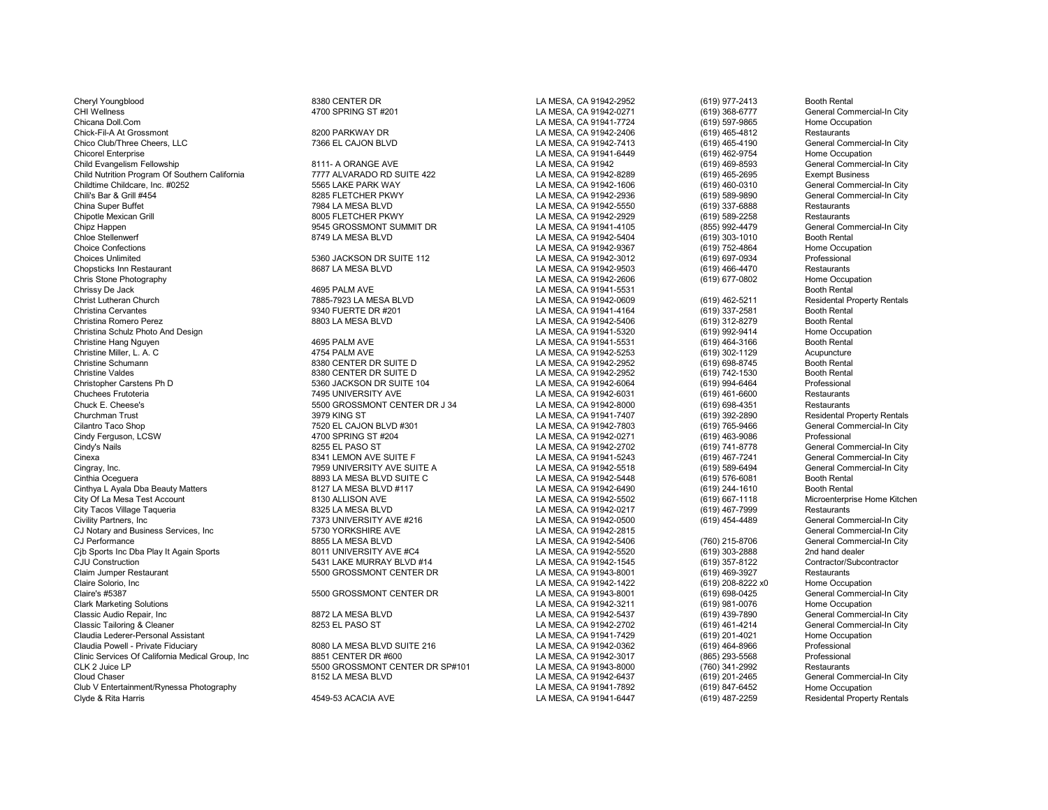| | | | | |
|---|---|---|---|---|
| Cheryl Youngblood | 8380 CENTER DR | LA MESA, CA 91942-2952 | (619) 977-2413 | Booth Rental |
| CHI Wellness | 4700 SPRING ST #201 | LA MESA, CA 91942-0271 | (619) 368-6777 | General Commercial-In City |
| Chicana Doll.Com | | LA MESA, CA 91941-7724 | (619) 597-9865 | Home Occupation |
| Chick-Fil-A At Grossmont | 8200 PARKWAY DR | LA MESA, CA 91942-2406 | (619) 465-4812 | Restaurants |
| Chico Club/Three Cheers, LLC | 7366 EL CAJON BLVD | LA MESA, CA 91942-7413 | (619) 465-4190 | General Commercial-In City |
| Chicorel Enterprise | | LA MESA, CA 91941-6449 | (619) 462-9754 | Home Occupation |
| Child Evangelism Fellowship | 8111- A ORANGE AVE | LA MESA, CA 91942 | (619) 469-8593 | General Commercial-In City |
| Child Nutrition Program Of Southern California | 7777 ALVARADO RD SUITE 422 | LA MESA, CA 91942-8289 | (619) 465-2695 | Exempt Business |
| Childtime Childcare, Inc. #0252 | 5565 LAKE PARK WAY | LA MESA, CA 91942-1606 | (619) 460-0310 | General Commercial-In City |
| Chili's Bar & Grill #454 | 8285 FLETCHER PKWY | LA MESA, CA 91942-2936 | (619) 589-9890 | General Commercial-In City |
| China Super Buffet | 7984 LA MESA BLVD | LA MESA, CA 91942-5550 | (619) 337-6888 | Restaurants |
| Chipotle Mexican Grill | 8005 FLETCHER PKWY | LA MESA, CA 91942-2929 | (619) 589-2258 | Restaurants |
| Chipz Happen | 9545 GROSSMONT SUMMIT DR | LA MESA, CA 91941-4105 | (855) 992-4479 | General Commercial-In City |
| Chloe Stellenwerf | 8749 LA MESA BLVD | LA MESA, CA 91942-5404 | (619) 303-1010 | Booth Rental |
| Choice Confections | | LA MESA, CA 91942-9367 | (619) 752-4864 | Home Occupation |
| Choices Unlimited | 5360 JACKSON DR SUITE 112 | LA MESA, CA 91942-3012 | (619) 697-0934 | Professional |
| Chopsticks Inn Restaurant | 8687 LA MESA BLVD | LA MESA, CA 91942-9503 | (619) 466-4470 | Restaurants |
| Chris Stone Photography | | LA MESA, CA 91942-2606 | (619) 677-0802 | Home Occupation |
| Chrissy De Jack | 4695 PALM AVE | LA MESA, CA 91941-5531 | | Booth Rental |
| Christ Lutheran Church | 7885-7923 LA MESA BLVD | LA MESA, CA 91942-0609 | (619) 462-5211 | Residental Property Rentals |
| Christina Cervantes | 9340 FUERTE DR #201 | LA MESA, CA 91941-4164 | (619) 337-2581 | Booth Rental |
| Christina Romero Perez | 8803 LA MESA BLVD | LA MESA, CA 91942-5406 | (619) 312-8279 | Booth Rental |
| Christina Schulz Photo And Design | | LA MESA, CA 91941-5320 | (619) 992-9414 | Home Occupation |
| Christine Hang Nguyen | 4695 PALM AVE | LA MESA, CA 91941-5531 | (619) 464-3166 | Booth Rental |
| Christine Miller, L. A. C | 4754 PALM AVE | LA MESA, CA 91942-5253 | (619) 302-1129 | Acupuncture |
| Christine Schumann | 8380 CENTER DR SUITE D | LA MESA, CA 91942-2952 | (619) 698-8745 | Booth Rental |
| Christine Valdes | 8380 CENTER DR SUITE D | LA MESA, CA 91942-2952 | (619) 742-1530 | Booth Rental |
| Christopher Carstens Ph D | 5360 JACKSON DR SUITE 104 | LA MESA, CA 91942-6064 | (619) 994-6464 | Professional |
| Chuchees Frutoteria | 7495 UNIVERSITY AVE | LA MESA, CA 91942-6031 | (619) 461-6600 | Restaurants |
| Chuck E. Cheese's | 5500 GROSSMONT CENTER DR J 34 | LA MESA, CA 91942-8000 | (619) 698-4351 | Restaurants |
| Churchman Trust | 3979 KING ST | LA MESA, CA 91941-7407 | (619) 392-2890 | Residental Property Rentals |
| Cilantro Taco Shop | 7520 EL CAJON BLVD #301 | LA MESA, CA 91942-7803 | (619) 765-9466 | General Commercial-In City |
| Cindy Ferguson, LCSW | 4700 SPRING ST #204 | LA MESA, CA 91942-0271 | (619) 463-9086 | Professional |
| Cindy's Nails | 8255 EL PASO ST | LA MESA, CA 91942-2702 | (619) 741-8778 | General Commercial-In City |
| Cinexa | 8341 LEMON AVE SUITE F | LA MESA, CA 91941-5243 | (619) 467-7241 | General Commercial-In City |
| Cingray, Inc. | 7959 UNIVERSITY AVE SUITE A | LA MESA, CA 91942-5518 | (619) 589-6494 | General Commercial-In City |
| Cinthia Oceguera | 8893 LA MESA BLVD SUITE C | LA MESA, CA 91942-5448 | (619) 576-6081 | Booth Rental |
| Cinthya L Ayala Dba Beauty Matters | 8127 LA MESA BLVD #117 | LA MESA, CA 91942-6490 | (619) 244-1610 | Booth Rental |
| City Of La Mesa Test Account | 8130 ALLISON AVE | LA MESA, CA 91942-5502 | (619) 667-1118 | Microenterprise Home Kitchen |
| City Tacos Village Taqueria | 8325 LA MESA BLVD | LA MESA, CA 91942-0217 | (619) 467-7999 | Restaurants |
| Civility Partners, Inc | 7373 UNIVERSITY AVE #216 | LA MESA, CA 91942-0500 | (619) 454-4489 | General Commercial-In City |
| CJ Notary and Business Services, Inc | 5730 YORKSHIRE AVE | LA MESA, CA 91942-2815 | | General Commercial-In City |
| CJ Performance | 8855 LA MESA BLVD | LA MESA, CA 91942-5406 | (760) 215-8706 | General Commercial-In City |
| Cjb Sports Inc Dba Play It Again Sports | 8011 UNIVERSITY AVE #C4 | LA MESA, CA 91942-5520 | (619) 303-2888 | 2nd hand dealer |
| CJU Construction | 5431 LAKE MURRAY BLVD #14 | LA MESA, CA 91942-1545 | (619) 357-8122 | Contractor/Subcontractor |
| Claim Jumper Restaurant | 5500 GROSSMONT CENTER DR | LA MESA, CA 91943-8001 | (619) 469-3927 | Restaurants |
| Claire Solorio, Inc | | LA MESA, CA 91942-1422 | (619) 208-8222 x0 | Home Occupation |
| Claire's #5387 | 5500 GROSSMONT CENTER DR | LA MESA, CA 91943-8001 | (619) 698-0425 | General Commercial-In City |
| Clark Marketing Solutions | | LA MESA, CA 91942-3211 | (619) 981-0076 | Home Occupation |
| Classic Audio Repair, Inc | 8872 LA MESA BLVD | LA MESA, CA 91942-5437 | (619) 439-7890 | General Commercial-In City |
| Classic Tailoring & Cleaner | 8253 EL PASO ST | LA MESA, CA 91942-2702 | (619) 461-4214 | General Commercial-In City |
| Claudia Lederer-Personal Assistant | | LA MESA, CA 91941-7429 | (619) 201-4021 | Home Occupation |
| Claudia Powell - Private Fiduciary | 8080 LA MESA BLVD SUITE 216 | LA MESA, CA 91942-0362 | (619) 464-8966 | Professional |
| Clinic Services Of California Medical Group, Inc | 8851 CENTER DR #600 | LA MESA, CA 91942-3017 | (865) 293-5568 | Professional |
| CLK 2 Juice LP | 5500 GROSSMONT CENTER DR SP#101 | LA MESA, CA 91943-8000 | (760) 341-2992 | Restaurants |
| Cloud Chaser | 8152 LA MESA BLVD | LA MESA, CA 91942-6437 | (619) 201-2465 | General Commercial-In City |
| Club V Entertainment/Rynessa Photography | | LA MESA, CA 91941-7892 | (619) 847-6452 | Home Occupation |
| Clyde & Rita Harris | 4549-53 ACACIA AVE | LA MESA, CA 91941-6447 | (619) 487-2259 | Residental Property Rentals |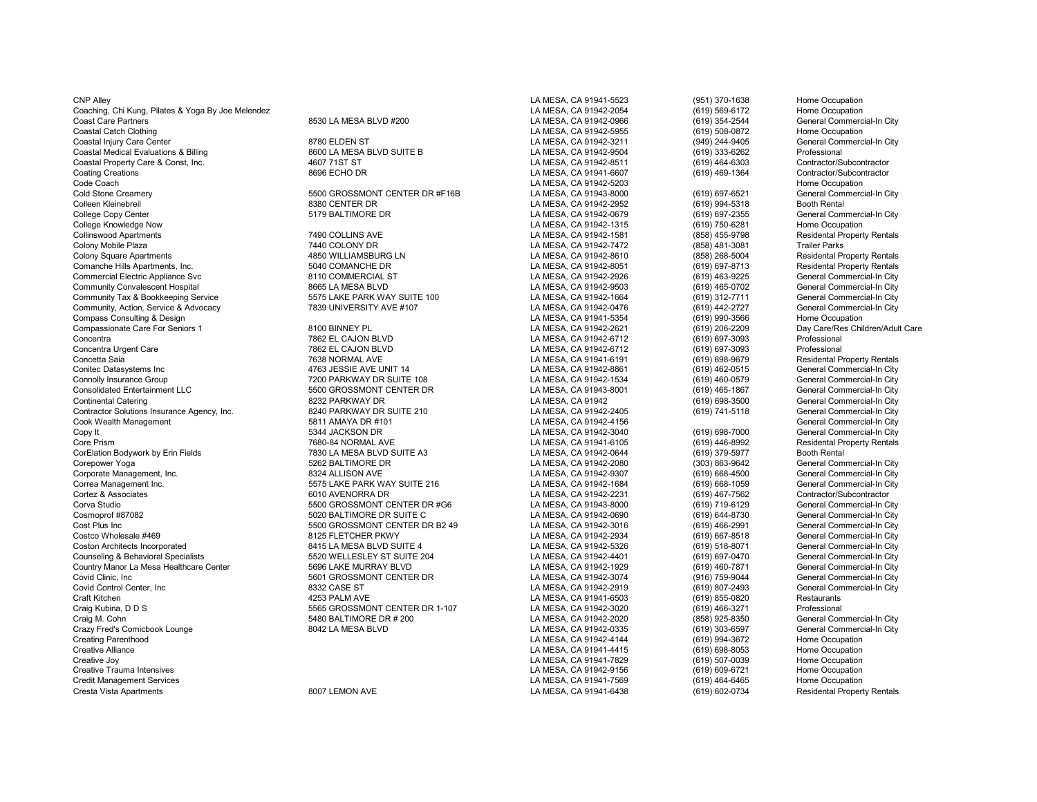| | | | | |
|---|---|---|---|---|
| CNP Alley | | LA MESA, CA 91941-5523 | (951) 370-1638 | Home Occupation |
| Coaching, Chi Kung, Pilates & Yoga By Joe Melendez | | LA MESA, CA 91942-2054 | (619) 569-6172 | Home Occupation |
| Coast Care Partners | 8530 LA MESA BLVD #200 | LA MESA, CA 91942-0966 | (619) 354-2544 | General Commercial-In City |
| Coastal Catch Clothing | | LA MESA, CA 91942-5955 | (619) 508-0872 | Home Occupation |
| Coastal Injury Care Center | 8780 ELDEN ST | LA MESA, CA 91942-3211 | (949) 244-9405 | General Commercial-In City |
| Coastal Medical Evaluations & Billing | 8600 LA MESA BLVD SUITE B | LA MESA, CA 91942-9504 | (619) 333-6262 | Professional |
| Coastal Property Care & Const, Inc. | 4607 71ST ST | LA MESA, CA 91942-8511 | (619) 464-6303 | Contractor/Subcontractor |
| Coating Creations | 8696 ECHO DR | LA MESA, CA 91941-6607 | (619) 469-1364 | Contractor/Subcontractor |
| Code Coach | | LA MESA, CA 91942-5203 | | Home Occupation |
| Cold Stone Creamery | 5500 GROSSMONT CENTER DR #F16B | LA MESA, CA 91943-8000 | (619) 697-6521 | General Commercial-In City |
| Colleen Kleinebreil | 8380 CENTER DR | LA MESA, CA 91942-2952 | (619) 994-5318 | Booth Rental |
| College Copy Center | 5179 BALTIMORE DR | LA MESA, CA 91942-0679 | (619) 697-2355 | General Commercial-In City |
| College Knowledge Now | | LA MESA, CA 91942-1315 | (619) 750-6281 | Home Occupation |
| Collinswood Apartments | 7490 COLLINS AVE | LA MESA, CA 91942-1581 | (858) 455-9798 | Residental Property Rentals |
| Colony Mobile Plaza | 7440 COLONY DR | LA MESA, CA 91942-7472 | (858) 481-3081 | Trailer Parks |
| Colony Square Apartments | 4850 WILLIAMSBURG LN | LA MESA, CA 91942-8610 | (858) 268-5004 | Residental Property Rentals |
| Comanche Hills Apartments, Inc. | 5040 COMANCHE DR | LA MESA, CA 91942-8051 | (619) 697-8713 | Residental Property Rentals |
| Commercial Electric Appliance Svc | 8110 COMMERCIAL ST | LA MESA, CA 91942-2926 | (619) 463-9225 | General Commercial-In City |
| Community Convalescent Hospital | 8665 LA MESA BLVD | LA MESA, CA 91942-9503 | (619) 465-0702 | General Commercial-In City |
| Community Tax & Bookkeeping Service | 5575 LAKE PARK WAY SUITE 100 | LA MESA, CA 91942-1664 | (619) 312-7711 | General Commercial-In City |
| Community, Action, Service & Advocacy | 7839 UNIVERSITY AVE #107 | LA MESA, CA 91942-0476 | (619) 442-2727 | General Commercial-In City |
| Compass Consulting & Design | | LA MESA, CA 91941-5354 | (619) 990-3566 | Home Occupation |
| Compassionate Care For Seniors 1 | 8100 BINNEY PL | LA MESA, CA 91942-2621 | (619) 206-2209 | Day Care/Res Children/Adult Care |
| Concentra | 7862 EL CAJON BLVD | LA MESA, CA 91942-6712 | (619) 697-3093 | Professional |
| Concentra Urgent Care | 7862 EL CAJON BLVD | LA MESA, CA 91942-6712 | (619) 697-3093 | Professional |
| Concetta Saia | 7638 NORMAL AVE | LA MESA, CA 91941-6191 | (619) 698-9679 | Residental Property Rentals |
| Conitec Datasystems Inc | 4763 JESSIE AVE UNIT 14 | LA MESA, CA 91942-8861 | (619) 462-0515 | General Commercial-In City |
| Connolly Insurance Group | 7200 PARKWAY DR SUITE 108 | LA MESA, CA 91942-1534 | (619) 460-0579 | General Commercial-In City |
| Consolidated Entertainment LLC | 5500 GROSSMONT CENTER DR | LA MESA, CA 91943-8001 | (619) 465-1867 | General Commercial-In City |
| Continental Catering | 8232 PARKWAY DR | LA MESA, CA 91942 | (619) 698-3500 | General Commercial-In City |
| Contractor Solutions Insurance Agency, Inc. | 8240 PARKWAY DR SUITE 210 | LA MESA, CA 91942-2405 | (619) 741-5118 | General Commercial-In City |
| Cook Wealth Management | 5811 AMAYA DR #101 | LA MESA, CA 91942-4156 | | General Commercial-In City |
| Copy It | 5344 JACKSON DR | LA MESA, CA 91942-3040 | (619) 698-7000 | General Commercial-In City |
| Core Prism | 7680-84 NORMAL AVE | LA MESA, CA 91941-6105 | (619) 446-8992 | Residental Property Rentals |
| CorElation Bodywork by Erin Fields | 7830 LA MESA BLVD SUITE A3 | LA MESA, CA 91942-0644 | (619) 379-5977 | Booth Rental |
| Corepower Yoga | 5262 BALTIMORE DR | LA MESA, CA 91942-2080 | (303) 863-9642 | General Commercial-In City |
| Corporate Management, Inc. | 8324 ALLISON AVE | LA MESA, CA 91942-9307 | (619) 668-4500 | General Commercial-In City |
| Correa Management Inc. | 5575 LAKE PARK WAY SUITE 216 | LA MESA, CA 91942-1684 | (619) 668-1059 | General Commercial-In City |
| Cortez & Associates | 6010 AVENORRA DR | LA MESA, CA 91942-2231 | (619) 467-7562 | Contractor/Subcontractor |
| Corva Studio | 5500 GROSSMONT CENTER DR #G6 | LA MESA, CA 91943-8000 | (619) 719-6129 | General Commercial-In City |
| Cosmoprof #87082 | 5020 BALTIMORE DR SUITE C | LA MESA, CA 91942-0690 | (619) 644-8730 | General Commercial-In City |
| Cost Plus Inc | 5500 GROSSMONT CENTER DR B2 49 | LA MESA, CA 91942-3016 | (619) 466-2991 | General Commercial-In City |
| Costco Wholesale #469 | 8125 FLETCHER PKWY | LA MESA, CA 91942-2934 | (619) 667-8518 | General Commercial-In City |
| Coston Architects Incorporated | 8415 LA MESA BLVD SUITE 4 | LA MESA, CA 91942-5326 | (619) 518-8071 | General Commercial-In City |
| Counseling & Behavioral Specialists | 5520 WELLESLEY ST SUITE 204 | LA MESA, CA 91942-4401 | (619) 697-0470 | General Commercial-In City |
| Country Manor La Mesa Healthcare Center | 5696 LAKE MURRAY BLVD | LA MESA, CA 91942-1929 | (619) 460-7871 | General Commercial-In City |
| Covid Clinic, Inc | 5601 GROSSMONT CENTER DR | LA MESA, CA 91942-3074 | (916) 759-9044 | General Commercial-In City |
| Covid Control Center, Inc | 8332 CASE ST | LA MESA, CA 91942-2919 | (619) 807-2493 | General Commercial-In City |
| Craft Kitchen | 4253 PALM AVE | LA MESA, CA 91941-6503 | (619) 855-0820 | Restaurants |
| Craig Kubina, D D S | 5565 GROSSMONT CENTER DR 1-107 | LA MESA, CA 91942-3020 | (619) 466-3271 | Professional |
| Craig M. Cohn | 5480 BALTIMORE DR # 200 | LA MESA, CA 91942-2020 | (858) 925-8350 | General Commercial-In City |
| Crazy Fred's Comicbook Lounge | 8042 LA MESA BLVD | LA MESA, CA 91942-0335 | (619) 303-6597 | General Commercial-In City |
| Creating Parenthood | | LA MESA, CA 91942-4144 | (619) 994-3672 | Home Occupation |
| Creative Alliance | | LA MESA, CA 91941-4415 | (619) 698-8053 | Home Occupation |
| Creative Joy | | LA MESA, CA 91941-7829 | (619) 507-0039 | Home Occupation |
| Creative Trauma Intensives | | LA MESA, CA 91942-9156 | (619) 609-6721 | Home Occupation |
| Credit Management Services | | LA MESA, CA 91941-7569 | (619) 464-6465 | Home Occupation |
| Cresta Vista Apartments | 8007 LEMON AVE | LA MESA, CA 91941-6438 | (619) 602-0734 | Residental Property Rentals |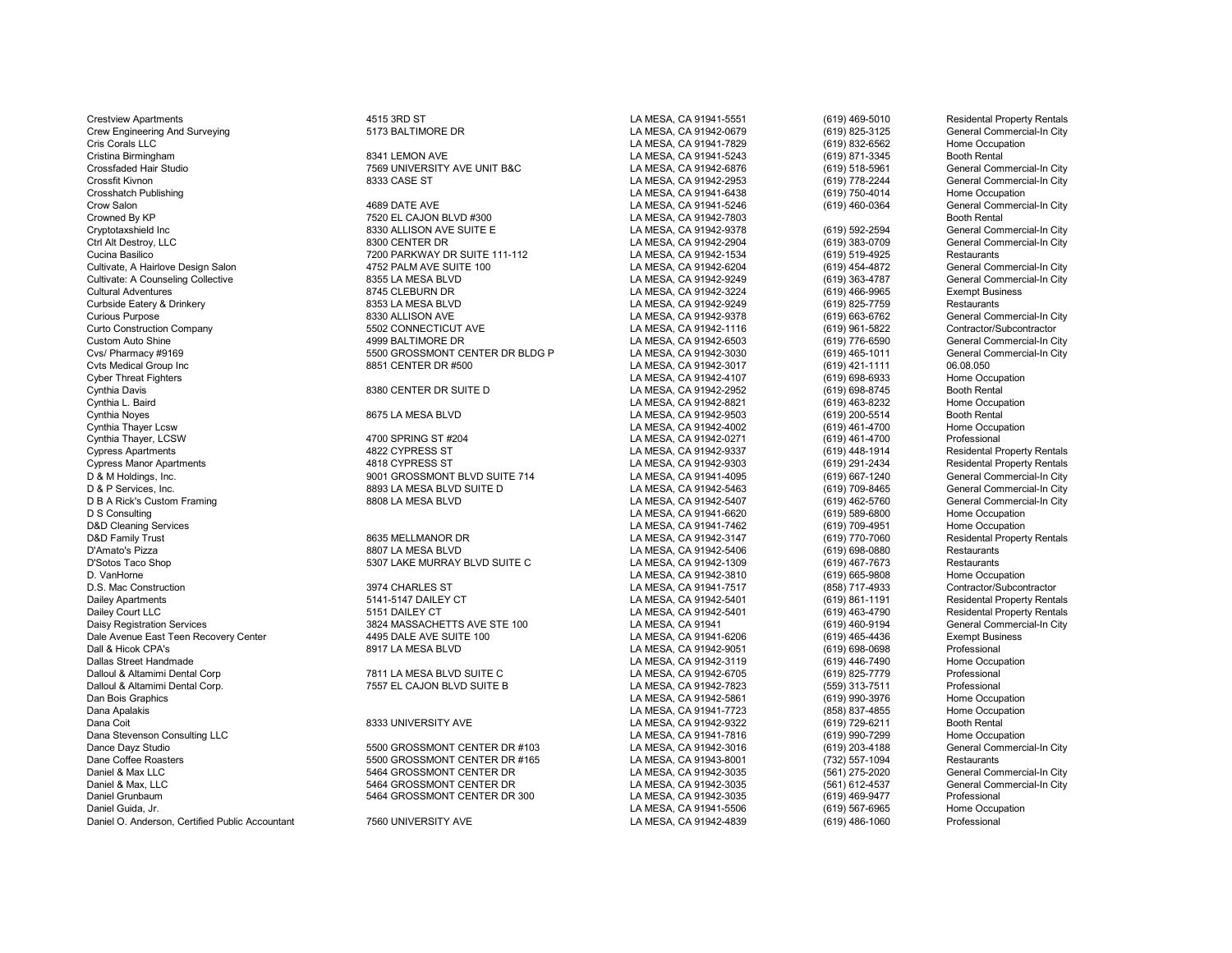| | | | | |
|---|---|---|---|---|
| Crestview Apartments | 4515 3RD ST | LA MESA, CA 91941-5551 | (619) 469-5010 | Residental Property Rentals |
| Crew Engineering And Surveying | 5173 BALTIMORE DR | LA MESA, CA 91942-0679 | (619) 825-3125 | General Commercial-In City |
| Cris Corals LLC | | LA MESA, CA 91941-7829 | (619) 832-6562 | Home Occupation |
| Cristina Birmingham | 8341 LEMON AVE | LA MESA, CA 91941-5243 | (619) 871-3345 | Booth Rental |
| Crossfaded Hair Studio | 7569 UNIVERSITY AVE UNIT B&C | LA MESA, CA 91942-6876 | (619) 518-5961 | General Commercial-In City |
| Crossfit Kivnon | 8333 CASE ST | LA MESA, CA 91942-2953 | (619) 778-2244 | General Commercial-In City |
| Crosshatch Publishing | | LA MESA, CA 91941-6438 | (619) 750-4014 | Home Occupation |
| Crow Salon | 4689 DATE AVE | LA MESA, CA 91941-5246 | (619) 460-0364 | General Commercial-In City |
| Crowned By KP | 7520 EL CAJON BLVD #300 | LA MESA, CA 91942-7803 | | Booth Rental |
| Cryptotaxshield Inc | 8330 ALLISON AVE SUITE E | LA MESA, CA 91942-9378 | (619) 592-2594 | General Commercial-In City |
| Ctrl Alt Destroy, LLC | 8300 CENTER DR | LA MESA, CA 91942-2904 | (619) 383-0709 | General Commercial-In City |
| Cucina Basilico | 7200 PARKWAY DR SUITE 111-112 | LA MESA, CA 91942-1534 | (619) 519-4925 | Restaurants |
| Cultivate, A Hairlove Design Salon | 4752 PALM AVE SUITE 100 | LA MESA, CA 91942-6204 | (619) 454-4872 | General Commercial-In City |
| Cultivate: A Counseling Collective | 8355 LA MESA BLVD | LA MESA, CA 91942-9249 | (619) 363-4787 | General Commercial-In City |
| Cultural Adventures | 8745 CLEBURN DR | LA MESA, CA 91942-3224 | (619) 466-9965 | Exempt Business |
| Curbside Eatery & Drinkery | 8353 LA MESA BLVD | LA MESA, CA 91942-9249 | (619) 825-7759 | Restaurants |
| Curious Purpose | 8330 ALLISON AVE | LA MESA, CA 91942-9378 | (619) 663-6762 | General Commercial-In City |
| Curto Construction Company | 5502 CONNECTICUT AVE | LA MESA, CA 91942-1116 | (619) 961-5822 | Contractor/Subcontractor |
| Custom Auto Shine | 4999 BALTIMORE DR | LA MESA, CA 91942-6503 | (619) 776-6590 | General Commercial-In City |
| Cvs/ Pharmacy #9169 | 5500 GROSSMONT CENTER DR BLDG P | LA MESA, CA 91942-3030 | (619) 465-1011 | General Commercial-In City |
| Cvts Medical Group Inc | 8851 CENTER DR #500 | LA MESA, CA 91942-3017 | (619) 421-1111 | 06.08.050 |
| Cyber Threat Fighters | | LA MESA, CA 91942-4107 | (619) 698-6933 | Home Occupation |
| Cynthia Davis | 8380 CENTER DR SUITE D | LA MESA, CA 91942-2952 | (619) 698-8745 | Booth Rental |
| Cynthia L. Baird | | LA MESA, CA 91942-8821 | (619) 463-8232 | Home Occupation |
| Cynthia Noyes | 8675 LA MESA BLVD | LA MESA, CA 91942-9503 | (619) 200-5514 | Booth Rental |
| Cynthia Thayer Lcsw | | LA MESA, CA 91942-4002 | (619) 461-4700 | Home Occupation |
| Cynthia Thayer, LCSW | 4700 SPRING ST #204 | LA MESA, CA 91942-0271 | (619) 461-4700 | Professional |
| Cypress Apartments | 4822 CYPRESS ST | LA MESA, CA 91942-9337 | (619) 448-1914 | Residental Property Rentals |
| Cypress Manor Apartments | 4818 CYPRESS ST | LA MESA, CA 91942-9303 | (619) 291-2434 | Residental Property Rentals |
| D & M Holdings, Inc. | 9001 GROSSMONT BLVD SUITE 714 | LA MESA, CA 91941-4095 | (619) 667-1240 | General Commercial-In City |
| D & P Services, Inc. | 8893 LA MESA BLVD SUITE D | LA MESA, CA 91942-5463 | (619) 709-8465 | General Commercial-In City |
| D B A Rick's Custom Framing | 8808 LA MESA BLVD | LA MESA, CA 91942-5407 | (619) 462-5760 | General Commercial-In City |
| D S Consulting | | LA MESA, CA 91941-6620 | (619) 589-6800 | Home Occupation |
| D&D Cleaning Services | | LA MESA, CA 91941-7462 | (619) 709-4951 | Home Occupation |
| D&D Family Trust | 8635 MELLMANOR DR | LA MESA, CA 91942-3147 | (619) 770-7060 | Residental Property Rentals |
| D'Amato's Pizza | 8807 LA MESA BLVD | LA MESA, CA 91942-5406 | (619) 698-0880 | Restaurants |
| D'Sotos Taco Shop | 5307 LAKE MURRAY BLVD SUITE C | LA MESA, CA 91942-1309 | (619) 467-7673 | Restaurants |
| D. VanHorne | | LA MESA, CA 91942-3810 | (619) 665-9808 | Home Occupation |
| D.S. Mac Construction | 3974 CHARLES ST | LA MESA, CA 91941-7517 | (858) 717-4933 | Contractor/Subcontractor |
| Dailey Apartments | 5141-5147 DAILEY CT | LA MESA, CA 91942-5401 | (619) 861-1191 | Residental Property Rentals |
| Dailey Court LLC | 5151 DAILEY CT | LA MESA, CA 91942-5401 | (619) 463-4790 | Residental Property Rentals |
| Daisy Registration Services | 3824 MASSACHETTS AVE STE 100 | LA MESA, CA 91941 | (619) 460-9194 | General Commercial-In City |
| Dale Avenue East Teen Recovery Center | 4495 DALE AVE SUITE 100 | LA MESA, CA 91941-6206 | (619) 465-4436 | Exempt Business |
| Dall & Hicok CPA's | 8917 LA MESA BLVD | LA MESA, CA 91942-9051 | (619) 698-0698 | Professional |
| Dallas Street Handmade | | LA MESA, CA 91942-3119 | (619) 446-7490 | Home Occupation |
| Dalloul & Altamimi Dental Corp | 7811 LA MESA BLVD SUITE C | LA MESA, CA 91942-6705 | (619) 825-7779 | Professional |
| Dalloul & Altamimi Dental Corp. | 7557 EL CAJON BLVD SUITE B | LA MESA, CA 91942-7823 | (559) 313-7511 | Professional |
| Dan Bois Graphics | | LA MESA, CA 91942-5861 | (619) 990-3976 | Home Occupation |
| Dana Apalakis | | LA MESA, CA 91941-7723 | (858) 837-4855 | Home Occupation |
| Dana Coit | 8333 UNIVERSITY AVE | LA MESA, CA 91942-9322 | (619) 729-6211 | Booth Rental |
| Dana Stevenson Consulting LLC | | LA MESA, CA 91941-7816 | (619) 990-7299 | Home Occupation |
| Dance Dayz Studio | 5500 GROSSMONT CENTER DR #103 | LA MESA, CA 91942-3016 | (619) 203-4188 | General Commercial-In City |
| Dane Coffee Roasters | 5500 GROSSMONT CENTER DR #165 | LA MESA, CA 91943-8001 | (732) 557-1094 | Restaurants |
| Daniel & Max LLC | 5464 GROSSMONT CENTER DR | LA MESA, CA 91942-3035 | (561) 275-2020 | General Commercial-In City |
| Daniel & Max, LLC | 5464 GROSSMONT CENTER DR | LA MESA, CA 91942-3035 | (561) 612-4537 | General Commercial-In City |
| Daniel Grunbaum | 5464 GROSSMONT CENTER DR 300 | LA MESA, CA 91942-3035 | (619) 469-9477 | Professional |
| Daniel Guida, Jr. | | LA MESA, CA 91941-5506 | (619) 567-6965 | Home Occupation |
| Daniel O. Anderson, Certified Public Accountant | 7560 UNIVERSITY AVE | LA MESA, CA 91942-4839 | (619) 486-1060 | Professional |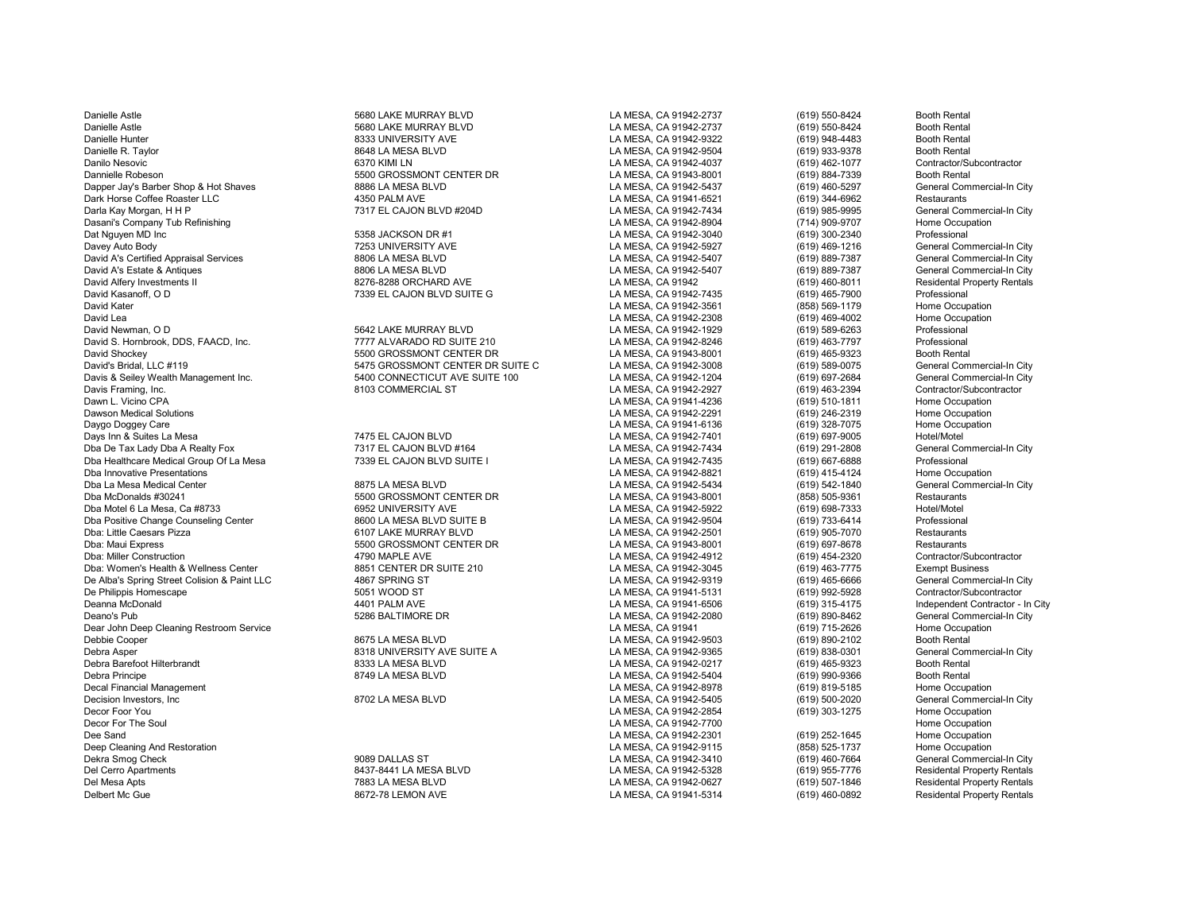| | | | | |
|---|---|---|---|---|
| Danielle Astle | 5680 LAKE MURRAY BLVD | LA MESA, CA 91942-2737 | (619) 550-8424 | Booth Rental |
| Danielle Astle | 5680 LAKE MURRAY BLVD | LA MESA, CA 91942-2737 | (619) 550-8424 | Booth Rental |
| Danielle Hunter | 8333 UNIVERSITY AVE | LA MESA, CA 91942-9322 | (619) 948-4483 | Booth Rental |
| Danielle R. Taylor | 8648 LA MESA BLVD | LA MESA, CA 91942-9504 | (619) 933-9378 | Booth Rental |
| Danilo Nesovic | 6370 KIMI LN | LA MESA, CA 91942-4037 | (619) 462-1077 | Contractor/Subcontractor |
| Dannielle Robeson | 5500 GROSSMONT CENTER DR | LA MESA, CA 91943-8001 | (619) 884-7339 | Booth Rental |
| Dapper Jay's Barber Shop & Hot Shaves | 8886 LA MESA BLVD | LA MESA, CA 91942-5437 | (619) 460-5297 | General Commercial-In City |
| Dark Horse Coffee Roaster LLC | 4350 PALM AVE | LA MESA, CA 91941-6521 | (619) 344-6962 | Restaurants |
| Darla Kay Morgan, H H P | 7317 EL CAJON BLVD #204D | LA MESA, CA 91942-7434 | (619) 985-9995 | General Commercial-In City |
| Dasani's Company Tub Refinishing | | LA MESA, CA 91942-8904 | (714) 909-9707 | Home Occupation |
| Dat Nguyen MD Inc | 5358 JACKSON DR #1 | LA MESA, CA 91942-3040 | (619) 300-2340 | Professional |
| Davey Auto Body | 7253 UNIVERSITY AVE | LA MESA, CA 91942-5927 | (619) 469-1216 | General Commercial-In City |
| David A's Certified Appraisal Services | 8806 LA MESA BLVD | LA MESA, CA 91942-5407 | (619) 889-7387 | General Commercial-In City |
| David A's Estate & Antiques | 8806 LA MESA BLVD | LA MESA, CA 91942-5407 | (619) 889-7387 | General Commercial-In City |
| David Alfery Investments II | 8276-8288 ORCHARD AVE | LA MESA, CA 91942 | (619) 460-8011 | Residental Property Rentals |
| David Kasanoff, O D | 7339 EL CAJON BLVD SUITE G | LA MESA, CA 91942-7435 | (619) 465-7900 | Professional |
| David Kater | | LA MESA, CA 91942-3561 | (858) 569-1179 | Home Occupation |
| David Lea | | LA MESA, CA 91942-2308 | (619) 469-4002 | Home Occupation |
| David Newman, O D | 5642 LAKE MURRAY BLVD | LA MESA, CA 91942-1929 | (619) 589-6263 | Professional |
| David S. Hornbrook, DDS, FAACD, Inc. | 7777 ALVARADO RD SUITE 210 | LA MESA, CA 91942-8246 | (619) 463-7797 | Professional |
| David Shockey | 5500 GROSSMONT CENTER DR | LA MESA, CA 91943-8001 | (619) 465-9323 | Booth Rental |
| David's Bridal, LLC #119 | 5475 GROSSMONT CENTER DR SUITE C | LA MESA, CA 91942-3008 | (619) 589-0075 | General Commercial-In City |
| Davis & Seiley Wealth Management Inc. | 5400 CONNECTICUT AVE SUITE 100 | LA MESA, CA 91942-1204 | (619) 697-2684 | General Commercial-In City |
| Davis Framing, Inc. | 8103 COMMERCIAL ST | LA MESA, CA 91942-2927 | (619) 463-2394 | Contractor/Subcontractor |
| Dawn L. Vicino CPA | | LA MESA, CA 91941-4236 | (619) 510-1811 | Home Occupation |
| Dawson Medical Solutions | | LA MESA, CA 91942-2291 | (619) 246-2319 | Home Occupation |
| Daygo Doggey Care | | LA MESA, CA 91941-6136 | (619) 328-7075 | Home Occupation |
| Days Inn & Suites La Mesa | 7475 EL CAJON BLVD | LA MESA, CA 91942-7401 | (619) 697-9005 | Hotel/Motel |
| Dba De Tax Lady Dba A Realty Fox | 7317 EL CAJON BLVD #164 | LA MESA, CA 91942-7434 | (619) 291-2808 | General Commercial-In City |
| Dba Healthcare Medical Group Of La Mesa | 7339 EL CAJON BLVD SUITE I | LA MESA, CA 91942-7435 | (619) 667-6888 | Professional |
| Dba Innovative Presentations | | LA MESA, CA 91942-8821 | (619) 415-4124 | Home Occupation |
| Dba La Mesa Medical Center | 8875 LA MESA BLVD | LA MESA, CA 91942-5434 | (619) 542-1840 | General Commercial-In City |
| Dba McDonalds #30241 | 5500 GROSSMONT CENTER DR | LA MESA, CA 91943-8001 | (858) 505-9361 | Restaurants |
| Dba Motel 6 La Mesa, Ca #8733 | 6952 UNIVERSITY AVE | LA MESA, CA 91942-5922 | (619) 698-7333 | Hotel/Motel |
| Dba Positive Change Counseling Center | 8600 LA MESA BLVD SUITE B | LA MESA, CA 91942-9504 | (619) 733-6414 | Professional |
| Dba: Little Caesars Pizza | 6107 LAKE MURRAY BLVD | LA MESA, CA 91942-2501 | (619) 905-7070 | Restaurants |
| Dba: Maui Express | 5500 GROSSMONT CENTER DR | LA MESA, CA 91943-8001 | (619) 697-8678 | Restaurants |
| Dba: Miller Construction | 4790 MAPLE AVE | LA MESA, CA 91942-4912 | (619) 454-2320 | Contractor/Subcontractor |
| Dba: Women's Health & Wellness Center | 8851 CENTER DR SUITE 210 | LA MESA, CA 91942-3045 | (619) 463-7775 | Exempt Business |
| De Alba's Spring Street Colision & Paint LLC | 4867 SPRING ST | LA MESA, CA 91942-9319 | (619) 465-6666 | General Commercial-In City |
| De Philippis Homescape | 5051 WOOD ST | LA MESA, CA 91941-5131 | (619) 992-5928 | Contractor/Subcontractor |
| Deanna McDonald | 4401 PALM AVE | LA MESA, CA 91941-6506 | (619) 315-4175 | Independent Contractor - In City |
| Deano's Pub | 5286 BALTIMORE DR | LA MESA, CA 91942-2080 | (619) 890-8462 | General Commercial-In City |
| Dear John Deep Cleaning Restroom Service | | LA MESA, CA 91941 | (619) 715-2626 | Home Occupation |
| Debbie Cooper | 8675 LA MESA BLVD | LA MESA, CA 91942-9503 | (619) 890-2102 | Booth Rental |
| Debra Asper | 8318 UNIVERSITY AVE SUITE A | LA MESA, CA 91942-9365 | (619) 838-0301 | General Commercial-In City |
| Debra Barefoot Hilterbrandt | 8333 LA MESA BLVD | LA MESA, CA 91942-0217 | (619) 465-9323 | Booth Rental |
| Debra Principe | 8749 LA MESA BLVD | LA MESA, CA 91942-5404 | (619) 990-9366 | Booth Rental |
| Decal Financial Management | | LA MESA, CA 91942-8978 | (619) 819-5185 | Home Occupation |
| Decision Investors, Inc | 8702 LA MESA BLVD | LA MESA, CA 91942-5405 | (619) 500-2020 | General Commercial-In City |
| Decor Foor You | | LA MESA, CA 91942-2854 | (619) 303-1275 | Home Occupation |
| Decor For The Soul | | LA MESA, CA 91942-7700 | | Home Occupation |
| Dee Sand | | LA MESA, CA 91942-2301 | (619) 252-1645 | Home Occupation |
| Deep Cleaning And Restoration | | LA MESA, CA 91942-9115 | (858) 525-1737 | Home Occupation |
| Dekra Smog Check | 9089 DALLAS ST | LA MESA, CA 91942-3410 | (619) 460-7664 | General Commercial-In City |
| Del Cerro Apartments | 8437-8441 LA MESA BLVD | LA MESA, CA 91942-5328 | (619) 955-7776 | Residental Property Rentals |
| Del Mesa Apts | 7883 LA MESA BLVD | LA MESA, CA 91942-0627 | (619) 507-1846 | Residental Property Rentals |
| Delbert Mc Gue | 8672-78 LEMON AVE | LA MESA, CA 91941-5314 | (619) 460-0892 | Residental Property Rentals |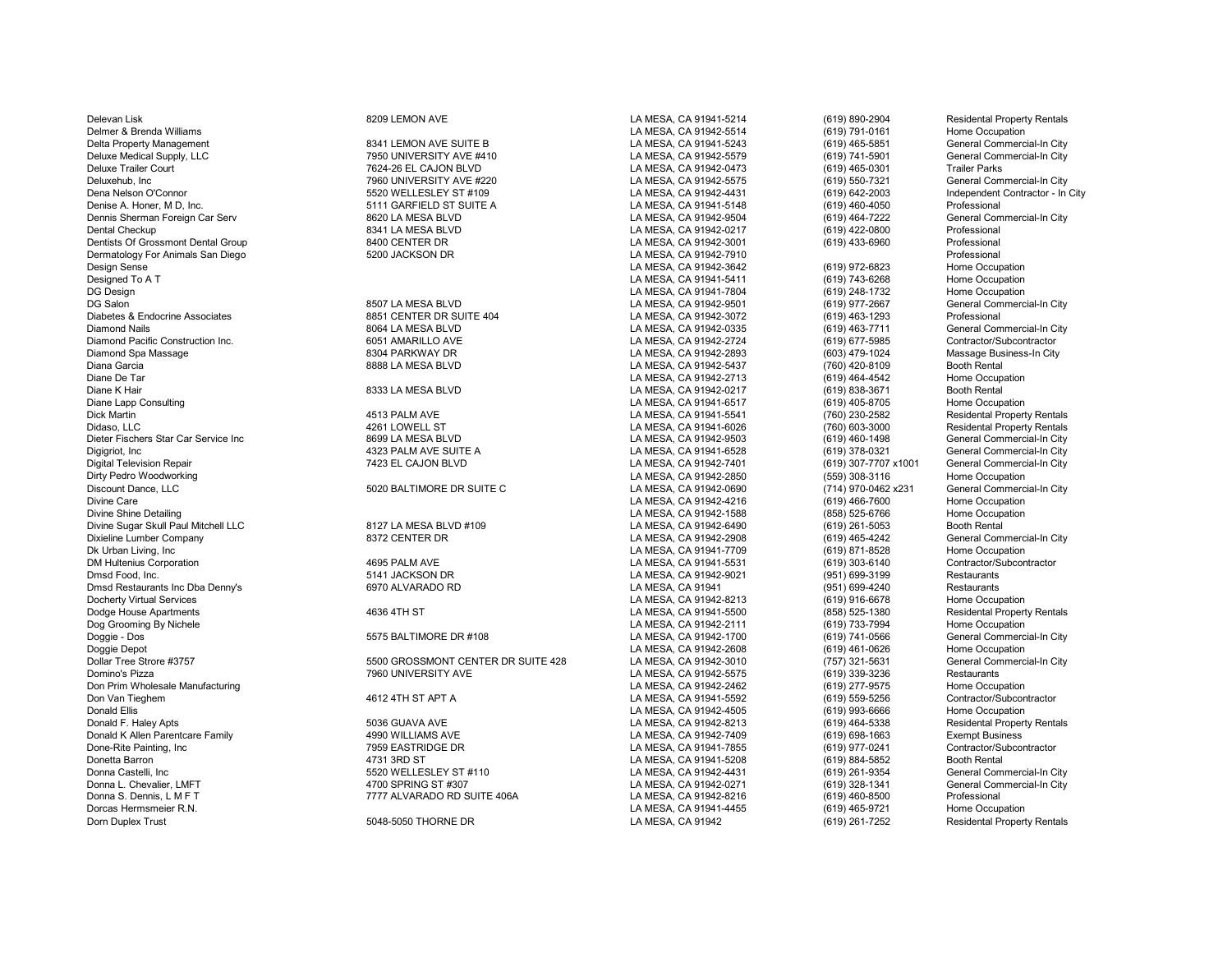| | | | | |
|---|---|---|---|---|
| Delevan Lisk | 8209 LEMON AVE | LA MESA, CA 91941-5214 | (619) 890-2904 | Residental Property Rentals |
| Delmer & Brenda Williams | | LA MESA, CA 91942-5514 | (619) 791-0161 | Home Occupation |
| Delta Property Management | 8341 LEMON AVE SUITE B | LA MESA, CA 91941-5243 | (619) 465-5851 | General Commercial-In City |
| Deluxe Medical Supply, LLC | 7950 UNIVERSITY AVE #410 | LA MESA, CA 91942-5579 | (619) 741-5901 | General Commercial-In City |
| Deluxe Trailer Court | 7624-26 EL CAJON BLVD | LA MESA, CA 91942-0473 | (619) 465-0301 | Trailer Parks |
| Deluxehub, Inc | 7960 UNIVERSITY AVE #220 | LA MESA, CA 91942-5575 | (619) 550-7321 | General Commercial-In City |
| Dena Nelson O'Connor | 5520 WELLESLEY ST #109 | LA MESA, CA 91942-4431 | (619) 642-2003 | Independent Contractor - In City |
| Denise A. Honer, M D, Inc. | 5111 GARFIELD ST SUITE A | LA MESA, CA 91941-5148 | (619) 460-4050 | Professional |
| Dennis Sherman Foreign Car Serv | 8620 LA MESA BLVD | LA MESA, CA 91942-9504 | (619) 464-7222 | General Commercial-In City |
| Dental Checkup | 8341 LA MESA BLVD | LA MESA, CA 91942-0217 | (619) 422-0800 | Professional |
| Dentists Of Grossmont Dental Group | 8400 CENTER DR | LA MESA, CA 91942-3001 | (619) 433-6960 | Professional |
| Dermatology For Animals San Diego | 5200 JACKSON DR | LA MESA, CA 91942-7910 | | Professional |
| Design Sense | | LA MESA, CA 91942-3642 | (619) 972-6823 | Home Occupation |
| Designed To A T | | LA MESA, CA 91941-5411 | (619) 743-6268 | Home Occupation |
| DG Design | | LA MESA, CA 91941-7804 | (619) 248-1732 | Home Occupation |
| DG Salon | 8507 LA MESA BLVD | LA MESA, CA 91942-9501 | (619) 977-2667 | General Commercial-In City |
| Diabetes & Endocrine Associates | 8851 CENTER DR SUITE 404 | LA MESA, CA 91942-3072 | (619) 463-1293 | Professional |
| Diamond Nails | 8064 LA MESA BLVD | LA MESA, CA 91942-0335 | (619) 463-7711 | General Commercial-In City |
| Diamond Pacific Construction Inc. | 6051 AMARILLO AVE | LA MESA, CA 91942-2724 | (619) 677-5985 | Contractor/Subcontractor |
| Diamond Spa Massage | 8304 PARKWAY DR | LA MESA, CA 91942-2893 | (603) 479-1024 | Massage Business-In City |
| Diana Garcia | 8888 LA MESA BLVD | LA MESA, CA 91942-5437 | (760) 420-8109 | Booth Rental |
| Diane De Tar | | LA MESA, CA 91942-2713 | (619) 464-4542 | Home Occupation |
| Diane K Hair | 8333 LA MESA BLVD | LA MESA, CA 91942-0217 | (619) 838-3671 | Booth Rental |
| Diane Lapp Consulting | | LA MESA, CA 91941-6517 | (619) 405-8705 | Home Occupation |
| Dick Martin | 4513 PALM AVE | LA MESA, CA 91941-5541 | (760) 230-2582 | Residental Property Rentals |
| Didaso, LLC | 4261 LOWELL ST | LA MESA, CA 91941-6026 | (760) 603-3000 | Residental Property Rentals |
| Dieter Fischers Star Car Service Inc | 8699 LA MESA BLVD | LA MESA, CA 91942-9503 | (619) 460-1498 | General Commercial-In City |
| Digigriot, Inc | 4323 PALM AVE SUITE A | LA MESA, CA 91941-6528 | (619) 378-0321 | General Commercial-In City |
| Digital Television Repair | 7423 EL CAJON BLVD | LA MESA, CA 91942-7401 | (619) 307-7707 x1001 | General Commercial-In City |
| Dirty Pedro Woodworking | | LA MESA, CA 91942-2850 | (559) 308-3116 | Home Occupation |
| Discount Dance, LLC | 5020 BALTIMORE DR SUITE C | LA MESA, CA 91942-0690 | (714) 970-0462 x231 | General Commercial-In City |
| Divine Care | | LA MESA, CA 91942-4216 | (619) 466-7600 | Home Occupation |
| Divine Shine Detailing | | LA MESA, CA 91942-1588 | (858) 525-6766 | Home Occupation |
| Divine Sugar Skull Paul Mitchell LLC | 8127 LA MESA BLVD #109 | LA MESA, CA 91942-6490 | (619) 261-5053 | Booth Rental |
| Dixieline Lumber Company | 8372 CENTER DR | LA MESA, CA 91942-2908 | (619) 465-4242 | General Commercial-In City |
| Dk Urban Living, Inc | | LA MESA, CA 91941-7709 | (619) 871-8528 | Home Occupation |
| DM Hultenius Corporation | 4695 PALM AVE | LA MESA, CA 91941-5531 | (619) 303-6140 | Contractor/Subcontractor |
| Dmsd Food, Inc. | 5141 JACKSON DR | LA MESA, CA 91942-9021 | (951) 699-3199 | Restaurants |
| Dmsd Restaurants Inc Dba Denny's | 6970 ALVARADO RD | LA MESA, CA 91941 | (951) 699-4240 | Restaurants |
| Docherty Virtual Services | | LA MESA, CA 91942-8213 | (619) 916-6678 | Home Occupation |
| Dodge House Apartments | 4636 4TH ST | LA MESA, CA 91941-5500 | (858) 525-1380 | Residental Property Rentals |
| Dog Grooming By Nichele | | LA MESA, CA 91942-2111 | (619) 733-7994 | Home Occupation |
| Doggie - Dos | 5575 BALTIMORE DR #108 | LA MESA, CA 91942-1700 | (619) 741-0566 | General Commercial-In City |
| Doggie Depot | | LA MESA, CA 91942-2608 | (619) 461-0626 | Home Occupation |
| Dollar Tree Strore #3757 | 5500 GROSSMONT CENTER DR SUITE 428 | LA MESA, CA 91942-3010 | (757) 321-5631 | General Commercial-In City |
| Domino's Pizza | 7960 UNIVERSITY AVE | LA MESA, CA 91942-5575 | (619) 339-3236 | Restaurants |
| Don Prim Wholesale Manufacturing | | LA MESA, CA 91942-2462 | (619) 277-9575 | Home Occupation |
| Don Van Tieghem | 4612 4TH ST APT A | LA MESA, CA 91941-5592 | (619) 559-5256 | Contractor/Subcontractor |
| Donald Ellis | | LA MESA, CA 91942-4505 | (619) 993-6666 | Home Occupation |
| Donald F. Haley Apts | 5036 GUAVA AVE | LA MESA, CA 91942-8213 | (619) 464-5338 | Residental Property Rentals |
| Donald K Allen Parentcare Family | 4990 WILLIAMS AVE | LA MESA, CA 91942-7409 | (619) 698-1663 | Exempt Business |
| Done-Rite Painting, Inc | 7959 EASTRIDGE DR | LA MESA, CA 91941-7855 | (619) 977-0241 | Contractor/Subcontractor |
| Donetta Barron | 4731 3RD ST | LA MESA, CA 91941-5208 | (619) 884-5852 | Booth Rental |
| Donna Castelli, Inc | 5520 WELLESLEY ST #110 | LA MESA, CA 91942-4431 | (619) 261-9354 | General Commercial-In City |
| Donna L. Chevalier, LMFT | 4700 SPRING ST #307 | LA MESA, CA 91942-0271 | (619) 328-1341 | General Commercial-In City |
| Donna S. Dennis, L M F T | 7777 ALVARADO RD SUITE 406A | LA MESA, CA 91942-8216 | (619) 460-8500 | Professional |
| Dorcas Hermsmeier R.N. | | LA MESA, CA 91941-4455 | (619) 465-9721 | Home Occupation |
| Dorn Duplex Trust | 5048-5050 THORNE DR | LA MESA, CA 91942 | (619) 261-7252 | Residental Property Rentals |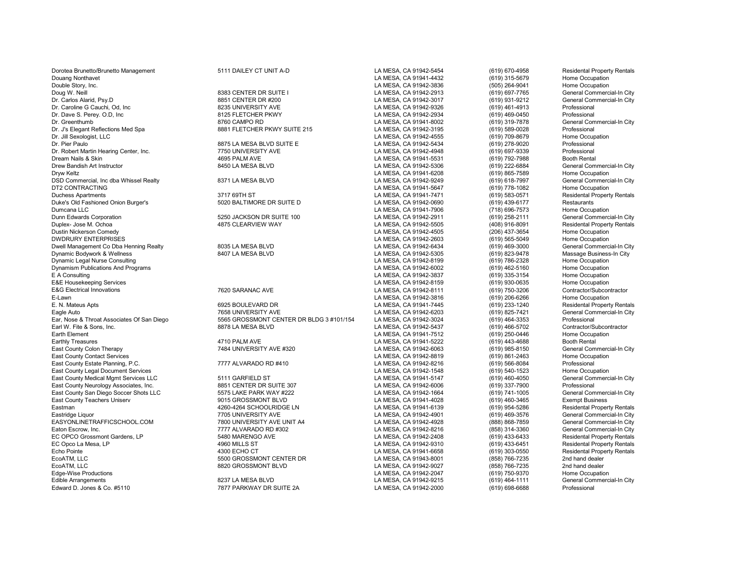| | | | | |
|---|---|---|---|---|
| Dorotea Brunetto/Brunetto Management | 5111 DAILEY CT UNIT A-D | LA MESA, CA 91942-5454 | (619) 670-4958 | Residental Property Rentals |
| Douang Nonthavet | | LA MESA, CA 91941-4432 | (619) 315-5679 | Home Occupation |
| Double Story, Inc. | | LA MESA, CA 91942-3836 | (505) 264-9041 | Home Occupation |
| Doug W. Neill | 8383 CENTER DR SUITE I | LA MESA, CA 91942-2913 | (619) 697-7765 | General Commercial-In City |
| Dr. Carlos Alarid, Psy.D | 8851 CENTER DR #200 | LA MESA, CA 91942-3017 | (619) 931-9212 | General Commercial-In City |
| Dr. Caroline G Cauchi, Od, Inc | 8235 UNIVERSITY AVE | LA MESA, CA 91942-9326 | (619) 461-4913 | Professional |
| Dr. Dave S. Perey. O.D, Inc | 8125 FLETCHER PKWY | LA MESA, CA 91942-2934 | (619) 469-0450 | Professional |
| Dr. Greenthumb | 8760 CAMPO RD | LA MESA, CA 91941-8002 | (619) 319-7878 | General Commercial-In City |
| Dr. J's Elegant Reflections Med Spa | 8881 FLETCHER PKWY SUITE 215 | LA MESA, CA 91942-3195 | (619) 589-0028 | Professional |
| Dr. Jill Sexologist, LLC | | LA MESA, CA 91942-4555 | (619) 709-8679 | Home Occupation |
| Dr. Pier Paulo | 8875 LA MESA BLVD SUITE E | LA MESA, CA 91942-5434 | (619) 278-9020 | Professional |
| Dr. Robert Martin Hearing Center, Inc. | 7750 UNIVERSITY AVE | LA MESA, CA 91942-4948 | (619) 697-9339 | Professional |
| Dream Nails & Skin | 4695 PALM AVE | LA MESA, CA 91941-5531 | (619) 792-7988 | Booth Rental |
| Drew Bandish Art Instructor | 8450 LA MESA BLVD | LA MESA, CA 91942-5306 | (619) 222-6884 | General Commercial-In City |
| Dryw Keltz | | LA MESA, CA 91941-6208 | (619) 865-7589 | Home Occupation |
| DSD Commercial, Inc dba Whissel Realty | 8371 LA MESA BLVD | LA MESA, CA 91942-9249 | (619) 618-7997 | General Commercial-In City |
| DT2 CONTRACTING | | LA MESA, CA 91941-5647 | (619) 778-1082 | Home Occupation |
| Duchess Apartments | 3717 69TH ST | LA MESA, CA 91941-7471 | (619) 583-0571 | Residental Property Rentals |
| Duke's Old Fashioned Onion Burger's | 5020 BALTIMORE DR SUITE D | LA MESA, CA 91942-0690 | (619) 439-6177 | Restaurants |
| Dumcana LLC | | LA MESA, CA 91941-7906 | (718) 696-7573 | Home Occupation |
| Dunn Edwards Corporation | 5250 JACKSON DR SUITE 100 | LA MESA, CA 91942-2911 | (619) 258-2111 | General Commercial-In City |
| Duplex- Jose M. Ochoa | 4875 CLEARVIEW WAY | LA MESA, CA 91942-5505 | (408) 916-8091 | Residental Property Rentals |
| Dustin Nickerson Comedy | | LA MESA, CA 91942-4505 | (206) 437-3654 | Home Occupation |
| DWDRURY ENTERPRISES | | LA MESA, CA 91942-2603 | (619) 565-5049 | Home Occupation |
| Dwell Management Co Dba Henning Realty | 8035 LA MESA BLVD | LA MESA, CA 91942-6434 | (619) 469-3000 | General Commercial-In City |
| Dynamic Bodywork & Wellness | 8407 LA MESA BLVD | LA MESA, CA 91942-5305 | (619) 823-9478 | Massage Business-In City |
| Dynamic Legal Nurse Consulting | | LA MESA, CA 91942-8199 | (619) 786-2328 | Home Occupation |
| Dynamism Publications And Programs | | LA MESA, CA 91942-6002 | (619) 462-5160 | Home Occupation |
| E A Consulting | | LA MESA, CA 91942-3837 | (619) 335-3154 | Home Occupation |
| E&E Housekeeping Services | | LA MESA, CA 91942-8159 | (619) 930-0635 | Home Occupation |
| E&G Electrical Innovations | 7620 SARANAC AVE | LA MESA, CA 91942-8111 | (619) 750-3206 | Contractor/Subcontractor |
| E-Lawn | | LA MESA, CA 91942-3816 | (619) 206-6266 | Home Occupation |
| E. N. Mateus Apts | 6925 BOULEVARD DR | LA MESA, CA 91941-7445 | (619) 233-1240 | Residental Property Rentals |
| Eagle Auto | 7658 UNIVERSITY AVE | LA MESA, CA 91942-6203 | (619) 825-7421 | General Commercial-In City |
| Ear, Nose & Throat Associates Of San Diego | 5565 GROSSMONT CENTER DR BLDG 3 #101/154 | LA MESA, CA 91942-3024 | (619) 464-3353 | Professional |
| Earl W. Fite & Sons, Inc. | 8878 LA MESA BLVD | LA MESA, CA 91942-5437 | (619) 466-5702 | Contractor/Subcontractor |
| Earth Element | | LA MESA, CA 91941-7512 | (619) 250-0446 | Home Occupation |
| Earthly Treasures | 4710 PALM AVE | LA MESA, CA 91941-5222 | (619) 443-4688 | Booth Rental |
| East County Colon Therapy | 7484 UNIVERSITY AVE #320 | LA MESA, CA 91942-6063 | (619) 985-8150 | General Commercial-In City |
| East County Contact Services | | LA MESA, CA 91942-8819 | (619) 861-2463 | Home Occupation |
| East County Estate Planning, P.C. | 7777 ALVARADO RD #410 | LA MESA, CA 91942-8216 | (619) 566-8084 | Professional |
| East County Legal Document Services | | LA MESA, CA 91942-1548 | (619) 540-1523 | Home Occupation |
| East County Medical Mgmt Services LLC | 5111 GARFIELD ST | LA MESA, CA 91941-5147 | (619) 460-4050 | General Commercial-In City |
| East County Neurology Associates, Inc. | 8851 CENTER DR SUITE 307 | LA MESA, CA 91942-6006 | (619) 337-7900 | Professional |
| East County San Diego Soccer Shots LLC | 5575 LAKE PARK WAY #222 | LA MESA, CA 91942-1664 | (619) 741-1005 | General Commercial-In City |
| East County Teachers Uniserv | 9015 GROSSMONT BLVD | LA MESA, CA 91941-4028 | (619) 460-3465 | Exempt Business |
| Eastman | 4260-4264 SCHOOLRIDGE LN | LA MESA, CA 91941-6139 | (619) 954-5286 | Residental Property Rentals |
| Eastridge Liquor | 7705 UNIVERSITY AVE | LA MESA, CA 91942-4901 | (619) 469-3576 | General Commercial-In City |
| EASYONLINETRAFFICSCHOOL.COM | 7800 UNIVERSITY AVE UNIT A4 | LA MESA, CA 91942-4928 | (888) 868-7859 | General Commercial-In City |
| Eaton Escrow, Inc. | 7777 ALVARADO RD #302 | LA MESA, CA 91942-8216 | (858) 314-3360 | General Commercial-In City |
| EC OPCO Grossmont Gardens, LP | 5480 MARENGO AVE | LA MESA, CA 91942-2408 | (619) 433-6433 | Residental Property Rentals |
| EC Opco La Mesa, LP | 4960 MILLS ST | LA MESA, CA 91942-9310 | (619) 433-6451 | Residental Property Rentals |
| Echo Pointe | 4300 ECHO CT | LA MESA, CA 91941-6658 | (619) 303-0550 | Residental Property Rentals |
| EcoATM, LLC | 5500 GROSSMONT CENTER DR | LA MESA, CA 91943-8001 | (858) 766-7235 | 2nd hand dealer |
| EcoATM, LLC | 8820 GROSSMONT BLVD | LA MESA, CA 91942-9027 | (858) 766-7235 | 2nd hand dealer |
| Edge-Wise Productions | | LA MESA, CA 91942-2047 | (619) 750-9370 | Home Occupation |
| Edible Arrangements | 8237 LA MESA BLVD | LA MESA, CA 91942-9215 | (619) 464-1111 | General Commercial-In City |
| Edward D. Jones & Co. #5110 | 7877 PARKWAY DR SUITE 2A | LA MESA, CA 91942-2000 | (619) 698-6688 | Professional |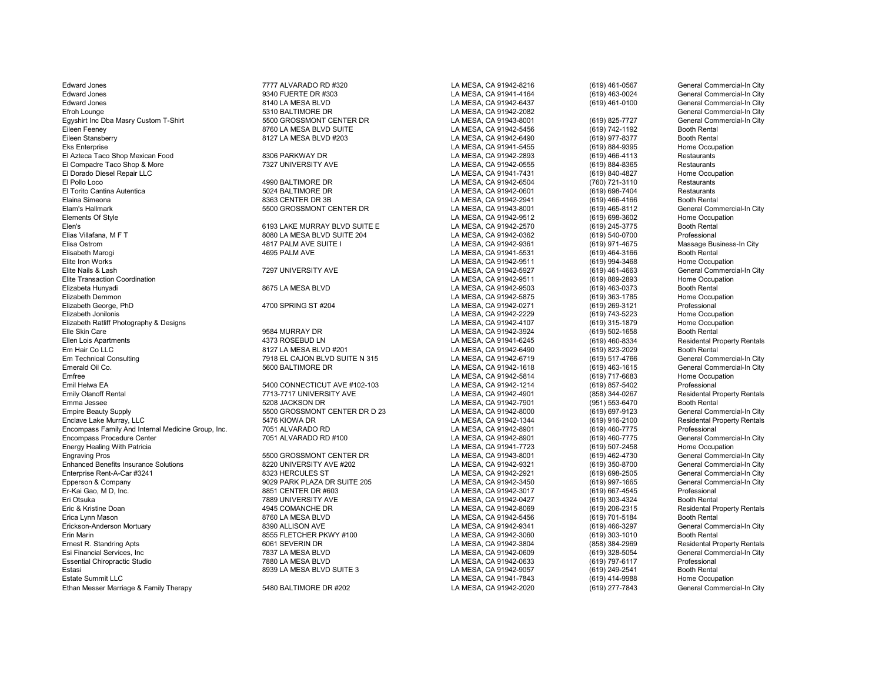| | | | | |
|---|---|---|---|---|
| Edward Jones | 7777 ALVARADO RD #320 | LA MESA, CA 91942-8216 | (619) 461-0567 | General Commercial-In City |
| Edward Jones | 9340 FUERTE DR #303 | LA MESA, CA 91941-4164 | (619) 463-0024 | General Commercial-In City |
| Edward Jones | 8140 LA MESA BLVD | LA MESA, CA 91942-6437 | (619) 461-0100 | General Commercial-In City |
| Efroh Lounge | 5310 BALTIMORE DR | LA MESA, CA 91942-2082 | | General Commercial-In City |
| Egyshirt Inc Dba Masry Custom T-Shirt | 5500 GROSSMONT CENTER DR | LA MESA, CA 91943-8001 | (619) 825-7727 | General Commercial-In City |
| Eileen Feeney | 8760 LA MESA BLVD SUITE | LA MESA, CA 91942-5456 | (619) 742-1192 | Booth Rental |
| Eileen Stansberry | 8127 LA MESA BLVD #203 | LA MESA, CA 91942-6490 | (619) 977-8377 | Booth Rental |
| Eks Enterprise | | LA MESA, CA 91941-5455 | (619) 884-9395 | Home Occupation |
| El Azteca Taco Shop Mexican Food | 8306 PARKWAY DR | LA MESA, CA 91942-2893 | (619) 466-4113 | Restaurants |
| El Compadre Taco Shop & More | 7327 UNIVERSITY AVE | LA MESA, CA 91942-0555 | (619) 884-8365 | Restaurants |
| El Dorado Diesel Repair LLC | | LA MESA, CA 91941-7431 | (619) 840-4827 | Home Occupation |
| El Pollo Loco | 4990 BALTIMORE DR | LA MESA, CA 91942-6504 | (760) 721-3110 | Restaurants |
| El Torito Cantina Autentica | 5024 BALTIMORE DR | LA MESA, CA 91942-0601 | (619) 698-7404 | Restaurants |
| Elaina Simeona | 8363 CENTER DR 3B | LA MESA, CA 91942-2941 | (619) 466-4166 | Booth Rental |
| Elam's Hallmark | 5500 GROSSMONT CENTER DR | LA MESA, CA 91943-8001 | (619) 465-8112 | General Commercial-In City |
| Elements Of Style | | LA MESA, CA 91942-9512 | (619) 698-3602 | Home Occupation |
| Elen's | 6193 LAKE MURRAY BLVD SUITE E | LA MESA, CA 91942-2570 | (619) 245-3775 | Booth Rental |
| Elias Villafana, M F T | 8080 LA MESA BLVD SUITE 204 | LA MESA, CA 91942-0362 | (619) 540-0700 | Professional |
| Elisa Ostrom | 4817 PALM AVE SUITE I | LA MESA, CA 91942-9361 | (619) 971-4675 | Massage Business-In City |
| Elisabeth Marogi | 4695 PALM AVE | LA MESA, CA 91941-5531 | (619) 464-3166 | Booth Rental |
| Elite Iron Works | | LA MESA, CA 91942-9511 | (619) 994-3468 | Home Occupation |
| Elite Nails & Lash | 7297 UNIVERSITY AVE | LA MESA, CA 91942-5927 | (619) 461-4663 | General Commercial-In City |
| Elite Transaction Coordination | | LA MESA, CA 91942-9511 | (619) 889-2893 | Home Occupation |
| Elizabeta Hunyadi | 8675 LA MESA BLVD | LA MESA, CA 91942-9503 | (619) 463-0373 | Booth Rental |
| Elizabeth Demmon | | LA MESA, CA 91942-5875 | (619) 363-1785 | Home Occupation |
| Elizabeth George, PhD | 4700 SPRING ST #204 | LA MESA, CA 91942-0271 | (619) 269-3121 | Professional |
| Elizabeth Jonilonis | | LA MESA, CA 91942-2229 | (619) 743-5223 | Home Occupation |
| Elizabeth Ratliff Photography & Designs | | LA MESA, CA 91942-4107 | (619) 315-1879 | Home Occupation |
| Elle Skin Care | 9584 MURRAY DR | LA MESA, CA 91942-3924 | (619) 502-1658 | Booth Rental |
| Ellen Lois Apartments | 4373 ROSEBUD LN | LA MESA, CA 91941-6245 | (619) 460-8334 | Residental Property Rentals |
| Em Hair Co LLC | 8127 LA MESA BLVD #201 | LA MESA, CA 91942-6490 | (619) 823-2029 | Booth Rental |
| Em Technical Consulting | 7918 EL CAJON BLVD SUITE N 315 | LA MESA, CA 91942-6719 | (619) 517-4766 | General Commercial-In City |
| Emerald Oil Co. | 5600 BALTIMORE DR | LA MESA, CA 91942-1618 | (619) 463-1615 | General Commercial-In City |
| Emfree | | LA MESA, CA 91942-5814 | (619) 717-6683 | Home Occupation |
| Emil Helwa EA | 5400 CONNECTICUT AVE #102-103 | LA MESA, CA 91942-1214 | (619) 857-5402 | Professional |
| Emily Olanoff Rental | 7713-7717 UNIVERSITY AVE | LA MESA, CA 91942-4901 | (858) 344-0267 | Residental Property Rentals |
| Emma Jessee | 5208 JACKSON DR | LA MESA, CA 91942-7901 | (951) 553-6470 | Booth Rental |
| Empire Beauty Supply | 5500 GROSSMONT CENTER DR D 23 | LA MESA, CA 91942-8000 | (619) 697-9123 | General Commercial-In City |
| Enclave Lake Murray, LLC | 5476 KIOWA DR | LA MESA, CA 91942-1344 | (619) 916-2100 | Residental Property Rentals |
| Encompass Family And Internal Medicine Group, Inc. | 7051 ALVARADO RD | LA MESA, CA 91942-8901 | (619) 460-7775 | Professional |
| Encompass Procedure Center | 7051 ALVARADO RD #100 | LA MESA, CA 91942-8901 | (619) 460-7775 | General Commercial-In City |
| Energy Healing With Patricia | | LA MESA, CA 91941-7723 | (619) 507-2458 | Home Occupation |
| Engraving Pros | 5500 GROSSMONT CENTER DR | LA MESA, CA 91943-8001 | (619) 462-4730 | General Commercial-In City |
| Enhanced Benefits Insurance Solutions | 8220 UNIVERSITY AVE #202 | LA MESA, CA 91942-9321 | (619) 350-8700 | General Commercial-In City |
| Enterprise Rent-A-Car #3241 | 8323 HERCULES ST | LA MESA, CA 91942-2921 | (619) 698-2505 | General Commercial-In City |
| Epperson & Company | 9029 PARK PLAZA DR SUITE 205 | LA MESA, CA 91942-3450 | (619) 997-1665 | General Commercial-In City |
| Er-Kai Gao, M D, Inc. | 8851 CENTER DR #603 | LA MESA, CA 91942-3017 | (619) 667-4545 | Professional |
| Eri Otsuka | 7889 UNIVERSITY AVE | LA MESA, CA 91942-0427 | (619) 303-4324 | Booth Rental |
| Eric & Kristine Doan | 4945 COMANCHE DR | LA MESA, CA 91942-8069 | (619) 206-2315 | Residental Property Rentals |
| Erica Lynn Mason | 8760 LA MESA BLVD | LA MESA, CA 91942-5456 | (619) 701-5184 | Booth Rental |
| Erickson-Anderson Mortuary | 8390 ALLISON AVE | LA MESA, CA 91942-9341 | (619) 466-3297 | General Commercial-In City |
| Erin Marin | 8555 FLETCHER PKWY #100 | LA MESA, CA 91942-3060 | (619) 303-1010 | Booth Rental |
| Ernest R. Standring Apts | 6061 SEVERIN DR | LA MESA, CA 91942-3804 | (858) 384-2969 | Residental Property Rentals |
| Esi Financial Services, Inc | 7837 LA MESA BLVD | LA MESA, CA 91942-0609 | (619) 328-5054 | General Commercial-In City |
| Essential Chiropractic Studio | 7880 LA MESA BLVD | LA MESA, CA 91942-0633 | (619) 797-6117 | Professional |
| Estasi | 8939 LA MESA BLVD SUITE 3 | LA MESA, CA 91942-9057 | (619) 249-2541 | Booth Rental |
| Estate Summit LLC | | LA MESA, CA 91941-7843 | (619) 414-9988 | Home Occupation |
| Ethan Messer Marriage & Family Therapy | 5480 BALTIMORE DR #202 | LA MESA, CA 91942-2020 | (619) 277-7843 | General Commercial-In City |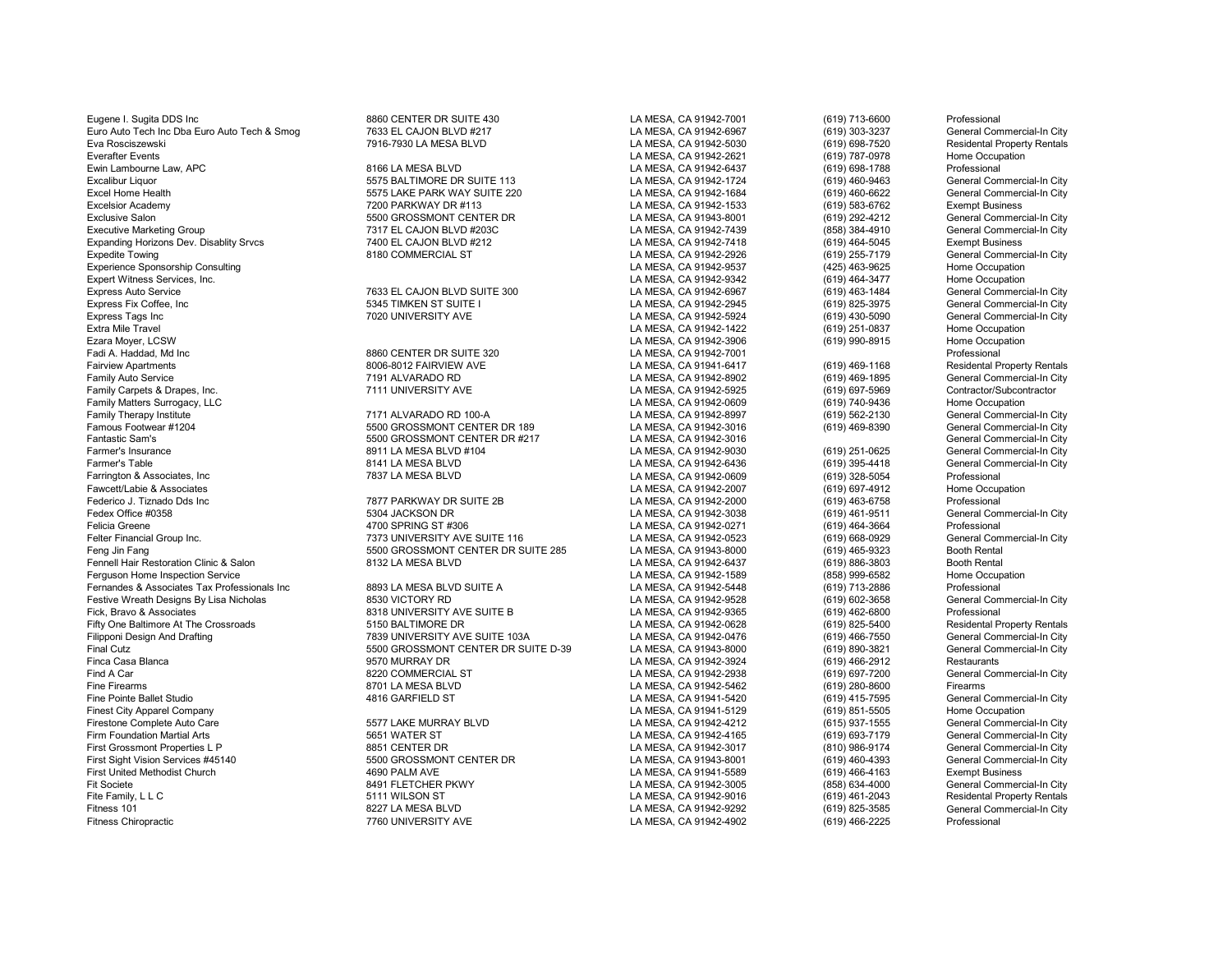| | | | | |
|---|---|---|---|---|
| Eugene I. Sugita DDS Inc | 8860 CENTER DR SUITE 430 | LA MESA, CA 91942-7001 | (619) 713-6600 | Professional |
| Euro Auto Tech Inc Dba Euro Auto Tech & Smog | 7633 EL CAJON BLVD #217 | LA MESA, CA 91942-6967 | (619) 303-3237 | General Commercial-In City |
| Eva Rosciszewski | 7916-7930 LA MESA BLVD | LA MESA, CA 91942-5030 | (619) 698-7520 | Residental Property Rentals |
| Everafter Events | | LA MESA, CA 91942-2621 | (619) 787-0978 | Home Occupation |
| Ewin Lambourne Law, APC | 8166 LA MESA BLVD | LA MESA, CA 91942-6437 | (619) 698-1788 | Professional |
| Excalibur Liquor | 5575 BALTIMORE DR SUITE 113 | LA MESA, CA 91942-1724 | (619) 460-9463 | General Commercial-In City |
| Excel Home Health | 5575 LAKE PARK WAY SUITE 220 | LA MESA, CA 91942-1684 | (619) 460-6622 | General Commercial-In City |
| Excelsior Academy | 7200 PARKWAY DR #113 | LA MESA, CA 91942-1533 | (619) 583-6762 | Exempt Business |
| Exclusive Salon | 5500 GROSSMONT CENTER DR | LA MESA, CA 91943-8001 | (619) 292-4212 | General Commercial-In City |
| Executive Marketing Group | 7317 EL CAJON BLVD #203C | LA MESA, CA 91942-7439 | (858) 384-4910 | General Commercial-In City |
| Expanding Horizons Dev. Disablity Srvcs | 7400 EL CAJON BLVD #212 | LA MESA, CA 91942-7418 | (619) 464-5045 | Exempt Business |
| Expedite Towing | 8180 COMMERCIAL ST | LA MESA, CA 91942-2926 | (619) 255-7179 | General Commercial-In City |
| Experience Sponsorship Consulting | | LA MESA, CA 91942-9537 | (425) 463-9625 | Home Occupation |
| Expert Witness Services, Inc. | | LA MESA, CA 91942-9342 | (619) 464-3477 | Home Occupation |
| Express Auto Service | 7633 EL CAJON BLVD SUITE 300 | LA MESA, CA 91942-6967 | (619) 463-1484 | General Commercial-In City |
| Express Fix Coffee, Inc | 5345 TIMKEN ST SUITE I | LA MESA, CA 91942-2945 | (619) 825-3975 | General Commercial-In City |
| Express Tags Inc | 7020 UNIVERSITY AVE | LA MESA, CA 91942-5924 | (619) 430-5090 | General Commercial-In City |
| Extra Mile Travel | | LA MESA, CA 91942-1422 | (619) 251-0837 | Home Occupation |
| Ezara Moyer, LCSW | | LA MESA, CA 91942-3906 | (619) 990-8915 | Home Occupation |
| Fadi A. Haddad, Md Inc | 8860 CENTER DR SUITE 320 | LA MESA, CA 91942-7001 | | Professional |
| Fairview Apartments | 8006-8012 FAIRVIEW AVE | LA MESA, CA 91941-6417 | (619) 469-1168 | Residental Property Rentals |
| Family Auto Service | 7191 ALVARADO RD | LA MESA, CA 91942-8902 | (619) 469-1895 | General Commercial-In City |
| Family Carpets & Drapes, Inc. | 7111 UNIVERSITY AVE | LA MESA, CA 91942-5925 | (619) 697-5969 | Contractor/Subcontractor |
| Family Matters Surrogacy, LLC | | LA MESA, CA 91942-0609 | (619) 740-9436 | Home Occupation |
| Family Therapy Institute | 7171 ALVARADO RD 100-A | LA MESA, CA 91942-8997 | (619) 562-2130 | General Commercial-In City |
| Famous Footwear #1204 | 5500 GROSSMONT CENTER DR 189 | LA MESA, CA 91942-3016 | (619) 469-8390 | General Commercial-In City |
| Fantastic Sam's | 5500 GROSSMONT CENTER DR #217 | LA MESA, CA 91942-3016 | | General Commercial-In City |
| Farmer's Insurance | 8911 LA MESA BLVD #104 | LA MESA, CA 91942-9030 | (619) 251-0625 | General Commercial-In City |
| Farmer's Table | 8141 LA MESA BLVD | LA MESA, CA 91942-6436 | (619) 395-4418 | General Commercial-In City |
| Farrington & Associates, Inc | 7837 LA MESA BLVD | LA MESA, CA 91942-0609 | (619) 328-5054 | Professional |
| Fawcett/Labie & Associates | | LA MESA, CA 91942-2007 | (619) 697-4912 | Home Occupation |
| Federico J. Tiznado Dds Inc | 7877 PARKWAY DR SUITE 2B | LA MESA, CA 91942-2000 | (619) 463-6758 | Professional |
| Fedex Office #0358 | 5304 JACKSON DR | LA MESA, CA 91942-3038 | (619) 461-9511 | General Commercial-In City |
| Felicia Greene | 4700 SPRING ST #306 | LA MESA, CA 91942-0271 | (619) 464-3664 | Professional |
| Felter Financial Group Inc. | 7373 UNIVERSITY AVE SUITE 116 | LA MESA, CA 91942-0523 | (619) 668-0929 | General Commercial-In City |
| Feng Jin Fang | 5500 GROSSMONT CENTER DR SUITE 285 | LA MESA, CA 91943-8000 | (619) 465-9323 | Booth Rental |
| Fennell Hair Restoration Clinic & Salon | 8132 LA MESA BLVD | LA MESA, CA 91942-6437 | (619) 886-3803 | Booth Rental |
| Ferguson Home Inspection Service | | LA MESA, CA 91942-1589 | (858) 999-6582 | Home Occupation |
| Fernandes & Associates Tax Professionals Inc | 8893 LA MESA BLVD SUITE A | LA MESA, CA 91942-5448 | (619) 713-2886 | Professional |
| Festive Wreath Designs By Lisa Nicholas | 8530 VICTORY RD | LA MESA, CA 91942-9528 | (619) 602-3658 | General Commercial-In City |
| Fick, Bravo & Associates | 8318 UNIVERSITY AVE SUITE B | LA MESA, CA 91942-9365 | (619) 462-6800 | Professional |
| Fifty One Baltimore At The Crossroads | 5150 BALTIMORE DR | LA MESA, CA 91942-0628 | (619) 825-5400 | Residental Property Rentals |
| Filipponi Design And Drafting | 7839 UNIVERSITY AVE SUITE 103A | LA MESA, CA 91942-0476 | (619) 466-7550 | General Commercial-In City |
| Final Cutz | 5500 GROSSMONT CENTER DR SUITE D-39 | LA MESA, CA 91943-8000 | (619) 890-3821 | General Commercial-In City |
| Finca Casa Blanca | 9570 MURRAY DR | LA MESA, CA 91942-3924 | (619) 466-2912 | Restaurants |
| Find A Car | 8220 COMMERCIAL ST | LA MESA, CA 91942-2938 | (619) 697-7200 | General Commercial-In City |
| Fine Firearms | 8701 LA MESA BLVD | LA MESA, CA 91942-5462 | (619) 280-8600 | Firearms |
| Fine Pointe Ballet Studio | 4816 GARFIELD ST | LA MESA, CA 91941-5420 | (619) 415-7595 | General Commercial-In City |
| Finest City Apparel Company | | LA MESA, CA 91941-5129 | (619) 851-5505 | Home Occupation |
| Firestone Complete Auto Care | 5577 LAKE MURRAY BLVD | LA MESA, CA 91942-4212 | (615) 937-1555 | General Commercial-In City |
| Firm Foundation Martial Arts | 5651 WATER ST | LA MESA, CA 91942-4165 | (619) 693-7179 | General Commercial-In City |
| First Grossmont Properties L P | 8851 CENTER DR | LA MESA, CA 91942-3017 | (810) 986-9174 | General Commercial-In City |
| First Sight Vision Services #45140 | 5500 GROSSMONT CENTER DR | LA MESA, CA 91943-8001 | (619) 460-4393 | General Commercial-In City |
| First United Methodist Church | 4690 PALM AVE | LA MESA, CA 91941-5589 | (619) 466-4163 | Exempt Business |
| Fit Societe | 8491 FLETCHER PKWY | LA MESA, CA 91942-3005 | (858) 634-4000 | General Commercial-In City |
| Fite Family, L L C | 5111 WILSON ST | LA MESA, CA 91942-9016 | (619) 461-2043 | Residental Property Rentals |
| Fitness 101 | 8227 LA MESA BLVD | LA MESA, CA 91942-9292 | (619) 825-3585 | General Commercial-In City |
| Fitness Chiropractic | 7760 UNIVERSITY AVE | LA MESA, CA 91942-4902 | (619) 466-2225 | Professional |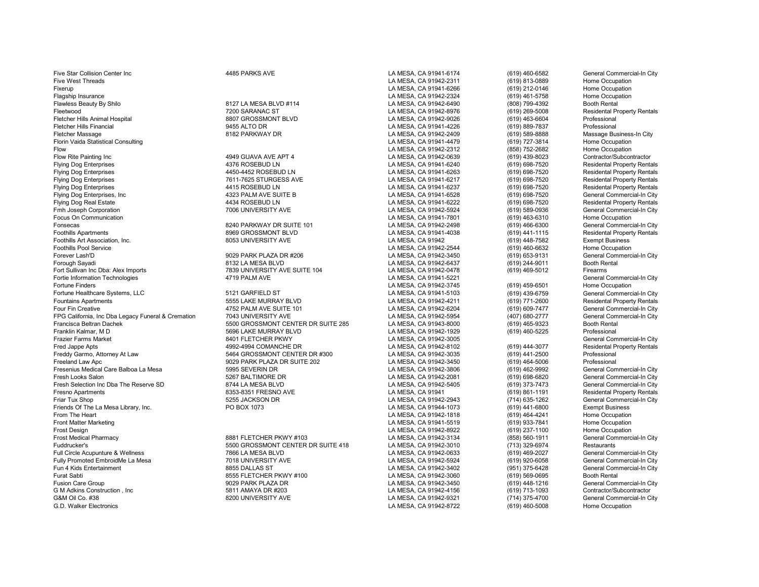| | | | | |
|---|---|---|---|---|
| Five Star Collision Center Inc | 4485 PARKS AVE | LA MESA, CA 91941-6174 | (619) 460-6582 | General Commercial-In City |
| Five West Threads | | LA MESA, CA 91942-2311 | (619) 813-0889 | Home Occupation |
| Fixerup | | LA MESA, CA 91941-6266 | (619) 212-0146 | Home Occupation |
| Flagship Insurance | | LA MESA, CA 91942-2324 | (619) 461-5758 | Home Occupation |
| Flawless Beauty By Shilo | 8127 LA MESA BLVD #114 | LA MESA, CA 91942-6490 | (808) 799-4392 | Booth Rental |
| Fleetwood | 7200 SARANAC ST | LA MESA, CA 91942-8976 | (619) 269-5008 | Residental Property Rentals |
| Fletcher Hills Animal Hospital | 8807 GROSSMONT BLVD | LA MESA, CA 91942-9026 | (619) 463-6604 | Professional |
| Fletcher Hills Financial | 9455 ALTO DR | LA MESA, CA 91941-4226 | (619) 889-7837 | Professional |
| Fletcher Massage | 8182 PARKWAY DR | LA MESA, CA 91942-2409 | (619) 589-8888 | Massage Business-In City |
| Florin Vaida Statistical Consulting | | LA MESA, CA 91941-4479 | (619) 727-3814 | Home Occupation |
| Flow | | LA MESA, CA 91942-2312 | (858) 752-2682 | Home Occupation |
| Flow Rite Painting Inc | 4949 GUAVA AVE APT 4 | LA MESA, CA 91942-0639 | (619) 439-8023 | Contractor/Subcontractor |
| Flying Dog Enterprises | 4376 ROSEBUD LN | LA MESA, CA 91941-6240 | (619) 698-7520 | Residental Property Rentals |
| Flying Dog Enterprises | 4450-4452 ROSEBUD LN | LA MESA, CA 91941-6263 | (619) 698-7520 | Residental Property Rentals |
| Flying Dog Enterprises | 7611-7625 STURGESS AVE | LA MESA, CA 91941-6217 | (619) 698-7520 | Residental Property Rentals |
| Flying Dog Enterprises | 4415 ROSEBUD LN | LA MESA, CA 91941-6237 | (619) 698-7520 | Residental Property Rentals |
| Flying Dog Enterprises, Inc | 4323 PALM AVE SUITE B | LA MESA, CA 91941-6528 | (619) 698-7520 | General Commercial-In City |
| Flying Dog Real Estate | 4434 ROSEBUD LN | LA MESA, CA 91941-6222 | (619) 698-7520 | Residental Property Rentals |
| Fmh Joseph Corporation | 7006 UNIVERSITY AVE | LA MESA, CA 91942-5924 | (619) 589-0936 | General Commercial-In City |
| Focus On Communication | | LA MESA, CA 91941-7801 | (619) 463-6310 | Home Occupation |
| Fonsecas | 8240 PARKWAY DR SUITE 101 | LA MESA, CA 91942-2498 | (619) 466-6300 | General Commercial-In City |
| Foothills Apartments | 8969 GROSSMONT BLVD | LA MESA, CA 91941-4038 | (619) 441-1115 | Residental Property Rentals |
| Foothills Art Association, Inc. | 8053 UNIVERSITY AVE | LA MESA, CA 91942 | (619) 448-7582 | Exempt Business |
| Foothills Pool Service | | LA MESA, CA 91942-2544 | (619) 460-6632 | Home Occupation |
| Forever Lash'D | 9029 PARK PLAZA DR #206 | LA MESA, CA 91942-3450 | (619) 653-9131 | General Commercial-In City |
| Forough Sayadi | 8132 LA MESA BLVD | LA MESA, CA 91942-6437 | (619) 244-9011 | Booth Rental |
| Fort Sullivan Inc Dba: Alex Imports | 7839 UNIVERSITY AVE SUITE 104 | LA MESA, CA 91942-0478 | (619) 469-5012 | Firearms |
| Fortie Information Technologies | 4719 PALM AVE | LA MESA, CA 91941-5221 | | General Commercial-In City |
| Fortune Finders | | LA MESA, CA 91942-3745 | (619) 459-6501 | Home Occupation |
| Fortune Healthcare Systems, LLC | 5121 GARFIELD ST | LA MESA, CA 91941-5103 | (619) 439-6759 | General Commercial-In City |
| Fountains Apartments | 5555 LAKE MURRAY BLVD | LA MESA, CA 91942-4211 | (619) 771-2600 | Residental Property Rentals |
| Four Fin Creative | 4752 PALM AVE SUITE 101 | LA MESA, CA 91942-6204 | (619) 609-7477 | General Commercial-In City |
| FPG California, Inc Dba Legacy Funeral & Cremation | 7043 UNIVERSITY AVE | LA MESA, CA 91942-5954 | (407) 680-2777 | General Commercial-In City |
| Francisca Beltran Dachek | 5500 GROSSMONT CENTER DR SUITE 285 | LA MESA, CA 91943-8000 | (619) 465-9323 | Booth Rental |
| Franklin Kalmar, M D | 5696 LAKE MURRAY BLVD | LA MESA, CA 91942-1929 | (619) 460-5225 | Professional |
| Frazier Farms Market | 8401 FLETCHER PKWY | LA MESA, CA 91942-3005 | | General Commercial-In City |
| Fred Jappe Apts | 4992-4994 COMANCHE DR | LA MESA, CA 91942-8102 | (619) 444-3077 | Residental Property Rentals |
| Freddy Garmo, Attorney At Law | 5464 GROSSMONT CENTER DR #300 | LA MESA, CA 91942-3035 | (619) 441-2500 | Professional |
| Freeland Law Apc | 9029 PARK PLAZA DR SUITE 202 | LA MESA, CA 91942-3450 | (619) 464-5006 | Professional |
| Fresenius Medical Care Balboa La Mesa | 5995 SEVERIN DR | LA MESA, CA 91942-3806 | (619) 462-9992 | General Commercial-In City |
| Fresh Looks Salon | 5267 BALTIMORE DR | LA MESA, CA 91942-2081 | (619) 698-6820 | General Commercial-In City |
| Fresh Selection Inc Dba The Reserve SD | 8744 LA MESA BLVD | LA MESA, CA 91942-5405 | (619) 373-7473 | General Commercial-In City |
| Fresno Apartments | 8353-8351 FRESNO AVE | LA MESA, CA 91941 | (619) 861-1191 | Residental Property Rentals |
| Friar Tux Shop | 5255 JACKSON DR | LA MESA, CA 91942-2943 | (714) 635-1262 | General Commercial-In City |
| Friends Of The La Mesa Library, Inc. | PO BOX 1073 | LA MESA, CA 91944-1073 | (619) 441-6800 | Exempt Business |
| From The Heart | | LA MESA, CA 91942-1818 | (619) 464-4241 | Home Occupation |
| Front Matter Marketing | | LA MESA, CA 91941-5519 | (619) 933-7841 | Home Occupation |
| Frost Design | | LA MESA, CA 91942-8922 | (619) 237-1100 | Home Occupation |
| Frost Medical Pharmacy | 8881 FLETCHER PKWY #103 | LA MESA, CA 91942-3134 | (858) 560-1911 | General Commercial-In City |
| Fuddrucker's | 5500 GROSSMONT CENTER DR SUITE 418 | LA MESA, CA 91942-3010 | (713) 329-6974 | Restaurants |
| Full Circle Acupunture & Wellness | 7866 LA MESA BLVD | LA MESA, CA 91942-0633 | (619) 469-2027 | General Commercial-In City |
| Fully Promoted EmbroidMe La Mesa | 7018 UNIVERSITY AVE | LA MESA, CA 91942-5924 | (619) 920-6058 | General Commercial-In City |
| Fun 4 Kids Entertainment | 8855 DALLAS ST | LA MESA, CA 91942-3402 | (951) 375-6428 | General Commercial-In City |
| Furat Sabti | 8555 FLETCHER PKWY #100 | LA MESA, CA 91942-3060 | (619) 569-0695 | Booth Rental |
| Fusion Care Group | 9029 PARK PLAZA DR | LA MESA, CA 91942-3450 | (619) 448-1216 | General Commercial-In City |
| G M Adkins Construction , Inc | 5811 AMAYA DR #203 | LA MESA, CA 91942-4156 | (619) 713-1093 | Contractor/Subcontractor |
| G&M Oil Co. #38 | 8200 UNIVERSITY AVE | LA MESA, CA 91942-9321 | (714) 375-4700 | General Commercial-In City |
| G.D. Walker Electronics | | LA MESA, CA 91942-8722 | (619) 460-5008 | Home Occupation |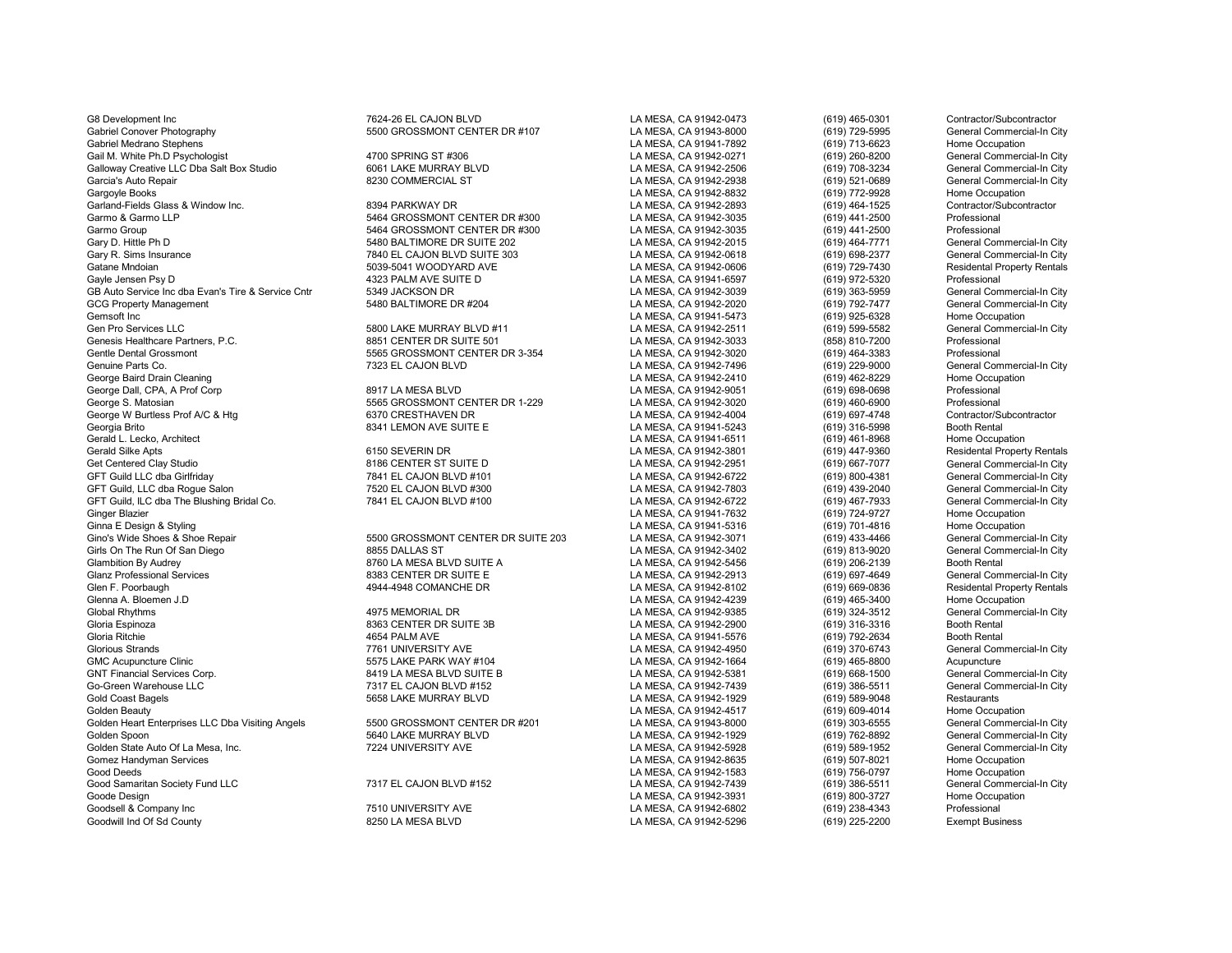| | | | | |
|---|---|---|---|---|
| G8 Development Inc | 7624-26 EL CAJON BLVD | LA MESA, CA 91942-0473 | (619) 465-0301 | Contractor/Subcontractor |
| Gabriel Conover Photography | 5500 GROSSMONT CENTER DR #107 | LA MESA, CA 91943-8000 | (619) 729-5995 | General Commercial-In City |
| Gabriel Medrano Stephens | | LA MESA, CA 91941-7892 | (619) 713-6623 | Home Occupation |
| Gail M. White Ph.D Psychologist | 4700 SPRING ST #306 | LA MESA, CA 91942-0271 | (619) 260-8200 | General Commercial-In City |
| Galloway Creative LLC Dba Salt Box Studio | 6061 LAKE MURRAY BLVD | LA MESA, CA 91942-2506 | (619) 708-3234 | General Commercial-In City |
| Garcia's Auto Repair | 8230 COMMERCIAL ST | LA MESA, CA 91942-2938 | (619) 521-0689 | General Commercial-In City |
| Gargoyle Books | | LA MESA, CA 91942-8832 | (619) 772-9928 | Home Occupation |
| Garland-Fields Glass & Window Inc. | 8394 PARKWAY DR | LA MESA, CA 91942-2893 | (619) 464-1525 | Contractor/Subcontractor |
| Garmo & Garmo LLP | 5464 GROSSMONT CENTER DR #300 | LA MESA, CA 91942-3035 | (619) 441-2500 | Professional |
| Garmo Group | 5464 GROSSMONT CENTER DR #300 | LA MESA, CA 91942-3035 | (619) 441-2500 | Professional |
| Gary D. Hittle Ph D | 5480 BALTIMORE DR SUITE 202 | LA MESA, CA 91942-2015 | (619) 464-7771 | General Commercial-In City |
| Gary R. Sims Insurance | 7840 EL CAJON BLVD SUITE 303 | LA MESA, CA 91942-0618 | (619) 698-2377 | General Commercial-In City |
| Gatane Mndoian | 5039-5041 WOODYARD AVE | LA MESA, CA 91942-0606 | (619) 729-7430 | Residental Property Rentals |
| Gayle Jensen Psy D | 4323 PALM AVE SUITE D | LA MESA, CA 91941-6597 | (619) 972-5320 | Professional |
| GB Auto Service Inc dba Evan's Tire & Service Cntr | 5349 JACKSON DR | LA MESA, CA 91942-3039 | (619) 363-5959 | General Commercial-In City |
| GCG Property Management | 5480 BALTIMORE DR #204 | LA MESA, CA 91942-2020 | (619) 792-7477 | General Commercial-In City |
| Gemsoft Inc | | LA MESA, CA 91941-5473 | (619) 925-6328 | Home Occupation |
| Gen Pro Services LLC | 5800 LAKE MURRAY BLVD #11 | LA MESA, CA 91942-2511 | (619) 599-5582 | General Commercial-In City |
| Genesis Healthcare Partners, P.C. | 8851 CENTER DR SUITE 501 | LA MESA, CA 91942-3033 | (858) 810-7200 | Professional |
| Gentle Dental Grossmont | 5565 GROSSMONT CENTER DR 3-354 | LA MESA, CA 91942-3020 | (619) 464-3383 | Professional |
| Genuine Parts Co. | 7323 EL CAJON BLVD | LA MESA, CA 91942-7496 | (619) 229-9000 | General Commercial-In City |
| George Baird Drain Cleaning | | LA MESA, CA 91942-2410 | (619) 462-8229 | Home Occupation |
| George Dall, CPA, A Prof Corp | 8917 LA MESA BLVD | LA MESA, CA 91942-9051 | (619) 698-0698 | Professional |
| George S. Matosian | 5565 GROSSMONT CENTER DR 1-229 | LA MESA, CA 91942-3020 | (619) 460-6900 | Professional |
| George W Burtless Prof A/C & Htg | 6370 CRESTHAVEN DR | LA MESA, CA 91942-4004 | (619) 697-4748 | Contractor/Subcontractor |
| Georgia Brito | 8341 LEMON AVE SUITE E | LA MESA, CA 91941-5243 | (619) 316-5998 | Booth Rental |
| Gerald L. Lecko, Architect | | LA MESA, CA 91941-6511 | (619) 461-8968 | Home Occupation |
| Gerald Silke Apts | 6150 SEVERIN DR | LA MESA, CA 91942-3801 | (619) 447-9360 | Residental Property Rentals |
| Get Centered Clay Studio | 8186 CENTER ST SUITE D | LA MESA, CA 91942-2951 | (619) 667-7077 | General Commercial-In City |
| GFT Guild LLC dba Girlfriday | 7841 EL CAJON BLVD #101 | LA MESA, CA 91942-6722 | (619) 800-4381 | General Commercial-In City |
| GFT Guild, LLC dba Rogue Salon | 7520 EL CAJON BLVD #300 | LA MESA, CA 91942-7803 | (619) 439-2040 | General Commercial-In City |
| GFT Guild, ILC dba The Blushing Bridal Co. | 7841 EL CAJON BLVD #100 | LA MESA, CA 91942-6722 | (619) 467-7933 | General Commercial-In City |
| Ginger Blazier | | LA MESA, CA 91941-7632 | (619) 724-9727 | Home Occupation |
| Ginna E Design & Styling | | LA MESA, CA 91941-5316 | (619) 701-4816 | Home Occupation |
| Gino's Wide Shoes & Shoe Repair | 5500 GROSSMONT CENTER DR SUITE 203 | LA MESA, CA 91942-3071 | (619) 433-4466 | General Commercial-In City |
| Girls On The Run Of San Diego | 8855 DALLAS ST | LA MESA, CA 91942-3402 | (619) 813-9020 | General Commercial-In City |
| Glambition By Audrey | 8760 LA MESA BLVD SUITE A | LA MESA, CA 91942-5456 | (619) 206-2139 | Booth Rental |
| Glanz Professional Services | 8383 CENTER DR SUITE E | LA MESA, CA 91942-2913 | (619) 697-4649 | General Commercial-In City |
| Glen F. Poorbaugh | 4944-4948 COMANCHE DR | LA MESA, CA 91942-8102 | (619) 669-0836 | Residental Property Rentals |
| Glenna A. Bloemen J.D | | LA MESA, CA 91942-4239 | (619) 465-3400 | Home Occupation |
| Global Rhythms | 4975 MEMORIAL DR | LA MESA, CA 91942-9385 | (619) 324-3512 | General Commercial-In City |
| Gloria Espinoza | 8363 CENTER DR SUITE 3B | LA MESA, CA 91942-2900 | (619) 316-3316 | Booth Rental |
| Gloria Ritchie | 4654 PALM AVE | LA MESA, CA 91941-5576 | (619) 792-2634 | Booth Rental |
| Glorious Strands | 7761 UNIVERSITY AVE | LA MESA, CA 91942-4950 | (619) 370-6743 | General Commercial-In City |
| GMC Acupuncture Clinic | 5575 LAKE PARK WAY #104 | LA MESA, CA 91942-1664 | (619) 465-8800 | Acupuncture |
| GNT Financial Services Corp. | 8419 LA MESA BLVD SUITE B | LA MESA, CA 91942-5381 | (619) 668-1500 | General Commercial-In City |
| Go-Green Warehouse LLC | 7317 EL CAJON BLVD #152 | LA MESA, CA 91942-7439 | (619) 386-5511 | General Commercial-In City |
| Gold Coast Bagels | 5658 LAKE MURRAY BLVD | LA MESA, CA 91942-1929 | (619) 589-9048 | Restaurants |
| Golden Beauty | | LA MESA, CA 91942-4517 | (619) 609-4014 | Home Occupation |
| Golden Heart Enterprises LLC Dba Visiting Angels | 5500 GROSSMONT CENTER DR #201 | LA MESA, CA 91943-8000 | (619) 303-6555 | General Commercial-In City |
| Golden Spoon | 5640 LAKE MURRAY BLVD | LA MESA, CA 91942-1929 | (619) 762-8892 | General Commercial-In City |
| Golden State Auto Of La Mesa, Inc. | 7224 UNIVERSITY AVE | LA MESA, CA 91942-5928 | (619) 589-1952 | General Commercial-In City |
| Gomez Handyman Services | | LA MESA, CA 91942-8635 | (619) 507-8021 | Home Occupation |
| Good Deeds | | LA MESA, CA 91942-1583 | (619) 756-0797 | Home Occupation |
| Good Samaritan Society Fund LLC | 7317 EL CAJON BLVD #152 | LA MESA, CA 91942-7439 | (619) 386-5511 | General Commercial-In City |
| Goode Design | | LA MESA, CA 91942-3931 | (619) 800-3727 | Home Occupation |
| Goodsell & Company Inc | 7510 UNIVERSITY AVE | LA MESA, CA 91942-6802 | (619) 238-4343 | Professional |
| Goodwill Ind Of Sd County | 8250 LA MESA BLVD | LA MESA, CA 91942-5296 | (619) 225-2200 | Exempt Business |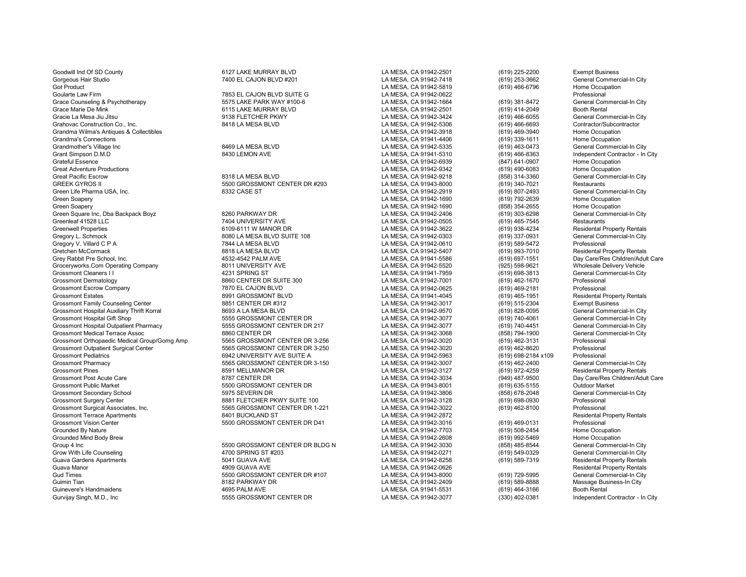| | | | | |
|---|---|---|---|---|
| Goodwill Ind Of SD County | 6127 LAKE MURRAY BLVD | LA MESA, CA 91942-2501 | (619) 225-2200 | Exempt Business |
| Gorgeous Hair Studio | 7400 EL CAJON BLVD #201 | LA MESA, CA 91942-7418 | (619) 253-3662 | General Commercial-In City |
| Got Product | | LA MESA, CA 91942-5819 | (619) 466-6796 | Home Occupation |
| Goularte Law Firm | 7853 EL CAJON BLVD SUITE G | LA MESA, CA 91942-0622 | | Professional |
| Grace Counseling & Psychotherapy | 5575 LAKE PARK WAY #100-6 | LA MESA, CA 91942-1664 | (619) 381-8472 | General Commercial-In City |
| Grace Marie De Mink | 6115 LAKE MURRAY BLVD | LA MESA, CA 91942-2501 | (619) 414-2049 | Booth Rental |
| Gracie La Mesa Jiu Jitsu | 9138 FLETCHER PKWY | LA MESA, CA 91942-3424 | (619) 466-6055 | General Commercial-In City |
| Grahovac Construction Co., Inc. | 8418 LA MESA BLVD | LA MESA, CA 91942-5306 | (619) 466-6693 | Contractor/Subcontractor |
| Grandma Wilma's Antiques & Collectibles | | LA MESA, CA 91942-3918 | (619) 469-3940 | Home Occupation |
| Grandma's Connections | | LA MESA, CA 91941-4406 | (619) 339-1611 | Home Occupation |
| Grandmother's Village Inc | 8469 LA MESA BLVD | LA MESA, CA 91942-5335 | (619) 463-0473 | General Commercial-In City |
| Grant Simpson D.M.D | 8430 LEMON AVE | LA MESA, CA 91941-5310 | (619) 466-8363 | Independent Contractor - In City |
| Grateful Essence | | LA MESA, CA 91942-6939 | (847) 641-0907 | Home Occupation |
| Great Adventure Productions | | LA MESA, CA 91942-9342 | (619) 490-6083 | Home Occupation |
| Great Pacific Escrow | 8318 LA MESA BLVD | LA MESA, CA 91942-9218 | (858) 314-3360 | General Commercial-In City |
| GREEK GYROS II | 5500 GROSSMONT CENTER DR #293 | LA MESA, CA 91943-8000 | (619) 340-7021 | Restaurants |
| Green Life Pharma USA, Inc. | 8332 CASE ST | LA MESA, CA 91942-2919 | (619) 807-2493 | General Commercial-In City |
| Green Soapery | | LA MESA, CA 91942-1690 | (619) 792-2639 | Home Occupation |
| Green Soapery | | LA MESA, CA 91942-1690 | (858) 354-2655 | Home Occupation |
| Green Square Inc, Dba Backpack Boyz | 8260 PARKWAY DR | LA MESA, CA 91942-2406 | (619) 303-6298 | General Commercial-In City |
| Greenleaf 41528 LLC | 7404 UNIVERSITY AVE | LA MESA, CA 91942-0505 | (619) 465-7545 | Restaurants |
| Greenwell Properties | 6109-6111 W MANOR DR | LA MESA, CA 91942-3622 | (619) 938-4234 | Residental Property Rentals |
| Gregory L. Schmock | 8080 LA MESA BLVD SUITE 108 | LA MESA, CA 91942-0303 | (619) 337-0931 | General Commercial-In City |
| Gregory V. Villard C P A | 7844 LA MESA BLVD | LA MESA, CA 91942-0610 | (619) 589-5472 | Professional |
| Gretchen McCormack | 8818 LA MESA BLVD | LA MESA, CA 91942-5407 | (619) 993-7010 | Residental Property Rentals |
| Grey Rabbit Pre School, Inc. | 4532-4542 PALM AVE | LA MESA, CA 91941-5586 | (619) 697-1551 | Day Care/Res Children/Adult Care |
| Groceryworks.Com Operating Company | 8011 UNIVERSITY AVE | LA MESA, CA 91942-5520 | (925) 598-9621 | Wholesale Delivery Vehicle |
| Grossmont Cleaners I I | 4231 SPRING ST | LA MESA, CA 91941-7959 | (619) 698-3813 | General Commercial-In City |
| Grossmont Dermatology | 8860 CENTER DR SUITE 300 | LA MESA, CA 91942-7001 | (619) 462-1670 | Professional |
| Grossmont Escrow Company | 7870 EL CAJON BLVD | LA MESA, CA 91942-0625 | (619) 469-2181 | Professional |
| Grossmont Estates | 8991 GROSSMONT BLVD | LA MESA, CA 91941-4045 | (619) 465-1951 | Residental Property Rentals |
| Grossmont Family Counseling Center | 8851 CENTER DR #312 | LA MESA, CA 91942-3017 | (619) 515-2304 | Exempt Business |
| Grossmont Hospital Auxiliary Thrift Korral | 8693 A LA MESA BLVD | LA MESA, CA 91942-9570 | (619) 828-0095 | General Commercial-In City |
| Grossmont Hospital Gift Shop | 5555 GROSSMONT CENTER DR | LA MESA, CA 91942-3077 | (619) 740-4061 | General Commercial-In City |
| Grossmont Hospital Outpatient Pharmacy | 5555 GROSSMONT CENTER DR 217 | LA MESA, CA 91942-3077 | (619) 740-4451 | General Commercial-In City |
| Grossmont Medical Terrace Assoc | 8860 CENTER DR | LA MESA, CA 91942-3068 | (858) 794-1900 | General Commercial-In City |
| Grossmont Orthopaedic Medical Group/Gomg Amp | 5565 GROSSMONT CENTER DR 3-256 | LA MESA, CA 91942-3020 | (619) 462-3131 | Professional |
| Grossmont Outpatient Surgical Center | 5565 GROSSMONT CENTER DR 3-250 | LA MESA, CA 91942-3020 | (619) 462-8620 | Professional |
| Grossmont Pediatrics | 6942 UNIVERSITY AVE SUITE A | LA MESA, CA 91942-5963 | (619) 698-2184 x109 | Professional |
| Grossmont Pharmacy | 5565 GROSSMONT CENTER DR 3-150 | LA MESA, CA 91942-3007 | (619) 462-2400 | General Commercial-In City |
| Grossmont Pines | 8591 MELLMANOR DR | LA MESA, CA 91942-3127 | (619) 972-4259 | Residental Property Rentals |
| Grossmont Post Acute Care | 8787 CENTER DR | LA MESA, CA 91942-3034 | (949) 487-9500 | Day Care/Res Children/Adult Care |
| Grossmont Public Market | 5500 GROSSMONT CENTER DR | LA MESA, CA 91943-8001 | (619) 635-5155 | Outdoor Market |
| Grossmont Secondary School | 5975 SEVERIN DR | LA MESA, CA 91942-3806 | (858) 678-2048 | General Commercial-In City |
| Grossmont Surgery Center | 8881 FLETCHER PKWY SUITE 100 | LA MESA, CA 91942-3128 | (619) 698-0930 | Professional |
| Grossmont Surgical Associates, Inc. | 5565 GROSSMONT CENTER DR 1-221 | LA MESA, CA 91942-3022 | (619) 462-8100 | Professional |
| Grossmont Terrace Apartments | 8401 BUCKLAND ST | LA MESA, CA 91942-2872 | | Residental Property Rentals |
| Grossmont Vision Center | 5500 GROSSMONT CENTER DR D41 | LA MESA, CA 91942-3016 | (619) 469-0131 | Professional |
| Grounded By Nature | | LA MESA, CA 91942-7703 | (619) 508-2454 | Home Occupation |
| Grounded Mind Body Brew | | LA MESA, CA 91942-2608 | (619) 992-5469 | Home Occupation |
| Group 4 Inc | 5500 GROSSMONT CENTER DR BLDG N | LA MESA, CA 91942-3030 | (858) 485-8544 | General Commercial-In City |
| Grow With Life Counseling | 4700 SPRING ST #203 | LA MESA, CA 91942-0271 | (619) 549-0329 | General Commercial-In City |
| Guava Gardens Apartments | 5041 GUAVA AVE | LA MESA, CA 91942-8258 | (619) 589-7319 | Residental Property Rentals |
| Guava Manor | 4909 GUAVA AVE | LA MESA, CA 91942-0626 | | Residental Property Rentals |
| Gud Times | 5500 GROSSMONT CENTER DR #107 | LA MESA, CA 91943-8000 | (619) 729-5995 | General Commercial-In City |
| Guimin Tian | 8182 PARKWAY DR | LA MESA, CA 91942-2409 | (619) 589-8888 | Massage Business-In City |
| Guinevere's Handmaidens | 4695 PALM AVE | LA MESA, CA 91941-5531 | (619) 464-3166 | Booth Rental |
| Gurvijay Singh, M.D., Inc | 5555 GROSSMONT CENTER DR | LA MESA, CA 91942-3077 | (330) 402-0381 | Independent Contractor - In City |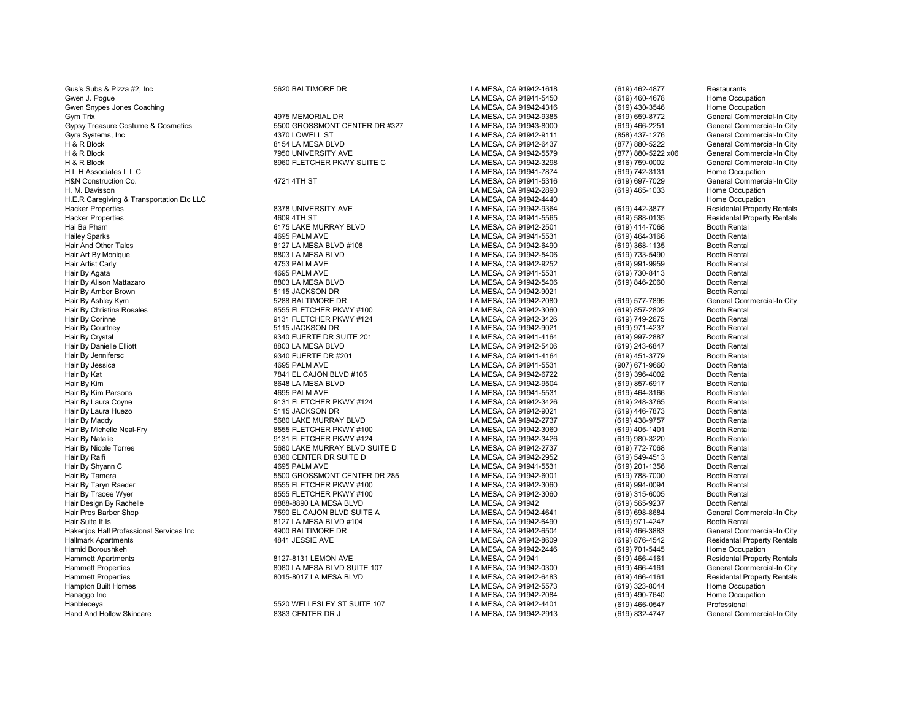| | | | | |
|---|---|---|---|---|
| Gus's Subs & Pizza #2, Inc | 5620 BALTIMORE DR | LA MESA, CA 91942-1618 | (619) 462-4877 | Restaurants |
| Gwen J. Pogue | | LA MESA, CA 91941-5450 | (619) 460-4678 | Home Occupation |
| Gwen Snypes Jones Coaching | | LA MESA, CA 91942-4316 | (619) 430-3546 | Home Occupation |
| Gym Trix | 4975 MEMORIAL DR | LA MESA, CA 91942-9385 | (619) 659-8772 | General Commercial-In City |
| Gypsy Treasure Costume & Cosmetics | 5500 GROSSMONT CENTER DR #327 | LA MESA, CA 91943-8000 | (619) 466-2251 | General Commercial-In City |
| Gyra Systems, Inc | 4370 LOWELL ST | LA MESA, CA 91942-9111 | (858) 437-1276 | General Commercial-In City |
| H & R Block | 8154 LA MESA BLVD | LA MESA, CA 91942-6437 | (877) 880-5222 | General Commercial-In City |
| H & R Block | 7950 UNIVERSITY AVE | LA MESA, CA 91942-5579 | (877) 880-5222 x06 | General Commercial-In City |
| H & R Block | 8960 FLETCHER PKWY SUITE C | LA MESA, CA 91942-3298 | (816) 759-0002 | General Commercial-In City |
| H L H Associates L L C | | LA MESA, CA 91941-7874 | (619) 742-3131 | Home Occupation |
| H&N Construction Co. | 4721 4TH ST | LA MESA, CA 91941-5316 | (619) 697-7029 | General Commercial-In City |
| H. M. Davisson | | LA MESA, CA 91942-2890 | (619) 465-1033 | Home Occupation |
| H.E.R Caregiving & Transportation Etc LLC | | LA MESA, CA 91942-4440 | | Home Occupation |
| Hacker Properties | 8378 UNIVERSITY AVE | LA MESA, CA 91942-9364 | (619) 442-3877 | Residental Property Rentals |
| Hacker Properties | 4609 4TH ST | LA MESA, CA 91941-5565 | (619) 588-0135 | Residental Property Rentals |
| Hai Ba Pham | 6175 LAKE MURRAY BLVD | LA MESA, CA 91942-2501 | (619) 414-7068 | Booth Rental |
| Hailey Sparks | 4695 PALM AVE | LA MESA, CA 91941-5531 | (619) 464-3166 | Booth Rental |
| Hair And Other Tales | 8127 LA MESA BLVD #108 | LA MESA, CA 91942-6490 | (619) 368-1135 | Booth Rental |
| Hair Art By Monique | 8803 LA MESA BLVD | LA MESA, CA 91942-5406 | (619) 733-5490 | Booth Rental |
| Hair Artist Carly | 4753 PALM AVE | LA MESA, CA 91942-9252 | (619) 991-9959 | Booth Rental |
| Hair By Agata | 4695 PALM AVE | LA MESA, CA 91941-5531 | (619) 730-8413 | Booth Rental |
| Hair By Alison Mattazaro | 8803 LA MESA BLVD | LA MESA, CA 91942-5406 | (619) 846-2060 | Booth Rental |
| Hair By Amber Brown | 5115 JACKSON DR | LA MESA, CA 91942-9021 | | Booth Rental |
| Hair By Ashley Kym | 5288 BALTIMORE DR | LA MESA, CA 91942-2080 | (619) 577-7895 | General Commercial-In City |
| Hair By Christina Rosales | 8555 FLETCHER PKWY #100 | LA MESA, CA 91942-3060 | (619) 857-2802 | Booth Rental |
| Hair By Corinne | 9131 FLETCHER PKWY #124 | LA MESA, CA 91942-3426 | (619) 749-2675 | Booth Rental |
| Hair By Courtney | 5115 JACKSON DR | LA MESA, CA 91942-9021 | (619) 971-4237 | Booth Rental |
| Hair By Crystal | 9340 FUERTE DR SUITE 201 | LA MESA, CA 91941-4164 | (619) 997-2887 | Booth Rental |
| Hair By Danielle Elliott | 8803 LA MESA BLVD | LA MESA, CA 91942-5406 | (619) 243-6847 | Booth Rental |
| Hair By Jennifersc | 9340 FUERTE DR #201 | LA MESA, CA 91941-4164 | (619) 451-3779 | Booth Rental |
| Hair By Jessica | 4695 PALM AVE | LA MESA, CA 91941-5531 | (907) 671-9660 | Booth Rental |
| Hair By Kat | 7841 EL CAJON BLVD #105 | LA MESA, CA 91942-6722 | (619) 396-4002 | Booth Rental |
| Hair By Kim | 8648 LA MESA BLVD | LA MESA, CA 91942-9504 | (619) 857-6917 | Booth Rental |
| Hair By Kim Parsons | 4695 PALM AVE | LA MESA, CA 91941-5531 | (619) 464-3166 | Booth Rental |
| Hair By Laura Coyne | 9131 FLETCHER PKWY #124 | LA MESA, CA 91942-3426 | (619) 248-3765 | Booth Rental |
| Hair By Laura Huezo | 5115 JACKSON DR | LA MESA, CA 91942-9021 | (619) 446-7873 | Booth Rental |
| Hair By Maddy | 5680 LAKE MURRAY BLVD | LA MESA, CA 91942-2737 | (619) 438-9757 | Booth Rental |
| Hair By Michelle Neal-Fry | 8555 FLETCHER PKWY #100 | LA MESA, CA 91942-3060 | (619) 405-1401 | Booth Rental |
| Hair By Natalie | 9131 FLETCHER PKWY #124 | LA MESA, CA 91942-3426 | (619) 980-3220 | Booth Rental |
| Hair By Nicole Torres | 5680 LAKE MURRAY BLVD SUITE D | LA MESA, CA 91942-2737 | (619) 772-7068 | Booth Rental |
| Hair By Raifi | 8380 CENTER DR SUITE D | LA MESA, CA 91942-2952 | (619) 549-4513 | Booth Rental |
| Hair By Shyann C | 4695 PALM AVE | LA MESA, CA 91941-5531 | (619) 201-1356 | Booth Rental |
| Hair By Tamera | 5500 GROSSMONT CENTER DR 285 | LA MESA, CA 91942-6001 | (619) 788-7000 | Booth Rental |
| Hair By Taryn Raeder | 8555 FLETCHER PKWY #100 | LA MESA, CA 91942-3060 | (619) 994-0094 | Booth Rental |
| Hair By Tracee Wyer | 8555 FLETCHER PKWY #100 | LA MESA, CA 91942-3060 | (619) 315-6005 | Booth Rental |
| Hair Design By Rachelle | 8888-8890 LA MESA BLVD | LA MESA, CA 91942 | (619) 565-9237 | Booth Rental |
| Hair Pros Barber Shop | 7590 EL CAJON BLVD SUITE A | LA MESA, CA 91942-4641 | (619) 698-8684 | General Commercial-In City |
| Hair Suite It Is | 8127 LA MESA BLVD #104 | LA MESA, CA 91942-6490 | (619) 971-4247 | Booth Rental |
| Hakenjos Hall Professional Services Inc | 4900 BALTIMORE DR | LA MESA, CA 91942-6504 | (619) 466-3883 | General Commercial-In City |
| Hallmark Apartments | 4841 JESSIE AVE | LA MESA, CA 91942-8609 | (619) 876-4542 | Residental Property Rentals |
| Hamid Boroushkeh | | LA MESA, CA 91942-2446 | (619) 701-5445 | Home Occupation |
| Hammett Apartments | 8127-8131 LEMON AVE | LA MESA, CA 91941 | (619) 466-4161 | Residental Property Rentals |
| Hammett Properties | 8080 LA MESA BLVD SUITE 107 | LA MESA, CA 91942-0300 | (619) 466-4161 | General Commercial-In City |
| Hammett Properties | 8015-8017 LA MESA BLVD | LA MESA, CA 91942-6483 | (619) 466-4161 | Residental Property Rentals |
| Hampton Built Homes | | LA MESA, CA 91942-5573 | (619) 323-8044 | Home Occupation |
| Hanaggo Inc | | LA MESA, CA 91942-2084 | (619) 490-7640 | Home Occupation |
| Hanbleceya | 5520 WELLESLEY ST SUITE 107 | LA MESA, CA 91942-4401 | (619) 466-0547 | Professional |
| Hand And Hollow Skincare | 8383 CENTER DR J | LA MESA, CA 91942-2913 | (619) 832-4747 | General Commercial-In City |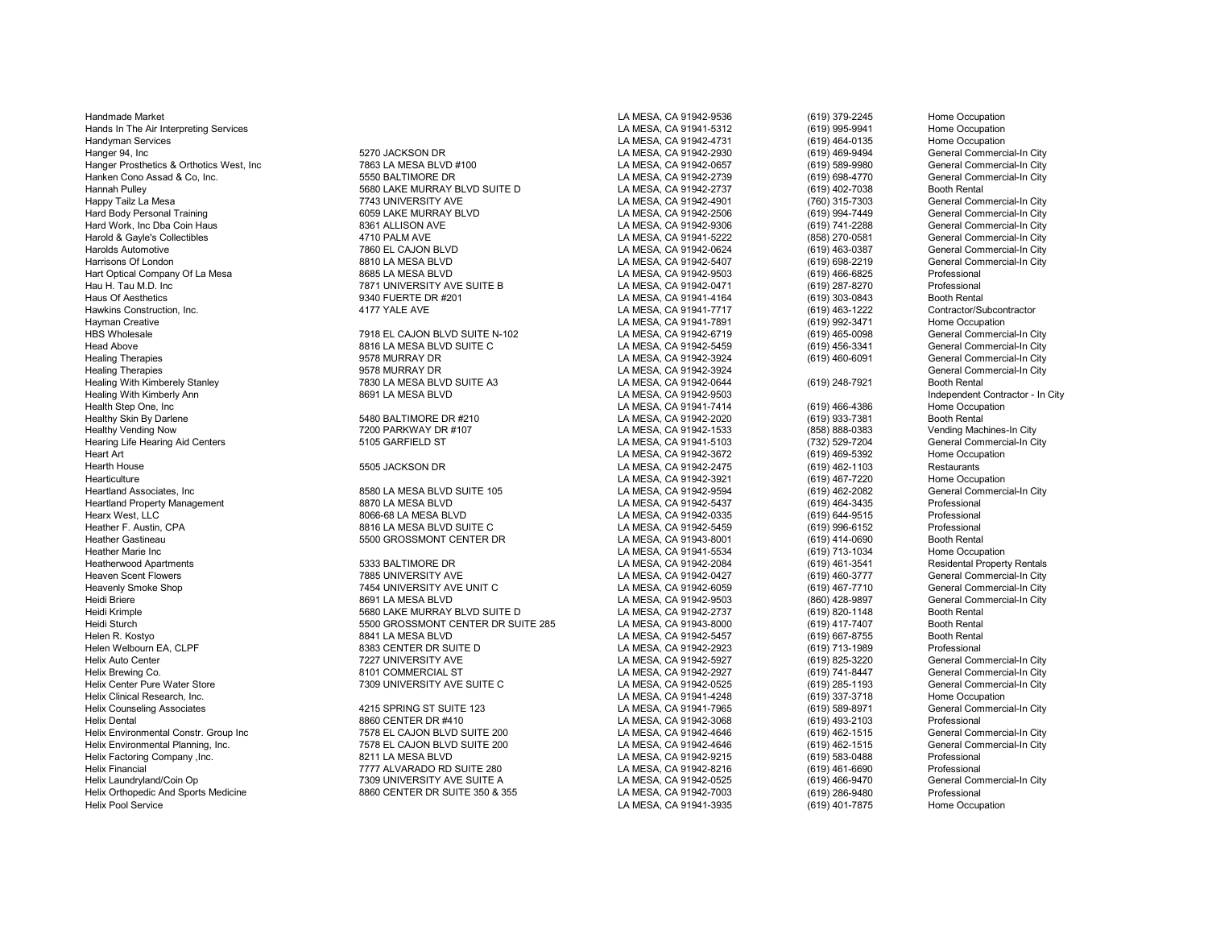| | | | | |
|---|---|---|---|---|
| Handmade Market | | LA MESA, CA 91942-9536 | (619) 379-2245 | Home Occupation |
| Hands In The Air Interpreting Services | | LA MESA, CA 91941-5312 | (619) 995-9941 | Home Occupation |
| Handyman Services | | LA MESA, CA 91942-4731 | (619) 464-0135 | Home Occupation |
| Hanger 94, Inc | 5270 JACKSON DR | LA MESA, CA 91942-2930 | (619) 469-9494 | General Commercial-In City |
| Hanger Prosthetics & Orthotics West, Inc | 7863 LA MESA BLVD #100 | LA MESA, CA 91942-0657 | (619) 589-9980 | General Commercial-In City |
| Hanken Cono Assad & Co, Inc. | 5550 BALTIMORE DR | LA MESA, CA 91942-2739 | (619) 698-4770 | General Commercial-In City |
| Hannah Pulley | 5680 LAKE MURRAY BLVD SUITE D | LA MESA, CA 91942-2737 | (619) 402-7038 | Booth Rental |
| Happy Tailz La Mesa | 7743 UNIVERSITY AVE | LA MESA, CA 91942-4901 | (760) 315-7303 | General Commercial-In City |
| Hard Body Personal Training | 6059 LAKE MURRAY BLVD | LA MESA, CA 91942-2506 | (619) 994-7449 | General Commercial-In City |
| Hard Work, Inc Dba Coin Haus | 8361 ALLISON AVE | LA MESA, CA 91942-9306 | (619) 741-2288 | General Commercial-In City |
| Harold & Gayle's Collectibles | 4710 PALM AVE | LA MESA, CA 91941-5222 | (858) 270-0581 | General Commercial-In City |
| Harolds Automotive | 7860 EL CAJON BLVD | LA MESA, CA 91942-0624 | (619) 463-0387 | General Commercial-In City |
| Harrisons Of London | 8810 LA MESA BLVD | LA MESA, CA 91942-5407 | (619) 698-2219 | General Commercial-In City |
| Hart Optical Company Of La Mesa | 8685 LA MESA BLVD | LA MESA, CA 91942-9503 | (619) 466-6825 | Professional |
| Hau H. Tau M.D. Inc | 7871 UNIVERSITY AVE SUITE B | LA MESA, CA 91942-0471 | (619) 287-8270 | Professional |
| Haus Of Aesthetics | 9340 FUERTE DR #201 | LA MESA, CA 91941-4164 | (619) 303-0843 | Booth Rental |
| Hawkins Construction, Inc. | 4177 YALE AVE | LA MESA, CA 91941-7717 | (619) 463-1222 | Contractor/Subcontractor |
| Hayman Creative | | LA MESA, CA 91941-7891 | (619) 992-3471 | Home Occupation |
| HBS Wholesale | 7918 EL CAJON BLVD SUITE N-102 | LA MESA, CA 91942-6719 | (619) 465-0098 | General Commercial-In City |
| Head Above | 8816 LA MESA BLVD SUITE C | LA MESA, CA 91942-5459 | (619) 456-3341 | General Commercial-In City |
| Healing Therapies | 9578 MURRAY DR | LA MESA, CA 91942-3924 | (619) 460-6091 | General Commercial-In City |
| Healing Therapies | 9578 MURRAY DR | LA MESA, CA 91942-3924 | | General Commercial-In City |
| Healing With Kimberely Stanley | 7830 LA MESA BLVD SUITE A3 | LA MESA, CA 91942-0644 | (619) 248-7921 | Booth Rental |
| Healing With Kimberly Ann | 8691 LA MESA BLVD | LA MESA, CA 91942-9503 | | Independent Contractor - In City |
| Health Step One, Inc | | LA MESA, CA 91941-7414 | (619) 466-4386 | Home Occupation |
| Healthy Skin By Darlene | 5480 BALTIMORE DR #210 | LA MESA, CA 91942-2020 | (619) 933-7381 | Booth Rental |
| Healthy Vending Now | 7200 PARKWAY DR #107 | LA MESA, CA 91942-1533 | (858) 888-0383 | Vending Machines-In City |
| Hearing Life Hearing Aid Centers | 5105 GARFIELD ST | LA MESA, CA 91941-5103 | (732) 529-7204 | General Commercial-In City |
| Heart Art | | LA MESA, CA 91942-3672 | (619) 469-5392 | Home Occupation |
| Hearth House | 5505 JACKSON DR | LA MESA, CA 91942-2475 | (619) 462-1103 | Restaurants |
| Hearticulture | | LA MESA, CA 91942-3921 | (619) 467-7220 | Home Occupation |
| Heartland Associates, Inc | 8580 LA MESA BLVD SUITE 105 | LA MESA, CA 91942-9594 | (619) 462-2082 | General Commercial-In City |
| Heartland Property Management | 8870 LA MESA BLVD | LA MESA, CA 91942-5437 | (619) 464-3435 | Professional |
| Hearx West, LLC | 8066-68 LA MESA BLVD | LA MESA, CA 91942-0335 | (619) 644-9515 | Professional |
| Heather F. Austin, CPA | 8816 LA MESA BLVD SUITE C | LA MESA, CA 91942-5459 | (619) 996-6152 | Professional |
| Heather Gastineau | 5500 GROSSMONT CENTER DR | LA MESA, CA 91943-8001 | (619) 414-0690 | Booth Rental |
| Heather Marie Inc | | LA MESA, CA 91941-5534 | (619) 713-1034 | Home Occupation |
| Heatherwood Apartments | 5333 BALTIMORE DR | LA MESA, CA 91942-2084 | (619) 461-3541 | Residental Property Rentals |
| Heaven Scent Flowers | 7885 UNIVERSITY AVE | LA MESA, CA 91942-0427 | (619) 460-3777 | General Commercial-In City |
| Heavenly Smoke Shop | 7454 UNIVERSITY AVE UNIT C | LA MESA, CA 91942-6059 | (619) 467-7710 | General Commercial-In City |
| Heidi Briere | 8691 LA MESA BLVD | LA MESA, CA 91942-9503 | (860) 428-9897 | General Commercial-In City |
| Heidi Krimple | 5680 LAKE MURRAY BLVD SUITE D | LA MESA, CA 91942-2737 | (619) 820-1148 | Booth Rental |
| Heidi Sturch | 5500 GROSSMONT CENTER DR SUITE 285 | LA MESA, CA 91943-8000 | (619) 417-7407 | Booth Rental |
| Helen R. Kostyo | 8841 LA MESA BLVD | LA MESA, CA 91942-5457 | (619) 667-8755 | Booth Rental |
| Helen Welbourn EA, CLPF | 8383 CENTER DR SUITE D | LA MESA, CA 91942-2923 | (619) 713-1989 | Professional |
| Helix Auto Center | 7227 UNIVERSITY AVE | LA MESA, CA 91942-5927 | (619) 825-3220 | General Commercial-In City |
| Helix Brewing Co. | 8101 COMMERCIAL ST | LA MESA, CA 91942-2927 | (619) 741-8447 | General Commercial-In City |
| Helix Center Pure Water Store | 7309 UNIVERSITY AVE SUITE C | LA MESA, CA 91942-0525 | (619) 285-1193 | General Commercial-In City |
| Helix Clinical Research, Inc. | | LA MESA, CA 91941-4248 | (619) 337-3718 | Home Occupation |
| Helix Counseling Associates | 4215 SPRING ST SUITE 123 | LA MESA, CA 91941-7965 | (619) 589-8971 | General Commercial-In City |
| Helix Dental | 8860 CENTER DR #410 | LA MESA, CA 91942-3068 | (619) 493-2103 | Professional |
| Helix Environmental Constr. Group Inc | 7578 EL CAJON BLVD SUITE 200 | LA MESA, CA 91942-4646 | (619) 462-1515 | General Commercial-In City |
| Helix Environmental Planning, Inc. | 7578 EL CAJON BLVD SUITE 200 | LA MESA, CA 91942-4646 | (619) 462-1515 | General Commercial-In City |
| Helix Factoring Company ,Inc. | 8211 LA MESA BLVD | LA MESA, CA 91942-9215 | (619) 583-0488 | Professional |
| Helix Financial | 7777 ALVARADO RD SUITE 280 | LA MESA, CA 91942-8216 | (619) 461-6690 | Professional |
| Helix Laundryland/Coin Op | 7309 UNIVERSITY AVE SUITE A | LA MESA, CA 91942-0525 | (619) 466-9470 | General Commercial-In City |
| Helix Orthopedic And Sports Medicine | 8860 CENTER DR SUITE 350 & 355 | LA MESA, CA 91942-7003 | (619) 286-9480 | Professional |
| Helix Pool Service | | LA MESA, CA 91941-3935 | (619) 401-7875 | Home Occupation |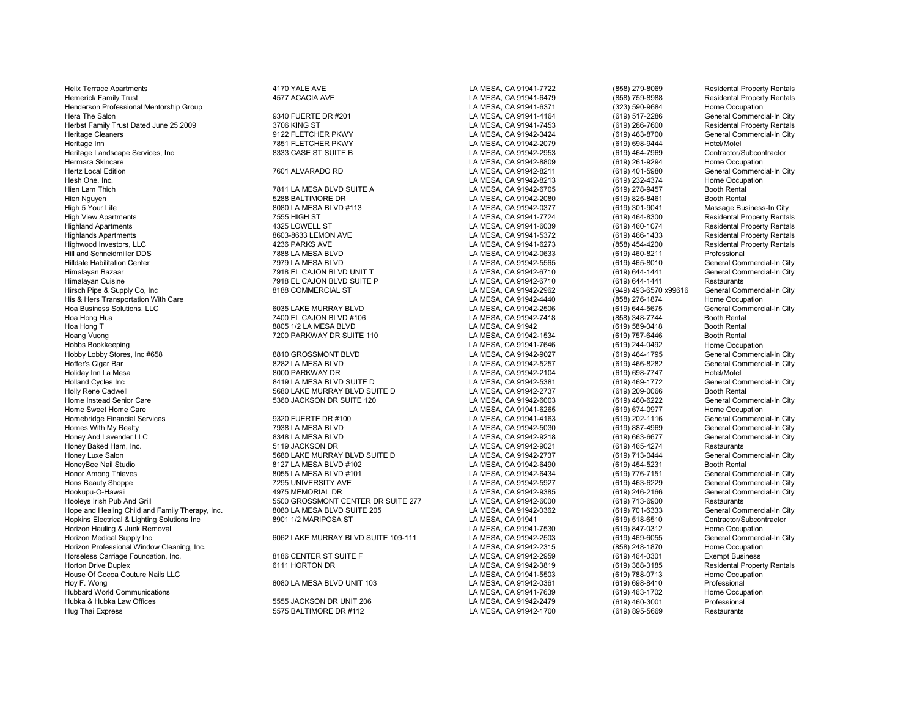| | | | | |
|---|---|---|---|---|
| Helix Terrace Apartments | 4170 YALE AVE | LA MESA, CA 91941-7722 | (858) 279-8069 | Residential Property Rentals |
| Hemerick Family Trust | 4577 ACACIA AVE | LA MESA, CA 91941-6479 | (858) 759-8988 | Residential Property Rentals |
| Henderson Professional Mentorship Group | | LA MESA, CA 91941-6371 | (323) 590-9684 | Home Occupation |
| Hera The Salon | 9340 FUERTE DR #201 | LA MESA, CA 91941-4164 | (619) 517-2286 | General Commercial-In City |
| Herbst Family Trust Dated June 25,2009 | 3706 KING ST | LA MESA, CA 91941-7453 | (619) 286-7600 | Residential Property Rentals |
| Heritage Cleaners | 9122 FLETCHER PKWY | LA MESA, CA 91942-3424 | (619) 463-8700 | General Commercial-In City |
| Heritage Inn | 7851 FLETCHER PKWY | LA MESA, CA 91942-2079 | (619) 698-9444 | Hotel/Motel |
| Heritage Landscape Services, Inc | 8333 CASE ST SUITE B | LA MESA, CA 91942-2953 | (619) 464-7969 | Contractor/Subcontractor |
| Hermara Skincare | | LA MESA, CA 91942-8809 | (619) 261-9294 | Home Occupation |
| Hertz Local Edition | 7601 ALVARADO RD | LA MESA, CA 91942-8211 | (619) 401-5980 | General Commercial-In City |
| Hesh One, Inc. | | LA MESA, CA 91942-8213 | (619) 232-4374 | Home Occupation |
| Hien Lam Thich | 7811 LA MESA BLVD SUITE A | LA MESA, CA 91942-6705 | (619) 278-9457 | Booth Rental |
| Hien Nguyen | 5288 BALTIMORE DR | LA MESA, CA 91942-2080 | (619) 825-8461 | Booth Rental |
| High 5 Your Life | 8080 LA MESA BLVD #113 | LA MESA, CA 91942-0377 | (619) 301-9041 | Massage Business-In City |
| High View Apartments | 7555 HIGH ST | LA MESA, CA 91941-7724 | (619) 464-8300 | Residential Property Rentals |
| Highland Apartments | 4325 LOWELL ST | LA MESA, CA 91941-6039 | (619) 460-1074 | Residential Property Rentals |
| Highlands Apartments | 8603-8633 LEMON AVE | LA MESA, CA 91941-5372 | (619) 466-1433 | Residential Property Rentals |
| Highwood Investors, LLC | 4236 PARKS AVE | LA MESA, CA 91941-6273 | (858) 454-4200 | Residential Property Rentals |
| Hill and Schneidmiller DDS | 7888 LA MESA BLVD | LA MESA, CA 91942-0633 | (619) 460-8211 | Professional |
| Hilldale Habilitation Center | 7979 LA MESA BLVD | LA MESA, CA 91942-5565 | (619) 465-8010 | General Commercial-In City |
| Himalayan Bazaar | 7918 EL CAJON BLVD UNIT T | LA MESA, CA 91942-6710 | (619) 644-1441 | General Commercial-In City |
| Himalayan Cuisine | 7918 EL CAJON BLVD SUITE P | LA MESA, CA 91942-6710 | (619) 644-1441 | Restaurants |
| Hirsch Pipe & Supply Co, Inc | 8188 COMMERCIAL ST | LA MESA, CA 91942-2962 | (949) 493-6570 x99616 | General Commercial-In City |
| His & Hers Transportation With Care | | LA MESA, CA 91942-4440 | (858) 276-1874 | Home Occupation |
| Hoa Business Solutions, LLC | 6035 LAKE MURRAY BLVD | LA MESA, CA 91942-2506 | (619) 644-5675 | General Commercial-In City |
| Hoa Hong Hua | 7400 EL CAJON BLVD #106 | LA MESA, CA 91942-7418 | (858) 348-7744 | Booth Rental |
| Hoa Hong T | 8805 1/2 LA MESA BLVD | LA MESA, CA 91942 | (619) 589-0418 | Booth Rental |
| Hoang Vuong | 7200 PARKWAY DR SUITE 110 | LA MESA, CA 91942-1534 | (619) 757-6446 | Booth Rental |
| Hobbs Bookkeeping | | LA MESA, CA 91941-7646 | (619) 244-0492 | Home Occupation |
| Hobby Lobby Stores, Inc #658 | 8810 GROSSMONT BLVD | LA MESA, CA 91942-9027 | (619) 464-1795 | General Commercial-In City |
| Hoffer's Cigar Bar | 8282 LA MESA BLVD | LA MESA, CA 91942-5257 | (619) 466-8282 | General Commercial-In City |
| Holiday Inn La Mesa | 8000 PARKWAY DR | LA MESA, CA 91942-2104 | (619) 698-7747 | Hotel/Motel |
| Holland Cycles Inc | 8419 LA MESA BLVD SUITE D | LA MESA, CA 91942-5381 | (619) 469-1772 | General Commercial-In City |
| Holly Rene Cadwell | 5680 LAKE MURRAY BLVD SUITE D | LA MESA, CA 91942-2737 | (619) 209-0066 | Booth Rental |
| Home Instead Senior Care | 5360 JACKSON DR SUITE 120 | LA MESA, CA 91942-6003 | (619) 460-6222 | General Commercial-In City |
| Home Sweet Home Care | | LA MESA, CA 91941-6265 | (619) 674-0977 | Home Occupation |
| Homebridge Financial Services | 9320 FUERTE DR #100 | LA MESA, CA 91941-4163 | (619) 202-1116 | General Commercial-In City |
| Homes With My Realty | 7938 LA MESA BLVD | LA MESA, CA 91942-5030 | (619) 887-4969 | General Commercial-In City |
| Honey And Lavender LLC | 8348 LA MESA BLVD | LA MESA, CA 91942-9218 | (619) 663-6677 | General Commercial-In City |
| Honey Baked Ham, Inc. | 5119 JACKSON DR | LA MESA, CA 91942-9021 | (619) 465-4274 | Restaurants |
| Honey Luxe Salon | 5680 LAKE MURRAY BLVD SUITE D | LA MESA, CA 91942-2737 | (619) 713-0444 | General Commercial-In City |
| HoneyBee Nail Studio | 8127 LA MESA BLVD #102 | LA MESA, CA 91942-6490 | (619) 454-5231 | Booth Rental |
| Honor Among Thieves | 8055 LA MESA BLVD #101 | LA MESA, CA 91942-6434 | (619) 776-7151 | General Commercial-In City |
| Hons Beauty Shoppe | 7295 UNIVERSITY AVE | LA MESA, CA 91942-5927 | (619) 463-6229 | General Commercial-In City |
| Hookupu-O-Hawaii | 4975 MEMORIAL DR | LA MESA, CA 91942-9385 | (619) 246-2166 | General Commercial-In City |
| Hooleys Irish Pub And Grill | 5500 GROSSMONT CENTER DR SUITE 277 | LA MESA, CA 91942-6000 | (619) 713-6900 | Restaurants |
| Hope and Healing Child and Family Therapy, Inc. | 8080 LA MESA BLVD SUITE 205 | LA MESA, CA 91942-0362 | (619) 701-6333 | General Commercial-In City |
| Hopkins Electrical & Lighting Solutions Inc | 8901 1/2 MARIPOSA ST | LA MESA, CA 91941 | (619) 518-6510 | Contractor/Subcontractor |
| Horizon Hauling & Junk Removal | | LA MESA, CA 91941-7530 | (619) 847-0312 | Home Occupation |
| Horizon Medical Supply Inc | 6062 LAKE MURRAY BLVD SUITE 109-111 | LA MESA, CA 91942-2503 | (619) 469-6055 | General Commercial-In City |
| Horizon Professional Window Cleaning, Inc. | | LA MESA, CA 91942-2315 | (858) 248-1870 | Home Occupation |
| Horseless Carriage Foundation, Inc. | 8186 CENTER ST SUITE F | LA MESA, CA 91942-2959 | (619) 464-0301 | Exempt Business |
| Horton Drive Duplex | 6111 HORTON DR | LA MESA, CA 91942-3819 | (619) 368-3185 | Residential Property Rentals |
| House Of Cocoa Couture Nails LLC | | LA MESA, CA 91941-5503 | (619) 788-0713 | Home Occupation |
| Hoy F. Wong | 8080 LA MESA BLVD UNIT 103 | LA MESA, CA 91942-0361 | (619) 698-8410 | Professional |
| Hubbard World Communications | | LA MESA, CA 91941-7639 | (619) 463-1702 | Home Occupation |
| Hubka & Hubka Law Offices | 5555 JACKSON DR UNIT 206 | LA MESA, CA 91942-2479 | (619) 460-3001 | Professional |
| Hug Thai Express | 5575 BALTIMORE DR #112 | LA MESA, CA 91942-1700 | (619) 895-5669 | Restaurants |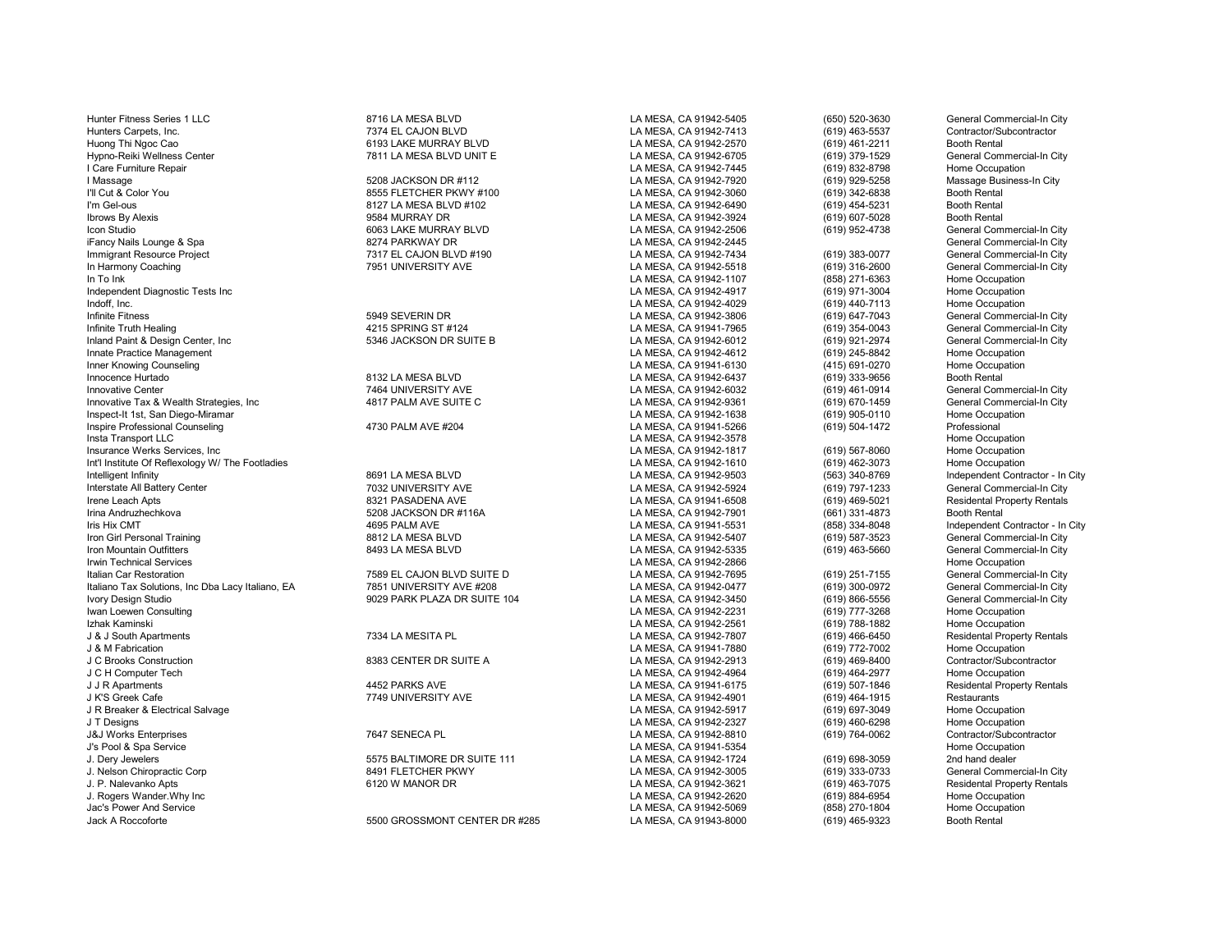| | | | | |
|---|---|---|---|---|
| Hunter Fitness Series 1 LLC | 8716 LA MESA BLVD | LA MESA, CA 91942-5405 | (650) 520-3630 | General Commercial-In City |
| Hunters Carpets, Inc. | 7374 EL CAJON BLVD | LA MESA, CA 91942-7413 | (619) 463-5537 | Contractor/Subcontractor |
| Huong Thi Ngoc Cao | 6193 LAKE MURRAY BLVD | LA MESA, CA 91942-2570 | (619) 461-2211 | Booth Rental |
| Hypno-Reiki Wellness Center | 7811 LA MESA BLVD UNIT E | LA MESA, CA 91942-6705 | (619) 379-1529 | General Commercial-In City |
| I Care Furniture Repair | | LA MESA, CA 91942-7445 | (619) 832-8798 | Home Occupation |
| I Massage | 5208 JACKSON DR #112 | LA MESA, CA 91942-7920 | (619) 929-5258 | Massage Business-In City |
| I'll Cut & Color You | 8555 FLETCHER PKWY #100 | LA MESA, CA 91942-3060 | (619) 342-6838 | Booth Rental |
| I'm Gel-ous | 8127 LA MESA BLVD #102 | LA MESA, CA 91942-6490 | (619) 454-5231 | Booth Rental |
| Ibrows By Alexis | 9584 MURRAY DR | LA MESA, CA 91942-3924 | (619) 607-5028 | Booth Rental |
| Icon Studio | 6063 LAKE MURRAY BLVD | LA MESA, CA 91942-2506 | (619) 952-4738 | General Commercial-In City |
| iFancy Nails Lounge & Spa | 8274 PARKWAY DR | LA MESA, CA 91942-2445 | | General Commercial-In City |
| Immigrant Resource Project | 7317 EL CAJON BLVD #190 | LA MESA, CA 91942-7434 | (619) 383-0077 | General Commercial-In City |
| In Harmony Coaching | 7951 UNIVERSITY AVE | LA MESA, CA 91942-5518 | (619) 316-2600 | General Commercial-In City |
| In To Ink | | LA MESA, CA 91942-1107 | (858) 271-6363 | Home Occupation |
| Independent Diagnostic Tests Inc | | LA MESA, CA 91942-4917 | (619) 971-3004 | Home Occupation |
| Indoff, Inc. | | LA MESA, CA 91942-4029 | (619) 440-7113 | Home Occupation |
| Infinite Fitness | 5949 SEVERIN DR | LA MESA, CA 91942-3806 | (619) 647-7043 | General Commercial-In City |
| Infinite Truth Healing | 4215 SPRING ST #124 | LA MESA, CA 91941-7965 | (619) 354-0043 | General Commercial-In City |
| Inland Paint & Design Center, Inc | 5346 JACKSON DR SUITE B | LA MESA, CA 91942-6012 | (619) 921-2974 | General Commercial-In City |
| Innate Practice Management | | LA MESA, CA 91942-4612 | (619) 245-8842 | Home Occupation |
| Inner Knowing Counseling | | LA MESA, CA 91941-6130 | (415) 691-0270 | Home Occupation |
| Innocence Hurtado | 8132 LA MESA BLVD | LA MESA, CA 91942-6437 | (619) 333-9656 | Booth Rental |
| Innovative Center | 7464 UNIVERSITY AVE | LA MESA, CA 91942-6032 | (619) 461-0914 | General Commercial-In City |
| Innovative Tax & Wealth Strategies, Inc | 4817 PALM AVE SUITE C | LA MESA, CA 91942-9361 | (619) 670-1459 | General Commercial-In City |
| Inspect-It 1st, San Diego-Miramar | | LA MESA, CA 91942-1638 | (619) 905-0110 | Home Occupation |
| Inspire Professional Counseling | 4730 PALM AVE #204 | LA MESA, CA 91941-5266 | (619) 504-1472 | Professional |
| Insta Transport LLC | | LA MESA, CA 91942-3578 | | Home Occupation |
| Insurance Werks Services, Inc | | LA MESA, CA 91942-1817 | (619) 567-8060 | Home Occupation |
| Int'l Institute Of Reflexology W/ The Footladies | | LA MESA, CA 91942-1610 | (619) 462-3073 | Home Occupation |
| Intelligent Infinity | 8691 LA MESA BLVD | LA MESA, CA 91942-9503 | (563) 340-8769 | Independent Contractor - In City |
| Interstate All Battery Center | 7032 UNIVERSITY AVE | LA MESA, CA 91942-5924 | (619) 797-1233 | General Commercial-In City |
| Irene Leach Apts | 8321 PASADENA AVE | LA MESA, CA 91941-6508 | (619) 469-5021 | Residental Property Rentals |
| Irina Andruzhechkova | 5208 JACKSON DR #116A | LA MESA, CA 91942-7901 | (661) 331-4873 | Booth Rental |
| Iris Hix CMT | 4695 PALM AVE | LA MESA, CA 91941-5531 | (858) 334-8048 | Independent Contractor - In City |
| Iron Girl Personal Training | 8812 LA MESA BLVD | LA MESA, CA 91942-5407 | (619) 587-3523 | General Commercial-In City |
| Iron Mountain Outfitters | 8493 LA MESA BLVD | LA MESA, CA 91942-5335 | (619) 463-5660 | General Commercial-In City |
| Irwin Technical Services | | LA MESA, CA 91942-2866 | | Home Occupation |
| Italian Car Restoration | 7589 EL CAJON BLVD SUITE D | LA MESA, CA 91942-7695 | (619) 251-7155 | General Commercial-In City |
| Italiano Tax Solutions, Inc Dba Lacy Italiano, EA | 7851 UNIVERSITY AVE #208 | LA MESA, CA 91942-0477 | (619) 300-0972 | General Commercial-In City |
| Ivory Design Studio | 9029 PARK PLAZA DR SUITE 104 | LA MESA, CA 91942-3450 | (619) 866-5556 | General Commercial-In City |
| Iwan Loewen Consulting | | LA MESA, CA 91942-2231 | (619) 777-3268 | Home Occupation |
| Izhak Kaminski | | LA MESA, CA 91942-2561 | (619) 788-1882 | Home Occupation |
| J & J South Apartments | 7334 LA MESITA PL | LA MESA, CA 91942-7807 | (619) 466-6450 | Residental Property Rentals |
| J & M Fabrication | | LA MESA, CA 91941-7880 | (619) 772-7002 | Home Occupation |
| J C Brooks Construction | 8383 CENTER DR SUITE A | LA MESA, CA 91942-2913 | (619) 469-8400 | Contractor/Subcontractor |
| J C H Computer Tech | | LA MESA, CA 91942-4964 | (619) 464-2977 | Home Occupation |
| J J R Apartments | 4452 PARKS AVE | LA MESA, CA 91941-6175 | (619) 507-1846 | Residental Property Rentals |
| J K'S Greek Cafe | 7749 UNIVERSITY AVE | LA MESA, CA 91942-4901 | (619) 464-1915 | Restaurants |
| J R Breaker & Electrical Salvage | | LA MESA, CA 91942-5917 | (619) 697-3049 | Home Occupation |
| J T Designs | | LA MESA, CA 91942-2327 | (619) 460-6298 | Home Occupation |
| J&J Works Enterprises | 7647 SENECA PL | LA MESA, CA 91942-8810 | (619) 764-0062 | Contractor/Subcontractor |
| J's Pool & Spa Service | | LA MESA, CA 91941-5354 | | Home Occupation |
| J. Dery Jewelers | 5575 BALTIMORE DR SUITE 111 | LA MESA, CA 91942-1724 | (619) 698-3059 | 2nd hand dealer |
| J. Nelson Chiropractic Corp | 8491 FLETCHER PKWY | LA MESA, CA 91942-3005 | (619) 333-0733 | General Commercial-In City |
| J. P. Nalevanko Apts | 6120 W MANOR DR | LA MESA, CA 91942-3621 | (619) 463-7075 | Residental Property Rentals |
| J. Rogers Wander.Why Inc | | LA MESA, CA 91942-2620 | (619) 884-6954 | Home Occupation |
| Jac's Power And Service | | LA MESA, CA 91942-5069 | (858) 270-1804 | Home Occupation |
| Jack A Roccoforte | 5500 GROSSMONT CENTER DR #285 | LA MESA, CA 91943-8000 | (619) 465-9323 | Booth Rental |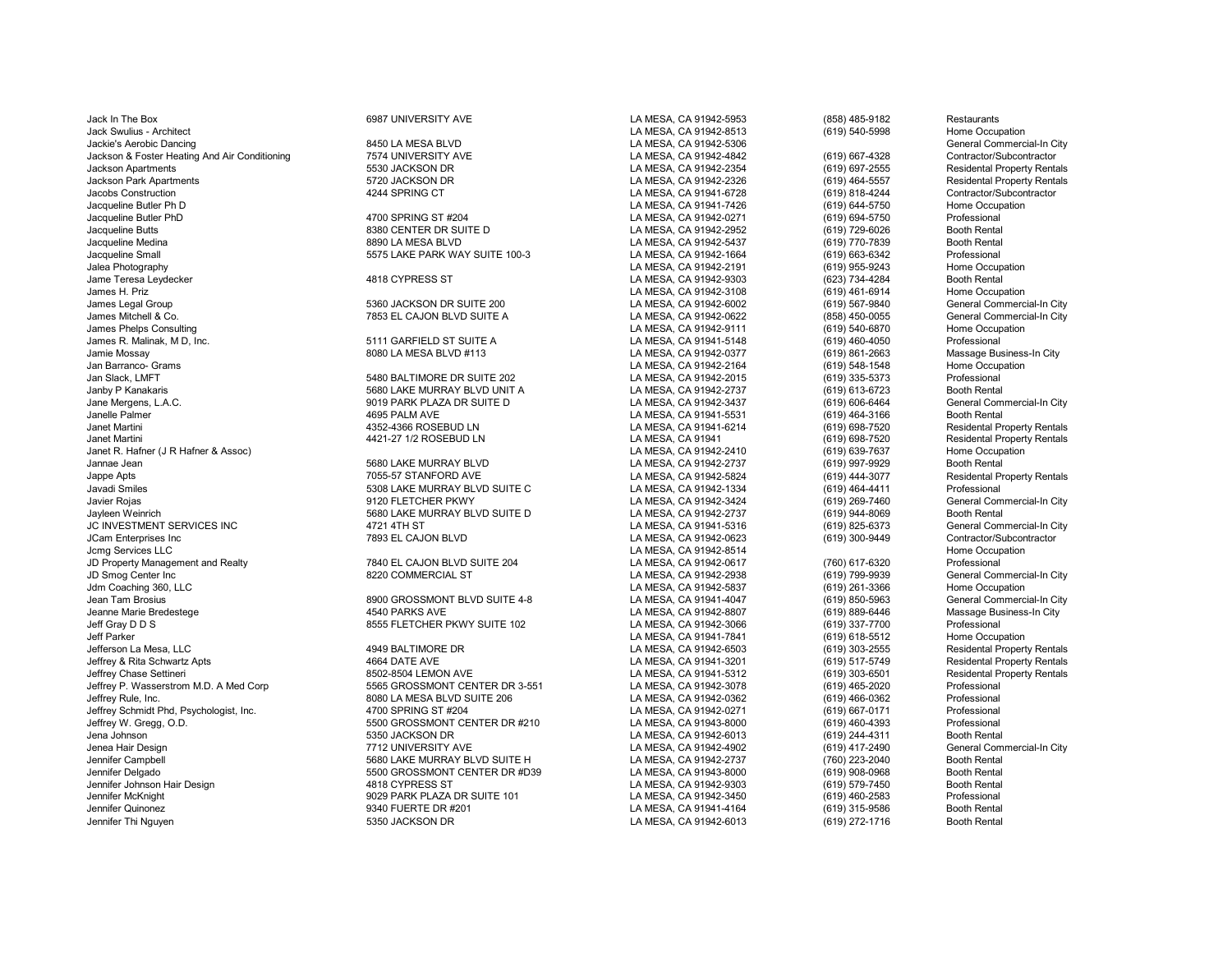| | | | | |
|---|---|---|---|---|
| Jack In The Box | 6987 UNIVERSITY AVE | LA MESA, CA 91942-5953 | (858) 485-9182 | Restaurants |
| Jack Swulius - Architect | | LA MESA, CA 91942-8513 | (619) 540-5998 | Home Occupation |
| Jackie's Aerobic Dancing | 8450 LA MESA BLVD | LA MESA, CA 91942-5306 | | General Commercial-In City |
| Jackson & Foster Heating And Air Conditioning | 7574 UNIVERSITY AVE | LA MESA, CA 91942-4842 | (619) 667-4328 | Contractor/Subcontractor |
| Jackson Apartments | 5530 JACKSON DR | LA MESA, CA 91942-2354 | (619) 697-2555 | Residental Property Rentals |
| Jackson Park Apartments | 5720 JACKSON DR | LA MESA, CA 91942-2326 | (619) 464-5557 | Residental Property Rentals |
| Jacobs Construction | 4244 SPRING CT | LA MESA, CA 91941-6728 | (619) 818-4244 | Contractor/Subcontractor |
| Jacqueline Butler Ph D | | LA MESA, CA 91941-7426 | (619) 644-5750 | Home Occupation |
| Jacqueline Butler PhD | 4700 SPRING ST #204 | LA MESA, CA 91942-0271 | (619) 694-5750 | Professional |
| Jacqueline Butts | 8380 CENTER DR SUITE D | LA MESA, CA 91942-2952 | (619) 729-6026 | Booth Rental |
| Jacqueline Medina | 8890 LA MESA BLVD | LA MESA, CA 91942-5437 | (619) 770-7839 | Booth Rental |
| Jacqueline Small | 5575 LAKE PARK WAY SUITE 100-3 | LA MESA, CA 91942-1664 | (619) 663-6342 | Professional |
| Jalea Photography | | LA MESA, CA 91942-2191 | (619) 955-9243 | Home Occupation |
| Jame Teresa Leydecker | 4818 CYPRESS ST | LA MESA, CA 91942-9303 | (623) 734-4284 | Booth Rental |
| James H. Priz | | LA MESA, CA 91942-3108 | (619) 461-6914 | Home Occupation |
| James Legal Group | 5360 JACKSON DR SUITE 200 | LA MESA, CA 91942-6002 | (619) 567-9840 | General Commercial-In City |
| James Mitchell & Co. | 7853 EL CAJON BLVD SUITE A | LA MESA, CA 91942-0622 | (858) 450-0055 | General Commercial-In City |
| James Phelps Consulting | | LA MESA, CA 91942-9111 | (619) 540-6870 | Home Occupation |
| James R. Malinak, M D, Inc. | 5111 GARFIELD ST SUITE A | LA MESA, CA 91941-5148 | (619) 460-4050 | Professional |
| Jamie Mossay | 8080 LA MESA BLVD #113 | LA MESA, CA 91942-0377 | (619) 861-2663 | Massage Business-In City |
| Jan Barranco- Grams | | LA MESA, CA 91942-2164 | (619) 548-1548 | Home Occupation |
| Jan Slack, LMFT | 5480 BALTIMORE DR SUITE 202 | LA MESA, CA 91942-2015 | (619) 335-5373 | Professional |
| Janby P Kanakaris | 5680 LAKE MURRAY BLVD UNIT A | LA MESA, CA 91942-2737 | (619) 613-6723 | Booth Rental |
| Jane Mergens, L.A.C. | 9019 PARK PLAZA DR SUITE D | LA MESA, CA 91942-3437 | (619) 606-6464 | General Commercial-In City |
| Janelle Palmer | 4695 PALM AVE | LA MESA, CA 91941-5531 | (619) 464-3166 | Booth Rental |
| Janet Martini | 4352-4366 ROSEBUD LN | LA MESA, CA 91941-6214 | (619) 698-7520 | Residental Property Rentals |
| Janet Martini | 4421-27 1/2 ROSEBUD LN | LA MESA, CA 91941 | (619) 698-7520 | Residental Property Rentals |
| Janet R. Hafner (J R Hafner & Assoc) | | LA MESA, CA 91942-2410 | (619) 639-7637 | Home Occupation |
| Jannae Jean | 5680 LAKE MURRAY BLVD | LA MESA, CA 91942-2737 | (619) 997-9929 | Booth Rental |
| Jappe Apts | 7055-57 STANFORD AVE | LA MESA, CA 91942-5824 | (619) 444-3077 | Residental Property Rentals |
| Javadi Smiles | 5308 LAKE MURRAY BLVD SUITE C | LA MESA, CA 91942-1334 | (619) 464-4411 | Professional |
| Javier Rojas | 9120 FLETCHER PKWY | LA MESA, CA 91942-3424 | (619) 269-7460 | General Commercial-In City |
| Jayleen Weinrich | 5680 LAKE MURRAY BLVD SUITE D | LA MESA, CA 91942-2737 | (619) 944-8069 | Booth Rental |
| JC INVESTMENT SERVICES INC | 4721 4TH ST | LA MESA, CA 91941-5316 | (619) 825-6373 | General Commercial-In City |
| JCam Enterprises Inc | 7893 EL CAJON BLVD | LA MESA, CA 91942-0623 | (619) 300-9449 | Contractor/Subcontractor |
| Jcmg Services LLC | | LA MESA, CA 91942-8514 | | Home Occupation |
| JD Property Management and Realty | 7840 EL CAJON BLVD SUITE 204 | LA MESA, CA 91942-0617 | (760) 617-6320 | Professional |
| JD Smog Center Inc | 8220 COMMERCIAL ST | LA MESA, CA 91942-2938 | (619) 799-9939 | General Commercial-In City |
| Jdm Coaching 360, LLC | | LA MESA, CA 91942-5837 | (619) 261-3366 | Home Occupation |
| Jean Tam Brosius | 8900 GROSSMONT BLVD SUITE 4-8 | LA MESA, CA 91941-4047 | (619) 850-5963 | General Commercial-In City |
| Jeanne Marie Bredestege | 4540 PARKS AVE | LA MESA, CA 91942-8807 | (619) 889-6446 | Massage Business-In City |
| Jeff Gray D D S | 8555 FLETCHER PKWY SUITE 102 | LA MESA, CA 91942-3066 | (619) 337-7700 | Professional |
| Jeff Parker | | LA MESA, CA 91941-7841 | (619) 618-5512 | Home Occupation |
| Jefferson La Mesa, LLC | 4949 BALTIMORE DR | LA MESA, CA 91942-6503 | (619) 303-2555 | Residental Property Rentals |
| Jeffrey & Rita Schwartz Apts | 4664 DATE AVE | LA MESA, CA 91941-3201 | (619) 517-5749 | Residental Property Rentals |
| Jeffrey Chase Settineri | 8502-8504 LEMON AVE | LA MESA, CA 91941-5312 | (619) 303-6501 | Residental Property Rentals |
| Jeffrey P. Wasserstrom M.D. A Med Corp | 5565 GROSSMONT CENTER DR 3-551 | LA MESA, CA 91942-3078 | (619) 465-2020 | Professional |
| Jeffrey Rule, Inc. | 8080 LA MESA BLVD SUITE 206 | LA MESA, CA 91942-0362 | (619) 466-0362 | Professional |
| Jeffrey Schmidt Phd, Psychologist, Inc. | 4700 SPRING ST #204 | LA MESA, CA 91942-0271 | (619) 667-0171 | Professional |
| Jeffrey W. Gregg, O.D. | 5500 GROSSMONT CENTER DR #210 | LA MESA, CA 91943-8000 | (619) 460-4393 | Professional |
| Jena Johnson | 5350 JACKSON DR | LA MESA, CA 91942-6013 | (619) 244-4311 | Booth Rental |
| Jenea Hair Design | 7712 UNIVERSITY AVE | LA MESA, CA 91942-4902 | (619) 417-2490 | General Commercial-In City |
| Jennifer Campbell | 5680 LAKE MURRAY BLVD SUITE H | LA MESA, CA 91942-2737 | (760) 223-2040 | Booth Rental |
| Jennifer Delgado | 5500 GROSSMONT CENTER DR #D39 | LA MESA, CA 91943-8000 | (619) 908-0968 | Booth Rental |
| Jennifer Johnson Hair Design | 4818 CYPRESS ST | LA MESA, CA 91942-9303 | (619) 579-7450 | Booth Rental |
| Jennifer McKnight | 9029 PARK PLAZA DR SUITE 101 | LA MESA, CA 91942-3450 | (619) 460-2583 | Professional |
| Jennifer Quinonez | 9340 FUERTE DR #201 | LA MESA, CA 91941-4164 | (619) 315-9586 | Booth Rental |
| Jennifer Thi Nguyen | 5350 JACKSON DR | LA MESA, CA 91942-6013 | (619) 272-1716 | Booth Rental |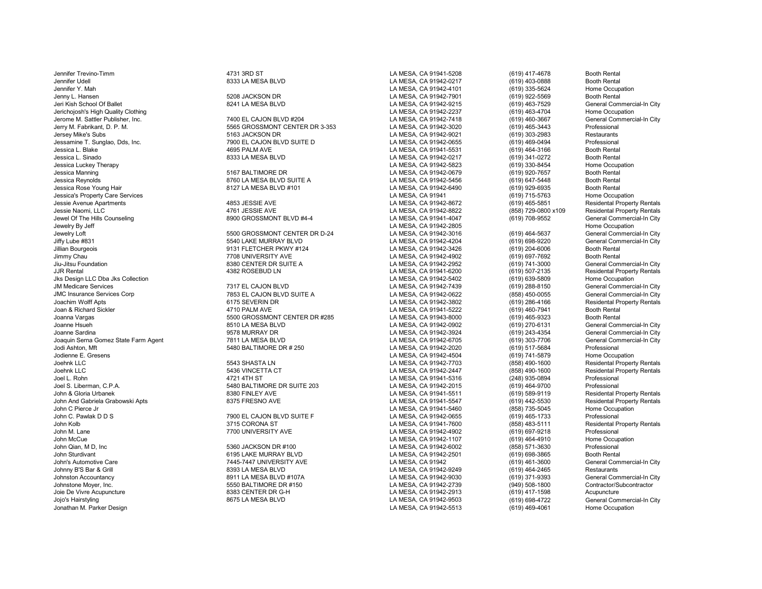| | | | | |
|---|---|---|---|---|
| Jennifer Trevino-Timm | 4731 3RD ST | LA MESA, CA 91941-5208 | (619) 417-4678 | Booth Rental |
| Jennifer Udell | 8333 LA MESA BLVD | LA MESA, CA 91942-0217 | (619) 403-0888 | Booth Rental |
| Jennifer Y. Mah | | LA MESA, CA 91942-4101 | (619) 335-5624 | Home Occupation |
| Jenny L. Hansen | 5208 JACKSON DR | LA MESA, CA 91942-7901 | (619) 922-5569 | Booth Rental |
| Jeri Kish School Of Ballet | 8241 LA MESA BLVD | LA MESA, CA 91942-9215 | (619) 463-7529 | General Commercial-In City |
| Jerichojosh's High Quality Clothing | | LA MESA, CA 91942-2237 | (619) 463-4704 | Home Occupation |
| Jerome M. Sattler Publisher, Inc. | 7400 EL CAJON BLVD #204 | LA MESA, CA 91942-7418 | (619) 460-3667 | General Commercial-In City |
| Jerry M. Fabrikant, D. P. M. | 5565 GROSSMONT CENTER DR 3-353 | LA MESA, CA 91942-3020 | (619) 465-3443 | Professional |
| Jersey Mike's Subs | 5163 JACKSON DR | LA MESA, CA 91942-9021 | (619) 303-2983 | Restaurants |
| Jessamine T. Sunglao, Dds, Inc. | 7900 EL CAJON BLVD SUITE D | LA MESA, CA 91942-0655 | (619) 469-0494 | Professional |
| Jessica L. Blake | 4695 PALM AVE | LA MESA, CA 91941-5531 | (619) 464-3166 | Booth Rental |
| Jessica L. Sinado | 8333 LA MESA BLVD | LA MESA, CA 91942-0217 | (619) 341-0272 | Booth Rental |
| Jessica Luckey Therapy | | LA MESA, CA 91942-5823 | (619) 330-8454 | Home Occupation |
| Jessica Manning | 5167 BALTIMORE DR | LA MESA, CA 91942-0679 | (619) 920-7657 | Booth Rental |
| Jessica Reynolds | 8760 LA MESA BLVD SUITE A | LA MESA, CA 91942-5456 | (619) 647-5448 | Booth Rental |
| Jessica Rose Young Hair | 8127 LA MESA BLVD #101 | LA MESA, CA 91942-6490 | (619) 929-6935 | Booth Rental |
| Jessica's Property Care Services | | LA MESA, CA 91941 | (619) 715-5763 | Home Occupation |
| Jessie Avenue Apartments | 4853 JESSIE AVE | LA MESA, CA 91942-8672 | (619) 465-5851 | Residental Property Rentals |
| Jessie Naomi, LLC | 4761 JESSIE AVE | LA MESA, CA 91942-8822 | (858) 729-0800 x109 | Residental Property Rentals |
| Jewel Of The Hills Counseling | 8900 GROSSMONT BLVD #4-4 | LA MESA, CA 91941-4047 | (619) 708-9552 | General Commercial-In City |
| Jewelry By Jeff | | LA MESA, CA 91942-2805 | | Home Occupation |
| Jewelry Loft | 5500 GROSSMONT CENTER DR D-24 | LA MESA, CA 91942-3016 | (619) 464-5637 | General Commercial-In City |
| Jiffy Lube #831 | 5540 LAKE MURRAY BLVD | LA MESA, CA 91942-4204 | (619) 698-9220 | General Commercial-In City |
| Jillian Bourgeois | 9131 FLETCHER PKWY #124 | LA MESA, CA 91942-3426 | (619) 204-6006 | Booth Rental |
| Jimmy Chau | 7708 UNIVERSITY AVE | LA MESA, CA 91942-4902 | (619) 697-7692 | Booth Rental |
| Jiu-Jitsu Foundation | 8380 CENTER DR SUITE A | LA MESA, CA 91942-2952 | (619) 741-3000 | General Commercial-In City |
| JJR Rental | 4382 ROSEBUD LN | LA MESA, CA 91941-6200 | (619) 507-2135 | Residental Property Rentals |
| Jks Design LLC Dba Jks Collection | | LA MESA, CA 91942-5402 | (619) 639-5809 | Home Occupation |
| JM Medicare Services | 7317 EL CAJON BLVD | LA MESA, CA 91942-7439 | (619) 288-8150 | General Commercial-In City |
| JMC Insurance Services Corp | 7853 EL CAJON BLVD SUITE A | LA MESA, CA 91942-0622 | (858) 450-0055 | General Commercial-In City |
| Joachim Wolff Apts | 6175 SEVERIN DR | LA MESA, CA 91942-3802 | (619) 286-4166 | Residental Property Rentals |
| Joan & Richard Sickler | 4710 PALM AVE | LA MESA, CA 91941-5222 | (619) 460-7941 | Booth Rental |
| Joanna Vargas | 5500 GROSSMONT CENTER DR #285 | LA MESA, CA 91943-8000 | (619) 465-9323 | Booth Rental |
| Joanne Hsueh | 8510 LA MESA BLVD | LA MESA, CA 91942-0902 | (619) 270-6131 | General Commercial-In City |
| Joanne Sardina | 9578 MURRAY DR | LA MESA, CA 91942-3924 | (619) 243-4354 | General Commercial-In City |
| Joaquin Serna Gomez State Farm Agent | 7811 LA MESA BLVD | LA MESA, CA 91942-6705 | (619) 303-7706 | General Commercial-In City |
| Jodi Ashton, Mft | 5480 BALTIMORE DR # 250 | LA MESA, CA 91942-2020 | (619) 517-5684 | Professional |
| Jodienne E. Gresens | | LA MESA, CA 91942-4504 | (619) 741-5879 | Home Occupation |
| Joehnk LLC | 5543 SHASTA LN | LA MESA, CA 91942-7703 | (858) 490-1600 | Residental Property Rentals |
| Joehnk LLC | 5436 VINCETTA CT | LA MESA, CA 91942-2447 | (858) 490-1600 | Residental Property Rentals |
| Joel L. Rohn | 4721 4TH ST | LA MESA, CA 91941-5316 | (248) 935-0894 | Professional |
| Joel S. Liberman, C.P.A. | 5480 BALTIMORE DR SUITE 203 | LA MESA, CA 91942-2015 | (619) 464-9700 | Professional |
| John & Gloria Urbanek | 8380 FINLEY AVE | LA MESA, CA 91941-5511 | (619) 589-9119 | Residental Property Rentals |
| John And Gabriela Grabowski Apts | 8375 FRESNO AVE | LA MESA, CA 91941-5547 | (619) 442-5530 | Residental Property Rentals |
| John C Pierce Jr | | LA MESA, CA 91941-5460 | (858) 735-5045 | Home Occupation |
| John C. Pawlak D D S | 7900 EL CAJON BLVD SUITE F | LA MESA, CA 91942-0655 | (619) 465-1733 | Professional |
| John Kolb | 3715 CORONA ST | LA MESA, CA 91941-7600 | (858) 483-5111 | Residental Property Rentals |
| John M. Lane | 7700 UNIVERSITY AVE | LA MESA, CA 91942-4902 | (619) 697-9218 | Professional |
| John McCue | | LA MESA, CA 91942-1107 | (619) 464-4910 | Home Occupation |
| John Qian, M D, Inc | 5360 JACKSON DR #100 | LA MESA, CA 91942-6002 | (858) 571-3630 | Professional |
| John Sturdivant | 6195 LAKE MURRAY BLVD | LA MESA, CA 91942-2501 | (619) 698-3865 | Booth Rental |
| John's Automotive Care | 7445-7447 UNIVERSITY AVE | LA MESA, CA 91942 | (619) 461-3600 | General Commercial-In City |
| Johnny B'S Bar & Grill | 8393 LA MESA BLVD | LA MESA, CA 91942-9249 | (619) 464-2465 | Restaurants |
| Johnston Accountancy | 8911 LA MESA BLVD #107A | LA MESA, CA 91942-9030 | (619) 371-9393 | General Commercial-In City |
| Johnstone Moyer, Inc. | 5550 BALTIMORE DR #150 | LA MESA, CA 91942-2739 | (949) 508-1800 | Contractor/Subcontractor |
| Joie De Vivre Acupuncture | 8383 CENTER DR G-H | LA MESA, CA 91942-2913 | (619) 417-1598 | Acupuncture |
| Jojo's Hairstyling | 8675 LA MESA BLVD | LA MESA, CA 91942-9503 | (619) 698-4722 | General Commercial-In City |
| Jonathan M. Parker Design | | LA MESA, CA 91942-5513 | (619) 469-4061 | Home Occupation |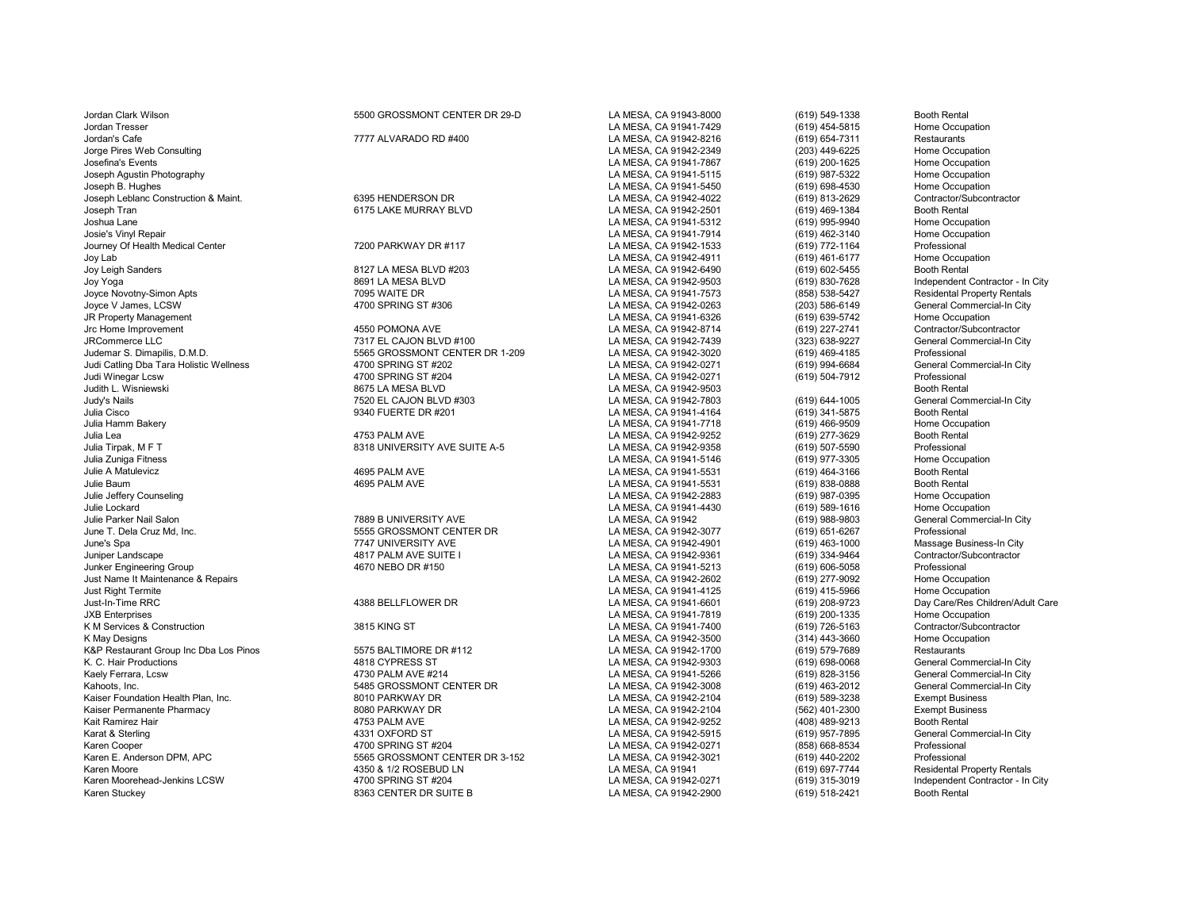| | | | | |
|---|---|---|---|---|
| Jordan Clark Wilson | 5500 GROSSMONT CENTER DR 29-D | LA MESA, CA 91943-8000 | (619) 549-1338 | Booth Rental |
| Jordan Tresser | | LA MESA, CA 91941-7429 | (619) 454-5815 | Home Occupation |
| Jordan's Cafe | 7777 ALVARADO RD #400 | LA MESA, CA 91942-8216 | (619) 654-7311 | Restaurants |
| Jorge Pires Web Consulting | | LA MESA, CA 91942-2349 | (203) 449-6225 | Home Occupation |
| Josefina's Events | | LA MESA, CA 91941-7867 | (619) 200-1625 | Home Occupation |
| Joseph Agustin Photography | | LA MESA, CA 91941-5115 | (619) 987-5322 | Home Occupation |
| Joseph B. Hughes | | LA MESA, CA 91941-5450 | (619) 698-4530 | Home Occupation |
| Joseph Leblanc Construction & Maint. | 6395 HENDERSON DR | LA MESA, CA 91942-4022 | (619) 813-2629 | Contractor/Subcontractor |
| Joseph Tran | 6175 LAKE MURRAY BLVD | LA MESA, CA 91942-2501 | (619) 469-1384 | Booth Rental |
| Joshua Lane | | LA MESA, CA 91941-5312 | (619) 995-9940 | Home Occupation |
| Josie's Vinyl Repair | | LA MESA, CA 91941-7914 | (619) 462-3140 | Home Occupation |
| Journey Of Health Medical Center | 7200 PARKWAY DR #117 | LA MESA, CA 91942-1533 | (619) 772-1164 | Professional |
| Joy Lab | | LA MESA, CA 91942-4911 | (619) 461-6177 | Home Occupation |
| Joy Leigh Sanders | 8127 LA MESA BLVD #203 | LA MESA, CA 91942-6490 | (619) 602-5455 | Booth Rental |
| Joy Yoga | 8691 LA MESA BLVD | LA MESA, CA 91942-9503 | (619) 830-7628 | Independent Contractor - In City |
| Joyce Novotny-Simon Apts | 7095 WAITE DR | LA MESA, CA 91941-7573 | (858) 538-5427 | Residental Property Rentals |
| Joyce V James, LCSW | 4700 SPRING ST #306 | LA MESA, CA 91942-0263 | (203) 586-6149 | General Commercial-In City |
| JR Property Management | | LA MESA, CA 91941-6326 | (619) 639-5742 | Home Occupation |
| Jrc Home Improvement | 4550 POMONA AVE | LA MESA, CA 91942-8714 | (619) 227-2741 | Contractor/Subcontractor |
| JRCommerce LLC | 7317 EL CAJON BLVD #100 | LA MESA, CA 91942-7439 | (323) 638-9227 | General Commercial-In City |
| Judemar S. Dimapilis, D.M.D. | 5565 GROSSMONT CENTER DR 1-209 | LA MESA, CA 91942-3020 | (619) 469-4185 | Professional |
| Judi Catling Dba Tara Holistic Wellness | 4700 SPRING ST #202 | LA MESA, CA 91942-0271 | (619) 994-6684 | General Commercial-In City |
| Judi Winegar Lcsw | 4700 SPRING ST #204 | LA MESA, CA 91942-0271 | (619) 504-7912 | Professional |
| Judith L. Wisniewski | 8675 LA MESA BLVD | LA MESA, CA 91942-9503 | | Booth Rental |
| Judy's Nails | 7520 EL CAJON BLVD #303 | LA MESA, CA 91942-7803 | (619) 644-1005 | General Commercial-In City |
| Julia Cisco | 9340 FUERTE DR #201 | LA MESA, CA 91941-4164 | (619) 341-5875 | Booth Rental |
| Julia Hamm Bakery | | LA MESA, CA 91941-7718 | (619) 466-9509 | Home Occupation |
| Julia Lea | 4753 PALM AVE | LA MESA, CA 91942-9252 | (619) 277-3629 | Booth Rental |
| Julia Tirpak, M F T | 8318 UNIVERSITY AVE SUITE A-5 | LA MESA, CA 91942-9358 | (619) 507-5590 | Professional |
| Julia Zuniga Fitness | | LA MESA, CA 91941-5146 | (619) 977-3305 | Home Occupation |
| Julie A Matulevicz | 4695 PALM AVE | LA MESA, CA 91941-5531 | (619) 464-3166 | Booth Rental |
| Julie Baum | 4695 PALM AVE | LA MESA, CA 91941-5531 | (619) 838-0888 | Booth Rental |
| Julie Jeffery Counseling | | LA MESA, CA 91942-2883 | (619) 987-0395 | Home Occupation |
| Julie Lockard | | LA MESA, CA 91941-4430 | (619) 589-1616 | Home Occupation |
| Julie Parker Nail Salon | 7889 B UNIVERSITY AVE | LA MESA, CA 91942 | (619) 988-9803 | General Commercial-In City |
| June T. Dela Cruz Md, Inc. | 5555 GROSSMONT CENTER DR | LA MESA, CA 91942-3077 | (619) 651-6267 | Professional |
| June's Spa | 7747 UNIVERSITY AVE | LA MESA, CA 91942-4901 | (619) 463-1000 | Massage Business-In City |
| Juniper Landscape | 4817 PALM AVE SUITE I | LA MESA, CA 91942-9361 | (619) 334-9464 | Contractor/Subcontractor |
| Junker Engineering Group | 4670 NEBO DR #150 | LA MESA, CA 91941-5213 | (619) 606-5058 | Professional |
| Just Name It Maintenance & Repairs | | LA MESA, CA 91942-2602 | (619) 277-9092 | Home Occupation |
| Just Right Termite | | LA MESA, CA 91941-4125 | (619) 415-5966 | Home Occupation |
| Just-In-Time RRC | 4388 BELLFLOWER DR | LA MESA, CA 91941-6601 | (619) 208-9723 | Day Care/Res Children/Adult Care |
| JXB Enterprises | | LA MESA, CA 91941-7819 | (619) 200-1335 | Home Occupation |
| K M Services & Construction | 3815 KING ST | LA MESA, CA 91941-7400 | (619) 726-5163 | Contractor/Subcontractor |
| K May Designs | | LA MESA, CA 91942-3500 | (314) 443-3660 | Home Occupation |
| K&P Restaurant Group Inc Dba Los Pinos | 5575 BALTIMORE DR #112 | LA MESA, CA 91942-1700 | (619) 579-7689 | Restaurants |
| K. C. Hair Productions | 4818 CYPRESS ST | LA MESA, CA 91942-9303 | (619) 698-0068 | General Commercial-In City |
| Kaely Ferrara, Lcsw | 4730 PALM AVE #214 | LA MESA, CA 91941-5266 | (619) 828-3156 | General Commercial-In City |
| Kahoots, Inc. | 5485 GROSSMONT CENTER DR | LA MESA, CA 91942-3008 | (619) 463-2012 | General Commercial-In City |
| Kaiser Foundation Health Plan, Inc. | 8010 PARKWAY DR | LA MESA, CA 91942-2104 | (619) 589-3238 | Exempt Business |
| Kaiser Permanente Pharmacy | 8080 PARKWAY DR | LA MESA, CA 91942-2104 | (562) 401-2300 | Exempt Business |
| Kait Ramirez Hair | 4753 PALM AVE | LA MESA, CA 91942-9252 | (408) 489-9213 | Booth Rental |
| Karat & Sterling | 4331 OXFORD ST | LA MESA, CA 91942-5915 | (619) 957-7895 | General Commercial-In City |
| Karen Cooper | 4700 SPRING ST #204 | LA MESA, CA 91942-0271 | (858) 668-8534 | Professional |
| Karen E. Anderson DPM, APC | 5565 GROSSMONT CENTER DR 3-152 | LA MESA, CA 91942-3021 | (619) 440-2202 | Professional |
| Karen Moore | 4350 & 1/2 ROSEBUD LN | LA MESA, CA 91941 | (619) 697-7744 | Residental Property Rentals |
| Karen Moorehead-Jenkins LCSW | 4700 SPRING ST #204 | LA MESA, CA 91942-0271 | (619) 315-3019 | Independent Contractor - In City |
| Karen Stuckey | 8363 CENTER DR SUITE B | LA MESA, CA 91942-2900 | (619) 518-2421 | Booth Rental |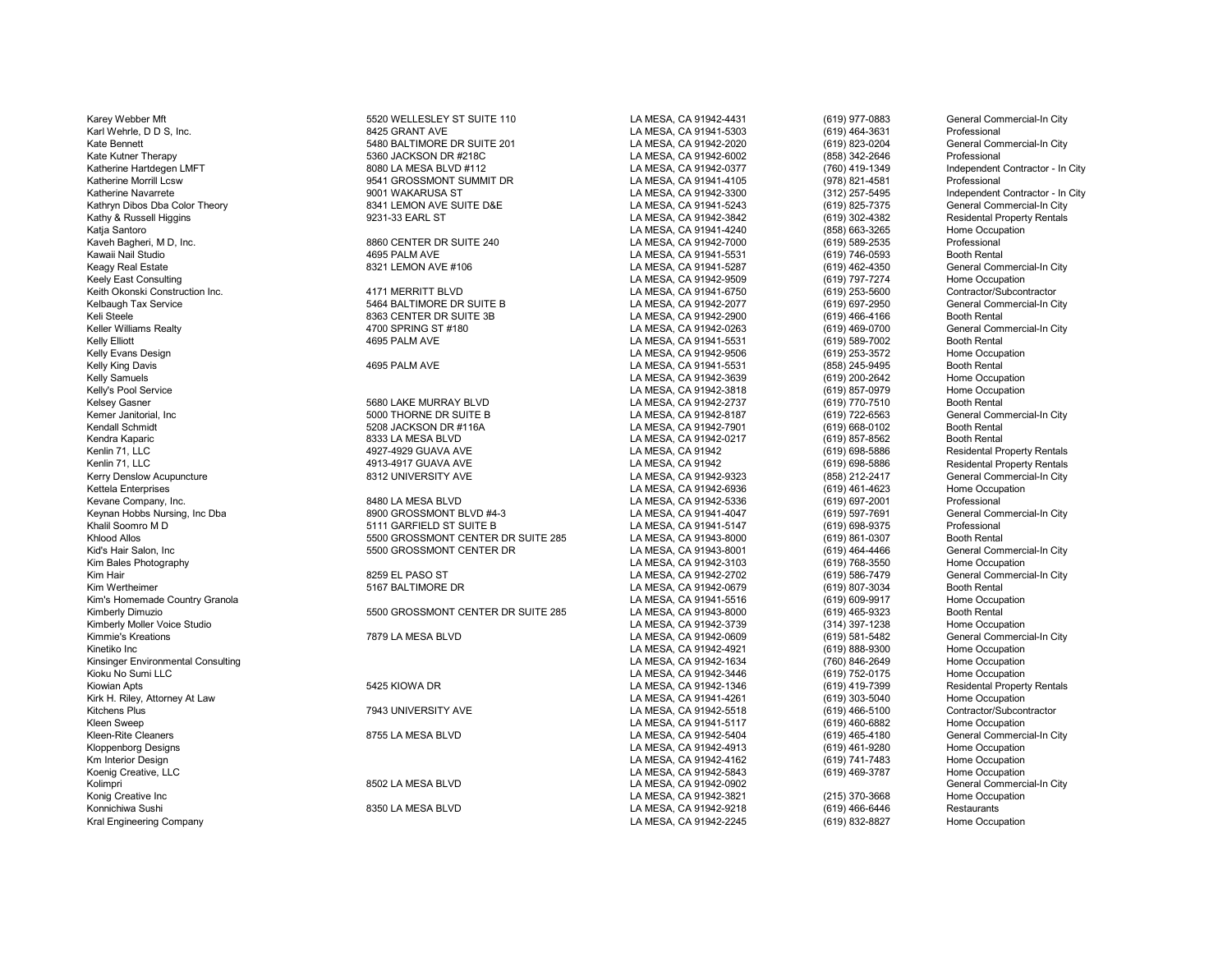| | | | | |
|---|---|---|---|---|
| Karey Webber Mft | 5520 WELLESLEY ST SUITE 110 | LA MESA, CA 91942-4431 | (619) 977-0883 | General Commercial-In City |
| Karl Wehrle, D D S, Inc. | 8425 GRANT AVE | LA MESA, CA 91941-5303 | (619) 464-3631 | Professional |
| Kate Bennett | 5480 BALTIMORE DR SUITE 201 | LA MESA, CA 91942-2020 | (619) 823-0204 | General Commercial-In City |
| Kate Kutner Therapy | 5360 JACKSON DR #218C | LA MESA, CA 91942-6002 | (858) 342-2646 | Professional |
| Katherine Hartdegen LMFT | 8080 LA MESA BLVD #112 | LA MESA, CA 91942-0377 | (760) 419-1349 | Independent Contractor - In City |
| Katherine Morrill Lcsw | 9541 GROSSMONT SUMMIT DR | LA MESA, CA 91941-4105 | (978) 821-4581 | Professional |
| Katherine Navarrete | 9001 WAKARUSA ST | LA MESA, CA 91942-3300 | (312) 257-5495 | Independent Contractor - In City |
| Kathryn Dibos Dba Color Theory | 8341 LEMON AVE SUITE D&E | LA MESA, CA 91941-5243 | (619) 825-7375 | General Commercial-In City |
| Kathy & Russell Higgins | 9231-33 EARL ST | LA MESA, CA 91942-3842 | (619) 302-4382 | Residental Property Rentals |
| Katja Santoro | | LA MESA, CA 91941-4240 | (858) 663-3265 | Home Occupation |
| Kaveh Bagheri, M D, Inc. | 8860 CENTER DR SUITE 240 | LA MESA, CA 91942-7000 | (619) 589-2535 | Professional |
| Kawaii Nail Studio | 4695 PALM AVE | LA MESA, CA 91941-5531 | (619) 746-0593 | Booth Rental |
| Keagy Real Estate | 8321 LEMON AVE #106 | LA MESA, CA 91941-5287 | (619) 462-4350 | General Commercial-In City |
| Keely East Consulting | | LA MESA, CA 91942-9509 | (619) 797-7274 | Home Occupation |
| Keith Okonski Construction Inc. | 4171 MERRITT BLVD | LA MESA, CA 91941-6750 | (619) 253-5600 | Contractor/Subcontractor |
| Kelbaugh Tax Service | 5464 BALTIMORE DR SUITE B | LA MESA, CA 91942-2077 | (619) 697-2950 | General Commercial-In City |
| Keli Steele | 8363 CENTER DR SUITE 3B | LA MESA, CA 91942-2900 | (619) 466-4166 | Booth Rental |
| Keller Williams Realty | 4700 SPRING ST #180 | LA MESA, CA 91942-0263 | (619) 469-0700 | General Commercial-In City |
| Kelly Elliott | 4695 PALM AVE | LA MESA, CA 91941-5531 | (619) 589-7002 | Booth Rental |
| Kelly Evans Design | | LA MESA, CA 91942-9506 | (619) 253-3572 | Home Occupation |
| Kelly King Davis | 4695 PALM AVE | LA MESA, CA 91941-5531 | (858) 245-9495 | Booth Rental |
| Kelly Samuels | | LA MESA, CA 91942-3639 | (619) 200-2642 | Home Occupation |
| Kelly's Pool Service | | LA MESA, CA 91942-3818 | (619) 857-0979 | Home Occupation |
| Kelsey Gasner | 5680 LAKE MURRAY BLVD | LA MESA, CA 91942-2737 | (619) 770-7510 | Booth Rental |
| Kemer Janitorial, Inc | 5000 THORNE DR SUITE B | LA MESA, CA 91942-8187 | (619) 722-6563 | General Commercial-In City |
| Kendall Schmidt | 5208 JACKSON DR #116A | LA MESA, CA 91942-7901 | (619) 668-0102 | Booth Rental |
| Kendra Kaparic | 8333 LA MESA BLVD | LA MESA, CA 91942-0217 | (619) 857-8562 | Booth Rental |
| Kenlin 71, LLC | 4927-4929 GUAVA AVE | LA MESA, CA 91942 | (619) 698-5886 | Residental Property Rentals |
| Kenlin 71, LLC | 4913-4917 GUAVA AVE | LA MESA, CA 91942 | (619) 698-5886 | Residental Property Rentals |
| Kerry Denslow Acupuncture | 8312 UNIVERSITY AVE | LA MESA, CA 91942-9323 | (858) 212-2417 | General Commercial-In City |
| Kettela Enterprises | | LA MESA, CA 91942-6936 | (619) 461-4623 | Home Occupation |
| Kevane Company, Inc. | 8480 LA MESA BLVD | LA MESA, CA 91942-5336 | (619) 697-2001 | Professional |
| Keynan Hobbs Nursing, Inc Dba | 8900 GROSSMONT BLVD #4-3 | LA MESA, CA 91941-4047 | (619) 597-7691 | General Commercial-In City |
| Khalil Soomro M D | 5111 GARFIELD ST SUITE B | LA MESA, CA 91941-5147 | (619) 698-9375 | Professional |
| Khlood Allos | 5500 GROSSMONT CENTER DR SUITE 285 | LA MESA, CA 91943-8000 | (619) 861-0307 | Booth Rental |
| Kid's Hair Salon, Inc | 5500 GROSSMONT CENTER DR | LA MESA, CA 91943-8001 | (619) 464-4466 | General Commercial-In City |
| Kim Bales Photography | | LA MESA, CA 91942-3103 | (619) 768-3550 | Home Occupation |
| Kim Hair | 8259 EL PASO ST | LA MESA, CA 91942-2702 | (619) 586-7479 | General Commercial-In City |
| Kim Wertheimer | 5167 BALTIMORE DR | LA MESA, CA 91942-0679 | (619) 807-3034 | Booth Rental |
| Kim's Homemade Country Granola | | LA MESA, CA 91941-5516 | (619) 609-9917 | Home Occupation |
| Kimberly Dimuzio | 5500 GROSSMONT CENTER DR SUITE 285 | LA MESA, CA 91943-8000 | (619) 465-9323 | Booth Rental |
| Kimberly Moller Voice Studio | | LA MESA, CA 91942-3739 | (314) 397-1238 | Home Occupation |
| Kimmie's Kreations | 7879 LA MESA BLVD | LA MESA, CA 91942-0609 | (619) 581-5482 | General Commercial-In City |
| Kinetiko Inc | | LA MESA, CA 91942-4921 | (619) 888-9300 | Home Occupation |
| Kinsinger Environmental Consulting | | LA MESA, CA 91942-1634 | (760) 846-2649 | Home Occupation |
| Kioku No Sumi LLC | | LA MESA, CA 91942-3446 | (619) 752-0175 | Home Occupation |
| Kiowian Apts | 5425 KIOWA DR | LA MESA, CA 91942-1346 | (619) 419-7399 | Residental Property Rentals |
| Kirk H. Riley, Attorney At Law | | LA MESA, CA 91941-4261 | (619) 303-5040 | Home Occupation |
| Kitchens Plus | 7943 UNIVERSITY AVE | LA MESA, CA 91942-5518 | (619) 466-5100 | Contractor/Subcontractor |
| Kleen Sweep | | LA MESA, CA 91941-5117 | (619) 460-6882 | Home Occupation |
| Kleen-Rite Cleaners | 8755 LA MESA BLVD | LA MESA, CA 91942-5404 | (619) 465-4180 | General Commercial-In City |
| Kloppenborg Designs | | LA MESA, CA 91942-4913 | (619) 461-9280 | Home Occupation |
| Km Interior Design | | LA MESA, CA 91942-4162 | (619) 741-7483 | Home Occupation |
| Koenig Creative, LLC | | LA MESA, CA 91942-5843 | (619) 469-3787 | Home Occupation |
| Kolimpri | 8502 LA MESA BLVD | LA MESA, CA 91942-0902 | | General Commercial-In City |
| Konig Creative Inc | | LA MESA, CA 91942-3821 | (215) 370-3668 | Home Occupation |
| Konnichiwa Sushi | 8350 LA MESA BLVD | LA MESA, CA 91942-9218 | (619) 466-6446 | Restaurants |
| Kral Engineering Company | | LA MESA, CA 91942-2245 | (619) 832-8827 | Home Occupation |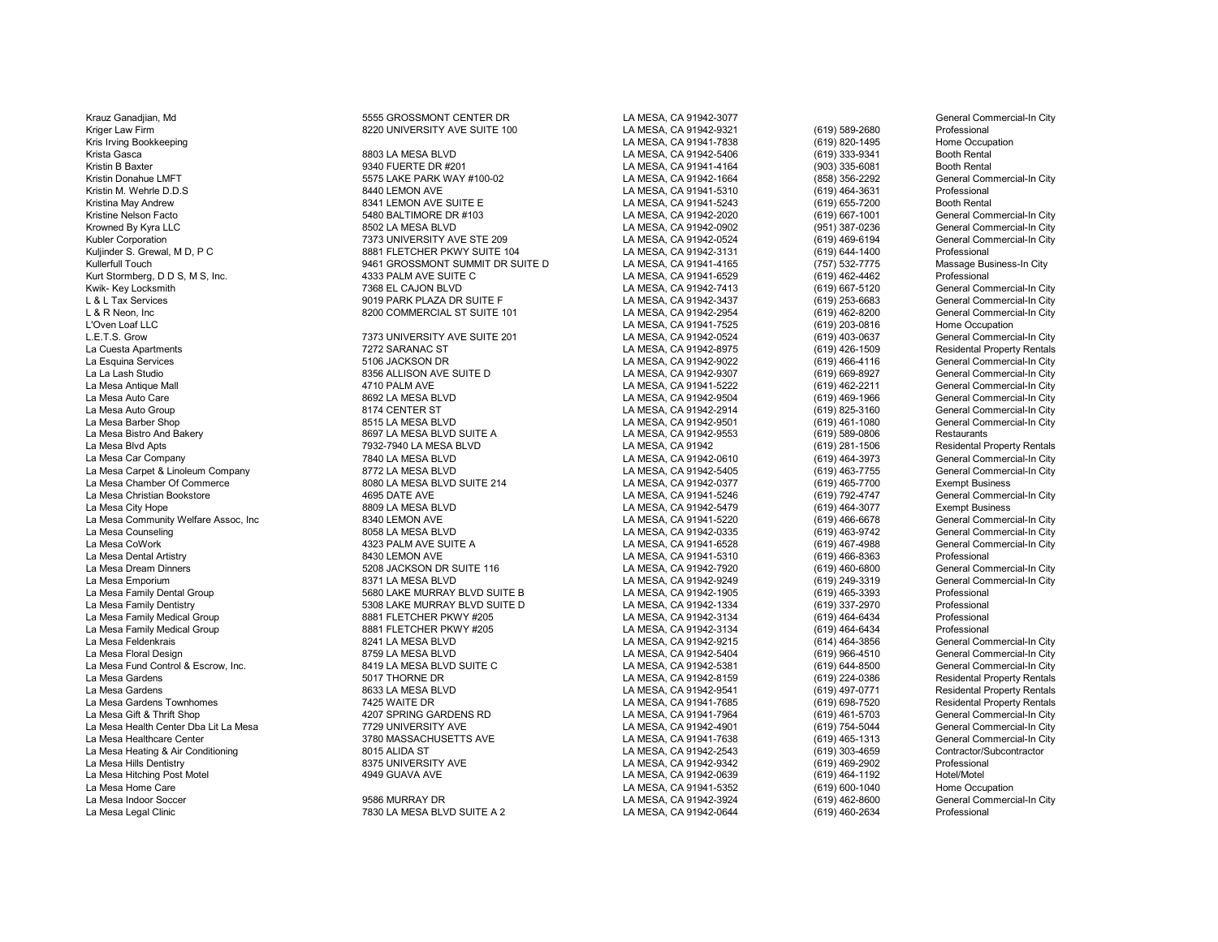| | | | | |
|---|---|---|---|---|
| Krauz Ganadjian, Md | 5555 GROSSMONT CENTER DR | LA MESA, CA 91942-3077 | | General Commercial-In City |
| Kriger Law Firm | 8220 UNIVERSITY AVE SUITE 100 | LA MESA, CA 91942-9321 | (619) 589-2680 | Professional |
| Kris Irving Bookkeeping | | LA MESA, CA 91941-7838 | (619) 820-1495 | Home Occupation |
| Krista Gasca | 8803 LA MESA BLVD | LA MESA, CA 91942-5406 | (619) 333-9341 | Booth Rental |
| Kristin B Baxter | 9340 FUERTE DR #201 | LA MESA, CA 91941-4164 | (903) 335-6081 | Booth Rental |
| Kristin Donahue LMFT | 5575 LAKE PARK WAY #100-02 | LA MESA, CA 91942-1664 | (858) 356-2292 | General Commercial-In City |
| Kristin M. Wehrle D.D.S | 8440 LEMON AVE | LA MESA, CA 91941-5310 | (619) 464-3631 | Professional |
| Kristina May Andrew | 8341 LEMON AVE SUITE E | LA MESA, CA 91941-5243 | (619) 655-7200 | Booth Rental |
| Kristine Nelson Facto | 5480 BALTIMORE DR #103 | LA MESA, CA 91942-2020 | (619) 667-1001 | General Commercial-In City |
| Krowned By Kyra LLC | 8502 LA MESA BLVD | LA MESA, CA 91942-0902 | (951) 387-0236 | General Commercial-In City |
| Kubler Corporation | 7373 UNIVERSITY AVE STE 209 | LA MESA, CA 91942-0524 | (619) 469-6194 | General Commercial-In City |
| Kuljinder S. Grewal, M D, P C | 8881 FLETCHER PKWY SUITE 104 | LA MESA, CA 91942-3131 | (619) 644-1400 | Professional |
| Kullerfull Touch | 9461 GROSSMONT SUMMIT DR SUITE D | LA MESA, CA 91941-4165 | (757) 532-7775 | Massage Business-In City |
| Kurt Stormberg, D D S, M S, Inc. | 4333 PALM AVE SUITE C | LA MESA, CA 91941-6529 | (619) 462-4462 | Professional |
| Kwik- Key Locksmith | 7368 EL CAJON BLVD | LA MESA, CA 91942-7413 | (619) 667-5120 | General Commercial-In City |
| L & L Tax Services | 9019 PARK PLAZA DR SUITE F | LA MESA, CA 91942-3437 | (619) 253-6683 | General Commercial-In City |
| L & R Neon, Inc | 8200 COMMERCIAL ST SUITE 101 | LA MESA, CA 91942-2954 | (619) 462-8200 | General Commercial-In City |
| L'Oven Loaf LLC | | LA MESA, CA 91941-7525 | (619) 203-0816 | Home Occupation |
| L.E.T.S. Grow | 7373 UNIVERSITY AVE SUITE 201 | LA MESA, CA 91942-0524 | (619) 403-0637 | General Commercial-In City |
| La Cuesta Apartments | 7272 SARANAC ST | LA MESA, CA 91942-8975 | (619) 426-1509 | Residental Property Rentals |
| La Esquina Services | 5106 JACKSON DR | LA MESA, CA 91942-9022 | (619) 466-4116 | General Commercial-In City |
| La La Lash Studio | 8356 ALLISON AVE SUITE D | LA MESA, CA 91942-9307 | (619) 669-8927 | General Commercial-In City |
| La Mesa Antique Mall | 4710 PALM AVE | LA MESA, CA 91941-5222 | (619) 462-2211 | General Commercial-In City |
| La Mesa Auto Care | 8692 LA MESA BLVD | LA MESA, CA 91942-9504 | (619) 469-1966 | General Commercial-In City |
| La Mesa Auto Group | 8174 CENTER ST | LA MESA, CA 91942-2914 | (619) 825-3160 | General Commercial-In City |
| La Mesa Barber Shop | 8515 LA MESA BLVD | LA MESA, CA 91942-9501 | (619) 461-1080 | General Commercial-In City |
| La Mesa Bistro And Bakery | 8697 LA MESA BLVD SUITE A | LA MESA, CA 91942-9553 | (619) 589-0806 | Restaurants |
| La Mesa Blvd Apts | 7932-7940 LA MESA BLVD | LA MESA, CA 91942 | (619) 281-1506 | Residental Property Rentals |
| La Mesa Car Company | 7840 LA MESA BLVD | LA MESA, CA 91942-0610 | (619) 464-3973 | General Commercial-In City |
| La Mesa Carpet & Linoleum Company | 8772 LA MESA BLVD | LA MESA, CA 91942-5405 | (619) 463-7755 | General Commercial-In City |
| La Mesa Chamber Of Commerce | 8080 LA MESA BLVD SUITE 214 | LA MESA, CA 91942-0377 | (619) 465-7700 | Exempt Business |
| La Mesa Christian Bookstore | 4695 DATE AVE | LA MESA, CA 91941-5246 | (619) 792-4747 | General Commercial-In City |
| La Mesa City Hope | 8809 LA MESA BLVD | LA MESA, CA 91942-5479 | (619) 464-3077 | Exempt Business |
| La Mesa Community Welfare Assoc, Inc | 8340 LEMON AVE | LA MESA, CA 91941-5220 | (619) 466-6678 | General Commercial-In City |
| La Mesa Counseling | 8058 LA MESA BLVD | LA MESA, CA 91942-0335 | (619) 463-9742 | General Commercial-In City |
| La Mesa CoWork | 4323 PALM AVE SUITE A | LA MESA, CA 91941-6528 | (619) 467-4988 | General Commercial-In City |
| La Mesa Dental Artistry | 8430 LEMON AVE | LA MESA, CA 91941-5310 | (619) 466-8363 | Professional |
| La Mesa Dream Dinners | 5208 JACKSON DR SUITE 116 | LA MESA, CA 91942-7920 | (619) 460-6800 | General Commercial-In City |
| La Mesa Emporium | 8371 LA MESA BLVD | LA MESA, CA 91942-9249 | (619) 249-3319 | General Commercial-In City |
| La Mesa Family Dental Group | 5680 LAKE MURRAY BLVD SUITE B | LA MESA, CA 91942-1905 | (619) 465-3393 | Professional |
| La Mesa Family Dentistry | 5308 LAKE MURRAY BLVD SUITE D | LA MESA, CA 91942-1334 | (619) 337-2970 | Professional |
| La Mesa Family Medical Group | 8881 FLETCHER PKWY #205 | LA MESA, CA 91942-3134 | (619) 464-6434 | Professional |
| La Mesa Family Medical Group | 8881 FLETCHER PKWY #205 | LA MESA, CA 91942-3134 | (619) 464-6434 | Professional |
| La Mesa Feldenkrais | 8241 LA MESA BLVD | LA MESA, CA 91942-9215 | (614) 464-3856 | General Commercial-In City |
| La Mesa Floral Design | 8759 LA MESA BLVD | LA MESA, CA 91942-5404 | (619) 966-4510 | General Commercial-In City |
| La Mesa Fund Control & Escrow, Inc. | 8419 LA MESA BLVD SUITE C | LA MESA, CA 91942-5381 | (619) 644-8500 | General Commercial-In City |
| La Mesa Gardens | 5017 THORNE DR | LA MESA, CA 91942-8159 | (619) 224-0386 | Residental Property Rentals |
| La Mesa Gardens | 8633 LA MESA BLVD | LA MESA, CA 91942-9541 | (619) 497-0771 | Residental Property Rentals |
| La Mesa Gardens Townhomes | 7425 WAITE DR | LA MESA, CA 91941-7685 | (619) 698-7520 | Residental Property Rentals |
| La Mesa Gift & Thrift Shop | 4207 SPRING GARDENS RD | LA MESA, CA 91941-7964 | (619) 461-5703 | General Commercial-In City |
| La Mesa Health Center Dba Lit La Mesa | 7729 UNIVERSITY AVE | LA MESA, CA 91942-4901 | (619) 754-5044 | General Commercial-In City |
| La Mesa Healthcare Center | 3780 MASSACHUSETTS AVE | LA MESA, CA 91941-7638 | (619) 465-1313 | General Commercial-In City |
| La Mesa Heating & Air Conditioning | 8015 ALIDA ST | LA MESA, CA 91942-2543 | (619) 303-4659 | Contractor/Subcontractor |
| La Mesa Hills Dentistry | 8375 UNIVERSITY AVE | LA MESA, CA 91942-9342 | (619) 469-2902 | Professional |
| La Mesa Hitching Post Motel | 4949 GUAVA AVE | LA MESA, CA 91942-0639 | (619) 464-1192 | Hotel/Motel |
| La Mesa Home Care | | LA MESA, CA 91941-5352 | (619) 600-1040 | Home Occupation |
| La Mesa Indoor Soccer | 9586 MURRAY DR | LA MESA, CA 91942-3924 | (619) 462-8600 | General Commercial-In City |
| La Mesa Legal Clinic | 7830 LA MESA BLVD SUITE A 2 | LA MESA, CA 91942-0644 | (619) 460-2634 | Professional |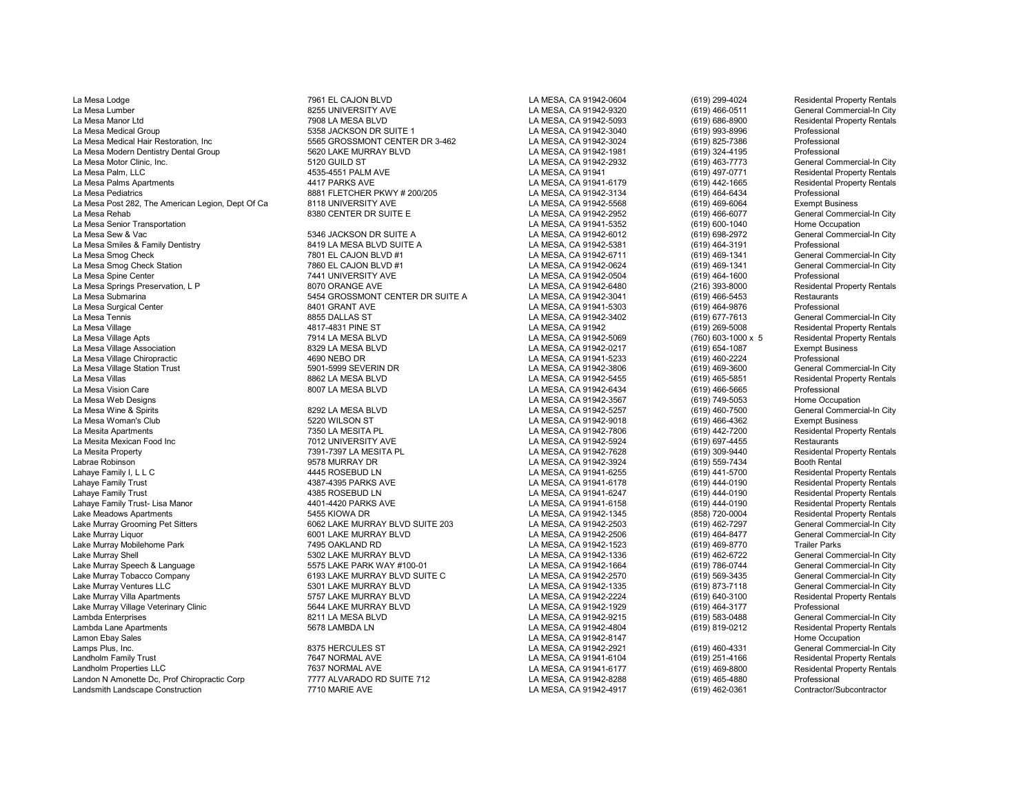| | | | | |
|---|---|---|---|---|
| La Mesa Lodge | 7961 EL CAJON BLVD | LA MESA, CA 91942-0604 | (619) 299-4024 | Residental Property Rentals |
| La Mesa Lumber | 8255 UNIVERSITY AVE | LA MESA, CA 91942-9320 | (619) 466-0511 | General Commercial-In City |
| La Mesa Manor Ltd | 7908 LA MESA BLVD | LA MESA, CA 91942-5093 | (619) 686-8900 | Residental Property Rentals |
| La Mesa Medical Group | 5358 JACKSON DR SUITE 1 | LA MESA, CA 91942-3040 | (619) 993-8996 | Professional |
| La Mesa Medical Hair Restoration, Inc | 5565 GROSSMONT CENTER DR 3-462 | LA MESA, CA 91942-3024 | (619) 825-7386 | Professional |
| La Mesa Modern Dentistry Dental Group | 5620 LAKE MURRAY BLVD | LA MESA, CA 91942-1981 | (619) 324-4195 | Professional |
| La Mesa Motor Clinic, Inc. | 5120 GUILD ST | LA MESA, CA 91942-2932 | (619) 463-7773 | General Commercial-In City |
| La Mesa Palm, LLC | 4535-4551 PALM AVE | LA MESA, CA 91941 | (619) 497-0771 | Residental Property Rentals |
| La Mesa Palms Apartments | 4417 PARKS AVE | LA MESA, CA 91941-6179 | (619) 442-1665 | Residental Property Rentals |
| La Mesa Pediatrics | 8881 FLETCHER PKWY # 200/205 | LA MESA, CA 91942-3134 | (619) 464-6434 | Professional |
| La Mesa Post 282, The American Legion, Dept Of Ca | 8118 UNIVERSITY AVE | LA MESA, CA 91942-5568 | (619) 469-6064 | Exempt Business |
| La Mesa Rehab | 8380 CENTER DR SUITE E | LA MESA, CA 91942-2952 | (619) 466-6077 | General Commercial-In City |
| La Mesa Senior Transportation | | LA MESA, CA 91941-5352 | (619) 600-1040 | Home Occupation |
| La Mesa Sew & Vac | 5346 JACKSON DR SUITE A | LA MESA, CA 91942-6012 | (619) 698-2972 | General Commercial-In City |
| La Mesa Smiles & Family Dentistry | 8419 LA MESA BLVD SUITE A | LA MESA, CA 91942-5381 | (619) 464-3191 | Professional |
| La Mesa Smog Check | 7801 EL CAJON BLVD #1 | LA MESA, CA 91942-6711 | (619) 469-1341 | General Commercial-In City |
| La Mesa Smog Check Station | 7860 EL CAJON BLVD #1 | LA MESA, CA 91942-0624 | (619) 469-1341 | General Commercial-In City |
| La Mesa Spine Center | 7441 UNIVERSITY AVE | LA MESA, CA 91942-0504 | (619) 464-1600 | Professional |
| La Mesa Springs Preservation, L P | 8070 ORANGE AVE | LA MESA, CA 91942-6480 | (216) 393-8000 | Residental Property Rentals |
| La Mesa Submarina | 5454 GROSSMONT CENTER DR SUITE A | LA MESA, CA 91942-3041 | (619) 466-5453 | Restaurants |
| La Mesa Surgical Center | 8401 GRANT AVE | LA MESA, CA 91941-5303 | (619) 464-9876 | Professional |
| La Mesa Tennis | 8855 DALLAS ST | LA MESA, CA 91942-3402 | (619) 677-7613 | General Commercial-In City |
| La Mesa Village | 4817-4831 PINE ST | LA MESA, CA 91942 | (619) 269-5008 | Residental Property Rentals |
| La Mesa Village Apts | 7914 LA MESA BLVD | LA MESA, CA 91942-5069 | (760) 603-1000 x 5 | Residental Property Rentals |
| La Mesa Village Association | 8329 LA MESA BLVD | LA MESA, CA 91942-0217 | (619) 654-1087 | Exempt Business |
| La Mesa Village Chiropractic | 4690 NEBO DR | LA MESA, CA 91941-5233 | (619) 460-2224 | Professional |
| La Mesa Village Station Trust | 5901-5999 SEVERIN DR | LA MESA, CA 91942-3806 | (619) 469-3600 | General Commercial-In City |
| La Mesa Villas | 8862 LA MESA BLVD | LA MESA, CA 91942-5455 | (619) 465-5851 | Residental Property Rentals |
| La Mesa Vision Care | 8007 LA MESA BLVD | LA MESA, CA 91942-6434 | (619) 466-5665 | Professional |
| La Mesa Web Designs | | LA MESA, CA 91942-3567 | (619) 749-5053 | Home Occupation |
| La Mesa Wine & Spirits | 8292 LA MESA BLVD | LA MESA, CA 91942-5257 | (619) 460-7500 | General Commercial-In City |
| La Mesa Woman's Club | 5220 WILSON ST | LA MESA, CA 91942-9018 | (619) 466-4362 | Exempt Business |
| La Mesita Apartments | 7350 LA MESITA PL | LA MESA, CA 91942-7806 | (619) 442-7200 | Residental Property Rentals |
| La Mesita Mexican Food Inc | 7012 UNIVERSITY AVE | LA MESA, CA 91942-5924 | (619) 697-4455 | Restaurants |
| La Mesita Property | 7391-7397 LA MESITA PL | LA MESA, CA 91942-7628 | (619) 309-9440 | Residental Property Rentals |
| Labrae Robinson | 9578 MURRAY DR | LA MESA, CA 91942-3924 | (619) 559-7434 | Booth Rental |
| Lahaye Family I, L L C | 4445 ROSEBUD LN | LA MESA, CA 91941-6255 | (619) 441-5700 | Residental Property Rentals |
| Lahaye Family Trust | 4387-4395 PARKS AVE | LA MESA, CA 91941-6178 | (619) 444-0190 | Residental Property Rentals |
| Lahaye Family Trust | 4385 ROSEBUD LN | LA MESA, CA 91941-6247 | (619) 444-0190 | Residental Property Rentals |
| Lahaye Family Trust- Lisa Manor | 4401-4420 PARKS AVE | LA MESA, CA 91941-6158 | (619) 444-0190 | Residental Property Rentals |
| Lake Meadows Apartments | 5455 KIOWA DR | LA MESA, CA 91942-1345 | (858) 720-0004 | Residental Property Rentals |
| Lake Murray Grooming Pet Sitters | 6062 LAKE MURRAY BLVD SUITE 203 | LA MESA, CA 91942-2503 | (619) 462-7297 | General Commercial-In City |
| Lake Murray Liquor | 6001 LAKE MURRAY BLVD | LA MESA, CA 91942-2506 | (619) 464-8477 | General Commercial-In City |
| Lake Murray Mobilehome Park | 7495 OAKLAND RD | LA MESA, CA 91942-1523 | (619) 469-8770 | Trailer Parks |
| Lake Murray Shell | 5302 LAKE MURRAY BLVD | LA MESA, CA 91942-1336 | (619) 462-6722 | General Commercial-In City |
| Lake Murray Speech & Language | 5575 LAKE PARK WAY #100-01 | LA MESA, CA 91942-1664 | (619) 786-0744 | General Commercial-In City |
| Lake Murray Tobacco Company | 6193 LAKE MURRAY BLVD SUITE C | LA MESA, CA 91942-2570 | (619) 569-3435 | General Commercial-In City |
| Lake Murray Ventures LLC | 5301 LAKE MURRAY BLVD | LA MESA, CA 91942-1335 | (619) 873-7118 | General Commercial-In City |
| Lake Murray Villa Apartments | 5757 LAKE MURRAY BLVD | LA MESA, CA 91942-2224 | (619) 640-3100 | Residental Property Rentals |
| Lake Murray Village Veterinary Clinic | 5644 LAKE MURRAY BLVD | LA MESA, CA 91942-1929 | (619) 464-3177 | Professional |
| Lambda Enterprises | 8211 LA MESA BLVD | LA MESA, CA 91942-9215 | (619) 583-0488 | General Commercial-In City |
| Lambda Lane Apartments | 5678 LAMBDA LN | LA MESA, CA 91942-4804 | (619) 819-0212 | Residental Property Rentals |
| Lamon Ebay Sales | | LA MESA, CA 91942-8147 | | Home Occupation |
| Lamps Plus, Inc. | 8375 HERCULES ST | LA MESA, CA 91942-2921 | (619) 460-4331 | General Commercial-In City |
| Landholm Family Trust | 7647 NORMAL AVE | LA MESA, CA 91941-6104 | (619) 251-4166 | Residental Property Rentals |
| Landholm Properties LLC | 7637 NORMAL AVE | LA MESA, CA 91941-6177 | (619) 469-8800 | Residental Property Rentals |
| Landon N Amonette Dc, Prof Chiropractic Corp | 7777 ALVARADO RD SUITE 712 | LA MESA, CA 91942-8288 | (619) 465-4880 | Professional |
| Landsmith Landscape Construction | 7710 MARIE AVE | LA MESA, CA 91942-4917 | (619) 462-0361 | Contractor/Subcontractor |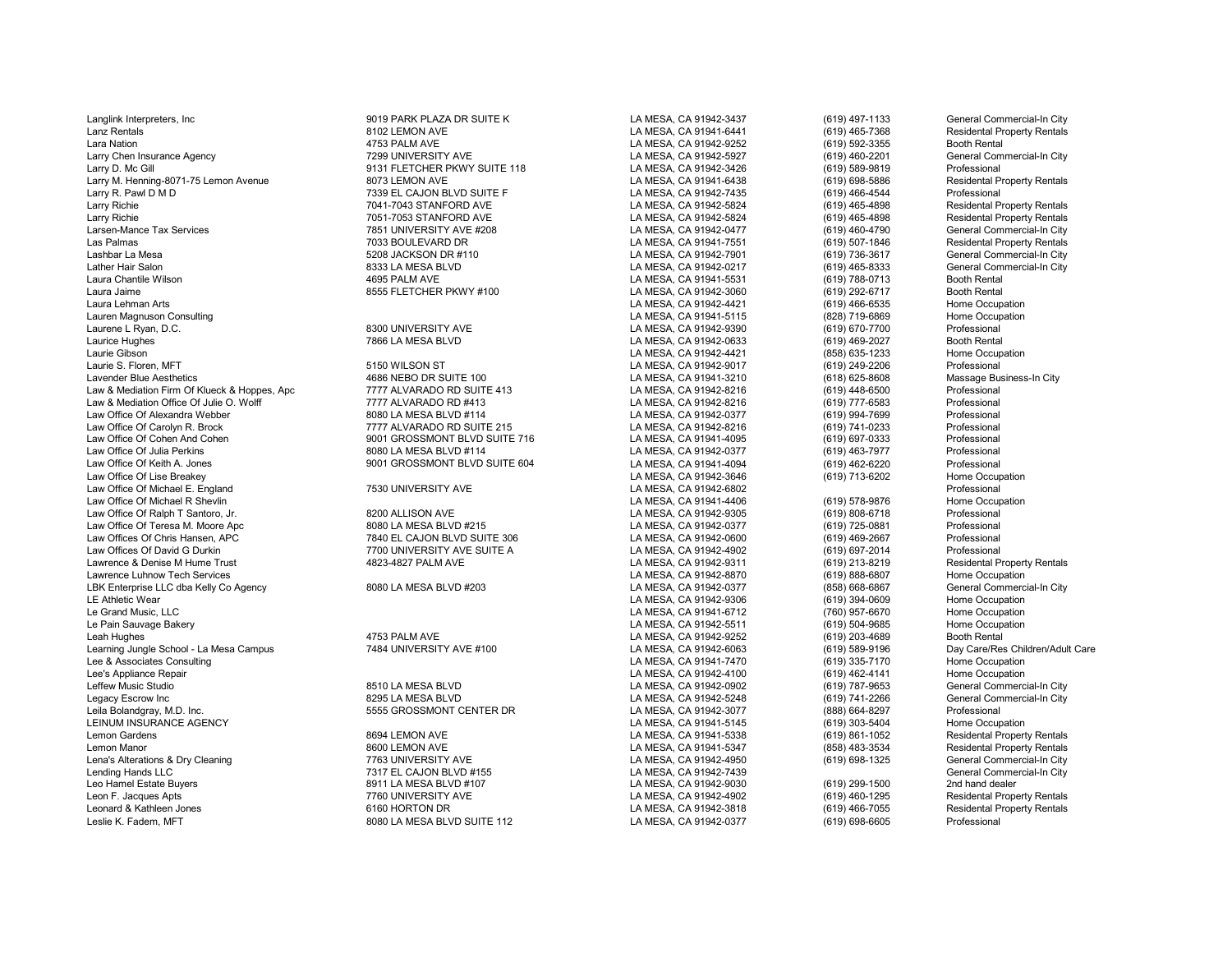| | | | | |
|---|---|---|---|---|
| Langlink Interpreters, Inc | 9019 PARK PLAZA DR SUITE K | LA MESA, CA 91942-3437 | (619) 497-1133 | General Commercial-In City |
| Lanz Rentals | 8102 LEMON AVE | LA MESA, CA 91941-6441 | (619) 465-7368 | Residental Property Rentals |
| Lara Nation | 4753 PALM AVE | LA MESA, CA 91942-9252 | (619) 592-3355 | Booth Rental |
| Larry Chen Insurance Agency | 7299 UNIVERSITY AVE | LA MESA, CA 91942-5927 | (619) 460-2201 | General Commercial-In City |
| Larry D. Mc Gill | 9131 FLETCHER PKWY SUITE 118 | LA MESA, CA 91942-3426 | (619) 589-9819 | Professional |
| Larry M. Henning-8071-75 Lemon Avenue | 8073 LEMON AVE | LA MESA, CA 91941-6438 | (619) 698-5886 | Residental Property Rentals |
| Larry R. Pawl D M D | 7339 EL CAJON BLVD SUITE F | LA MESA, CA 91942-7435 | (619) 466-4544 | Professional |
| Larry Richie | 7041-7043 STANFORD AVE | LA MESA, CA 91942-5824 | (619) 465-4898 | Residental Property Rentals |
| Larry Richie | 7051-7053 STANFORD AVE | LA MESA, CA 91942-5824 | (619) 465-4898 | Residental Property Rentals |
| Larsen-Mance Tax Services | 7851 UNIVERSITY AVE #208 | LA MESA, CA 91942-0477 | (619) 460-4790 | General Commercial-In City |
| Las Palmas | 7033 BOULEVARD DR | LA MESA, CA 91941-7551 | (619) 507-1846 | Residental Property Rentals |
| Lashbar La Mesa | 5208 JACKSON DR #110 | LA MESA, CA 91942-7901 | (619) 736-3617 | General Commercial-In City |
| Lather Hair Salon | 8333 LA MESA BLVD | LA MESA, CA 91942-0217 | (619) 465-8333 | General Commercial-In City |
| Laura Chantile Wilson | 4695 PALM AVE | LA MESA, CA 91941-5531 | (619) 788-0713 | Booth Rental |
| Laura Jaime | 8555 FLETCHER PKWY #100 | LA MESA, CA 91942-3060 | (619) 292-6717 | Booth Rental |
| Laura Lehman Arts | | LA MESA, CA 91942-4421 | (619) 466-6535 | Home Occupation |
| Lauren Magnuson Consulting | | LA MESA, CA 91941-5115 | (828) 719-6869 | Home Occupation |
| Laurene L Ryan, D.C. | 8300 UNIVERSITY AVE | LA MESA, CA 91942-9390 | (619) 670-7700 | Professional |
| Laurice Hughes | 7866 LA MESA BLVD | LA MESA, CA 91942-0633 | (619) 469-2027 | Booth Rental |
| Laurie Gibson | | LA MESA, CA 91942-4421 | (858) 635-1233 | Home Occupation |
| Laurie S. Floren, MFT | 5150 WILSON ST | LA MESA, CA 91942-9017 | (619) 249-2206 | Professional |
| Lavender Blue Aesthetics | 4686 NEBO DR SUITE 100 | LA MESA, CA 91941-3210 | (618) 625-8608 | Massage Business-In City |
| Law & Mediation Firm Of Klueck & Hoppes, Apc | 7777 ALVARADO RD SUITE 413 | LA MESA, CA 91942-8216 | (619) 448-6500 | Professional |
| Law & Mediation Office Of Julie O. Wolff | 7777 ALVARADO RD #413 | LA MESA, CA 91942-8216 | (619) 777-6583 | Professional |
| Law Office Of Alexandra Webber | 8080 LA MESA BLVD #114 | LA MESA, CA 91942-0377 | (619) 994-7699 | Professional |
| Law Office Of Carolyn R. Brock | 7777 ALVARADO RD SUITE 215 | LA MESA, CA 91942-8216 | (619) 741-0233 | Professional |
| Law Office Of Cohen And Cohen | 9001 GROSSMONT BLVD SUITE 716 | LA MESA, CA 91941-4095 | (619) 697-0333 | Professional |
| Law Office Of Julia Perkins | 8080 LA MESA BLVD #114 | LA MESA, CA 91942-0377 | (619) 463-7977 | Professional |
| Law Office Of Keith A. Jones | 9001 GROSSMONT BLVD SUITE 604 | LA MESA, CA 91941-4094 | (619) 462-6220 | Professional |
| Law Office Of Lise Breakey | | LA MESA, CA 91942-3646 | (619) 713-6202 | Home Occupation |
| Law Office Of Michael E. England | 7530 UNIVERSITY AVE | LA MESA, CA 91942-6802 | | Professional |
| Law Office Of Michael R Shevlin | | LA MESA, CA 91941-4406 | (619) 578-9876 | Home Occupation |
| Law Office Of Ralph T Santoro, Jr. | 8200 ALLISON AVE | LA MESA, CA 91942-9305 | (619) 808-6718 | Professional |
| Law Office Of Teresa M. Moore Apc | 8080 LA MESA BLVD #215 | LA MESA, CA 91942-0377 | (619) 725-0881 | Professional |
| Law Offices Of Chris Hansen, APC | 7840 EL CAJON BLVD SUITE 306 | LA MESA, CA 91942-0600 | (619) 469-2667 | Professional |
| Law Offices Of David G Durkin | 7700 UNIVERSITY AVE SUITE A | LA MESA, CA 91942-4902 | (619) 697-2014 | Professional |
| Lawrence & Denise M Hume Trust | 4823-4827 PALM AVE | LA MESA, CA 91942-9311 | (619) 213-8219 | Residental Property Rentals |
| Lawrence Luhnow Tech Services | | LA MESA, CA 91942-8870 | (619) 888-6807 | Home Occupation |
| LBK Enterprise LLC dba Kelly Co Agency | 8080 LA MESA BLVD #203 | LA MESA, CA 91942-0377 | (858) 668-6867 | General Commercial-In City |
| LE Athletic Wear | | LA MESA, CA 91942-9306 | (619) 394-0609 | Home Occupation |
| Le Grand Music, LLC | | LA MESA, CA 91941-6712 | (760) 957-6670 | Home Occupation |
| Le Pain Sauvage Bakery | | LA MESA, CA 91942-5511 | (619) 504-9685 | Home Occupation |
| Leah Hughes | 4753 PALM AVE | LA MESA, CA 91942-9252 | (619) 203-4689 | Booth Rental |
| Learning Jungle School - La Mesa Campus | 7484 UNIVERSITY AVE #100 | LA MESA, CA 91942-6063 | (619) 589-9196 | Day Care/Res Children/Adult Care |
| Lee & Associates Consulting | | LA MESA, CA 91941-7470 | (619) 335-7170 | Home Occupation |
| Lee's Appliance Repair | | LA MESA, CA 91942-4100 | (619) 462-4141 | Home Occupation |
| Leffew Music Studio | 8510 LA MESA BLVD | LA MESA, CA 91942-0902 | (619) 787-9653 | General Commercial-In City |
| Legacy Escrow Inc | 8295 LA MESA BLVD | LA MESA, CA 91942-5248 | (619) 741-2266 | General Commercial-In City |
| Leila Bolandgray, M.D. Inc. | 5555 GROSSMONT CENTER DR | LA MESA, CA 91942-3077 | (888) 664-8297 | Professional |
| LEINUM INSURANCE AGENCY | | LA MESA, CA 91941-5145 | (619) 303-5404 | Home Occupation |
| Lemon Gardens | 8694 LEMON AVE | LA MESA, CA 91941-5338 | (619) 861-1052 | Residental Property Rentals |
| Lemon Manor | 8600 LEMON AVE | LA MESA, CA 91941-5347 | (858) 483-3534 | Residental Property Rentals |
| Lena's Alterations & Dry Cleaning | 7763 UNIVERSITY AVE | LA MESA, CA 91942-4950 | (619) 698-1325 | General Commercial-In City |
| Lending Hands LLC | 7317 EL CAJON BLVD #155 | LA MESA, CA 91942-7439 | | General Commercial-In City |
| Leo Hamel Estate Buyers | 8911 LA MESA BLVD #107 | LA MESA, CA 91942-9030 | (619) 299-1500 | 2nd hand dealer |
| Leon F. Jacques Apts | 7760 UNIVERSITY AVE | LA MESA, CA 91942-4902 | (619) 460-1295 | Residental Property Rentals |
| Leonard & Kathleen Jones | 6160 HORTON DR | LA MESA, CA 91942-3818 | (619) 466-7055 | Residental Property Rentals |
| Leslie K. Fadem, MFT | 8080 LA MESA BLVD SUITE 112 | LA MESA, CA 91942-0377 | (619) 698-6605 | Professional |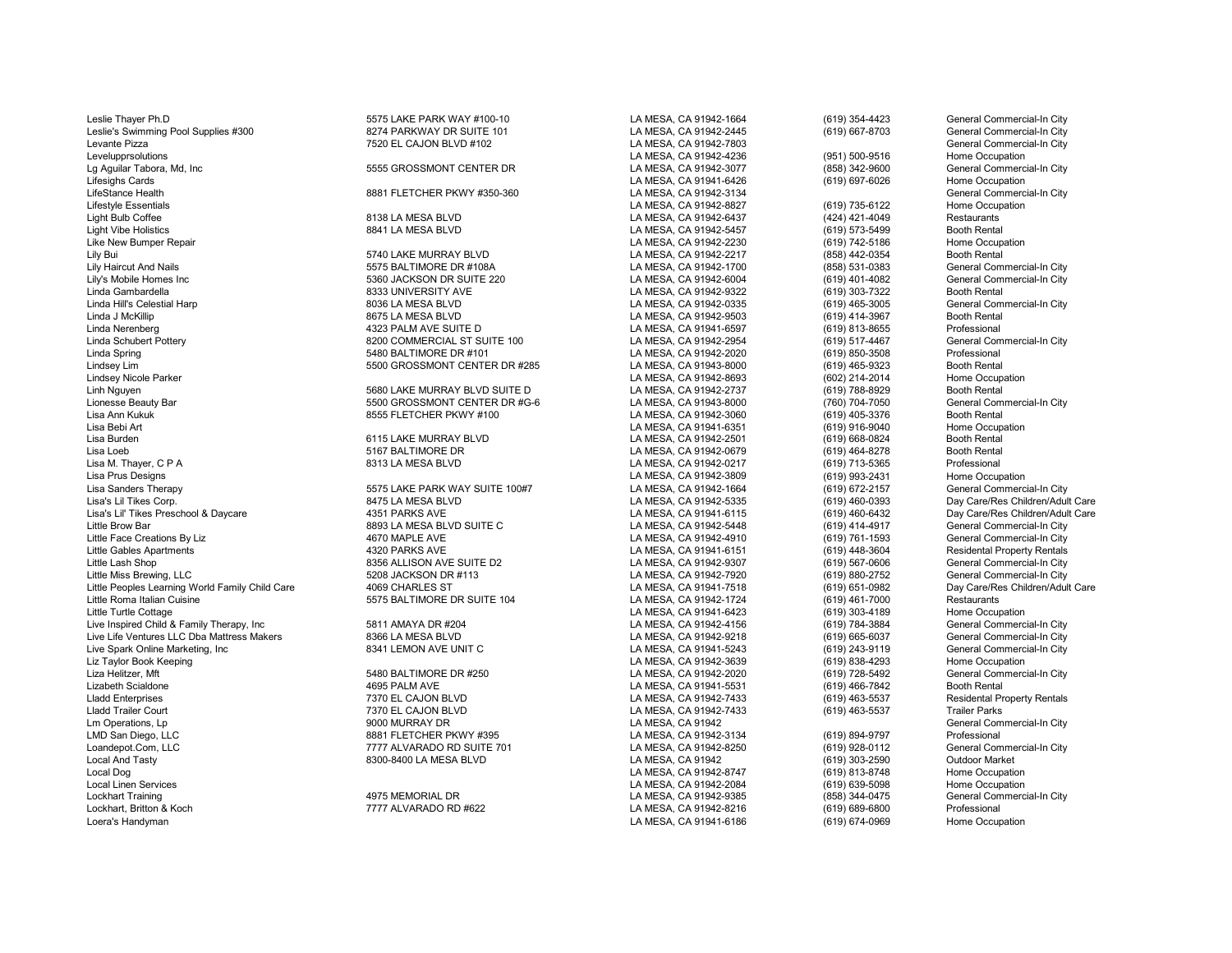| | | | | |
|---|---|---|---|---|
| Leslie Thayer Ph.D | 5575 LAKE PARK WAY #100-10 | LA MESA, CA 91942-1664 | (619) 354-4423 | General Commercial-In City |
| Leslie's Swimming Pool Supplies #300 | 8274 PARKWAY DR SUITE 101 | LA MESA, CA 91942-2445 | (619) 667-8703 | General Commercial-In City |
| Levante Pizza | 7520 EL CAJON BLVD #102 | LA MESA, CA 91942-7803 | | General Commercial-In City |
| Levelupprsolutions | | LA MESA, CA 91942-4236 | (951) 500-9516 | Home Occupation |
| Lg Aguilar Tabora, Md, Inc | 5555 GROSSMONT CENTER DR | LA MESA, CA 91942-3077 | (858) 342-9600 | General Commercial-In City |
| Lifesighs Cards | | LA MESA, CA 91941-6426 | (619) 697-6026 | Home Occupation |
| LifeStance Health | 8881 FLETCHER PKWY #350-360 | LA MESA, CA 91942-3134 | | General Commercial-In City |
| Lifestyle Essentials | | LA MESA, CA 91942-8827 | (619) 735-6122 | Home Occupation |
| Light Bulb Coffee | 8138 LA MESA BLVD | LA MESA, CA 91942-6437 | (424) 421-4049 | Restaurants |
| Light Vibe Holistics | 8841 LA MESA BLVD | LA MESA, CA 91942-5457 | (619) 573-5499 | Booth Rental |
| Like New Bumper Repair | | LA MESA, CA 91942-2230 | (619) 742-5186 | Home Occupation |
| Lily Bui | 5740 LAKE MURRAY BLVD | LA MESA, CA 91942-2217 | (858) 442-0354 | Booth Rental |
| Lily Haircut And Nails | 5575 BALTIMORE DR #108A | LA MESA, CA 91942-1700 | (858) 531-0383 | General Commercial-In City |
| Lily's Mobile Homes Inc | 5360 JACKSON DR SUITE 220 | LA MESA, CA 91942-6004 | (619) 401-4082 | General Commercial-In City |
| Linda Gambardella | 8333 UNIVERSITY AVE | LA MESA, CA 91942-9322 | (619) 303-7322 | Booth Rental |
| Linda Hill's Celestial Harp | 8036 LA MESA BLVD | LA MESA, CA 91942-0335 | (619) 465-3005 | General Commercial-In City |
| Linda J McKillip | 8675 LA MESA BLVD | LA MESA, CA 91942-9503 | (619) 414-3967 | Booth Rental |
| Linda Nerenberg | 4323 PALM AVE SUITE D | LA MESA, CA 91941-6597 | (619) 813-8655 | Professional |
| Linda Schubert Pottery | 8200 COMMERCIAL ST SUITE 100 | LA MESA, CA 91942-2954 | (619) 517-4467 | General Commercial-In City |
| Linda Spring | 5480 BALTIMORE DR #101 | LA MESA, CA 91942-2020 | (619) 850-3508 | Professional |
| Lindsey Lim | 5500 GROSSMONT CENTER DR #285 | LA MESA, CA 91943-8000 | (619) 465-9323 | Booth Rental |
| Lindsey Nicole Parker | | LA MESA, CA 91942-8693 | (602) 214-2014 | Home Occupation |
| Linh Nguyen | 5680 LAKE MURRAY BLVD SUITE D | LA MESA, CA 91942-2737 | (619) 788-8929 | Booth Rental |
| Lionesse Beauty Bar | 5500 GROSSMONT CENTER DR #G-6 | LA MESA, CA 91943-8000 | (760) 704-7050 | General Commercial-In City |
| Lisa Ann Kukuk | 8555 FLETCHER PKWY #100 | LA MESA, CA 91942-3060 | (619) 405-3376 | Booth Rental |
| Lisa Bebi Art | | LA MESA, CA 91941-6351 | (619) 916-9040 | Home Occupation |
| Lisa Burden | 6115 LAKE MURRAY BLVD | LA MESA, CA 91942-2501 | (619) 668-0824 | Booth Rental |
| Lisa Loeb | 5167 BALTIMORE DR | LA MESA, CA 91942-0679 | (619) 464-8278 | Booth Rental |
| Lisa M. Thayer, C P A | 8313 LA MESA BLVD | LA MESA, CA 91942-0217 | (619) 713-5365 | Professional |
| Lisa Prus Designs | | LA MESA, CA 91942-3809 | (619) 993-2431 | Home Occupation |
| Lisa Sanders Therapy | 5575 LAKE PARK WAY SUITE 100#7 | LA MESA, CA 91942-1664 | (619) 672-2157 | General Commercial-In City |
| Lisa's Lil Tikes Corp. | 8475 LA MESA BLVD | LA MESA, CA 91942-5335 | (619) 460-0393 | Day Care/Res Children/Adult Care |
| Lisa's Lil' Tikes Preschool & Daycare | 4351 PARKS AVE | LA MESA, CA 91941-6115 | (619) 460-6432 | Day Care/Res Children/Adult Care |
| Little Brow Bar | 8893 LA MESA BLVD SUITE C | LA MESA, CA 91942-5448 | (619) 414-4917 | General Commercial-In City |
| Little Face Creations By Liz | 4670 MAPLE AVE | LA MESA, CA 91942-4910 | (619) 761-1593 | General Commercial-In City |
| Little Gables Apartments | 4320 PARKS AVE | LA MESA, CA 91941-6151 | (619) 448-3604 | Residental Property Rentals |
| Little Lash Shop | 8356 ALLISON AVE SUITE D2 | LA MESA, CA 91942-9307 | (619) 567-0606 | General Commercial-In City |
| Little Miss Brewing, LLC | 5208 JACKSON DR #113 | LA MESA, CA 91942-7920 | (619) 880-2752 | General Commercial-In City |
| Little Peoples Learning World Family Child Care | 4069 CHARLES ST | LA MESA, CA 91941-7518 | (619) 651-0982 | Day Care/Res Children/Adult Care |
| Little Roma Italian Cuisine | 5575 BALTIMORE DR SUITE 104 | LA MESA, CA 91942-1724 | (619) 461-7000 | Restaurants |
| Little Turtle Cottage | | LA MESA, CA 91941-6423 | (619) 303-4189 | Home Occupation |
| Live Inspired Child & Family Therapy, Inc | 5811 AMAYA DR #204 | LA MESA, CA 91942-4156 | (619) 784-3884 | General Commercial-In City |
| Live Life Ventures LLC Dba Mattress Makers | 8366 LA MESA BLVD | LA MESA, CA 91942-9218 | (619) 665-6037 | General Commercial-In City |
| Live Spark Online Marketing, Inc | 8341 LEMON AVE UNIT C | LA MESA, CA 91941-5243 | (619) 243-9119 | General Commercial-In City |
| Liz Taylor Book Keeping | | LA MESA, CA 91942-3639 | (619) 838-4293 | Home Occupation |
| Liza Helitzer, Mft | 5480 BALTIMORE DR #250 | LA MESA, CA 91942-2020 | (619) 728-5492 | General Commercial-In City |
| Lizabeth Scialdone | 4695 PALM AVE | LA MESA, CA 91941-5531 | (619) 466-7842 | Booth Rental |
| Lladd Enterprises | 7370 EL CAJON BLVD | LA MESA, CA 91942-7433 | (619) 463-5537 | Residental Property Rentals |
| Lladd Trailer Court | 7370 EL CAJON BLVD | LA MESA, CA 91942-7433 | (619) 463-5537 | Trailer Parks |
| Lm Operations, Lp | 9000 MURRAY DR | LA MESA, CA 91942 | | General Commercial-In City |
| LMD San Diego, LLC | 8881 FLETCHER PKWY #395 | LA MESA, CA 91942-3134 | (619) 894-9797 | Professional |
| Loandepot.Com, LLC | 7777 ALVARADO RD SUITE 701 | LA MESA, CA 91942-8250 | (619) 928-0112 | General Commercial-In City |
| Local And Tasty | 8300-8400 LA MESA BLVD | LA MESA, CA 91942 | (619) 303-2590 | Outdoor Market |
| Local Dog | | LA MESA, CA 91942-8747 | (619) 813-8748 | Home Occupation |
| Local Linen Services | | LA MESA, CA 91942-2084 | (619) 639-5098 | Home Occupation |
| Lockhart Training | 4975 MEMORIAL DR | LA MESA, CA 91942-9385 | (858) 344-0475 | General Commercial-In City |
| Lockhart, Britton & Koch | 7777 ALVARADO RD #622 | LA MESA, CA 91942-8216 | (619) 689-6800 | Professional |
| Loera's Handyman | | LA MESA, CA 91941-6186 | (619) 674-0969 | Home Occupation |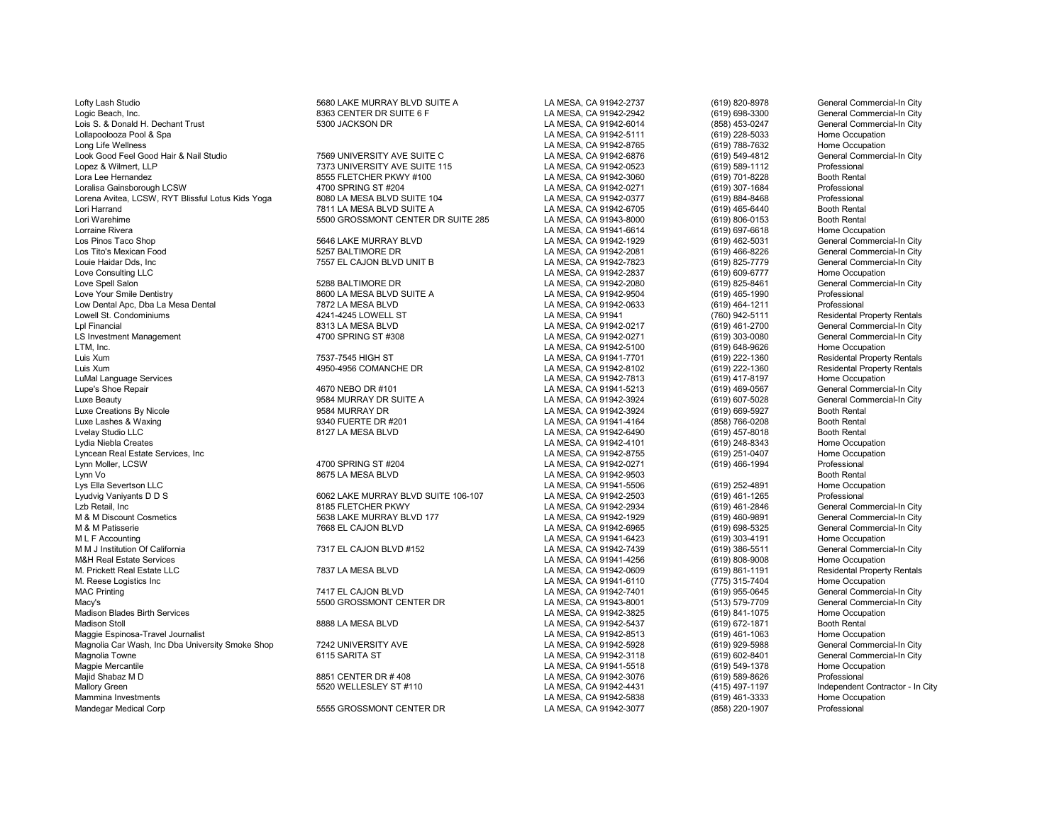| | | | | |
|---|---|---|---|---|
| Lofty Lash Studio | 5680 LAKE MURRAY BLVD SUITE A | LA MESA, CA 91942-2737 | (619) 820-8978 | General Commercial-In City |
| Logic Beach, Inc. | 8363 CENTER DR SUITE 6 F | LA MESA, CA 91942-2942 | (619) 698-3300 | General Commercial-In City |
| Lois S. & Donald H. Dechant Trust | 5300 JACKSON DR | LA MESA, CA 91942-6014 | (858) 453-0247 | General Commercial-In City |
| Lollapoolooza Pool & Spa | | LA MESA, CA 91942-5111 | (619) 228-5033 | Home Occupation |
| Long Life Wellness | | LA MESA, CA 91942-8765 | (619) 788-7632 | Home Occupation |
| Look Good Feel Good Hair & Nail Studio | 7569 UNIVERSITY AVE SUITE C | LA MESA, CA 91942-6876 | (619) 549-4812 | General Commercial-In City |
| Lopez & Wilmert, LLP | 7373 UNIVERSITY AVE SUITE 115 | LA MESA, CA 91942-0523 | (619) 589-1112 | Professional |
| Lora Lee Hernandez | 8555 FLETCHER PKWY #100 | LA MESA, CA 91942-3060 | (619) 701-8228 | Booth Rental |
| Loralisa Gainsborough LCSW | 4700 SPRING ST #204 | LA MESA, CA 91942-0271 | (619) 307-1684 | Professional |
| Lorena Avitea, LCSW, RYT Blissful Lotus Kids Yoga | 8080 LA MESA BLVD SUITE 104 | LA MESA, CA 91942-0377 | (619) 884-8468 | Professional |
| Lori Harrand | 7811 LA MESA BLVD SUITE A | LA MESA, CA 91942-6705 | (619) 465-6440 | Booth Rental |
| Lori Warehime | 5500 GROSSMONT CENTER DR SUITE 285 | LA MESA, CA 91943-8000 | (619) 806-0153 | Booth Rental |
| Lorraine Rivera | | LA MESA, CA 91941-6614 | (619) 697-6618 | Home Occupation |
| Los Pinos Taco Shop | 5646 LAKE MURRAY BLVD | LA MESA, CA 91942-1929 | (619) 462-5031 | General Commercial-In City |
| Los Tito's Mexican Food | 5257 BALTIMORE DR | LA MESA, CA 91942-2081 | (619) 466-8226 | General Commercial-In City |
| Louie Haidar Dds, Inc | 7557 EL CAJON BLVD UNIT B | LA MESA, CA 91942-7823 | (619) 825-7779 | General Commercial-In City |
| Love Consulting LLC | | LA MESA, CA 91942-2837 | (619) 609-6777 | Home Occupation |
| Love Spell Salon | 5288 BALTIMORE DR | LA MESA, CA 91942-2080 | (619) 825-8461 | General Commercial-In City |
| Love Your Smile Dentistry | 8600 LA MESA BLVD SUITE A | LA MESA, CA 91942-9504 | (619) 465-1990 | Professional |
| Low Dental Apc, Dba La Mesa Dental | 7872 LA MESA BLVD | LA MESA, CA 91942-0633 | (619) 464-1211 | Professional |
| Lowell St. Condominiums | 4241-4245 LOWELL ST | LA MESA, CA 91941 | (760) 942-5111 | Residental Property Rentals |
| Lpl Financial | 8313 LA MESA BLVD | LA MESA, CA 91942-0217 | (619) 461-2700 | General Commercial-In City |
| LS Investment Management | 4700 SPRING ST #308 | LA MESA, CA 91942-0271 | (619) 303-0080 | General Commercial-In City |
| LTM, Inc. | | LA MESA, CA 91942-5100 | (619) 648-9626 | Home Occupation |
| Luis Xum | 7537-7545 HIGH ST | LA MESA, CA 91941-7701 | (619) 222-1360 | Residental Property Rentals |
| Luis Xum | 4950-4956 COMANCHE DR | LA MESA, CA 91942-8102 | (619) 222-1360 | Residental Property Rentals |
| LuMal Language Services | | LA MESA, CA 91942-7813 | (619) 417-8197 | Home Occupation |
| Lupe's Shoe Repair | 4670 NEBO DR #101 | LA MESA, CA 91941-5213 | (619) 469-0567 | General Commercial-In City |
| Luxe Beauty | 9584 MURRAY DR SUITE A | LA MESA, CA 91942-3924 | (619) 607-5028 | General Commercial-In City |
| Luxe Creations By Nicole | 9584 MURRAY DR | LA MESA, CA 91942-3924 | (619) 669-5927 | Booth Rental |
| Luxe Lashes & Waxing | 9340 FUERTE DR #201 | LA MESA, CA 91941-4164 | (858) 766-0208 | Booth Rental |
| Lvelay Studio LLC | 8127 LA MESA BLVD | LA MESA, CA 91942-6490 | (619) 457-8018 | Booth Rental |
| Lydia Niebla Creates | | LA MESA, CA 91942-4101 | (619) 248-8343 | Home Occupation |
| Lyncean Real Estate Services, Inc | | LA MESA, CA 91942-8755 | (619) 251-0407 | Home Occupation |
| Lynn Moller, LCSW | 4700 SPRING ST #204 | LA MESA, CA 91942-0271 | (619) 466-1994 | Professional |
| Lynn Vo | 8675 LA MESA BLVD | LA MESA, CA 91942-9503 | | Booth Rental |
| Lys Ella Severtson LLC | | LA MESA, CA 91941-5506 | (619) 252-4891 | Home Occupation |
| Lyudvig Vaniyants D D S | 6062 LAKE MURRAY BLVD SUITE 106-107 | LA MESA, CA 91942-2503 | (619) 461-1265 | Professional |
| Lzb Retail, Inc | 8185 FLETCHER PKWY | LA MESA, CA 91942-2934 | (619) 461-2846 | General Commercial-In City |
| M & M Discount Cosmetics | 5638 LAKE MURRAY BLVD 177 | LA MESA, CA 91942-1929 | (619) 460-9891 | General Commercial-In City |
| M & M Patisserie | 7668 EL CAJON BLVD | LA MESA, CA 91942-6965 | (619) 698-5325 | General Commercial-In City |
| M L F Accounting | | LA MESA, CA 91941-6423 | (619) 303-4191 | Home Occupation |
| M M J Institution Of California | 7317 EL CAJON BLVD #152 | LA MESA, CA 91942-7439 | (619) 386-5511 | General Commercial-In City |
| M&H Real Estate Services | | LA MESA, CA 91941-4256 | (619) 808-9008 | Home Occupation |
| M. Prickett Real Estate LLC | 7837 LA MESA BLVD | LA MESA, CA 91942-0609 | (619) 861-1191 | Residental Property Rentals |
| M. Reese Logistics Inc | | LA MESA, CA 91941-6110 | (775) 315-7404 | Home Occupation |
| MAC Printing | 7417 EL CAJON BLVD | LA MESA, CA 91942-7401 | (619) 955-0645 | General Commercial-In City |
| Macy's | 5500 GROSSMONT CENTER DR | LA MESA, CA 91943-8001 | (513) 579-7709 | General Commercial-In City |
| Madison Blades Birth Services | | LA MESA, CA 91942-3825 | (619) 841-1075 | Home Occupation |
| Madison Stoll | 8888 LA MESA BLVD | LA MESA, CA 91942-5437 | (619) 672-1871 | Booth Rental |
| Maggie Espinosa-Travel Journalist | | LA MESA, CA 91942-8513 | (619) 461-1063 | Home Occupation |
| Magnolia Car Wash, Inc Dba University Smoke Shop | 7242 UNIVERSITY AVE | LA MESA, CA 91942-5928 | (619) 929-5988 | General Commercial-In City |
| Magnolia Towne | 6115 SARITA ST | LA MESA, CA 91942-3118 | (619) 602-8401 | General Commercial-In City |
| Magpie Mercantile | | LA MESA, CA 91941-5518 | (619) 549-1378 | Home Occupation |
| Majid Shabaz M D | 8851 CENTER DR # 408 | LA MESA, CA 91942-3076 | (619) 589-8626 | Professional |
| Mallory Green | 5520 WELLESLEY ST #110 | LA MESA, CA 91942-4431 | (415) 497-1197 | Independent Contractor - In City |
| Mammina Investments | | LA MESA, CA 91942-5838 | (619) 461-3333 | Home Occupation |
| Mandegar Medical Corp | 5555 GROSSMONT CENTER DR | LA MESA, CA 91942-3077 | (858) 220-1907 | Professional |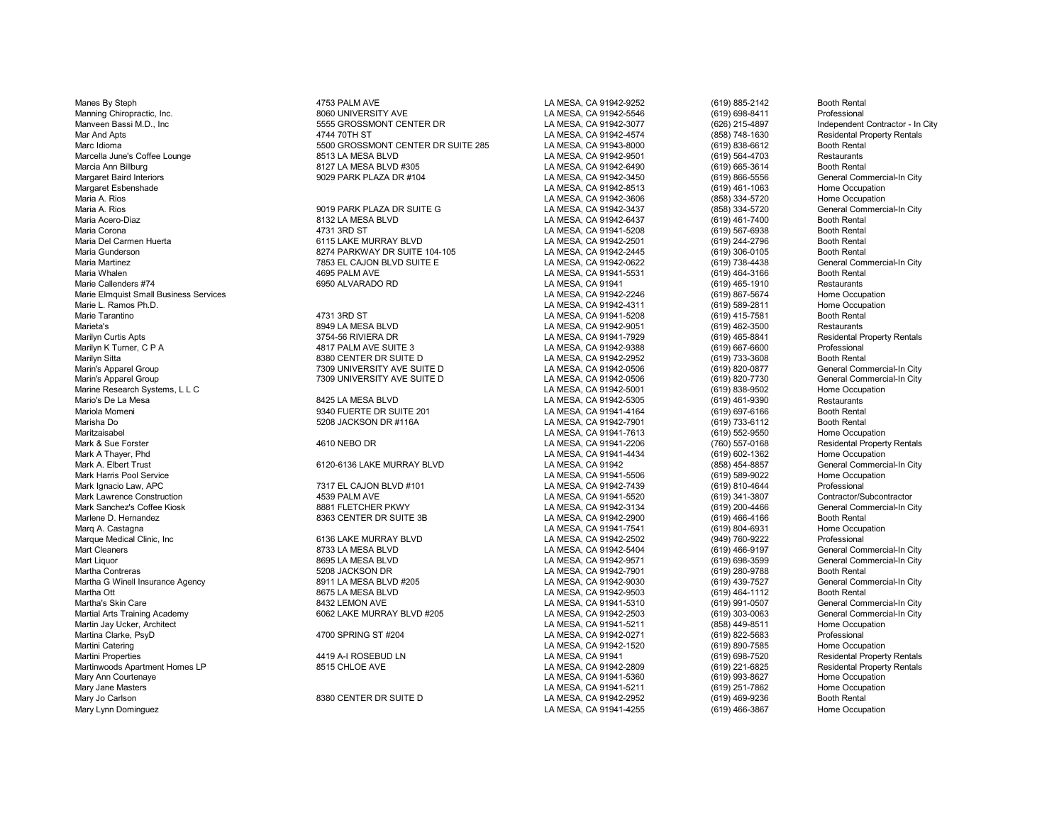| | | | | |
|---|---|---|---|---|
| Manes By Steph | 4753 PALM AVE | LA MESA, CA 91942-9252 | (619) 885-2142 | Booth Rental |
| Manning Chiropractic, Inc. | 8060 UNIVERSITY AVE | LA MESA, CA 91942-5546 | (619) 698-8411 | Professional |
| Manveen Bassi M.D., Inc | 5555 GROSSMONT CENTER DR | LA MESA, CA 91942-3077 | (626) 215-4897 | Independent Contractor - In City |
| Mar And Apts | 4744 70TH ST | LA MESA, CA 91942-4574 | (858) 748-1630 | Residental Property Rentals |
| Marc Idioma | 5500 GROSSMONT CENTER DR SUITE 285 | LA MESA, CA 91943-8000 | (619) 838-6612 | Booth Rental |
| Marcella June's Coffee Lounge | 8513 LA MESA BLVD | LA MESA, CA 91942-9501 | (619) 564-4703 | Restaurants |
| Marcia Ann Billburg | 8127 LA MESA BLVD #305 | LA MESA, CA 91942-6490 | (619) 665-3614 | Booth Rental |
| Margaret Baird Interiors | 9029 PARK PLAZA DR #104 | LA MESA, CA 91942-3450 | (619) 866-5556 | General Commercial-In City |
| Margaret Esbenshade | | LA MESA, CA 91942-8513 | (619) 461-1063 | Home Occupation |
| Maria A. Rios | | LA MESA, CA 91942-3606 | (858) 334-5720 | Home Occupation |
| Maria A. Rios | 9019 PARK PLAZA DR SUITE G | LA MESA, CA 91942-3437 | (858) 334-5720 | General Commercial-In City |
| Maria Acero-Diaz | 8132 LA MESA BLVD | LA MESA, CA 91942-6437 | (619) 461-7400 | Booth Rental |
| Maria Corona | 4731 3RD ST | LA MESA, CA 91941-5208 | (619) 567-6938 | Booth Rental |
| Maria Del Carmen Huerta | 6115 LAKE MURRAY BLVD | LA MESA, CA 91942-2501 | (619) 244-2796 | Booth Rental |
| Maria Gunderson | 8274 PARKWAY DR SUITE 104-105 | LA MESA, CA 91942-2445 | (619) 306-0105 | Booth Rental |
| Maria Martinez | 7853 EL CAJON BLVD SUITE E | LA MESA, CA 91942-0622 | (619) 738-4438 | General Commercial-In City |
| Maria Whalen | 4695 PALM AVE | LA MESA, CA 91941-5531 | (619) 464-3166 | Booth Rental |
| Marie Callenders #74 | 6950 ALVARADO RD | LA MESA, CA 91941 | (619) 465-1910 | Restaurants |
| Marie Elmquist Small Business Services | | LA MESA, CA 91942-2246 | (619) 867-5674 | Home Occupation |
| Marie L. Ramos Ph.D. | | LA MESA, CA 91942-4311 | (619) 589-2811 | Home Occupation |
| Marie Tarantino | 4731 3RD ST | LA MESA, CA 91941-5208 | (619) 415-7581 | Booth Rental |
| Marieta's | 8949 LA MESA BLVD | LA MESA, CA 91942-9051 | (619) 462-3500 | Restaurants |
| Marilyn Curtis Apts | 3754-56 RIVIERA DR | LA MESA, CA 91941-7929 | (619) 465-8841 | Residental Property Rentals |
| Marilyn K Turner, C P A | 4817 PALM AVE SUITE 3 | LA MESA, CA 91942-9388 | (619) 667-6600 | Professional |
| Marilyn Sitta | 8380 CENTER DR SUITE D | LA MESA, CA 91942-2952 | (619) 733-3608 | Booth Rental |
| Marin's Apparel Group | 7309 UNIVERSITY AVE SUITE D | LA MESA, CA 91942-0506 | (619) 820-0877 | General Commercial-In City |
| Marin's Apparel Group | 7309 UNIVERSITY AVE SUITE D | LA MESA, CA 91942-0506 | (619) 820-7730 | General Commercial-In City |
| Marine Research Systems, L L C | | LA MESA, CA 91942-5001 | (619) 838-9502 | Home Occupation |
| Mario's De La Mesa | 8425 LA MESA BLVD | LA MESA, CA 91942-5305 | (619) 461-9390 | Restaurants |
| Mariola Momeni | 9340 FUERTE DR SUITE 201 | LA MESA, CA 91941-4164 | (619) 697-6166 | Booth Rental |
| Marisha Do | 5208 JACKSON DR #116A | LA MESA, CA 91942-7901 | (619) 733-6112 | Booth Rental |
| Maritzaisabel | | LA MESA, CA 91941-7613 | (619) 552-9550 | Home Occupation |
| Mark & Sue Forster | 4610 NEBO DR | LA MESA, CA 91941-2206 | (760) 557-0168 | Residental Property Rentals |
| Mark A Thayer, Phd | | LA MESA, CA 91941-4434 | (619) 602-1362 | Home Occupation |
| Mark A. Elbert Trust | 6120-6136 LAKE MURRAY BLVD | LA MESA, CA 91942 | (858) 454-8857 | General Commercial-In City |
| Mark Harris Pool Service | | LA MESA, CA 91941-5506 | (619) 589-9022 | Home Occupation |
| Mark Ignacio Law, APC | 7317 EL CAJON BLVD #101 | LA MESA, CA 91942-7439 | (619) 810-4644 | Professional |
| Mark Lawrence Construction | 4539 PALM AVE | LA MESA, CA 91941-5520 | (619) 341-3807 | Contractor/Subcontractor |
| Mark Sanchez's Coffee Kiosk | 8881 FLETCHER PKWY | LA MESA, CA 91942-3134 | (619) 200-4466 | General Commercial-In City |
| Marlene D. Hernandez | 8363 CENTER DR SUITE 3B | LA MESA, CA 91942-2900 | (619) 466-4166 | Booth Rental |
| Marq A. Castagna | | LA MESA, CA 91941-7541 | (619) 804-6931 | Home Occupation |
| Marque Medical Clinic, Inc | 6136 LAKE MURRAY BLVD | LA MESA, CA 91942-2502 | (949) 760-9222 | Professional |
| Mart Cleaners | 8733 LA MESA BLVD | LA MESA, CA 91942-5404 | (619) 466-9197 | General Commercial-In City |
| Mart Liquor | 8695 LA MESA BLVD | LA MESA, CA 91942-9571 | (619) 698-3599 | General Commercial-In City |
| Martha Contreras | 5208 JACKSON DR | LA MESA, CA 91942-7901 | (619) 280-9788 | Booth Rental |
| Martha G Winell Insurance Agency | 8911 LA MESA BLVD #205 | LA MESA, CA 91942-9030 | (619) 439-7527 | General Commercial-In City |
| Martha Ott | 8675 LA MESA BLVD | LA MESA, CA 91942-9503 | (619) 464-1112 | Booth Rental |
| Martha's Skin Care | 8432 LEMON AVE | LA MESA, CA 91941-5310 | (619) 991-0507 | General Commercial-In City |
| Martial Arts Training Academy | 6062 LAKE MURRAY BLVD #205 | LA MESA, CA 91942-2503 | (619) 303-0063 | General Commercial-In City |
| Martin Jay Ucker, Architect | | LA MESA, CA 91941-5211 | (858) 449-8511 | Home Occupation |
| Martina Clarke, PsyD | 4700 SPRING ST #204 | LA MESA, CA 91942-0271 | (619) 822-5683 | Professional |
| Martini Catering | | LA MESA, CA 91942-1520 | (619) 890-7585 | Home Occupation |
| Martini Properties | 4419 A-I ROSEBUD LN | LA MESA, CA 91941 | (619) 698-7520 | Residental Property Rentals |
| Martinwoods Apartment Homes LP | 8515 CHLOE AVE | LA MESA, CA 91942-2809 | (619) 221-6825 | Residental Property Rentals |
| Mary Ann Courtenaye | | LA MESA, CA 91941-5360 | (619) 993-8627 | Home Occupation |
| Mary Jane Masters | | LA MESA, CA 91941-5211 | (619) 251-7862 | Home Occupation |
| Mary Jo Carlson | 8380 CENTER DR SUITE D | LA MESA, CA 91942-2952 | (619) 469-9236 | Booth Rental |
| Mary Lynn Dominguez | | LA MESA, CA 91941-4255 | (619) 466-3867 | Home Occupation |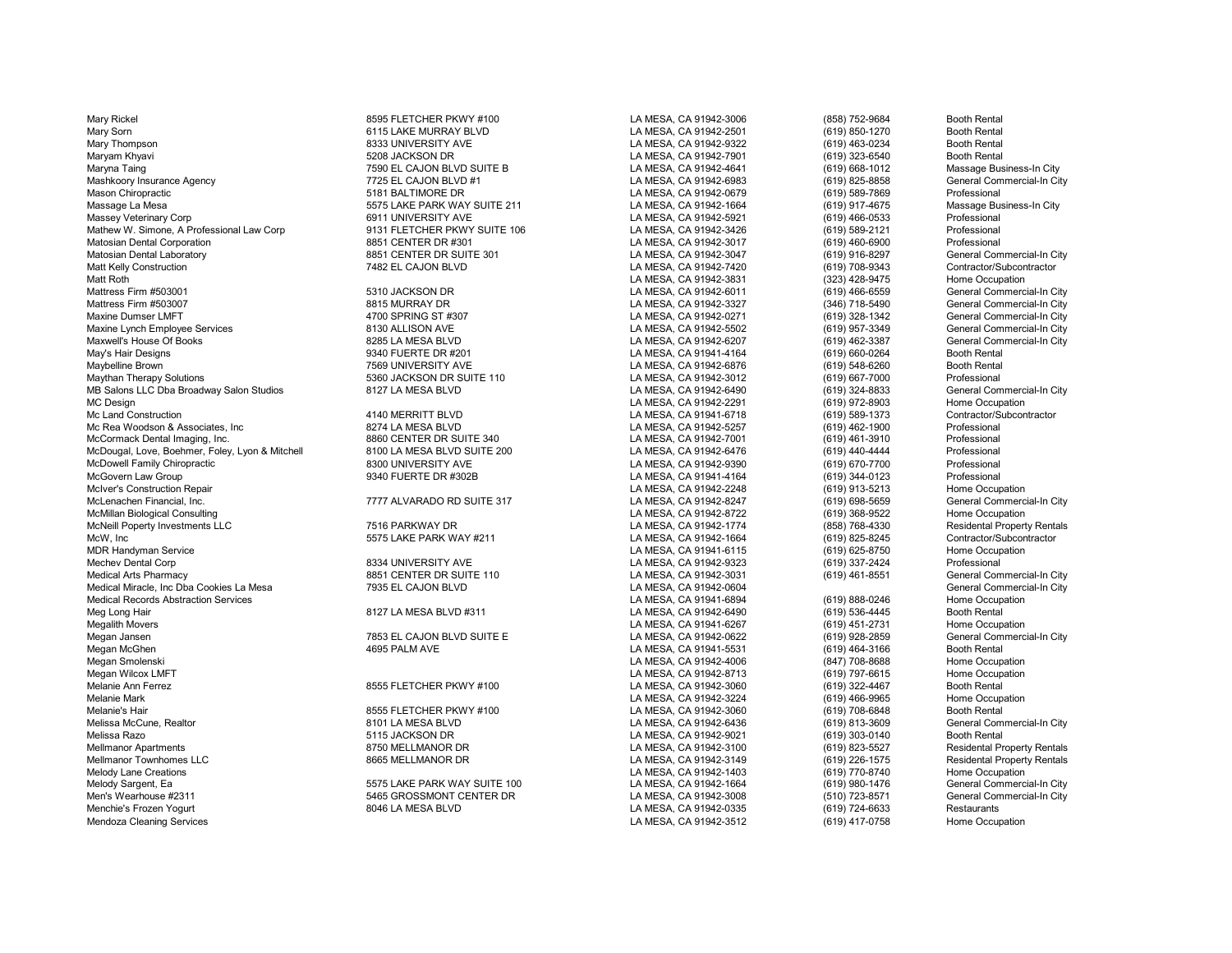| | | | | |
|---|---|---|---|---|
| Mary Rickel | 8595 FLETCHER PKWY #100 | LA MESA, CA 91942-3006 | (858) 752-9684 | Booth Rental |
| Mary Sorn | 6115 LAKE MURRAY BLVD | LA MESA, CA 91942-2501 | (619) 850-1270 | Booth Rental |
| Mary Thompson | 8333 UNIVERSITY AVE | LA MESA, CA 91942-9322 | (619) 463-0234 | Booth Rental |
| Maryam Khyavi | 5208 JACKSON DR | LA MESA, CA 91942-7901 | (619) 323-6540 | Booth Rental |
| Maryna Taing | 7590 EL CAJON BLVD SUITE B | LA MESA, CA 91942-4641 | (619) 668-1012 | Massage Business-In City |
| Mashkoory Insurance Agency | 7725 EL CAJON BLVD #1 | LA MESA, CA 91942-6983 | (619) 825-8858 | General Commercial-In City |
| Mason Chiropractic | 5181 BALTIMORE DR | LA MESA, CA 91942-0679 | (619) 589-7869 | Professional |
| Massage La Mesa | 5575 LAKE PARK WAY SUITE 211 | LA MESA, CA 91942-1664 | (619) 917-4675 | Massage Business-In City |
| Massey Veterinary Corp | 6911 UNIVERSITY AVE | LA MESA, CA 91942-5921 | (619) 466-0533 | Professional |
| Mathew W. Simone, A Professional Law Corp | 9131 FLETCHER PKWY SUITE 106 | LA MESA, CA 91942-3426 | (619) 589-2121 | Professional |
| Matosian Dental Corporation | 8851 CENTER DR #301 | LA MESA, CA 91942-3017 | (619) 460-6900 | Professional |
| Matosian Dental Laboratory | 8851 CENTER DR SUITE 301 | LA MESA, CA 91942-3047 | (619) 916-8297 | General Commercial-In City |
| Matt Kelly Construction | 7482 EL CAJON BLVD | LA MESA, CA 91942-7420 | (619) 708-9343 | Contractor/Subcontractor |
| Matt Roth | | LA MESA, CA 91942-3831 | (323) 428-9475 | Home Occupation |
| Mattress Firm #503001 | 5310 JACKSON DR | LA MESA, CA 91942-6011 | (619) 466-6559 | General Commercial-In City |
| Mattress Firm #503007 | 8815 MURRAY DR | LA MESA, CA 91942-3327 | (346) 718-5490 | General Commercial-In City |
| Maxine Dumser LMFT | 4700 SPRING ST #307 | LA MESA, CA 91942-0271 | (619) 328-1342 | General Commercial-In City |
| Maxine Lynch Employee Services | 8130 ALLISON AVE | LA MESA, CA 91942-5502 | (619) 957-3349 | General Commercial-In City |
| Maxwell's House Of Books | 8285 LA MESA BLVD | LA MESA, CA 91942-6207 | (619) 462-3387 | General Commercial-In City |
| May's Hair Designs | 9340 FUERTE DR #201 | LA MESA, CA 91941-4164 | (619) 660-0264 | Booth Rental |
| Maybelline Brown | 7569 UNIVERSITY AVE | LA MESA, CA 91942-6876 | (619) 548-6260 | Booth Rental |
| Maythan Therapy Solutions | 5360 JACKSON DR SUITE 110 | LA MESA, CA 91942-3012 | (619) 667-7000 | Professional |
| MB Salons LLC Dba Broadway Salon Studios | 8127 LA MESA BLVD | LA MESA, CA 91942-6490 | (619) 324-8833 | General Commercial-In City |
| MC Design | | LA MESA, CA 91942-2291 | (619) 972-8903 | Home Occupation |
| Mc Land Construction | 4140 MERRITT BLVD | LA MESA, CA 91941-6718 | (619) 589-1373 | Contractor/Subcontractor |
| Mc Rea Woodson & Associates, Inc | 8274 LA MESA BLVD | LA MESA, CA 91942-5257 | (619) 462-1900 | Professional |
| McCormack Dental Imaging, Inc. | 8860 CENTER DR SUITE 340 | LA MESA, CA 91942-7001 | (619) 461-3910 | Professional |
| McDougal, Love, Boehmer, Foley, Lyon & Mitchell | 8100 LA MESA BLVD SUITE 200 | LA MESA, CA 91942-6476 | (619) 440-4444 | Professional |
| McDowell Family Chiropractic | 8300 UNIVERSITY AVE | LA MESA, CA 91942-9390 | (619) 670-7700 | Professional |
| McGovern Law Group | 9340 FUERTE DR #302B | LA MESA, CA 91941-4164 | (619) 344-0123 | Professional |
| McIver's Construction Repair | | LA MESA, CA 91942-2248 | (619) 913-5213 | Home Occupation |
| McLenachen Financial, Inc. | 7777 ALVARADO RD SUITE 317 | LA MESA, CA 91942-8247 | (619) 698-5659 | General Commercial-In City |
| McMillan Biological Consulting | | LA MESA, CA 91942-8722 | (619) 368-9522 | Home Occupation |
| McNeill Poperty Investments LLC | 7516 PARKWAY DR | LA MESA, CA 91942-1774 | (858) 768-4330 | Residental Property Rentals |
| McW, Inc | 5575 LAKE PARK WAY #211 | LA MESA, CA 91942-1664 | (619) 825-8245 | Contractor/Subcontractor |
| MDR Handyman Service | | LA MESA, CA 91941-6115 | (619) 625-8750 | Home Occupation |
| Mechev Dental Corp | 8334 UNIVERSITY AVE | LA MESA, CA 91942-9323 | (619) 337-2424 | Professional |
| Medical Arts Pharmacy | 8851 CENTER DR SUITE 110 | LA MESA, CA 91942-3031 | (619) 461-8551 | General Commercial-In City |
| Medical Miracle, Inc Dba Cookies La Mesa | 7935 EL CAJON BLVD | LA MESA, CA 91942-0604 | | General Commercial-In City |
| Medical Records Abstraction Services | | LA MESA, CA 91941-6894 | (619) 888-0246 | Home Occupation |
| Meg Long Hair | 8127 LA MESA BLVD #311 | LA MESA, CA 91942-6490 | (619) 536-4445 | Booth Rental |
| Megalith Movers | | LA MESA, CA 91941-6267 | (619) 451-2731 | Home Occupation |
| Megan Jansen | 7853 EL CAJON BLVD SUITE E | LA MESA, CA 91942-0622 | (619) 928-2859 | General Commercial-In City |
| Megan McGhen | 4695 PALM AVE | LA MESA, CA 91941-5531 | (619) 464-3166 | Booth Rental |
| Megan Smolenski | | LA MESA, CA 91942-4006 | (847) 708-8688 | Home Occupation |
| Megan Wilcox LMFT | | LA MESA, CA 91942-8713 | (619) 797-6615 | Home Occupation |
| Melanie Ann Ferrez | 8555 FLETCHER PKWY #100 | LA MESA, CA 91942-3060 | (619) 322-4467 | Booth Rental |
| Melanie Mark | | LA MESA, CA 91942-3224 | (619) 466-9965 | Home Occupation |
| Melanie's Hair | 8555 FLETCHER PKWY #100 | LA MESA, CA 91942-3060 | (619) 708-6848 | Booth Rental |
| Melissa McCune, Realtor | 8101 LA MESA BLVD | LA MESA, CA 91942-6436 | (619) 813-3609 | General Commercial-In City |
| Melissa Razo | 5115 JACKSON DR | LA MESA, CA 91942-9021 | (619) 303-0140 | Booth Rental |
| Mellmanor Apartments | 8750 MELLMANOR DR | LA MESA, CA 91942-3100 | (619) 823-5527 | Residental Property Rentals |
| Mellmanor Townhomes LLC | 8665 MELLMANOR DR | LA MESA, CA 91942-3149 | (619) 226-1575 | Residental Property Rentals |
| Melody Lane Creations | | LA MESA, CA 91942-1403 | (619) 770-8740 | Home Occupation |
| Melody Sargent, Ea | 5575 LAKE PARK WAY SUITE 100 | LA MESA, CA 91942-1664 | (619) 980-1476 | General Commercial-In City |
| Men's Wearhouse #2311 | 5465 GROSSMONT CENTER DR | LA MESA, CA 91942-3008 | (510) 723-8571 | General Commercial-In City |
| Menchie's Frozen Yogurt | 8046 LA MESA BLVD | LA MESA, CA 91942-0335 | (619) 724-6633 | Restaurants |
| Mendoza Cleaning Services | | LA MESA, CA 91942-3512 | (619) 417-0758 | Home Occupation |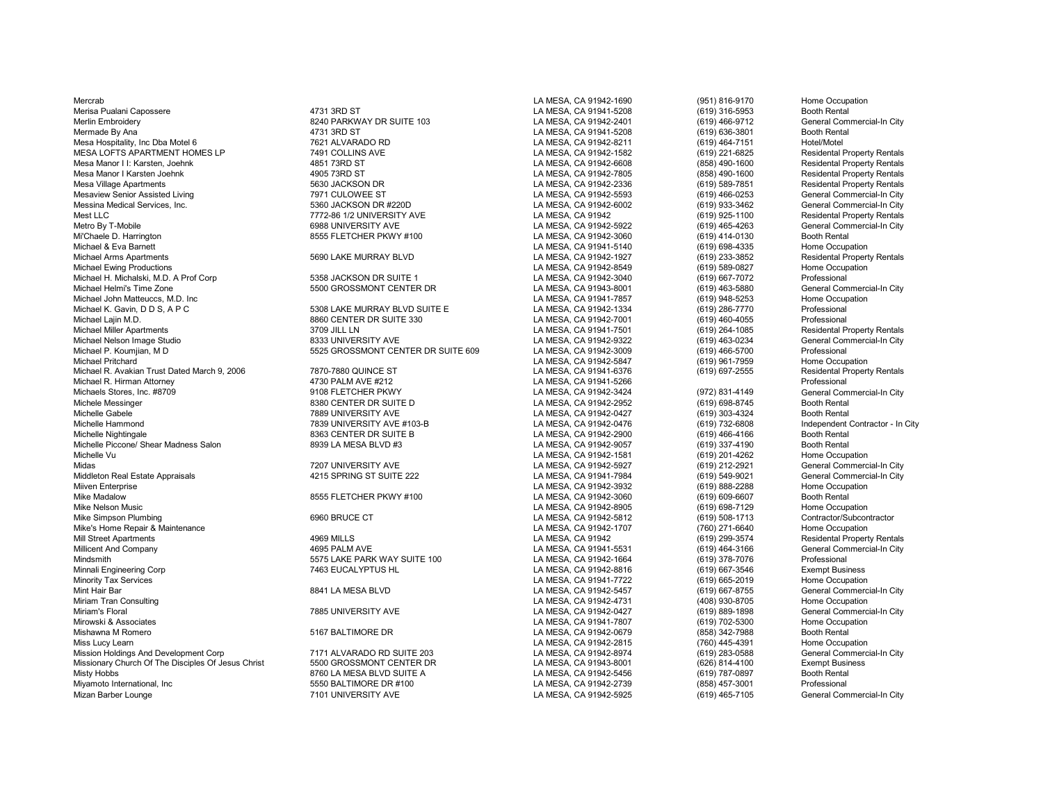| | | | | |
|---|---|---|---|---|
| Mercrab | | LA MESA, CA 91942-1690 | (951) 816-9170 | Home Occupation |
| Merisa Pualani Capossere | 4731 3RD ST | LA MESA, CA 91941-5208 | (619) 316-5953 | Booth Rental |
| Merlin Embroidery | 8240 PARKWAY DR SUITE 103 | LA MESA, CA 91942-2401 | (619) 466-9712 | General Commercial-In City |
| Mermade By Ana | 4731 3RD ST | LA MESA, CA 91941-5208 | (619) 636-3801 | Booth Rental |
| Mesa Hospitality, Inc Dba Motel 6 | 7621 ALVARADO RD | LA MESA, CA 91942-8211 | (619) 464-7151 | Hotel/Motel |
| MESA LOFTS APARTMENT HOMES LP | 7491 COLLINS AVE | LA MESA, CA 91942-1582 | (619) 221-6825 | Residental Property Rentals |
| Mesa Manor I I: Karsten, Joehnk | 4851 73RD ST | LA MESA, CA 91942-6608 | (858) 490-1600 | Residental Property Rentals |
| Mesa Manor I Karsten Joehnk | 4905 73RD ST | LA MESA, CA 91942-7805 | (858) 490-1600 | Residental Property Rentals |
| Mesa Village Apartments | 5630 JACKSON DR | LA MESA, CA 91942-2336 | (619) 589-7851 | Residental Property Rentals |
| Mesaview Senior Assisted Living | 7971 CULOWEE ST | LA MESA, CA 91942-5593 | (619) 466-0253 | General Commercial-In City |
| Messina Medical Services, Inc. | 5360 JACKSON DR #220D | LA MESA, CA 91942-6002 | (619) 933-3462 | General Commercial-In City |
| Mest LLC | 7772-86 1/2 UNIVERSITY AVE | LA MESA, CA 91942 | (619) 925-1100 | Residental Property Rentals |
| Metro By T-Mobile | 6988 UNIVERSITY AVE | LA MESA, CA 91942-5922 | (619) 465-4263 | General Commercial-In City |
| Mi'Chaele D. Harrington | 8555 FLETCHER PKWY #100 | LA MESA, CA 91942-3060 | (619) 414-0130 | Booth Rental |
| Michael & Eva Barnett | | LA MESA, CA 91941-5140 | (619) 698-4335 | Home Occupation |
| Michael Arms Apartments | 5690 LAKE MURRAY BLVD | LA MESA, CA 91942-1927 | (619) 233-3852 | Residental Property Rentals |
| Michael Ewing Productions | | LA MESA, CA 91942-8549 | (619) 589-0827 | Home Occupation |
| Michael H. Michalski, M.D. A Prof Corp | 5358 JACKSON DR SUITE 1 | LA MESA, CA 91942-3040 | (619) 667-7072 | Professional |
| Michael Helmi's Time Zone | 5500 GROSSMONT CENTER DR | LA MESA, CA 91943-8001 | (619) 463-5880 | General Commercial-In City |
| Michael John Matteuccs, M.D. Inc | | LA MESA, CA 91941-7857 | (619) 948-5253 | Home Occupation |
| Michael K. Gavin, D D S, A P C | 5308 LAKE MURRAY BLVD SUITE E | LA MESA, CA 91942-1334 | (619) 286-7770 | Professional |
| Michael Lajin M.D. | 8860 CENTER DR SUITE 330 | LA MESA, CA 91942-7001 | (619) 460-4055 | Professional |
| Michael Miller Apartments | 3709 JILL LN | LA MESA, CA 91941-7501 | (619) 264-1085 | Residental Property Rentals |
| Michael Nelson Image Studio | 8333 UNIVERSITY AVE | LA MESA, CA 91942-9322 | (619) 463-0234 | General Commercial-In City |
| Michael P. Koumjian, M D | 5525 GROSSMONT CENTER DR SUITE 609 | LA MESA, CA 91942-3009 | (619) 466-5700 | Professional |
| Michael Pritchard | | LA MESA, CA 91942-5847 | (619) 961-7959 | Home Occupation |
| Michael R. Avakian Trust Dated March 9, 2006 | 7870-7880 QUINCE ST | LA MESA, CA 91941-6376 | (619) 697-2555 | Residental Property Rentals |
| Michael R. Hirman Attorney | 4730 PALM AVE #212 | LA MESA, CA 91941-5266 | | Professional |
| Michaels Stores, Inc. #8709 | 9108 FLETCHER PKWY | LA MESA, CA 91942-3424 | (972) 831-4149 | General Commercial-In City |
| Michele Messinger | 8380 CENTER DR SUITE D | LA MESA, CA 91942-2952 | (619) 698-8745 | Booth Rental |
| Michelle Gabele | 7889 UNIVERSITY AVE | LA MESA, CA 91942-0427 | (619) 303-4324 | Booth Rental |
| Michelle Hammond | 7839 UNIVERSITY AVE #103-B | LA MESA, CA 91942-0476 | (619) 732-6808 | Independent Contractor - In City |
| Michelle Nightingale | 8363 CENTER DR SUITE B | LA MESA, CA 91942-2900 | (619) 466-4166 | Booth Rental |
| Michelle Piccone/ Shear Madness Salon | 8939 LA MESA BLVD #3 | LA MESA, CA 91942-9057 | (619) 337-4190 | Booth Rental |
| Michelle Vu | | LA MESA, CA 91942-1581 | (619) 201-4262 | Home Occupation |
| Midas | 7207 UNIVERSITY AVE | LA MESA, CA 91942-5927 | (619) 212-2921 | General Commercial-In City |
| Middleton Real Estate Appraisals | 4215 SPRING ST SUITE 222 | LA MESA, CA 91941-7984 | (619) 549-9021 | General Commercial-In City |
| Miiven Enterprise | | LA MESA, CA 91942-3932 | (619) 888-2288 | Home Occupation |
| Mike Madalow | 8555 FLETCHER PKWY #100 | LA MESA, CA 91942-3060 | (619) 609-6607 | Booth Rental |
| Mike Nelson Music | | LA MESA, CA 91942-8905 | (619) 698-7129 | Home Occupation |
| Mike Simpson Plumbing | 6960 BRUCE CT | LA MESA, CA 91942-5812 | (619) 508-1713 | Contractor/Subcontractor |
| Mike's Home Repair & Maintenance | | LA MESA, CA 91942-1707 | (760) 271-6640 | Home Occupation |
| Mill Street Apartments | 4969 MILLS | LA MESA, CA 91942 | (619) 299-3574 | Residental Property Rentals |
| Millicent And Company | 4695 PALM AVE | LA MESA, CA 91941-5531 | (619) 464-3166 | General Commercial-In City |
| Mindsmith | 5575 LAKE PARK WAY SUITE 100 | LA MESA, CA 91942-1664 | (619) 378-7076 | Professional |
| Minnali Engineering Corp | 7463 EUCALYPTUS HL | LA MESA, CA 91942-8816 | (619) 667-3546 | Exempt Business |
| Minority Tax Services | | LA MESA, CA 91941-7722 | (619) 665-2019 | Home Occupation |
| Mint Hair Bar | 8841 LA MESA BLVD | LA MESA, CA 91942-5457 | (619) 667-8755 | General Commercial-In City |
| Miriam Tran Consulting | | LA MESA, CA 91942-4731 | (408) 930-8705 | Home Occupation |
| Miriam's Floral | 7885 UNIVERSITY AVE | LA MESA, CA 91942-0427 | (619) 889-1898 | General Commercial-In City |
| Mirowski & Associates | | LA MESA, CA 91941-7807 | (619) 702-5300 | Home Occupation |
| Mishawna M Romero | 5167 BALTIMORE DR | LA MESA, CA 91942-0679 | (858) 342-7988 | Booth Rental |
| Miss Lucy Learn | | LA MESA, CA 91942-2815 | (760) 445-4391 | Home Occupation |
| Mission Holdings And Development Corp | 7171 ALVARADO RD SUITE 203 | LA MESA, CA 91942-8974 | (619) 283-0588 | General Commercial-In City |
| Missionary Church Of The Disciples Of Jesus Christ | 5500 GROSSMONT CENTER DR | LA MESA, CA 91943-8001 | (626) 814-4100 | Exempt Business |
| Misty Hobbs | 8760 LA MESA BLVD SUITE A | LA MESA, CA 91942-5456 | (619) 787-0897 | Booth Rental |
| Miyamoto International, Inc | 5550 BALTIMORE DR #100 | LA MESA, CA 91942-2739 | (858) 457-3001 | Professional |
| Mizan Barber Lounge | 7101 UNIVERSITY AVE | LA MESA, CA 91942-5925 | (619) 465-7105 | General Commercial-In City |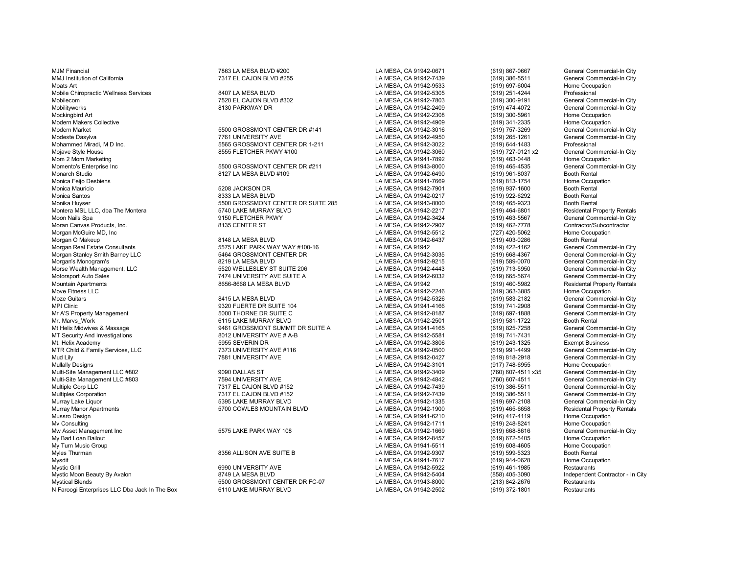| | | | | |
|---|---|---|---|---|
| MJM Financial | 7863 LA MESA BLVD #200 | LA MESA, CA 91942-0671 | (619) 867-0667 | General Commercial-In City |
| MMJ Institution of California | 7317 EL CAJON BLVD #255 | LA MESA, CA 91942-7439 | (619) 386-5511 | General Commercial-In City |
| Moats Art | | LA MESA, CA 91942-9533 | (619) 697-6004 | Home Occupation |
| Mobile Chiropractic Wellness Services | 8407 LA MESA BLVD | LA MESA, CA 91942-5305 | (619) 251-4244 | Professional |
| Mobilecom | 7520 EL CAJON BLVD #302 | LA MESA, CA 91942-7803 | (619) 300-9191 | General Commercial-In City |
| Mobilityworks | 8130 PARKWAY DR | LA MESA, CA 91942-2409 | (619) 474-4072 | General Commercial-In City |
| Mockingbird Art | | LA MESA, CA 91942-2308 | (619) 300-5961 | Home Occupation |
| Modern Makers Collective | | LA MESA, CA 91942-4909 | (619) 341-2335 | Home Occupation |
| Modern Market | 5500 GROSSMONT CENTER DR #141 | LA MESA, CA 91942-3016 | (619) 757-3269 | General Commercial-In City |
| Modeste Dasylva | 7761 UNIVERSITY AVE | LA MESA, CA 91942-4950 | (619) 265-1261 | General Commercial-In City |
| Mohammed Miradi, M D Inc. | 5565 GROSSMONT CENTER DR 1-211 | LA MESA, CA 91942-3022 | (619) 644-1483 | Professional |
| Mojave Style House | 8555 FLETCHER PKWY #100 | LA MESA, CA 91942-3060 | (619) 727-0121 x2 | General Commercial-In City |
| Mom 2 Mom Marketing | | LA MESA, CA 91941-7892 | (619) 463-0448 | Home Occupation |
| Momento's Enterprise Inc | 5500 GROSSMONT CENTER DR #211 | LA MESA, CA 91943-8000 | (619) 465-4535 | General Commercial-In City |
| Monarch Studio | 8127 LA MESA BLVD #109 | LA MESA, CA 91942-6490 | (619) 961-8037 | Booth Rental |
| Monica Feijo Desbiens | | LA MESA, CA 91941-7669 | (619) 813-1754 | Home Occupation |
| Monica Mauricio | 5208 JACKSON DR | LA MESA, CA 91942-7901 | (619) 937-1600 | Booth Rental |
| Monica Santos | 8333 LA MESA BLVD | LA MESA, CA 91942-0217 | (619) 922-6292 | Booth Rental |
| Monika Huyser | 5500 GROSSMONT CENTER DR SUITE 285 | LA MESA, CA 91943-8000 | (619) 465-9323 | Booth Rental |
| Montera MSL LLC, dba The Montera | 5740 LAKE MURRAY BLVD | LA MESA, CA 91942-2217 | (619) 464-6801 | Residental Property Rentals |
| Moon Nails Spa | 9150 FLETCHER PKWY | LA MESA, CA 91942-3424 | (619) 463-5567 | General Commercial-In City |
| Moran Canvas Products, Inc. | 8135 CENTER ST | LA MESA, CA 91942-2907 | (619) 462-7778 | Contractor/Subcontractor |
| Morgan McGuire MD, Inc | | LA MESA, CA 91942-5512 | (727) 420-5062 | Home Occupation |
| Morgan O Makeup | 8148 LA MESA BLVD | LA MESA, CA 91942-6437 | (619) 403-0286 | Booth Rental |
| Morgan Real Estate Consultants | 5575 LAKE PARK WAY WAY #100-16 | LA MESA, CA 91942 | (619) 422-4162 | General Commercial-In City |
| Morgan Stanley Smith Barney LLC | 5464 GROSSMONT CENTER DR | LA MESA, CA 91942-3035 | (619) 668-4367 | General Commercial-In City |
| Morgan's Monogram's | 8219 LA MESA BLVD | LA MESA, CA 91942-9215 | (619) 589-0070 | General Commercial-In City |
| Morse Wealth Management, LLC | 5520 WELLESLEY ST SUITE 206 | LA MESA, CA 91942-4443 | (619) 713-5950 | General Commercial-In City |
| Motorsport Auto Sales | 7474 UNIVERSITY AVE SUITE A | LA MESA, CA 91942-6032 | (619) 665-5674 | General Commercial-In City |
| Mountain Apartments | 8656-8668 LA MESA BLVD | LA MESA, CA 91942 | (619) 460-5982 | Residental Property Rentals |
| Move Fitness LLC | | LA MESA, CA 91942-2246 | (619) 363-3885 | Home Occupation |
| Moze Guitars | 8415 LA MESA BLVD | LA MESA, CA 91942-5326 | (619) 583-2182 | General Commercial-In City |
| MPI Clinic | 9320 FUERTE DR SUITE 104 | LA MESA, CA 91941-4166 | (619) 741-2908 | General Commercial-In City |
| Mr A'S Property Management | 5000 THORNE DR SUITE C | LA MESA, CA 91942-8187 | (619) 697-1888 | General Commercial-In City |
| Mr. Marvs_Work | 6115 LAKE MURRAY BLVD | LA MESA, CA 91942-2501 | (619) 581-1722 | Booth Rental |
| Mt Helix Midwives & Massage | 9461 GROSSMONT SUMMIT DR SUITE A | LA MESA, CA 91941-4165 | (619) 825-7258 | General Commercial-In City |
| MT Security And Investigations | 8012 UNIVERSITY AVE # A-B | LA MESA, CA 91942-5581 | (619) 741-7431 | General Commercial-In City |
| Mt. Helix Academy | 5955 SEVERIN DR | LA MESA, CA 91942-3806 | (619) 243-1325 | Exempt Business |
| MTR Child & Family Services, LLC | 7373 UNIVERSITY AVE #116 | LA MESA, CA 91942-0500 | (619) 991-4499 | General Commercial-In City |
| Mud Lily | 7881 UNIVERSITY AVE | LA MESA, CA 91942-0427 | (619) 818-2918 | General Commercial-In City |
| Mullally Designs | | LA MESA, CA 91942-3101 | (917) 748-6955 | Home Occupation |
| Multi-Site Management LLC #802 | 9090 DALLAS ST | LA MESA, CA 91942-3409 | (760) 607-4511 x35 | General Commercial-In City |
| Multi-Site Management LLC #803 | 7594 UNIVERSITY AVE | LA MESA, CA 91942-4842 | (760) 607-4511 | General Commercial-In City |
| Multiple Corp LLC | 7317 EL CAJON BLVD #152 | LA MESA, CA 91942-7439 | (619) 386-5511 | General Commercial-In City |
| Multiples Corporation | 7317 EL CAJON BLVD #152 | LA MESA, CA 91942-7439 | (619) 386-5511 | General Commercial-In City |
| Murray Lake Liquor | 5395 LAKE MURRAY BLVD | LA MESA, CA 91942-1335 | (619) 697-2108 | General Commercial-In City |
| Murray Manor Apartments | 5700 COWLES MOUNTAIN BLVD | LA MESA, CA 91942-1900 | (619) 465-6658 | Residental Property Rentals |
| Mussro Design | | LA MESA, CA 91941-6210 | (916) 417-4119 | Home Occupation |
| Mv Consulting | | LA MESA, CA 91942-1711 | (619) 248-8241 | Home Occupation |
| Mw Asset Management Inc | 5575 LAKE PARK WAY 108 | LA MESA, CA 91942-1669 | (619) 668-8616 | General Commercial-In City |
| My Bad Loan Bailout | | LA MESA, CA 91942-8457 | (619) 672-5405 | Home Occupation |
| My Turn Music Group | | LA MESA, CA 91941-5511 | (619) 608-4605 | Home Occupation |
| Myles Thurman | 8356 ALLISON AVE SUITE B | LA MESA, CA 91942-9307 | (619) 599-5323 | Booth Rental |
| Mysdit | | LA MESA, CA 91941-7617 | (619) 944-0628 | Home Occupation |
| Mystic Grill | 6990 UNIVERSITY AVE | LA MESA, CA 91942-5922 | (619) 461-1985 | Restaurants |
| Mystic Moon Beauty By Avalon | 8749 LA MESA BLVD | LA MESA, CA 91942-5404 | (858) 405-3090 | Independent Contractor - In City |
| Mystical Blends | 5500 GROSSMONT CENTER DR FC-07 | LA MESA, CA 91943-8000 | (213) 842-2676 | Restaurants |
| N Faroogi Enterprises LLC Dba Jack In The Box | 6110 LAKE MURRAY BLVD | LA MESA, CA 91942-2502 | (619) 372-1801 | Restaurants |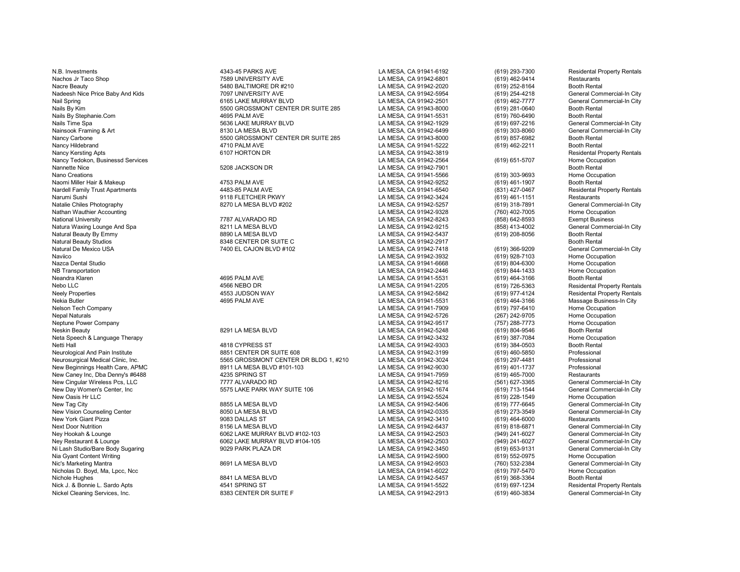| | | | | |
|---|---|---|---|---|
| N.B. Investments | 4343-45 PARKS AVE | LA MESA, CA 91941-6192 | (619) 293-7300 | Residental Property Rentals |
| Nachos Jr Taco Shop | 7589 UNIVERSITY AVE | LA MESA, CA 91942-6801 | (619) 462-9414 | Restaurants |
| Nacre Beauty | 5480 BALTIMORE DR #210 | LA MESA, CA 91942-2020 | (619) 252-8164 | Booth Rental |
| Nadeesh Nice Price Baby And Kids | 7097 UNIVERSITY AVE | LA MESA, CA 91942-5954 | (619) 254-4218 | General Commercial-In City |
| Nail Spring | 6165 LAKE MURRAY BLVD | LA MESA, CA 91942-2501 | (619) 462-7777 | General Commercial-In City |
| Nails By Kim | 5500 GROSSMONT CENTER DR SUITE 285 | LA MESA, CA 91943-8000 | (619) 281-0640 | Booth Rental |
| Nails By Stephanie.Com | 4695 PALM AVE | LA MESA, CA 91941-5531 | (619) 760-6490 | Booth Rental |
| Nails Time Spa | 5636 LAKE MURRAY BLVD | LA MESA, CA 91942-1929 | (619) 697-2216 | General Commercial-In City |
| Nainsook Framing & Art | 8130 LA MESA BLVD | LA MESA, CA 91942-6499 | (619) 303-8060 | General Commercial-In City |
| Nancy Carbone | 5500 GROSSMONT CENTER DR SUITE 285 | LA MESA, CA 91943-8000 | (619) 857-6982 | Booth Rental |
| Nancy Hildebrand | 4710 PALM AVE | LA MESA, CA 91941-5222 | (619) 462-2211 | Booth Rental |
| Nancy Kersting Apts | 6107 HORTON DR | LA MESA, CA 91942-3819 | | Residental Property Rentals |
| Nancy Tedokon, Businessd Services | | LA MESA, CA 91942-2564 | (619) 651-5707 | Home Occupation |
| Nannette Nice | 5208 JACKSON DR | LA MESA, CA 91942-7901 | | Booth Rental |
| Nano Creations | | LA MESA, CA 91941-5566 | (619) 303-9693 | Home Occupation |
| Naomi Miller Hair & Makeup | 4753 PALM AVE | LA MESA, CA 91942-9252 | (619) 461-1907 | Booth Rental |
| Nardell Family Trust Apartments | 4483-85 PALM AVE | LA MESA, CA 91941-6540 | (831) 427-0467 | Residental Property Rentals |
| Narumi Sushi | 9118 FLETCHER PKWY | LA MESA, CA 91942-3424 | (619) 461-1151 | Restaurants |
| Natalie Chiles Photography | 8270 LA MESA BLVD #202 | LA MESA, CA 91942-5257 | (619) 318-7891 | General Commercial-In City |
| Nathan Wauthier Accounting | | LA MESA, CA 91942-9328 | (760) 402-7005 | Home Occupation |
| National University | 7787 ALVARADO RD | LA MESA, CA 91942-8243 | (858) 642-8593 | Exempt Business |
| Natura Waxing Lounge And Spa | 8211 LA MESA BLVD | LA MESA, CA 91942-9215 | (858) 413-4002 | General Commercial-In City |
| Natural Beauty By Emmy | 8890 LA MESA BLVD | LA MESA, CA 91942-5437 | (619) 208-8056 | Booth Rental |
| Natural Beauty Studios | 8348 CENTER DR SUITE C | LA MESA, CA 91942-2917 | | Booth Rental |
| Natural De Mexico USA | 7400 EL CAJON BLVD #102 | LA MESA, CA 91942-7418 | (619) 366-9209 | General Commercial-In City |
| Naviico | | LA MESA, CA 91942-3932 | (619) 928-7103 | Home Occupation |
| Nazca Dental Studio | | LA MESA, CA 91941-6668 | (619) 804-6300 | Home Occupation |
| NB Transportation | | LA MESA, CA 91942-2446 | (619) 844-1433 | Home Occupation |
| Neandra Klaren | 4695 PALM AVE | LA MESA, CA 91941-5531 | (619) 464-3166 | Booth Rental |
| Nebo LLC | 4566 NEBO DR | LA MESA, CA 91941-2205 | (619) 726-5363 | Residental Property Rentals |
| Neely Properties | 4553 JUDSON WAY | LA MESA, CA 91942-5842 | (619) 977-4124 | Residental Property Rentals |
| Nekia Butler | 4695 PALM AVE | LA MESA, CA 91941-5531 | (619) 464-3166 | Massage Business-In City |
| Nelson Tech Company | | LA MESA, CA 91941-7909 | (619) 797-6410 | Home Occupation |
| Nepal Naturals | | LA MESA, CA 91942-5726 | (267) 242-9705 | Home Occupation |
| Neptune Power Company | | LA MESA, CA 91942-9517 | (757) 288-7773 | Home Occupation |
| Neskin Beauty | 8291 LA MESA BLVD | LA MESA, CA 91942-5248 | (619) 804-9546 | Booth Rental |
| Neta Speech & Language Therapy | | LA MESA, CA 91942-3432 | (619) 387-7084 | Home Occupation |
| Netti Hall | 4818 CYPRESS ST | LA MESA, CA 91942-9303 | (619) 384-0503 | Booth Rental |
| Neurological And Pain Institute | 8851 CENTER DR SUITE 608 | LA MESA, CA 91942-3199 | (619) 460-5850 | Professional |
| Neurosurgical Medical Clinic, Inc. | 5565 GROSSMONT CENTER DR BLDG 1, #210 | LA MESA, CA 91942-3024 | (619) 297-4481 | Professional |
| New Beginnings Health Care, APMC | 8911 LA MESA BLVD #101-103 | LA MESA, CA 91942-9030 | (619) 401-1737 | Professional |
| New Caney Inc, Dba Denny's #6488 | 4235 SPRING ST | LA MESA, CA 91941-7959 | (619) 465-7000 | Restaurants |
| New Cingular Wireless Pcs, LLC | 7777 ALVARADO RD | LA MESA, CA 91942-8216 | (561) 627-3365 | General Commercial-In City |
| New Day Women's Center, Inc | 5575 LAKE PARK WAY SUITE 106 | LA MESA, CA 91942-1674 | (619) 713-1544 | General Commercial-In City |
| New Oasis Hr LLC | | LA MESA, CA 91942-5524 | (619) 228-1549 | Home Occupation |
| New Tag City | 8855 LA MESA BLVD | LA MESA, CA 91942-5406 | (619) 777-6645 | General Commercial-In City |
| New Vision Counseling Center | 8050 LA MESA BLVD | LA MESA, CA 91942-0335 | (619) 273-3549 | General Commercial-In City |
| New York Giant Pizza | 9083 DALLAS ST | LA MESA, CA 91942-3410 | (619) 464-6000 | Restaurants |
| Next Door Nutrition | 8156 LA MESA BLVD | LA MESA, CA 91942-6437 | (619) 818-6871 | General Commercial-In City |
| Ney Hookah & Lounge | 6062 LAKE MURRAY BLVD #102-103 | LA MESA, CA 91942-2503 | (949) 241-6027 | General Commercial-In City |
| Ney Restaurant & Lounge | 6062 LAKE MURRAY BLVD #104-105 | LA MESA, CA 91942-2503 | (949) 241-6027 | General Commercial-In City |
| Ni Lash Studio/Bare Body Sugaring | 9029 PARK PLAZA DR | LA MESA, CA 91942-3450 | (619) 653-9131 | General Commercial-In City |
| Nia Gyant Content Writing | | LA MESA, CA 91942-5900 | (619) 552-0975 | Home Occupation |
| Nic's Marketing Mantra | 8691 LA MESA BLVD | LA MESA, CA 91942-9503 | (760) 532-2384 | General Commercial-In City |
| Nicholas D. Boyd, Ma, Lpcc, Ncc | | LA MESA, CA 91941-6022 | (619) 797-5470 | Home Occupation |
| Nichole Hughes | 8841 LA MESA BLVD | LA MESA, CA 91942-5457 | (619) 368-3364 | Booth Rental |
| Nick J. & Bonnie L. Sardo Apts | 4541 SPRING ST | LA MESA, CA 91941-5522 | (619) 697-1234 | Residental Property Rentals |
| Nickel Cleaning Services, Inc. | 8383 CENTER DR SUITE F | LA MESA, CA 91942-2913 | (619) 460-3834 | General Commercial-In City |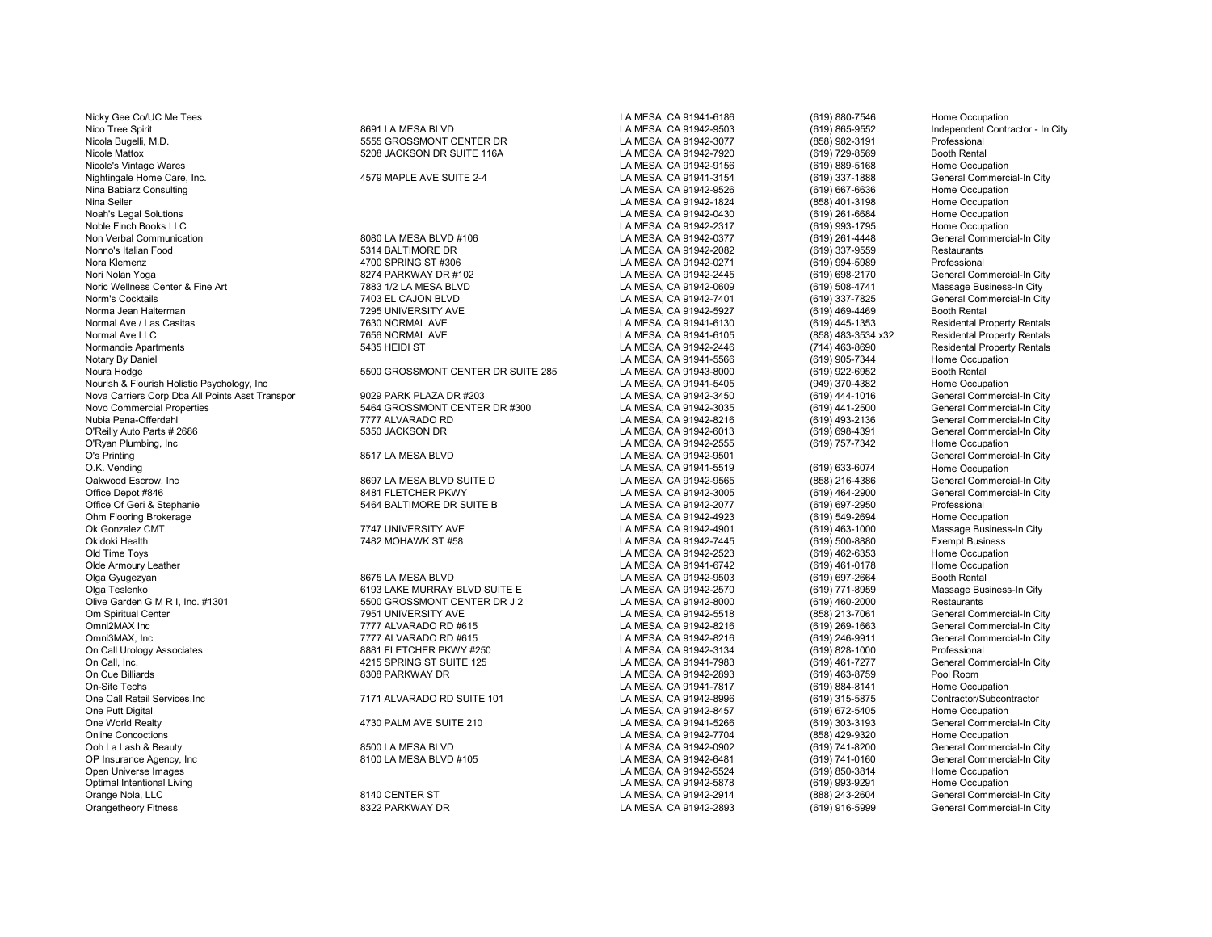| | | | | |
|---|---|---|---|---|
| Nicky Gee Co/UC Me Tees | | LA MESA, CA 91941-6186 | (619) 880-7546 | Home Occupation |
| Nico Tree Spirit | 8691 LA MESA BLVD | LA MESA, CA 91942-9503 | (619) 865-9552 | Independent Contractor - In City |
| Nicola Bugelli, M.D. | 5555 GROSSMONT CENTER DR | LA MESA, CA 91942-3077 | (858) 982-3191 | Professional |
| Nicole Mattox | 5208 JACKSON DR SUITE 116A | LA MESA, CA 91942-7920 | (619) 729-8569 | Booth Rental |
| Nicole's Vintage Wares | | LA MESA, CA 91942-9156 | (619) 889-5168 | Home Occupation |
| Nightingale Home Care, Inc. | 4579 MAPLE AVE SUITE 2-4 | LA MESA, CA 91941-3154 | (619) 337-1888 | General Commercial-In City |
| Nina Babiarz Consulting | | LA MESA, CA 91942-9526 | (619) 667-6636 | Home Occupation |
| Nina Seiler | | LA MESA, CA 91942-1824 | (858) 401-3198 | Home Occupation |
| Noah's Legal Solutions | | LA MESA, CA 91942-0430 | (619) 261-6684 | Home Occupation |
| Noble Finch Books LLC | | LA MESA, CA 91942-2317 | (619) 993-1795 | Home Occupation |
| Non Verbal Communication | 8080 LA MESA BLVD #106 | LA MESA, CA 91942-0377 | (619) 261-4448 | General Commercial-In City |
| Nonno's Italian Food | 5314 BALTIMORE DR | LA MESA, CA 91942-2082 | (619) 337-9559 | Restaurants |
| Nora Klemenz | 4700 SPRING ST #306 | LA MESA, CA 91942-0271 | (619) 994-5989 | Professional |
| Nori Nolan Yoga | 8274 PARKWAY DR #102 | LA MESA, CA 91942-2445 | (619) 698-2170 | General Commercial-In City |
| Noric Wellness Center & Fine Art | 7883 1/2 LA MESA BLVD | LA MESA, CA 91942-0609 | (619) 508-4741 | Massage Business-In City |
| Norm's Cocktails | 7403 EL CAJON BLVD | LA MESA, CA 91942-7401 | (619) 337-7825 | General Commercial-In City |
| Norma Jean Halterman | 7295 UNIVERSITY AVE | LA MESA, CA 91942-5927 | (619) 469-4469 | Booth Rental |
| Normal Ave / Las Casitas | 7630 NORMAL AVE | LA MESA, CA 91941-6130 | (619) 445-1353 | Residental Property Rentals |
| Normal Ave LLC | 7656 NORMAL AVE | LA MESA, CA 91941-6105 | (858) 483-3534 x32 | Residental Property Rentals |
| Normandie Apartments | 5435 HEIDI ST | LA MESA, CA 91942-2446 | (714) 463-8690 | Residental Property Rentals |
| Notary By Daniel | | LA MESA, CA 91941-5566 | (619) 905-7344 | Home Occupation |
| Noura Hodge | 5500 GROSSMONT CENTER DR SUITE 285 | LA MESA, CA 91943-8000 | (619) 922-6952 | Booth Rental |
| Nourish & Flourish Holistic Psychology, Inc | | LA MESA, CA 91941-5405 | (949) 370-4382 | Home Occupation |
| Nova Carriers Corp Dba All Points Asst Transpor | 9029 PARK PLAZA DR #203 | LA MESA, CA 91942-3450 | (619) 444-1016 | General Commercial-In City |
| Novo Commercial Properties | 5464 GROSSMONT CENTER DR #300 | LA MESA, CA 91942-3035 | (619) 441-2500 | General Commercial-In City |
| Nubia Pena-Offerdahl | 7777 ALVARADO RD | LA MESA, CA 91942-8216 | (619) 493-2136 | General Commercial-In City |
| O'Reilly Auto Parts # 2686 | 5350 JACKSON DR | LA MESA, CA 91942-6013 | (619) 698-4391 | General Commercial-In City |
| O'Ryan Plumbing, Inc | | LA MESA, CA 91942-2555 | (619) 757-7342 | Home Occupation |
| O's Printing | 8517 LA MESA BLVD | LA MESA, CA 91942-9501 | | General Commercial-In City |
| O.K. Vending | | LA MESA, CA 91941-5519 | (619) 633-6074 | Home Occupation |
| Oakwood Escrow, Inc | 8697 LA MESA BLVD SUITE D | LA MESA, CA 91942-9565 | (858) 216-4386 | General Commercial-In City |
| Office Depot #846 | 8481 FLETCHER PKWY | LA MESA, CA 91942-3005 | (619) 464-2900 | General Commercial-In City |
| Office Of Geri & Stephanie | 5464 BALTIMORE DR SUITE B | LA MESA, CA 91942-2077 | (619) 697-2950 | Professional |
| Ohm Flooring Brokerage | | LA MESA, CA 91942-4923 | (619) 549-2694 | Home Occupation |
| Ok Gonzalez CMT | 7747 UNIVERSITY AVE | LA MESA, CA 91942-4901 | (619) 463-1000 | Massage Business-In City |
| Okidoki Health | 7482 MOHAWK ST #58 | LA MESA, CA 91942-7445 | (619) 500-8880 | Exempt Business |
| Old Time Toys | | LA MESA, CA 91942-2523 | (619) 462-6353 | Home Occupation |
| Olde Armoury Leather | | LA MESA, CA 91941-6742 | (619) 461-0178 | Home Occupation |
| Olga Gyugezyan | 8675 LA MESA BLVD | LA MESA, CA 91942-9503 | (619) 697-2664 | Booth Rental |
| Olga Teslenko | 6193 LAKE MURRAY BLVD SUITE E | LA MESA, CA 91942-2570 | (619) 771-8959 | Massage Business-In City |
| Olive Garden G M R I, Inc. #1301 | 5500 GROSSMONT CENTER DR J 2 | LA MESA, CA 91942-8000 | (619) 460-2000 | Restaurants |
| Om Spiritual Center | 7951 UNIVERSITY AVE | LA MESA, CA 91942-5518 | (858) 213-7061 | General Commercial-In City |
| Omni2MAX Inc | 7777 ALVARADO RD #615 | LA MESA, CA 91942-8216 | (619) 269-1663 | General Commercial-In City |
| Omni3MAX, Inc | 7777 ALVARADO RD #615 | LA MESA, CA 91942-8216 | (619) 246-9911 | General Commercial-In City |
| On Call Urology Associates | 8881 FLETCHER PKWY #250 | LA MESA, CA 91942-3134 | (619) 828-1000 | Professional |
| On Call, Inc. | 4215 SPRING ST SUITE 125 | LA MESA, CA 91941-7983 | (619) 461-7277 | General Commercial-In City |
| On Cue Billiards | 8308 PARKWAY DR | LA MESA, CA 91942-2893 | (619) 463-8759 | Pool Room |
| On-Site Techs | | LA MESA, CA 91941-7817 | (619) 884-8141 | Home Occupation |
| One Call Retail Services,Inc | 7171 ALVARADO RD SUITE 101 | LA MESA, CA 91942-8996 | (619) 315-5875 | Contractor/Subcontractor |
| One Putt Digital | | LA MESA, CA 91942-8457 | (619) 672-5405 | Home Occupation |
| One World Realty | 4730 PALM AVE SUITE 210 | LA MESA, CA 91941-5266 | (619) 303-3193 | General Commercial-In City |
| Online Concoctions | | LA MESA, CA 91942-7704 | (858) 429-9320 | Home Occupation |
| Ooh La Lash & Beauty | 8500 LA MESA BLVD | LA MESA, CA 91942-0902 | (619) 741-8200 | General Commercial-In City |
| OP Insurance Agency, Inc | 8100 LA MESA BLVD #105 | LA MESA, CA 91942-6481 | (619) 741-0160 | General Commercial-In City |
| Open Universe Images | | LA MESA, CA 91942-5524 | (619) 850-3814 | Home Occupation |
| Optimal Intentional Living | | LA MESA, CA 91942-5878 | (619) 993-9291 | Home Occupation |
| Orange Nola, LLC | 8140 CENTER ST | LA MESA, CA 91942-2914 | (888) 243-2604 | General Commercial-In City |
| Orangetheory Fitness | 8322 PARKWAY DR | LA MESA, CA 91942-2893 | (619) 916-5999 | General Commercial-In City |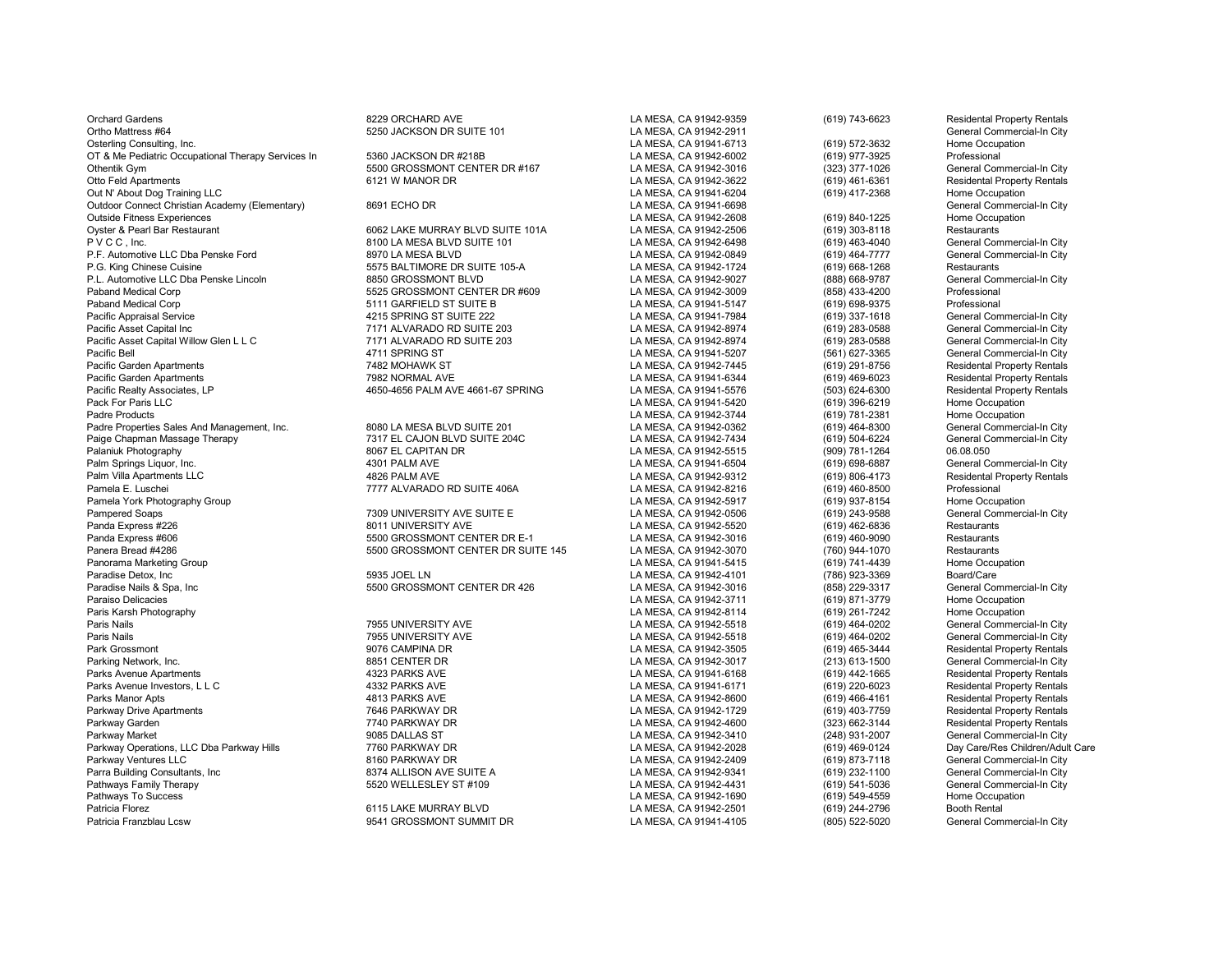| | | | | |
|---|---|---|---|---|
| Orchard Gardens | 8229 ORCHARD AVE | LA MESA, CA 91942-9359 | (619) 743-6623 | Residental Property Rentals |
| Ortho Mattress #64 | 5250 JACKSON DR SUITE 101 | LA MESA, CA 91942-2911 | | General Commercial-In City |
| Osterling Consulting, Inc. | | LA MESA, CA 91941-6713 | (619) 572-3632 | Home Occupation |
| OT & Me Pediatric Occupational Therapy Services In | 5360 JACKSON DR #218B | LA MESA, CA 91942-6002 | (619) 977-3925 | Professional |
| Othentik Gym | 5500 GROSSMONT CENTER DR #167 | LA MESA, CA 91942-3016 | (323) 377-1026 | General Commercial-In City |
| Otto Feld Apartments | 6121 W MANOR DR | LA MESA, CA 91942-3622 | (619) 461-6361 | Residental Property Rentals |
| Out N' About Dog Training LLC | | LA MESA, CA 91941-6204 | (619) 417-2368 | Home Occupation |
| Outdoor Connect Christian Academy (Elementary) | 8691 ECHO DR | LA MESA, CA 91941-6698 | | General Commercial-In City |
| Outside Fitness Experiences | | LA MESA, CA 91942-2608 | (619) 840-1225 | Home Occupation |
| Oyster & Pearl Bar Restaurant | 6062 LAKE MURRAY BLVD SUITE 101A | LA MESA, CA 91942-2506 | (619) 303-8118 | Restaurants |
| P V C C , Inc. | 8100 LA MESA BLVD SUITE 101 | LA MESA, CA 91942-6498 | (619) 463-4040 | General Commercial-In City |
| P.F. Automotive LLC Dba Penske Ford | 8970 LA MESA BLVD | LA MESA, CA 91942-0849 | (619) 464-7777 | General Commercial-In City |
| P.G. King Chinese Cuisine | 5575 BALTIMORE DR SUITE 105-A | LA MESA, CA 91942-1724 | (619) 668-1268 | Restaurants |
| P.L. Automotive LLC Dba Penske Lincoln | 8850 GROSSMONT BLVD | LA MESA, CA 91942-9027 | (888) 668-9787 | General Commercial-In City |
| Paband Medical Corp | 5525 GROSSMONT CENTER DR #609 | LA MESA, CA 91942-3009 | (858) 433-4200 | Professional |
| Paband Medical Corp | 5111 GARFIELD ST SUITE B | LA MESA, CA 91941-5147 | (619) 698-9375 | Professional |
| Pacific Appraisal Service | 4215 SPRING ST SUITE 222 | LA MESA, CA 91941-7984 | (619) 337-1618 | General Commercial-In City |
| Pacific Asset Capital Inc | 7171 ALVARADO RD SUITE 203 | LA MESA, CA 91942-8974 | (619) 283-0588 | General Commercial-In City |
| Pacific Asset Capital Willow Glen L L C | 7171 ALVARADO RD SUITE 203 | LA MESA, CA 91942-8974 | (619) 283-0588 | General Commercial-In City |
| Pacific Bell | 4711 SPRING ST | LA MESA, CA 91941-5207 | (561) 627-3365 | General Commercial-In City |
| Pacific Garden Apartments | 7482 MOHAWK ST | LA MESA, CA 91942-7445 | (619) 291-8756 | Residental Property Rentals |
| Pacific Garden Apartments | 7982 NORMAL AVE | LA MESA, CA 91941-6344 | (619) 469-6023 | Residental Property Rentals |
| Pacific Realty Associates, LP | 4650-4656 PALM AVE 4661-67 SPRING | LA MESA, CA 91941-5576 | (503) 624-6300 | Residental Property Rentals |
| Pack For Paris LLC | | LA MESA, CA 91941-5420 | (619) 396-6219 | Home Occupation |
| Padre Products | | LA MESA, CA 91942-3744 | (619) 781-2381 | Home Occupation |
| Padre Properties Sales And Management, Inc. | 8080 LA MESA BLVD SUITE 201 | LA MESA, CA 91942-0362 | (619) 464-8300 | General Commercial-In City |
| Paige Chapman Massage Therapy | 7317 EL CAJON BLVD SUITE 204C | LA MESA, CA 91942-7434 | (619) 504-6224 | General Commercial-In City |
| Palaniuk Photography | 8067 EL CAPITAN DR | LA MESA, CA 91942-5515 | (909) 781-1264 | 06.08.050 |
| Palm Springs Liquor, Inc. | 4301 PALM AVE | LA MESA, CA 91941-6504 | (619) 698-6887 | General Commercial-In City |
| Palm Villa Apartments LLC | 4826 PALM AVE | LA MESA, CA 91942-9312 | (619) 806-4173 | Residental Property Rentals |
| Pamela E. Luschei | 7777 ALVARADO RD SUITE 406A | LA MESA, CA 91942-8216 | (619) 460-8500 | Professional |
| Pamela York Photography Group | | LA MESA, CA 91942-5917 | (619) 937-8154 | Home Occupation |
| Pampered Soaps | 7309 UNIVERSITY AVE SUITE E | LA MESA, CA 91942-0506 | (619) 243-9588 | General Commercial-In City |
| Panda Express #226 | 8011 UNIVERSITY AVE | LA MESA, CA 91942-5520 | (619) 462-6836 | Restaurants |
| Panda Express #606 | 5500 GROSSMONT CENTER DR E-1 | LA MESA, CA 91942-3016 | (619) 460-9090 | Restaurants |
| Panera Bread #4286 | 5500 GROSSMONT CENTER DR SUITE 145 | LA MESA, CA 91942-3070 | (760) 944-1070 | Restaurants |
| Panorama Marketing Group | | LA MESA, CA 91941-5415 | (619) 741-4439 | Home Occupation |
| Paradise Detox, Inc | 5935 JOEL LN | LA MESA, CA 91942-4101 | (786) 923-3369 | Board/Care |
| Paradise Nails & Spa, Inc | 5500 GROSSMONT CENTER DR 426 | LA MESA, CA 91942-3016 | (858) 229-3317 | General Commercial-In City |
| Paraiso Delicacies | | LA MESA, CA 91942-3711 | (619) 871-3779 | Home Occupation |
| Paris Karsh Photography | | LA MESA, CA 91942-8114 | (619) 261-7242 | Home Occupation |
| Paris Nails | 7955 UNIVERSITY AVE | LA MESA, CA 91942-5518 | (619) 464-0202 | General Commercial-In City |
| Paris Nails | 7955 UNIVERSITY AVE | LA MESA, CA 91942-5518 | (619) 464-0202 | General Commercial-In City |
| Park Grossmont | 9076 CAMPINA DR | LA MESA, CA 91942-3505 | (619) 465-3444 | Residental Property Rentals |
| Parking Network, Inc. | 8851 CENTER DR | LA MESA, CA 91942-3017 | (213) 613-1500 | General Commercial-In City |
| Parks Avenue Apartments | 4323 PARKS AVE | LA MESA, CA 91941-6168 | (619) 442-1665 | Residental Property Rentals |
| Parks Avenue Investors, L L C | 4332 PARKS AVE | LA MESA, CA 91941-6171 | (619) 220-6023 | Residental Property Rentals |
| Parks Manor Apts | 4813 PARKS AVE | LA MESA, CA 91942-8600 | (619) 466-4161 | Residental Property Rentals |
| Parkway Drive Apartments | 7646 PARKWAY DR | LA MESA, CA 91942-1729 | (619) 403-7759 | Residental Property Rentals |
| Parkway Garden | 7740 PARKWAY DR | LA MESA, CA 91942-4600 | (323) 662-3144 | Residental Property Rentals |
| Parkway Market | 9085 DALLAS ST | LA MESA, CA 91942-3410 | (248) 931-2007 | General Commercial-In City |
| Parkway Operations, LLC Dba Parkway Hills | 7760 PARKWAY DR | LA MESA, CA 91942-2028 | (619) 469-0124 | Day Care/Res Children/Adult Care |
| Parkway Ventures LLC | 8160 PARKWAY DR | LA MESA, CA 91942-2409 | (619) 873-7118 | General Commercial-In City |
| Parra Building Consultants, Inc | 8374 ALLISON AVE SUITE A | LA MESA, CA 91942-9341 | (619) 232-1100 | General Commercial-In City |
| Pathways Family Therapy | 5520 WELLESLEY ST #109 | LA MESA, CA 91942-4431 | (619) 541-5036 | General Commercial-In City |
| Pathways To Success | | LA MESA, CA 91942-1690 | (619) 549-4559 | Home Occupation |
| Patricia Florez | 6115 LAKE MURRAY BLVD | LA MESA, CA 91942-2501 | (619) 244-2796 | Booth Rental |
| Patricia Franzblau Lcsw | 9541 GROSSMONT SUMMIT DR | LA MESA, CA 91941-4105 | (805) 522-5020 | General Commercial-In City |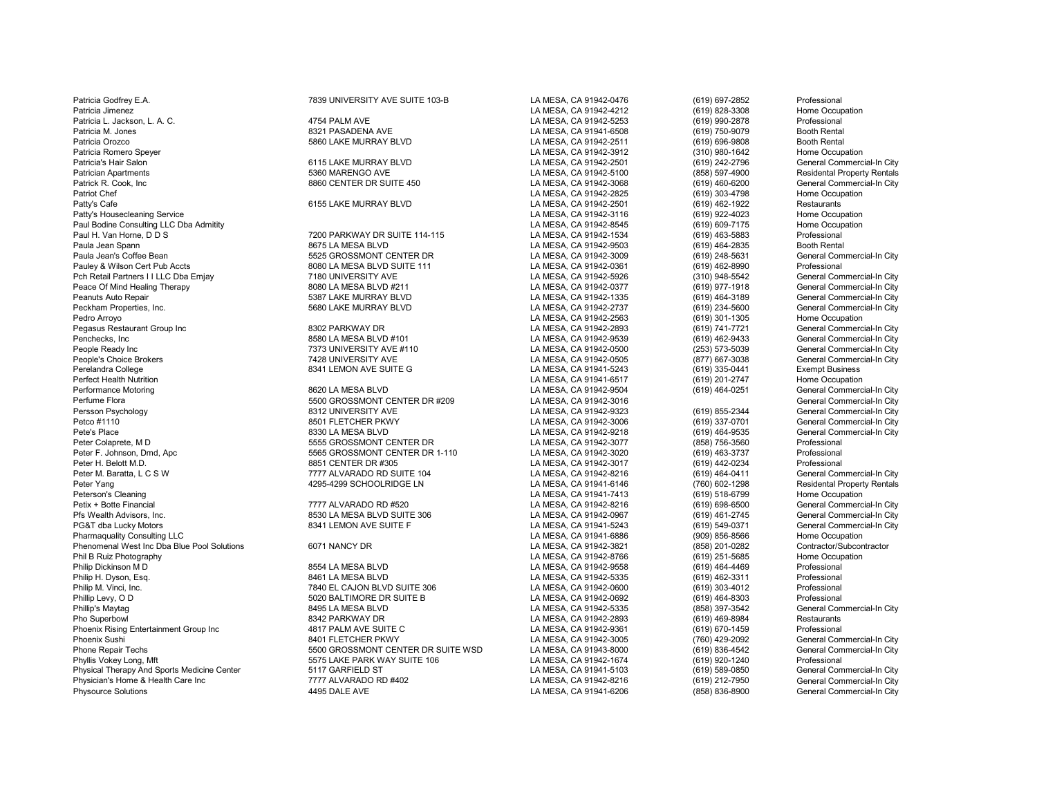| | | | | |
|---|---|---|---|---|
| Patricia Godfrey E.A. | 7839 UNIVERSITY AVE SUITE 103-B | LA MESA, CA 91942-0476 | (619) 697-2852 | Professional |
| Patricia Jimenez | | LA MESA, CA 91942-4212 | (619) 828-3308 | Home Occupation |
| Patricia L. Jackson, L. A. C. | 4754 PALM AVE | LA MESA, CA 91942-5253 | (619) 990-2878 | Professional |
| Patricia M. Jones | 8321 PASADENA AVE | LA MESA, CA 91941-6508 | (619) 750-9079 | Booth Rental |
| Patricia Orozco | 5860 LAKE MURRAY BLVD | LA MESA, CA 91942-2511 | (619) 696-9808 | Booth Rental |
| Patricia Romero Speyer | | LA MESA, CA 91942-3912 | (310) 980-1642 | Home Occupation |
| Patricia's Hair Salon | 6115 LAKE MURRAY BLVD | LA MESA, CA 91942-2501 | (619) 242-2796 | General Commercial-In City |
| Patrician Apartments | 5360 MARENGO AVE | LA MESA, CA 91942-5100 | (858) 597-4900 | Residental Property Rentals |
| Patrick R. Cook, Inc | 8860 CENTER DR SUITE 450 | LA MESA, CA 91942-3068 | (619) 460-6200 | General Commercial-In City |
| Patriot Chef | | LA MESA, CA 91942-2825 | (619) 303-4798 | Home Occupation |
| Patty's Cafe | 6155 LAKE MURRAY BLVD | LA MESA, CA 91942-2501 | (619) 462-1922 | Restaurants |
| Patty's Housecleaning Service | | LA MESA, CA 91942-3116 | (619) 922-4023 | Home Occupation |
| Paul Bodine Consulting LLC Dba Admitity | | LA MESA, CA 91942-8545 | (619) 609-7175 | Home Occupation |
| Paul H. Van Horne, D D S | 7200 PARKWAY DR SUITE 114-115 | LA MESA, CA 91942-1534 | (619) 463-5883 | Professional |
| Paula Jean Spann | 8675 LA MESA BLVD | LA MESA, CA 91942-9503 | (619) 464-2835 | Booth Rental |
| Paula Jean's Coffee Bean | 5525 GROSSMONT CENTER DR | LA MESA, CA 91942-3009 | (619) 248-5631 | General Commercial-In City |
| Pauley & Wilson Cert Pub Accts | 8080 LA MESA BLVD SUITE 111 | LA MESA, CA 91942-0361 | (619) 462-8990 | Professional |
| Pch Retail Partners I I LLC Dba Emjay | 7180 UNIVERSITY AVE | LA MESA, CA 91942-5926 | (310) 948-5542 | General Commercial-In City |
| Peace Of Mind Healing Therapy | 8080 LA MESA BLVD #211 | LA MESA, CA 91942-0377 | (619) 977-1918 | General Commercial-In City |
| Peanuts Auto Repair | 5387 LAKE MURRAY BLVD | LA MESA, CA 91942-1335 | (619) 464-3189 | General Commercial-In City |
| Peckham Properties, Inc. | 5680 LAKE MURRAY BLVD | LA MESA, CA 91942-2737 | (619) 234-5600 | General Commercial-In City |
| Pedro Arroyo | | LA MESA, CA 91942-2563 | (619) 301-1305 | Home Occupation |
| Pegasus Restaurant Group Inc | 8302 PARKWAY DR | LA MESA, CA 91942-2893 | (619) 741-7721 | General Commercial-In City |
| Penchecks, Inc | 8580 LA MESA BLVD #101 | LA MESA, CA 91942-9539 | (619) 462-9433 | General Commercial-In City |
| People Ready Inc | 7373 UNIVERSITY AVE #110 | LA MESA, CA 91942-0500 | (253) 573-5039 | General Commercial-In City |
| People's Choice Brokers | 7428 UNIVERSITY AVE | LA MESA, CA 91942-0505 | (877) 667-3038 | General Commercial-In City |
| Perelandra College | 8341 LEMON AVE SUITE G | LA MESA, CA 91941-5243 | (619) 335-0441 | Exempt Business |
| Perfect Health Nutrition | | LA MESA, CA 91941-6517 | (619) 201-2747 | Home Occupation |
| Performance Motoring | 8620 LA MESA BLVD | LA MESA, CA 91942-9504 | (619) 464-0251 | General Commercial-In City |
| Perfume Flora | 5500 GROSSMONT CENTER DR #209 | LA MESA, CA 91942-3016 | | General Commercial-In City |
| Persson Psychology | 8312 UNIVERSITY AVE | LA MESA, CA 91942-9323 | (619) 855-2344 | General Commercial-In City |
| Petco #1110 | 8501 FLETCHER PKWY | LA MESA, CA 91942-3006 | (619) 337-0701 | General Commercial-In City |
| Pete's Place | 8330 LA MESA BLVD | LA MESA, CA 91942-9218 | (619) 464-9535 | General Commercial-In City |
| Peter Colaprete, M D | 5555 GROSSMONT CENTER DR | LA MESA, CA 91942-3077 | (858) 756-3560 | Professional |
| Peter F. Johnson, Dmd, Apc | 5565 GROSSMONT CENTER DR 1-110 | LA MESA, CA 91942-3020 | (619) 463-3737 | Professional |
| Peter H. Belott M.D. | 8851 CENTER DR #305 | LA MESA, CA 91942-3017 | (619) 442-0234 | Professional |
| Peter M. Baratta, L C S W | 7777 ALVARADO RD SUITE 104 | LA MESA, CA 91942-8216 | (619) 464-0411 | General Commercial-In City |
| Peter Yang | 4295-4299 SCHOOLRIDGE LN | LA MESA, CA 91941-6146 | (760) 602-1298 | Residental Property Rentals |
| Peterson's Cleaning | | LA MESA, CA 91941-7413 | (619) 518-6799 | Home Occupation |
| Petix + Botte Financial | 7777 ALVARADO RD #520 | LA MESA, CA 91942-8216 | (619) 698-6500 | General Commercial-In City |
| Pfs Wealth Advisors, Inc. | 8530 LA MESA BLVD SUITE 306 | LA MESA, CA 91942-0967 | (619) 461-2745 | General Commercial-In City |
| PG&T dba Lucky Motors | 8341 LEMON AVE SUITE F | LA MESA, CA 91941-5243 | (619) 549-0371 | General Commercial-In City |
| Pharmaquality Consulting LLC | | LA MESA, CA 91941-6886 | (909) 856-8566 | Home Occupation |
| Phenomenal West Inc Dba Blue Pool Solutions | 6071 NANCY DR | LA MESA, CA 91942-3821 | (858) 201-0282 | Contractor/Subcontractor |
| Phil B Ruiz Photography | | LA MESA, CA 91942-8766 | (619) 251-5685 | Home Occupation |
| Philip Dickinson M D | 8554 LA MESA BLVD | LA MESA, CA 91942-9558 | (619) 464-4469 | Professional |
| Philip H. Dyson, Esq. | 8461 LA MESA BLVD | LA MESA, CA 91942-5335 | (619) 462-3311 | Professional |
| Philip M. Vinci, Inc. | 7840 EL CAJON BLVD SUITE 306 | LA MESA, CA 91942-0600 | (619) 303-4012 | Professional |
| Phillip Levy, O D | 5020 BALTIMORE DR SUITE B | LA MESA, CA 91942-0692 | (619) 464-8303 | Professional |
| Phillip's Maytag | 8495 LA MESA BLVD | LA MESA, CA 91942-5335 | (858) 397-3542 | General Commercial-In City |
| Pho Superbowl | 8342 PARKWAY DR | LA MESA, CA 91942-2893 | (619) 469-8984 | Restaurants |
| Phoenix Rising Entertainment Group Inc | 4817 PALM AVE SUITE C | LA MESA, CA 91942-9361 | (619) 670-1459 | Professional |
| Phoenix Sushi | 8401 FLETCHER PKWY | LA MESA, CA 91942-3005 | (760) 429-2092 | General Commercial-In City |
| Phone Repair Techs | 5500 GROSSMONT CENTER DR SUITE WSD | LA MESA, CA 91943-8000 | (619) 836-4542 | General Commercial-In City |
| Phyllis Vokey Long, Mft | 5575 LAKE PARK WAY SUITE 106 | LA MESA, CA 91942-1674 | (619) 920-1240 | Professional |
| Physical Therapy And Sports Medicine Center | 5117 GARFIELD ST | LA MESA, CA 91941-5103 | (619) 589-0850 | General Commercial-In City |
| Physician's Home & Health Care Inc | 7777 ALVARADO RD #402 | LA MESA, CA 91942-8216 | (619) 212-7950 | General Commercial-In City |
| Physource Solutions | 4495 DALE AVE | LA MESA, CA 91941-6206 | (858) 836-8900 | General Commercial-In City |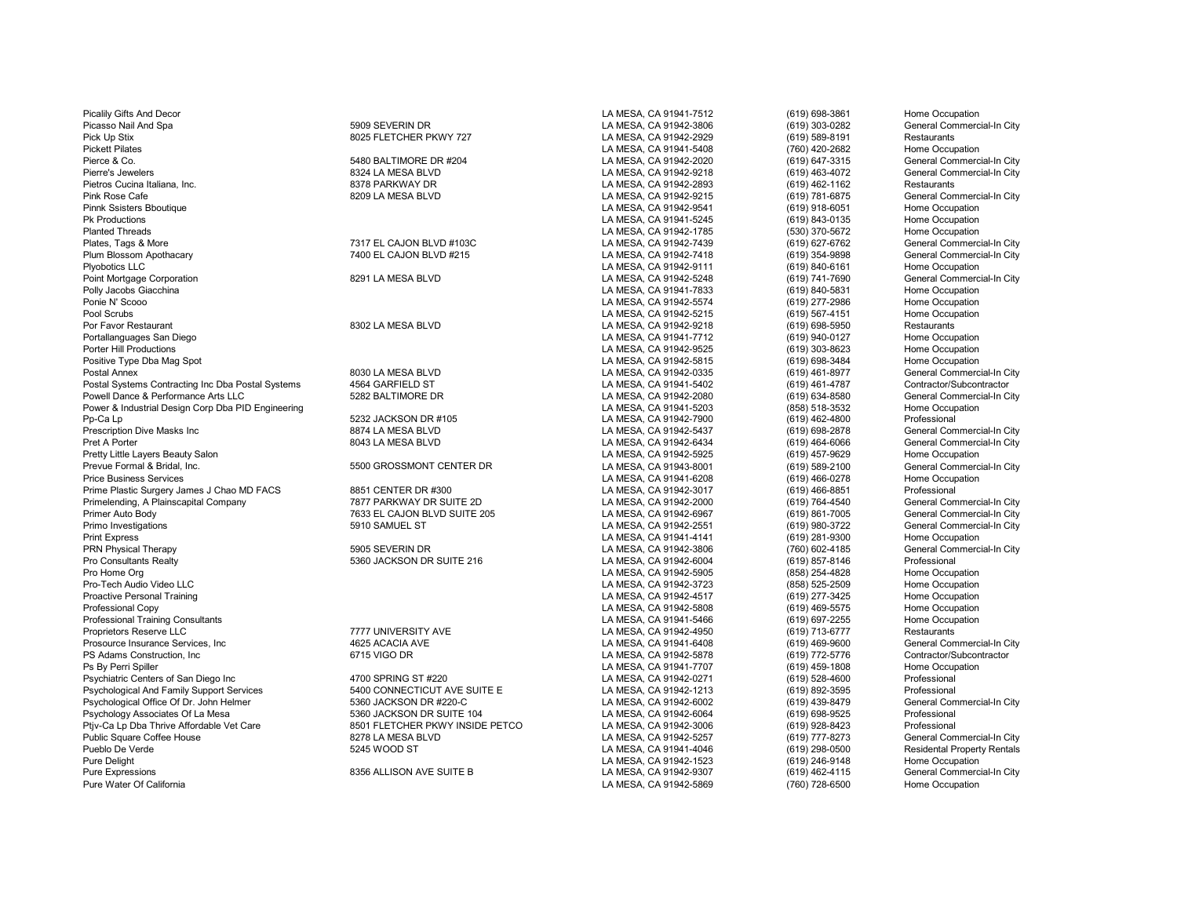| | | | | |
|---|---|---|---|---|
| Picalily Gifts And Decor | | LA MESA, CA 91941-7512 | (619) 698-3861 | Home Occupation |
| Picasso Nail And Spa | 5909 SEVERIN DR | LA MESA, CA 91942-3806 | (619) 303-0282 | General Commercial-In City |
| Pick Up Stix | 8025 FLETCHER PKWY 727 | LA MESA, CA 91942-2929 | (619) 589-8191 | Restaurants |
| Pickett Pilates | | LA MESA, CA 91941-5408 | (760) 420-2682 | Home Occupation |
| Pierce & Co. | 5480 BALTIMORE DR #204 | LA MESA, CA 91942-2020 | (619) 647-3315 | General Commercial-In City |
| Pierre's Jewelers | 8324 LA MESA BLVD | LA MESA, CA 91942-9218 | (619) 463-4072 | General Commercial-In City |
| Pietros Cucina Italiana, Inc. | 8378 PARKWAY DR | LA MESA, CA 91942-2893 | (619) 462-1162 | Restaurants |
| Pink Rose Cafe | 8209 LA MESA BLVD | LA MESA, CA 91942-9215 | (619) 781-6875 | General Commercial-In City |
| Pinnk Ssisters Bboutique | | LA MESA, CA 91942-9541 | (619) 918-6051 | Home Occupation |
| Pk Productions | | LA MESA, CA 91941-5245 | (619) 843-0135 | Home Occupation |
| Planted Threads | | LA MESA, CA 91942-1785 | (530) 370-5672 | Home Occupation |
| Plates, Tags & More | 7317 EL CAJON BLVD #103C | LA MESA, CA 91942-7439 | (619) 627-6762 | General Commercial-In City |
| Plum Blossom Apothacary | 7400 EL CAJON BLVD #215 | LA MESA, CA 91942-7418 | (619) 354-9898 | General Commercial-In City |
| Plyobotics LLC | | LA MESA, CA 91942-9111 | (619) 840-6161 | Home Occupation |
| Point Mortgage Corporation | 8291 LA MESA BLVD | LA MESA, CA 91942-5248 | (619) 741-7690 | General Commercial-In City |
| Polly Jacobs Giacchina | | LA MESA, CA 91941-7833 | (619) 840-5831 | Home Occupation |
| Ponie N' Scooo | | LA MESA, CA 91942-5574 | (619) 277-2986 | Home Occupation |
| Pool Scrubs | | LA MESA, CA 91942-5215 | (619) 567-4151 | Home Occupation |
| Por Favor Restaurant | 8302 LA MESA BLVD | LA MESA, CA 91942-9218 | (619) 698-5950 | Restaurants |
| Portallanguages San Diego | | LA MESA, CA 91941-7712 | (619) 940-0127 | Home Occupation |
| Porter Hill Productions | | LA MESA, CA 91942-9525 | (619) 303-8623 | Home Occupation |
| Positive Type Dba Mag Spot | | LA MESA, CA 91942-5815 | (619) 698-3484 | Home Occupation |
| Postal Annex | 8030 LA MESA BLVD | LA MESA, CA 91942-0335 | (619) 461-8977 | General Commercial-In City |
| Postal Systems Contracting Inc Dba Postal Systems | 4564 GARFIELD ST | LA MESA, CA 91941-5402 | (619) 461-4787 | Contractor/Subcontractor |
| Powell Dance & Performance Arts LLC | 5282 BALTIMORE DR | LA MESA, CA 91942-2080 | (619) 634-8580 | General Commercial-In City |
| Power & Industrial Design Corp Dba PID Engineering | | LA MESA, CA 91941-5203 | (858) 518-3532 | Home Occupation |
| Pp-Ca Lp | 5232 JACKSON DR #105 | LA MESA, CA 91942-7900 | (619) 462-4800 | Professional |
| Prescription Dive Masks Inc | 8874 LA MESA BLVD | LA MESA, CA 91942-5437 | (619) 698-2878 | General Commercial-In City |
| Pret A Porter | 8043 LA MESA BLVD | LA MESA, CA 91942-6434 | (619) 464-6066 | General Commercial-In City |
| Pretty Little Layers Beauty Salon | | LA MESA, CA 91942-5925 | (619) 457-9629 | Home Occupation |
| Prevue Formal & Bridal, Inc. | 5500 GROSSMONT CENTER DR | LA MESA, CA 91943-8001 | (619) 589-2100 | General Commercial-In City |
| Price Business Services | | LA MESA, CA 91941-6208 | (619) 466-0278 | Home Occupation |
| Prime Plastic Surgery James J Chao MD FACS | 8851 CENTER DR #300 | LA MESA, CA 91942-3017 | (619) 466-8851 | Professional |
| Primelending, A Plainscapital Company | 7877 PARKWAY DR SUITE 2D | LA MESA, CA 91942-2000 | (619) 764-4540 | General Commercial-In City |
| Primer Auto Body | 7633 EL CAJON BLVD SUITE 205 | LA MESA, CA 91942-6967 | (619) 861-7005 | General Commercial-In City |
| Primo Investigations | 5910 SAMUEL ST | LA MESA, CA 91942-2551 | (619) 980-3722 | General Commercial-In City |
| Print Express | | LA MESA, CA 91941-4141 | (619) 281-9300 | Home Occupation |
| PRN Physical Therapy | 5905 SEVERIN DR | LA MESA, CA 91942-3806 | (760) 602-4185 | General Commercial-In City |
| Pro Consultants Realty | 5360 JACKSON DR SUITE 216 | LA MESA, CA 91942-6004 | (619) 857-8146 | Professional |
| Pro Home Org | | LA MESA, CA 91942-5905 | (858) 254-4828 | Home Occupation |
| Pro-Tech Audio Video LLC | | LA MESA, CA 91942-3723 | (858) 525-2509 | Home Occupation |
| Proactive Personal Training | | LA MESA, CA 91942-4517 | (619) 277-3425 | Home Occupation |
| Professional Copy | | LA MESA, CA 91942-5808 | (619) 469-5575 | Home Occupation |
| Professional Training Consultants | | LA MESA, CA 91941-5466 | (619) 697-2255 | Home Occupation |
| Proprietors Reserve LLC | 7777 UNIVERSITY AVE | LA MESA, CA 91942-4950 | (619) 713-6777 | Restaurants |
| Prosource Insurance Services, Inc | 4625 ACACIA AVE | LA MESA, CA 91941-6408 | (619) 469-9600 | General Commercial-In City |
| PS Adams Construction, Inc | 6715 VIGO DR | LA MESA, CA 91942-5878 | (619) 772-5776 | Contractor/Subcontractor |
| Ps By Perri Spiller | | LA MESA, CA 91941-7707 | (619) 459-1808 | Home Occupation |
| Psychiatric Centers of San Diego Inc | 4700 SPRING ST #220 | LA MESA, CA 91942-0271 | (619) 528-4600 | Professional |
| Psychological And Family Support Services | 5400 CONNECTICUT AVE SUITE E | LA MESA, CA 91942-1213 | (619) 892-3595 | Professional |
| Psychological Office Of Dr. John Helmer | 5360 JACKSON DR #220-C | LA MESA, CA 91942-6002 | (619) 439-8479 | General Commercial-In City |
| Psychology Associates Of La Mesa | 5360 JACKSON DR SUITE 104 | LA MESA, CA 91942-6064 | (619) 698-9525 | Professional |
| Ptjv-Ca Lp Dba Thrive Affordable Vet Care | 8501 FLETCHER PKWY INSIDE PETCO | LA MESA, CA 91942-3006 | (619) 928-8423 | Professional |
| Public Square Coffee House | 8278 LA MESA BLVD | LA MESA, CA 91942-5257 | (619) 777-8273 | General Commercial-In City |
| Pueblo De Verde | 5245 WOOD ST | LA MESA, CA 91941-4046 | (619) 298-0500 | Residental Property Rentals |
| Pure Delight | | LA MESA, CA 91942-1523 | (619) 246-9148 | Home Occupation |
| Pure Expressions | 8356 ALLISON AVE SUITE B | LA MESA, CA 91942-9307 | (619) 462-4115 | General Commercial-In City |
| Pure Water Of California | | LA MESA, CA 91942-5869 | (760) 728-6500 | Home Occupation |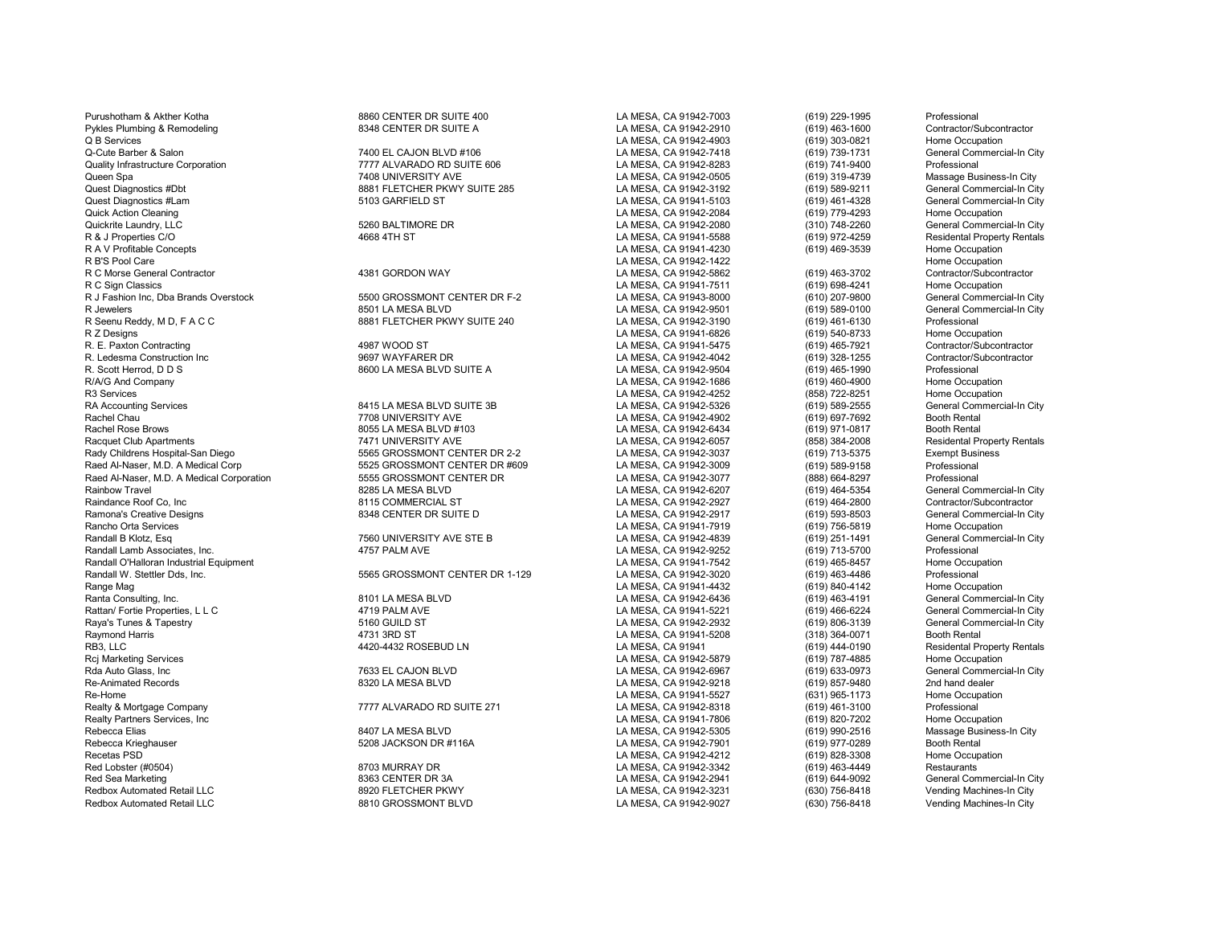| | | | | |
|---|---|---|---|---|
| Purushotham & Akther Kotha | 8860 CENTER DR SUITE 400 | LA MESA, CA 91942-7003 | (619) 229-1995 | Professional |
| Pykles Plumbing & Remodeling | 8348 CENTER DR SUITE A | LA MESA, CA 91942-2910 | (619) 463-1600 | Contractor/Subcontractor |
| Q B Services | | LA MESA, CA 91942-4903 | (619) 303-0821 | Home Occupation |
| Q-Cute Barber & Salon | 7400 EL CAJON BLVD #106 | LA MESA, CA 91942-7418 | (619) 739-1731 | General Commercial-In City |
| Quality Infrastructure Corporation | 7777 ALVARADO RD SUITE 606 | LA MESA, CA 91942-8283 | (619) 741-9400 | Professional |
| Queen Spa | 7408 UNIVERSITY AVE | LA MESA, CA 91942-0505 | (619) 319-4739 | Massage Business-In City |
| Quest Diagnostics #Dbt | 8881 FLETCHER PKWY SUITE 285 | LA MESA, CA 91942-3192 | (619) 589-9211 | General Commercial-In City |
| Quest Diagnostics #Lam | 5103 GARFIELD ST | LA MESA, CA 91941-5103 | (619) 461-4328 | General Commercial-In City |
| Quick Action Cleaning | | LA MESA, CA 91942-2084 | (619) 779-4293 | Home Occupation |
| Quickrite Laundry, LLC | 5260 BALTIMORE DR | LA MESA, CA 91942-2080 | (310) 748-2260 | General Commercial-In City |
| R & J Properties C/O | 4668 4TH ST | LA MESA, CA 91941-5588 | (619) 972-4259 | Residental Property Rentals |
| R A V Profitable Concepts | | LA MESA, CA 91941-4230 | (619) 469-3539 | Home Occupation |
| R B'S Pool Care | | LA MESA, CA 91942-1422 | | Home Occupation |
| R C Morse General Contractor | 4381 GORDON WAY | LA MESA, CA 91942-5862 | (619) 463-3702 | Contractor/Subcontractor |
| R C Sign Classics | | LA MESA, CA 91941-7511 | (619) 698-4241 | Home Occupation |
| R J Fashion Inc, Dba Brands Overstock | 5500 GROSSMONT CENTER DR F-2 | LA MESA, CA 91943-8000 | (610) 207-9800 | General Commercial-In City |
| R Jewelers | 8501 LA MESA BLVD | LA MESA, CA 91942-9501 | (619) 589-0100 | General Commercial-In City |
| R Seenu Reddy, M D, F A C C | 8881 FLETCHER PKWY SUITE 240 | LA MESA, CA 91942-3190 | (619) 461-6130 | Professional |
| R Z Designs | | LA MESA, CA 91941-6826 | (619) 540-8733 | Home Occupation |
| R. E. Paxton Contracting | 4987 WOOD ST | LA MESA, CA 91941-5475 | (619) 465-7921 | Contractor/Subcontractor |
| R. Ledesma Construction Inc | 9697 WAYFARER DR | LA MESA, CA 91942-4042 | (619) 328-1255 | Contractor/Subcontractor |
| R. Scott Herrod, D D S | 8600 LA MESA BLVD SUITE A | LA MESA, CA 91942-9504 | (619) 465-1990 | Professional |
| R/A/G And Company | | LA MESA, CA 91942-1686 | (619) 460-4900 | Home Occupation |
| R3 Services | | LA MESA, CA 91942-4252 | (858) 722-8251 | Home Occupation |
| RA Accounting Services | 8415 LA MESA BLVD SUITE 3B | LA MESA, CA 91942-5326 | (619) 589-2555 | General Commercial-In City |
| Rachel Chau | 7708 UNIVERSITY AVE | LA MESA, CA 91942-4902 | (619) 697-7692 | Booth Rental |
| Rachel Rose Brows | 8055 LA MESA BLVD #103 | LA MESA, CA 91942-6434 | (619) 971-0817 | Booth Rental |
| Racquet Club Apartments | 7471 UNIVERSITY AVE | LA MESA, CA 91942-6057 | (858) 384-2008 | Residental Property Rentals |
| Rady Childrens Hospital-San Diego | 5565 GROSSMONT CENTER DR 2-2 | LA MESA, CA 91942-3037 | (619) 713-5375 | Exempt Business |
| Raed Al-Naser, M.D. A Medical Corp | 5525 GROSSMONT CENTER DR #609 | LA MESA, CA 91942-3009 | (619) 589-9158 | Professional |
| Raed Al-Naser, M.D. A Medical Corporation | 5555 GROSSMONT CENTER DR | LA MESA, CA 91942-3077 | (888) 664-8297 | Professional |
| Rainbow Travel | 8285 LA MESA BLVD | LA MESA, CA 91942-6207 | (619) 464-5354 | General Commercial-In City |
| Raindance Roof Co, Inc | 8115 COMMERCIAL ST | LA MESA, CA 91942-2927 | (619) 464-2800 | Contractor/Subcontractor |
| Ramona's Creative Designs | 8348 CENTER DR SUITE D | LA MESA, CA 91942-2917 | (619) 593-8503 | General Commercial-In City |
| Rancho Orta Services | | LA MESA, CA 91941-7919 | (619) 756-5819 | Home Occupation |
| Randall B Klotz, Esq | 7560 UNIVERSITY AVE STE B | LA MESA, CA 91942-4839 | (619) 251-1491 | General Commercial-In City |
| Randall Lamb Associates, Inc. | 4757 PALM AVE | LA MESA, CA 91942-9252 | (619) 713-5700 | Professional |
| Randall O'Halloran Industrial Equipment | | LA MESA, CA 91941-7542 | (619) 465-8457 | Home Occupation |
| Randall W. Stettler Dds, Inc. | 5565 GROSSMONT CENTER DR 1-129 | LA MESA, CA 91942-3020 | (619) 463-4486 | Professional |
| Range Mag | | LA MESA, CA 91941-4432 | (619) 840-4142 | Home Occupation |
| Ranta Consulting, Inc. | 8101 LA MESA BLVD | LA MESA, CA 91942-6436 | (619) 463-4191 | General Commercial-In City |
| Rattan/ Fortie Properties, L L C | 4719 PALM AVE | LA MESA, CA 91941-5221 | (619) 466-6224 | General Commercial-In City |
| Raya's Tunes & Tapestry | 5160 GUILD ST | LA MESA, CA 91942-2932 | (619) 806-3139 | General Commercial-In City |
| Raymond Harris | 4731 3RD ST | LA MESA, CA 91941-5208 | (318) 364-0071 | Booth Rental |
| RB3, LLC | 4420-4432 ROSEBUD LN | LA MESA, CA 91941 | (619) 444-0190 | Residental Property Rentals |
| Rcj Marketing Services | | LA MESA, CA 91942-5879 | (619) 787-4885 | Home Occupation |
| Rda Auto Glass, Inc | 7633 EL CAJON BLVD | LA MESA, CA 91942-6967 | (619) 633-0973 | General Commercial-In City |
| Re-Animated Records | 8320 LA MESA BLVD | LA MESA, CA 91942-9218 | (619) 857-9480 | 2nd hand dealer |
| Re-Home | | LA MESA, CA 91941-5527 | (631) 965-1173 | Home Occupation |
| Realty & Mortgage Company | 7777 ALVARADO RD SUITE 271 | LA MESA, CA 91942-8318 | (619) 461-3100 | Professional |
| Realty Partners Services, Inc | | LA MESA, CA 91941-7806 | (619) 820-7202 | Home Occupation |
| Rebecca Elias | 8407 LA MESA BLVD | LA MESA, CA 91942-5305 | (619) 990-2516 | Massage Business-In City |
| Rebecca Krieghauser | 5208 JACKSON DR #116A | LA MESA, CA 91942-7901 | (619) 977-0289 | Booth Rental |
| Recetas PSD | | LA MESA, CA 91942-4212 | (619) 828-3308 | Home Occupation |
| Red Lobster (#0504) | 8703 MURRAY DR | LA MESA, CA 91942-3342 | (619) 463-4449 | Restaurants |
| Red Sea Marketing | 8363 CENTER DR 3A | LA MESA, CA 91942-2941 | (619) 644-9092 | General Commercial-In City |
| Redbox Automated Retail LLC | 8920 FLETCHER PKWY | LA MESA, CA 91942-3231 | (630) 756-8418 | Vending Machines-In City |
| Redbox Automated Retail LLC | 8810 GROSSMONT BLVD | LA MESA, CA 91942-9027 | (630) 756-8418 | Vending Machines-In City |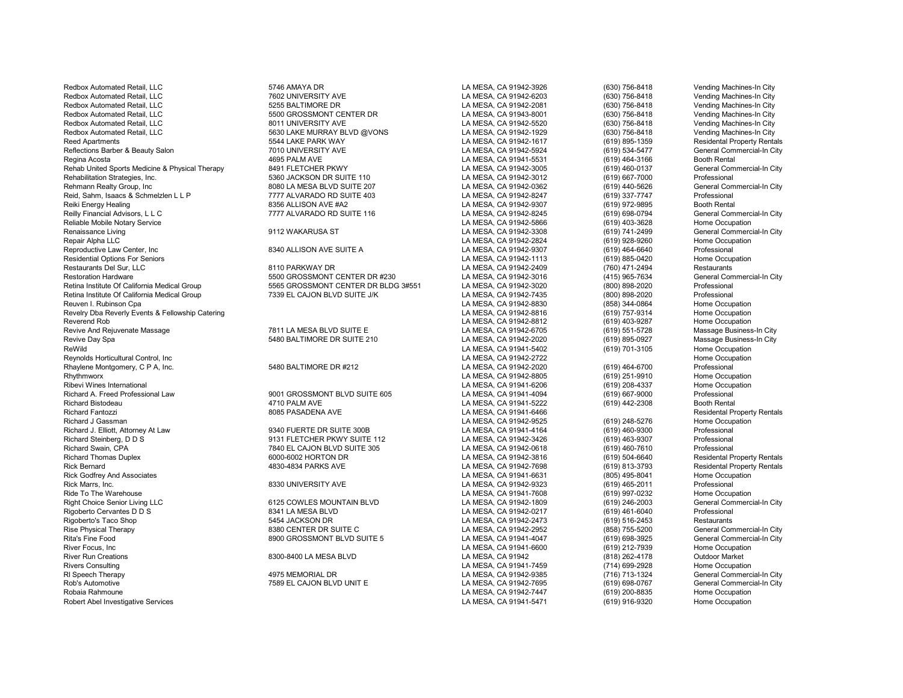| | | | | |
|---|---|---|---|---|
| Redbox Automated Retail, LLC | 5746 AMAYA DR | LA MESA, CA 91942-3926 | (630) 756-8418 | Vending Machines-In City |
| Redbox Automated Retail, LLC | 7602 UNIVERSITY AVE | LA MESA, CA 91942-6203 | (630) 756-8418 | Vending Machines-In City |
| Redbox Automated Retail, LLC | 5255 BALTIMORE DR | LA MESA, CA 91942-2081 | (630) 756-8418 | Vending Machines-In City |
| Redbox Automated Retail, LLC | 5500 GROSSMONT CENTER DR | LA MESA, CA 91943-8001 | (630) 756-8418 | Vending Machines-In City |
| Redbox Automated Retail, LLC | 8011 UNIVERSITY AVE | LA MESA, CA 91942-5520 | (630) 756-8418 | Vending Machines-In City |
| Redbox Automated Retail, LLC | 5630 LAKE MURRAY BLVD @VONS | LA MESA, CA 91942-1929 | (630) 756-8418 | Vending Machines-In City |
| Reed Apartments | 5544 LAKE PARK WAY | LA MESA, CA 91942-1617 | (619) 895-1359 | Residental Property Rentals |
| Reflections Barber & Beauty Salon | 7010 UNIVERSITY AVE | LA MESA, CA 91942-5924 | (619) 534-5477 | General Commercial-In City |
| Regina Acosta | 4695 PALM AVE | LA MESA, CA 91941-5531 | (619) 464-3166 | Booth Rental |
| Rehab United Sports Medicine & Physical Therapy | 8491 FLETCHER PKWY | LA MESA, CA 91942-3005 | (619) 460-0137 | General Commercial-In City |
| Rehabilitation Strategies, Inc. | 5360 JACKSON DR SUITE 110 | LA MESA, CA 91942-3012 | (619) 667-7000 | Professional |
| Rehmann Realty Group, Inc | 8080 LA MESA BLVD SUITE 207 | LA MESA, CA 91942-0362 | (619) 440-5626 | General Commercial-In City |
| Reid, Sahm, Isaacs & Schmelzlen L L P | 7777 ALVARADO RD SUITE 403 | LA MESA, CA 91942-8247 | (619) 337-7747 | Professional |
| Reiki Energy Healing | 8356 ALLISON AVE #A2 | LA MESA, CA 91942-9307 | (619) 972-9895 | Booth Rental |
| Reilly Financial Advisors, L L C | 7777 ALVARADO RD SUITE 116 | LA MESA, CA 91942-8245 | (619) 698-0794 | General Commercial-In City |
| Reliable Mobile Notary Service | | LA MESA, CA 91942-5866 | (619) 403-3628 | Home Occupation |
| Renaissance Living | 9112 WAKARUSA ST | LA MESA, CA 91942-3308 | (619) 741-2499 | General Commercial-In City |
| Repair Alpha LLC | | LA MESA, CA 91942-2824 | (619) 928-9260 | Home Occupation |
| Reproductive Law Center, Inc | 8340 ALLISON AVE SUITE A | LA MESA, CA 91942-9307 | (619) 464-6640 | Professional |
| Residential Options For Seniors | | LA MESA, CA 91942-1113 | (619) 885-0420 | Home Occupation |
| Restaurants Del Sur, LLC | 8110 PARKWAY DR | LA MESA, CA 91942-2409 | (760) 471-2494 | Restaurants |
| Restoration Hardware | 5500 GROSSMONT CENTER DR #230 | LA MESA, CA 91942-3016 | (415) 965-7634 | General Commercial-In City |
| Retina Institute Of California Medical Group | 5565 GROSSMONT CENTER DR BLDG 3#551 | LA MESA, CA 91942-3020 | (800) 898-2020 | Professional |
| Retina Institute Of California Medical Group | 7339 EL CAJON BLVD SUITE J/K | LA MESA, CA 91942-7435 | (800) 898-2020 | Professional |
| Reuven I. Rubinson Cpa | | LA MESA, CA 91942-8830 | (858) 344-0864 | Home Occupation |
| Revelry Dba Reverly Events & Fellowship Catering | | LA MESA, CA 91942-8816 | (619) 757-9314 | Home Occupation |
| Reverend Rob | | LA MESA, CA 91942-8812 | (619) 403-9287 | Home Occupation |
| Revive And Rejuvenate Massage | 7811 LA MESA BLVD SUITE E | LA MESA, CA 91942-6705 | (619) 551-5728 | Massage Business-In City |
| Revive Day Spa | 5480 BALTIMORE DR SUITE 210 | LA MESA, CA 91942-2020 | (619) 895-0927 | Massage Business-In City |
| ReWild | | LA MESA, CA 91941-5402 | (619) 701-3105 | Home Occupation |
| Reynolds Horticultural Control, Inc | | LA MESA, CA 91942-2722 | | Home Occupation |
| Rhaylene Montgomery, C P A, Inc. | 5480 BALTIMORE DR #212 | LA MESA, CA 91942-2020 | (619) 464-6700 | Professional |
| Rhythmworx | | LA MESA, CA 91942-8805 | (619) 251-9910 | Home Occupation |
| Ribevi Wines International | | LA MESA, CA 91941-6206 | (619) 208-4337 | Home Occupation |
| Richard A. Freed Professional Law | 9001 GROSSMONT BLVD SUITE 605 | LA MESA, CA 91941-4094 | (619) 667-9000 | Professional |
| Richard Bistodeau | 4710 PALM AVE | LA MESA, CA 91941-5222 | (619) 442-2308 | Booth Rental |
| Richard Fantozzi | 8085 PASADENA AVE | LA MESA, CA 91941-6466 | | Residental Property Rentals |
| Richard J Gassman | | LA MESA, CA 91942-9525 | (619) 248-5276 | Home Occupation |
| Richard J. Elliott, Attorney At Law | 9340 FUERTE DR SUITE 300B | LA MESA, CA 91941-4164 | (619) 460-9300 | Professional |
| Richard Steinberg, D D S | 9131 FLETCHER PKWY SUITE 112 | LA MESA, CA 91942-3426 | (619) 463-9307 | Professional |
| Richard Swain, CPA | 7840 EL CAJON BLVD SUITE 305 | LA MESA, CA 91942-0618 | (619) 460-7610 | Professional |
| Richard Thomas Duplex | 6000-6002 HORTON DR | LA MESA, CA 91942-3816 | (619) 504-6640 | Residental Property Rentals |
| Rick Bernard | 4830-4834 PARKS AVE | LA MESA, CA 91942-7698 | (619) 813-3793 | Residental Property Rentals |
| Rick Godfrey And Associates | | LA MESA, CA 91941-6631 | (805) 495-8041 | Home Occupation |
| Rick Marrs, Inc. | 8330 UNIVERSITY AVE | LA MESA, CA 91942-9323 | (619) 465-2011 | Professional |
| Ride To The Warehouse | | LA MESA, CA 91941-7608 | (619) 997-0232 | Home Occupation |
| Right Choice Senior Living LLC | 6125 COWLES MOUNTAIN BLVD | LA MESA, CA 91942-1809 | (619) 246-2003 | General Commercial-In City |
| Rigoberto Cervantes D D S | 8341 LA MESA BLVD | LA MESA, CA 91942-0217 | (619) 461-6040 | Professional |
| Rigoberto's Taco Shop | 5454 JACKSON DR | LA MESA, CA 91942-2473 | (619) 516-2453 | Restaurants |
| Rise Physical Therapy | 8380 CENTER DR SUITE C | LA MESA, CA 91942-2952 | (858) 755-5200 | General Commercial-In City |
| Rita's Fine Food | 8900 GROSSMONT BLVD SUITE 5 | LA MESA, CA 91941-4047 | (619) 698-3925 | General Commercial-In City |
| River Focus, Inc | | LA MESA, CA 91941-6600 | (619) 212-7939 | Home Occupation |
| River Run Creations | 8300-8400 LA MESA BLVD | LA MESA, CA 91942 | (818) 262-4178 | Outdoor Market |
| Rivers Consulting | | LA MESA, CA 91941-7459 | (714) 699-2928 | Home Occupation |
| Rl Speech Therapy | 4975 MEMORIAL DR | LA MESA, CA 91942-9385 | (716) 713-1324 | General Commercial-In City |
| Rob's Automotive | 7589 EL CAJON BLVD UNIT E | LA MESA, CA 91942-7695 | (619) 698-0767 | General Commercial-In City |
| Robaia Rahmoune | | LA MESA, CA 91942-7447 | (619) 200-8835 | Home Occupation |
| Robert Abel Investigative Services | | LA MESA, CA 91941-5471 | (619) 916-9320 | Home Occupation |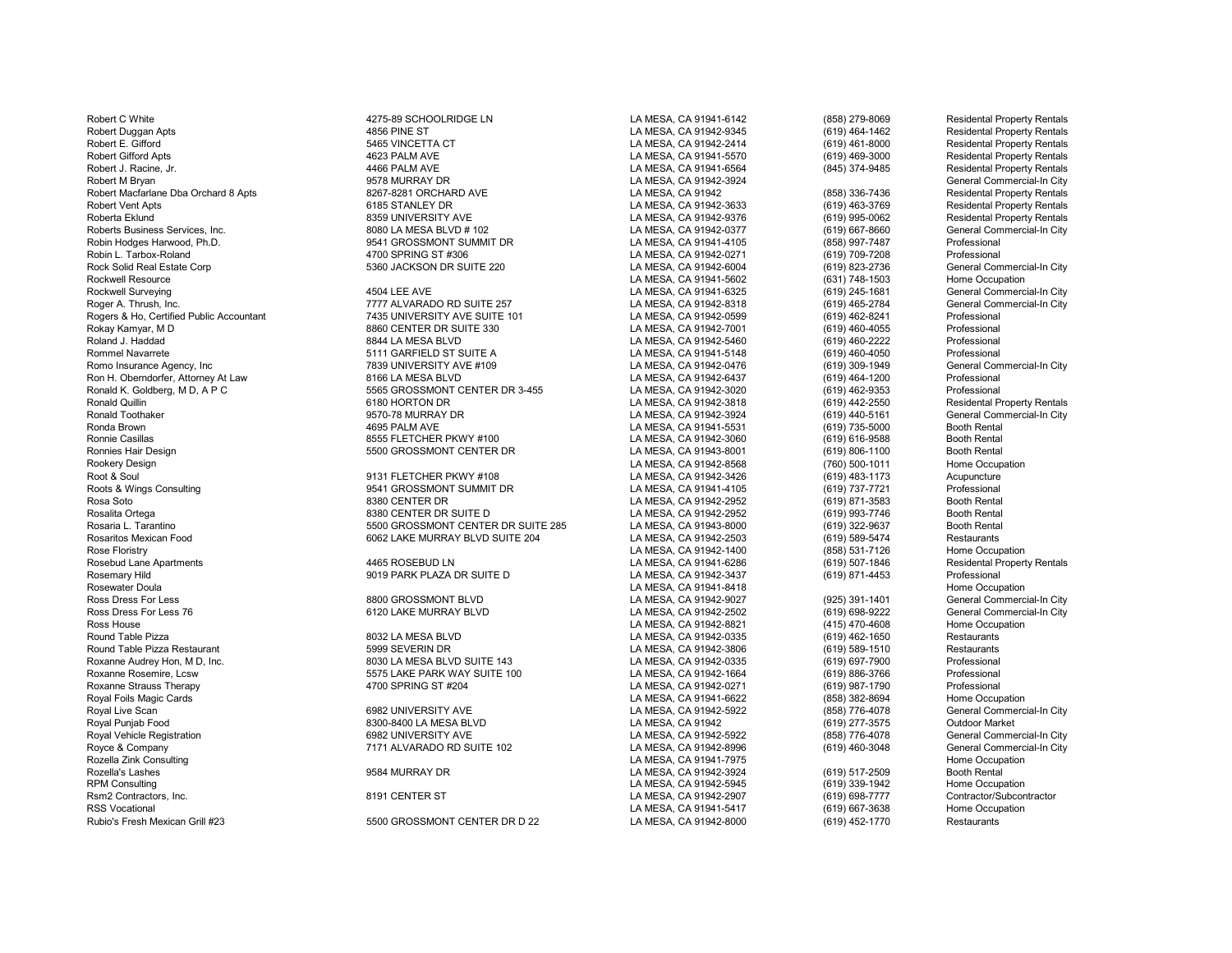| | | | | |
|---|---|---|---|---|
| Robert C White | 4275-89 SCHOOLRIDGE LN | LA MESA, CA 91941-6142 | (858) 279-8069 | Residental Property Rentals |
| Robert Duggan Apts | 4856 PINE ST | LA MESA, CA 91942-9345 | (619) 464-1462 | Residental Property Rentals |
| Robert E. Gifford | 5465 VINCETTA CT | LA MESA, CA 91942-2414 | (619) 461-8000 | Residental Property Rentals |
| Robert Gifford Apts | 4623 PALM AVE | LA MESA, CA 91941-5570 | (619) 469-3000 | Residental Property Rentals |
| Robert J. Racine, Jr. | 4466 PALM AVE | LA MESA, CA 91941-6564 | (845) 374-9485 | Residental Property Rentals |
| Robert M Bryan | 9578 MURRAY DR | LA MESA, CA 91942-3924 | | General Commercial-In City |
| Robert Macfarlane Dba Orchard 8 Apts | 8267-8281 ORCHARD AVE | LA MESA, CA 91942 | (858) 336-7436 | Residental Property Rentals |
| Robert Vent Apts | 6185 STANLEY DR | LA MESA, CA 91942-3633 | (619) 463-3769 | Residental Property Rentals |
| Roberta Eklund | 8359 UNIVERSITY AVE | LA MESA, CA 91942-9376 | (619) 995-0062 | Residental Property Rentals |
| Roberts Business Services, Inc. | 8080 LA MESA BLVD # 102 | LA MESA, CA 91942-0377 | (619) 667-8660 | General Commercial-In City |
| Robin Hodges Harwood, Ph.D. | 9541 GROSSMONT SUMMIT DR | LA MESA, CA 91941-4105 | (858) 997-7487 | Professional |
| Robin L. Tarbox-Roland | 4700 SPRING ST #306 | LA MESA, CA 91942-0271 | (619) 709-7208 | Professional |
| Rock Solid Real Estate Corp | 5360 JACKSON DR SUITE 220 | LA MESA, CA 91942-6004 | (619) 823-2736 | General Commercial-In City |
| Rockwell Resource | | LA MESA, CA 91941-5602 | (631) 748-1503 | Home Occupation |
| Rockwell Surveying | 4504 LEE AVE | LA MESA, CA 91941-6325 | (619) 245-1681 | General Commercial-In City |
| Roger A. Thrush, Inc. | 7777 ALVARADO RD SUITE 257 | LA MESA, CA 91942-8318 | (619) 465-2784 | General Commercial-In City |
| Rogers & Ho, Certified Public Accountant | 7435 UNIVERSITY AVE SUITE 101 | LA MESA, CA 91942-0599 | (619) 462-8241 | Professional |
| Rokay Kamyar, M D | 8860 CENTER DR SUITE 330 | LA MESA, CA 91942-7001 | (619) 460-4055 | Professional |
| Roland J. Haddad | 8844 LA MESA BLVD | LA MESA, CA 91942-5460 | (619) 460-2222 | Professional |
| Rommel Navarrete | 5111 GARFIELD ST SUITE A | LA MESA, CA 91941-5148 | (619) 460-4050 | Professional |
| Romo Insurance Agency, Inc | 7839 UNIVERSITY AVE #109 | LA MESA, CA 91942-0476 | (619) 309-1949 | General Commercial-In City |
| Ron H. Oberndorfer, Attorney At Law | 8166 LA MESA BLVD | LA MESA, CA 91942-6437 | (619) 464-1200 | Professional |
| Ronald K. Goldberg, M D, A P C | 5565 GROSSMONT CENTER DR 3-455 | LA MESA, CA 91942-3020 | (619) 462-9353 | Professional |
| Ronald Quillin | 6180 HORTON DR | LA MESA, CA 91942-3818 | (619) 442-2550 | Residental Property Rentals |
| Ronald Toothaker | 9570-78 MURRAY DR | LA MESA, CA 91942-3924 | (619) 440-5161 | General Commercial-In City |
| Ronda Brown | 4695 PALM AVE | LA MESA, CA 91941-5531 | (619) 735-5000 | Booth Rental |
| Ronnie Casillas | 8555 FLETCHER PKWY #100 | LA MESA, CA 91942-3060 | (619) 616-9588 | Booth Rental |
| Ronnies Hair Design | 5500 GROSSMONT CENTER DR | LA MESA, CA 91943-8001 | (619) 806-1100 | Booth Rental |
| Rookery Design | | LA MESA, CA 91942-8568 | (760) 500-1011 | Home Occupation |
| Root & Soul | 9131 FLETCHER PKWY #108 | LA MESA, CA 91942-3426 | (619) 483-1173 | Acupuncture |
| Roots & Wings Consulting | 9541 GROSSMONT SUMMIT DR | LA MESA, CA 91941-4105 | (619) 737-7721 | Professional |
| Rosa Soto | 8380 CENTER DR | LA MESA, CA 91942-2952 | (619) 871-3583 | Booth Rental |
| Rosalita Ortega | 8380 CENTER DR SUITE D | LA MESA, CA 91942-2952 | (619) 993-7746 | Booth Rental |
| Rosaria L. Tarantino | 5500 GROSSMONT CENTER DR SUITE 285 | LA MESA, CA 91943-8000 | (619) 322-9637 | Booth Rental |
| Rosaritos Mexican Food | 6062 LAKE MURRAY BLVD SUITE 204 | LA MESA, CA 91942-2503 | (619) 589-5474 | Restaurants |
| Rose Floristry | | LA MESA, CA 91942-1400 | (858) 531-7126 | Home Occupation |
| Rosebud Lane Apartments | 4465 ROSEBUD LN | LA MESA, CA 91941-6286 | (619) 507-1846 | Residental Property Rentals |
| Rosemary Hild | 9019 PARK PLAZA DR SUITE D | LA MESA, CA 91942-3437 | (619) 871-4453 | Professional |
| Rosewater Doula | | LA MESA, CA 91941-8418 | | Home Occupation |
| Ross Dress For Less | 8800 GROSSMONT BLVD | LA MESA, CA 91942-9027 | (925) 391-1401 | General Commercial-In City |
| Ross Dress For Less 76 | 6120 LAKE MURRAY BLVD | LA MESA, CA 91942-2502 | (619) 698-9222 | General Commercial-In City |
| Ross House | | LA MESA, CA 91942-8821 | (415) 470-4608 | Home Occupation |
| Round Table Pizza | 8032 LA MESA BLVD | LA MESA, CA 91942-0335 | (619) 462-1650 | Restaurants |
| Round Table Pizza Restaurant | 5999 SEVERIN DR | LA MESA, CA 91942-3806 | (619) 589-1510 | Restaurants |
| Roxanne Audrey Hon, M D, Inc. | 8030 LA MESA BLVD SUITE 143 | LA MESA, CA 91942-0335 | (619) 697-7900 | Professional |
| Roxanne Rosemire, Lcsw | 5575 LAKE PARK WAY SUITE 100 | LA MESA, CA 91942-1664 | (619) 886-3766 | Professional |
| Roxanne Strauss Therapy | 4700 SPRING ST #204 | LA MESA, CA 91942-0271 | (619) 987-1790 | Professional |
| Royal Foils Magic Cards | | LA MESA, CA 91941-6622 | (858) 382-8694 | Home Occupation |
| Royal Live Scan | 6982 UNIVERSITY AVE | LA MESA, CA 91942-5922 | (858) 776-4078 | General Commercial-In City |
| Royal Punjab Food | 8300-8400 LA MESA BLVD | LA MESA, CA 91942 | (619) 277-3575 | Outdoor Market |
| Royal Vehicle Registration | 6982 UNIVERSITY AVE | LA MESA, CA 91942-5922 | (858) 776-4078 | General Commercial-In City |
| Royce & Company | 7171 ALVARADO RD SUITE 102 | LA MESA, CA 91942-8996 | (619) 460-3048 | General Commercial-In City |
| Rozella Zink Consulting | | LA MESA, CA 91941-7975 | | Home Occupation |
| Rozella's Lashes | 9584 MURRAY DR | LA MESA, CA 91942-3924 | (619) 517-2509 | Booth Rental |
| RPM Consulting | | LA MESA, CA 91942-5945 | (619) 339-1942 | Home Occupation |
| Rsm2 Contractors, Inc. | 8191 CENTER ST | LA MESA, CA 91942-2907 | (619) 698-7777 | Contractor/Subcontractor |
| RSS Vocational | | LA MESA, CA 91941-5417 | (619) 667-3638 | Home Occupation |
| Rubio's Fresh Mexican Grill #23 | 5500 GROSSMONT CENTER DR D 22 | LA MESA, CA 91942-8000 | (619) 452-1770 | Restaurants |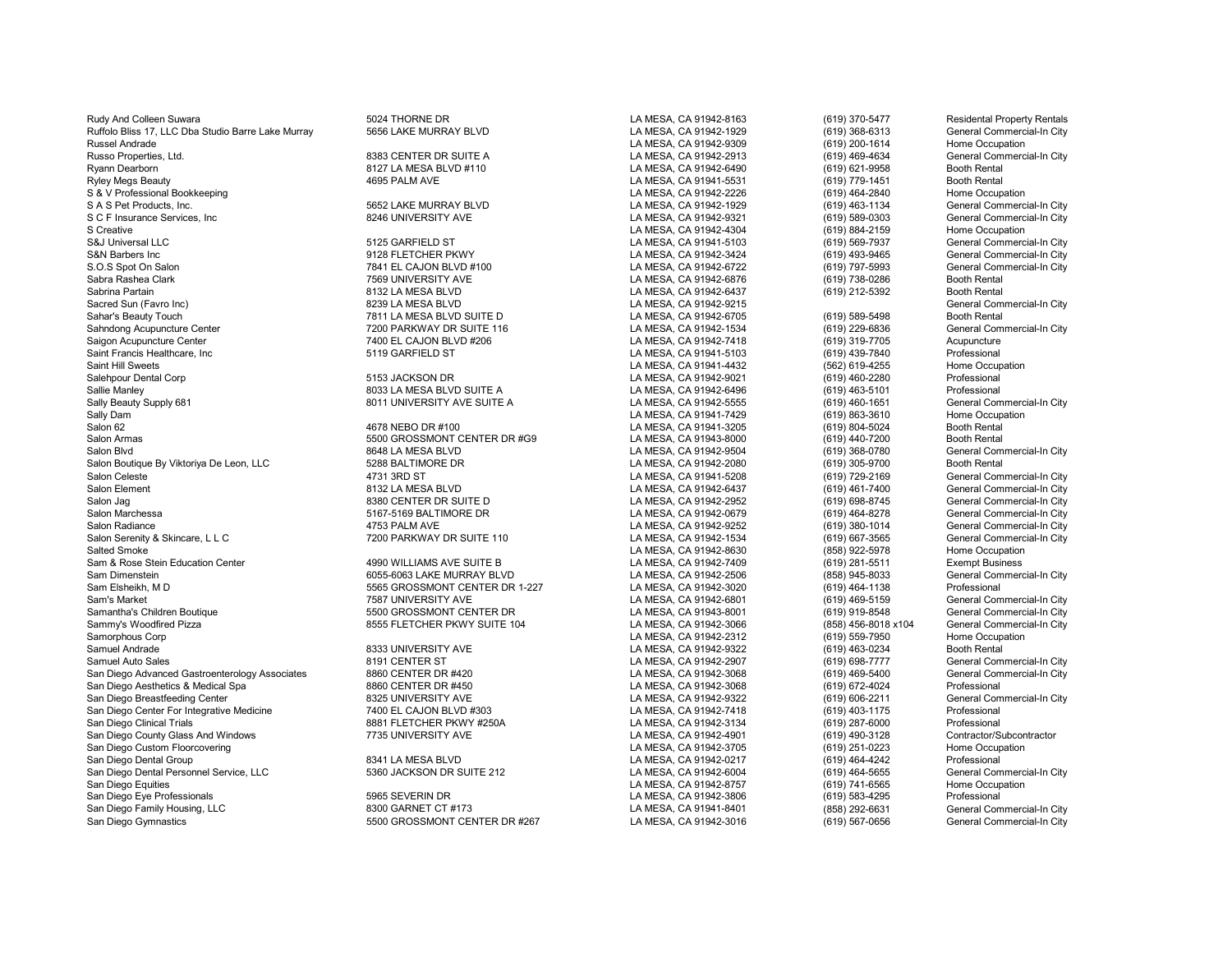| | | | | |
|---|---|---|---|---|
| Rudy And Colleen Suwara | 5024 THORNE DR | LA MESA, CA 91942-8163 | (619) 370-5477 | Residental Property Rentals |
| Ruffolo Bliss 17, LLC Dba Studio Barre Lake Murray | 5656 LAKE MURRAY BLVD | LA MESA, CA 91942-1929 | (619) 368-6313 | General Commercial-In City |
| Russel Andrade | | LA MESA, CA 91942-9309 | (619) 200-1614 | Home Occupation |
| Russo Properties, Ltd. | 8383 CENTER DR SUITE A | LA MESA, CA 91942-2913 | (619) 469-4634 | General Commercial-In City |
| Ryann Dearborn | 8127 LA MESA BLVD #110 | LA MESA, CA 91942-6490 | (619) 621-9958 | Booth Rental |
| Ryley Megs Beauty | 4695 PALM AVE | LA MESA, CA 91941-5531 | (619) 779-1451 | Booth Rental |
| S & V Professional Bookkeeping | | LA MESA, CA 91942-2226 | (619) 464-2840 | Home Occupation |
| S A S Pet Products, Inc. | 5652 LAKE MURRAY BLVD | LA MESA, CA 91942-1929 | (619) 463-1134 | General Commercial-In City |
| S C F Insurance Services, Inc | 8246 UNIVERSITY AVE | LA MESA, CA 91942-9321 | (619) 589-0303 | General Commercial-In City |
| S Creative | | LA MESA, CA 91942-4304 | (619) 884-2159 | Home Occupation |
| S&J Universal LLC | 5125 GARFIELD ST | LA MESA, CA 91941-5103 | (619) 569-7937 | General Commercial-In City |
| S&N Barbers Inc | 9128 FLETCHER PKWY | LA MESA, CA 91942-3424 | (619) 493-9465 | General Commercial-In City |
| S.O.S Spot On Salon | 7841 EL CAJON BLVD #100 | LA MESA, CA 91942-6722 | (619) 797-5993 | General Commercial-In City |
| Sabra Rashea Clark | 7569 UNIVERSITY AVE | LA MESA, CA 91942-6876 | (619) 738-0286 | Booth Rental |
| Sabrina Partain | 8132 LA MESA BLVD | LA MESA, CA 91942-6437 | (619) 212-5392 | Booth Rental |
| Sacred Sun (Favro Inc) | 8239 LA MESA BLVD | LA MESA, CA 91942-9215 | | General Commercial-In City |
| Sahar's Beauty Touch | 7811 LA MESA BLVD SUITE D | LA MESA, CA 91942-6705 | (619) 589-5498 | Booth Rental |
| Sahndong Acupuncture Center | 7200 PARKWAY DR SUITE 116 | LA MESA, CA 91942-1534 | (619) 229-6836 | General Commercial-In City |
| Saigon Acupuncture Center | 7400 EL CAJON BLVD #206 | LA MESA, CA 91942-7418 | (619) 319-7705 | Acupuncture |
| Saint Francis Healthcare, Inc | 5119 GARFIELD ST | LA MESA, CA 91941-5103 | (619) 439-7840 | Professional |
| Saint Hill Sweets | | LA MESA, CA 91941-4432 | (562) 619-4255 | Home Occupation |
| Salehpour Dental Corp | 5153 JACKSON DR | LA MESA, CA 91942-9021 | (619) 460-2280 | Professional |
| Sallie Manley | 8033 LA MESA BLVD SUITE A | LA MESA, CA 91942-6496 | (619) 463-5101 | Professional |
| Sally Beauty Supply 681 | 8011 UNIVERSITY AVE SUITE A | LA MESA, CA 91942-5555 | (619) 460-1651 | General Commercial-In City |
| Sally Dam | | LA MESA, CA 91941-7429 | (619) 863-3610 | Home Occupation |
| Salon 62 | 4678 NEBO DR #100 | LA MESA, CA 91941-3205 | (619) 804-5024 | Booth Rental |
| Salon Armas | 5500 GROSSMONT CENTER DR #G9 | LA MESA, CA 91943-8000 | (619) 440-7200 | Booth Rental |
| Salon Blvd | 8648 LA MESA BLVD | LA MESA, CA 91942-9504 | (619) 368-0780 | General Commercial-In City |
| Salon Boutique By Viktoriya De Leon, LLC | 5288 BALTIMORE DR | LA MESA, CA 91942-2080 | (619) 305-9700 | Booth Rental |
| Salon Celeste | 4731 3RD ST | LA MESA, CA 91941-5208 | (619) 729-2169 | General Commercial-In City |
| Salon Element | 8132 LA MESA BLVD | LA MESA, CA 91942-6437 | (619) 461-7400 | General Commercial-In City |
| Salon Jag | 8380 CENTER DR SUITE D | LA MESA, CA 91942-2952 | (619) 698-8745 | General Commercial-In City |
| Salon Marchessa | 5167-5169 BALTIMORE DR | LA MESA, CA 91942-0679 | (619) 464-8278 | General Commercial-In City |
| Salon Radiance | 4753 PALM AVE | LA MESA, CA 91942-9252 | (619) 380-1014 | General Commercial-In City |
| Salon Serenity & Skincare, L L C | 7200 PARKWAY DR SUITE 110 | LA MESA, CA 91942-1534 | (619) 667-3565 | General Commercial-In City |
| Salted Smoke | | LA MESA, CA 91942-8630 | (858) 922-5978 | Home Occupation |
| Sam & Rose Stein Education Center | 4990 WILLIAMS AVE SUITE B | LA MESA, CA 91942-7409 | (619) 281-5511 | Exempt Business |
| Sam Dimenstein | 6055-6063 LAKE MURRAY BLVD | LA MESA, CA 91942-2506 | (858) 945-8033 | General Commercial-In City |
| Sam Elsheikh, M D | 5565 GROSSMONT CENTER DR 1-227 | LA MESA, CA 91942-3020 | (619) 464-1138 | Professional |
| Sam's Market | 7587 UNIVERSITY AVE | LA MESA, CA 91942-6801 | (619) 469-5159 | General Commercial-In City |
| Samantha's Children Boutique | 5500 GROSSMONT CENTER DR | LA MESA, CA 91943-8001 | (619) 919-8548 | General Commercial-In City |
| Sammy's Woodfired Pizza | 8555 FLETCHER PKWY SUITE 104 | LA MESA, CA 91942-3066 | (858) 456-8018 x104 | General Commercial-In City |
| Samorphous Corp | | LA MESA, CA 91942-2312 | (619) 559-7950 | Home Occupation |
| Samuel Andrade | 8333 UNIVERSITY AVE | LA MESA, CA 91942-9322 | (619) 463-0234 | Booth Rental |
| Samuel Auto Sales | 8191 CENTER ST | LA MESA, CA 91942-2907 | (619) 698-7777 | General Commercial-In City |
| San Diego Advanced Gastroenterology Associates | 8860 CENTER DR #420 | LA MESA, CA 91942-3068 | (619) 469-5400 | General Commercial-In City |
| San Diego Aesthetics & Medical Spa | 8860 CENTER DR #450 | LA MESA, CA 91942-3068 | (619) 672-4024 | Professional |
| San Diego Breastfeeding Center | 8325 UNIVERSITY AVE | LA MESA, CA 91942-9322 | (619) 606-2211 | General Commercial-In City |
| San Diego Center For Integrative Medicine | 7400 EL CAJON BLVD #303 | LA MESA, CA 91942-7418 | (619) 403-1175 | Professional |
| San Diego Clinical Trials | 8881 FLETCHER PKWY #250A | LA MESA, CA 91942-3134 | (619) 287-6000 | Professional |
| San Diego County Glass And Windows | 7735 UNIVERSITY AVE | LA MESA, CA 91942-4901 | (619) 490-3128 | Contractor/Subcontractor |
| San Diego Custom Floorcovering | | LA MESA, CA 91942-3705 | (619) 251-0223 | Home Occupation |
| San Diego Dental Group | 8341 LA MESA BLVD | LA MESA, CA 91942-0217 | (619) 464-4242 | Professional |
| San Diego Dental Personnel Service, LLC | 5360 JACKSON DR SUITE 212 | LA MESA, CA 91942-6004 | (619) 464-5655 | General Commercial-In City |
| San Diego Equities | | LA MESA, CA 91942-8757 | (619) 741-6565 | Home Occupation |
| San Diego Eye Professionals | 5965 SEVERIN DR | LA MESA, CA 91942-3806 | (619) 583-4295 | Professional |
| San Diego Family Housing, LLC | 8300 GARNET CT #173 | LA MESA, CA 91941-8401 | (858) 292-6631 | General Commercial-In City |
| San Diego Gymnastics | 5500 GROSSMONT CENTER DR #267 | LA MESA, CA 91942-3016 | (619) 567-0656 | General Commercial-In City |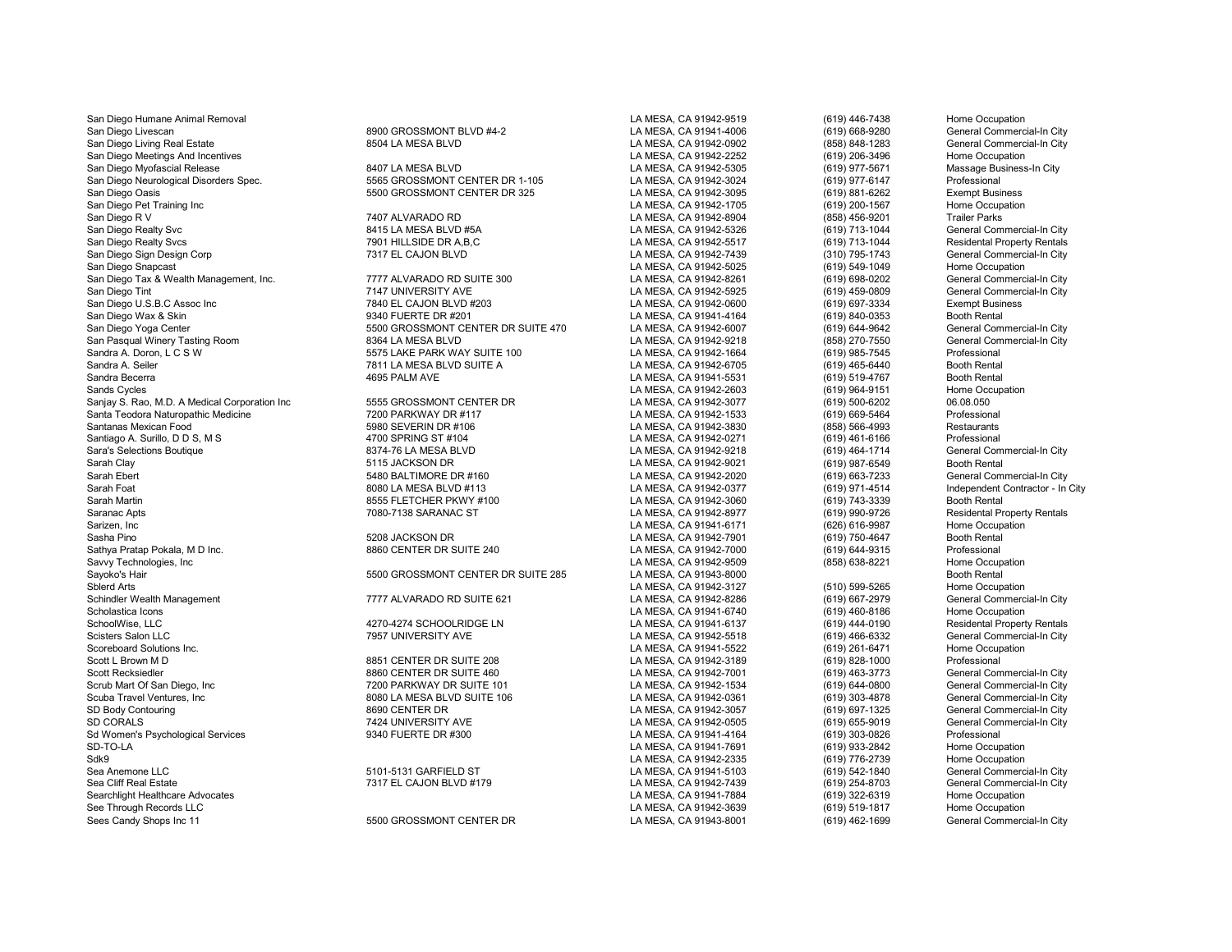| | | | | |
|---|---|---|---|---|
| San Diego Humane Animal Removal | | LA MESA, CA 91942-9519 | (619) 446-7438 | Home Occupation |
| San Diego Livescan | 8900 GROSSMONT BLVD #4-2 | LA MESA, CA 91941-4006 | (619) 668-9280 | General Commercial-In City |
| San Diego Living Real Estate | 8504 LA MESA BLVD | LA MESA, CA 91942-0902 | (858) 848-1283 | General Commercial-In City |
| San Diego Meetings And Incentives | | LA MESA, CA 91942-2252 | (619) 206-3496 | Home Occupation |
| San Diego Myofascial Release | 8407 LA MESA BLVD | LA MESA, CA 91942-5305 | (619) 977-5671 | Massage Business-In City |
| San Diego Neurological Disorders Spec. | 5565 GROSSMONT CENTER DR 1-105 | LA MESA, CA 91942-3024 | (619) 977-6147 | Professional |
| San Diego Oasis | 5500 GROSSMONT CENTER DR 325 | LA MESA, CA 91942-3095 | (619) 881-6262 | Exempt Business |
| San Diego Pet Training Inc | | LA MESA, CA 91942-1705 | (619) 200-1567 | Home Occupation |
| San Diego R V | 7407 ALVARADO RD | LA MESA, CA 91942-8904 | (858) 456-9201 | Trailer Parks |
| San Diego Realty Svc | 8415 LA MESA BLVD #5A | LA MESA, CA 91942-5326 | (619) 713-1044 | General Commercial-In City |
| San Diego Realty Svcs | 7901 HILLSIDE DR A,B,C | LA MESA, CA 91942-5517 | (619) 713-1044 | Residental Property Rentals |
| San Diego Sign Design Corp | 7317 EL CAJON BLVD | LA MESA, CA 91942-7439 | (310) 795-1743 | General Commercial-In City |
| San Diego Snapcast | | LA MESA, CA 91942-5025 | (619) 549-1049 | Home Occupation |
| San Diego Tax & Wealth Management, Inc. | 7777 ALVARADO RD SUITE 300 | LA MESA, CA 91942-8261 | (619) 698-0202 | General Commercial-In City |
| San Diego Tint | 7147 UNIVERSITY AVE | LA MESA, CA 91942-5925 | (619) 459-0809 | General Commercial-In City |
| San Diego U.S.B.C Assoc Inc | 7840 EL CAJON BLVD #203 | LA MESA, CA 91942-0600 | (619) 697-3334 | Exempt Business |
| San Diego Wax & Skin | 9340 FUERTE DR #201 | LA MESA, CA 91941-4164 | (619) 840-0353 | Booth Rental |
| San Diego Yoga Center | 5500 GROSSMONT CENTER DR SUITE 470 | LA MESA, CA 91942-6007 | (619) 644-9642 | General Commercial-In City |
| San Pasqual Winery Tasting Room | 8364 LA MESA BLVD | LA MESA, CA 91942-9218 | (858) 270-7550 | General Commercial-In City |
| Sandra A. Doron, L C S W | 5575 LAKE PARK WAY SUITE 100 | LA MESA, CA 91942-1664 | (619) 985-7545 | Professional |
| Sandra A. Seiler | 7811 LA MESA BLVD SUITE A | LA MESA, CA 91942-6705 | (619) 465-6440 | Booth Rental |
| Sandra Becerra | 4695 PALM AVE | LA MESA, CA 91941-5531 | (619) 519-4767 | Booth Rental |
| Sands Cycles | | LA MESA, CA 91942-2603 | (619) 964-9151 | Home Occupation |
| Sanjay S. Rao, M.D. A Medical Corporation Inc | 5555 GROSSMONT CENTER DR | LA MESA, CA 91942-3077 | (619) 500-6202 | 06.08.050 |
| Santa Teodora Naturopathic Medicine | 7200 PARKWAY DR #117 | LA MESA, CA 91942-1533 | (619) 669-5464 | Professional |
| Santanas Mexican Food | 5980 SEVERIN DR #106 | LA MESA, CA 91942-3830 | (858) 566-4993 | Restaurants |
| Santiago A. Surillo, D D S, M S | 4700 SPRING ST #104 | LA MESA, CA 91942-0271 | (619) 461-6166 | Professional |
| Sara's Selections Boutique | 8374-76 LA MESA BLVD | LA MESA, CA 91942-9218 | (619) 464-1714 | General Commercial-In City |
| Sarah Clay | 5115 JACKSON DR | LA MESA, CA 91942-9021 | (619) 987-6549 | Booth Rental |
| Sarah Ebert | 5480 BALTIMORE DR #160 | LA MESA, CA 91942-2020 | (619) 663-7233 | General Commercial-In City |
| Sarah Foat | 8080 LA MESA BLVD #113 | LA MESA, CA 91942-0377 | (619) 971-4514 | Independent Contractor - In City |
| Sarah Martin | 8555 FLETCHER PKWY #100 | LA MESA, CA 91942-3060 | (619) 743-3339 | Booth Rental |
| Saranac Apts | 7080-7138 SARANAC ST | LA MESA, CA 91942-8977 | (619) 990-9726 | Residental Property Rentals |
| Sarizen, Inc | | LA MESA, CA 91941-6171 | (626) 616-9987 | Home Occupation |
| Sasha Pino | 5208 JACKSON DR | LA MESA, CA 91942-7901 | (619) 750-4647 | Booth Rental |
| Sathya Pratap Pokala, M D Inc. | 8860 CENTER DR SUITE 240 | LA MESA, CA 91942-7000 | (619) 644-9315 | Professional |
| Savvy Technologies, Inc | | LA MESA, CA 91942-9509 | (858) 638-8221 | Home Occupation |
| Sayoko's Hair | 5500 GROSSMONT CENTER DR SUITE 285 | LA MESA, CA 91943-8000 | | Booth Rental |
| Sblerd Arts | | LA MESA, CA 91942-3127 | (510) 599-5265 | Home Occupation |
| Schindler Wealth Management | 7777 ALVARADO RD SUITE 621 | LA MESA, CA 91942-8286 | (619) 667-2979 | General Commercial-In City |
| Scholastica Icons | | LA MESA, CA 91941-6740 | (619) 460-8186 | Home Occupation |
| SchoolWise, LLC | 4270-4274 SCHOOLRIDGE LN | LA MESA, CA 91941-6137 | (619) 444-0190 | Residental Property Rentals |
| Scisters Salon LLC | 7957 UNIVERSITY AVE | LA MESA, CA 91942-5518 | (619) 466-6332 | General Commercial-In City |
| Scoreboard Solutions Inc. | | LA MESA, CA 91941-5522 | (619) 261-6471 | Home Occupation |
| Scott L Brown M D | 8851 CENTER DR SUITE 208 | LA MESA, CA 91942-3189 | (619) 828-1000 | Professional |
| Scott Recksiedler | 8860 CENTER DR SUITE 460 | LA MESA, CA 91942-7001 | (619) 463-3773 | General Commercial-In City |
| Scrub Mart Of San Diego, Inc | 7200 PARKWAY DR SUITE 101 | LA MESA, CA 91942-1534 | (619) 644-0800 | General Commercial-In City |
| Scuba Travel Ventures, Inc | 8080 LA MESA BLVD SUITE 106 | LA MESA, CA 91942-0361 | (619) 303-4878 | General Commercial-In City |
| SD Body Contouring | 8690 CENTER DR | LA MESA, CA 91942-3057 | (619) 697-1325 | General Commercial-In City |
| SD CORALS | 7424 UNIVERSITY AVE | LA MESA, CA 91942-0505 | (619) 655-9019 | General Commercial-In City |
| Sd Women's Psychological Services | 9340 FUERTE DR #300 | LA MESA, CA 91941-4164 | (619) 303-0826 | Professional |
| SD-TO-LA | | LA MESA, CA 91941-7691 | (619) 933-2842 | Home Occupation |
| Sdk9 | | LA MESA, CA 91942-2335 | (619) 776-2739 | Home Occupation |
| Sea Anemone LLC | 5101-5131 GARFIELD ST | LA MESA, CA 91941-5103 | (619) 542-1840 | General Commercial-In City |
| Sea Cliff Real Estate | 7317 EL CAJON BLVD #179 | LA MESA, CA 91942-7439 | (619) 254-8703 | General Commercial-In City |
| Searchlight Healthcare Advocates | | LA MESA, CA 91941-7884 | (619) 322-6319 | Home Occupation |
| See Through Records LLC | | LA MESA, CA 91942-3639 | (619) 519-1817 | Home Occupation |
| Sees Candy Shops Inc 11 | 5500 GROSSMONT CENTER DR | LA MESA, CA 91943-8001 | (619) 462-1699 | General Commercial-In City |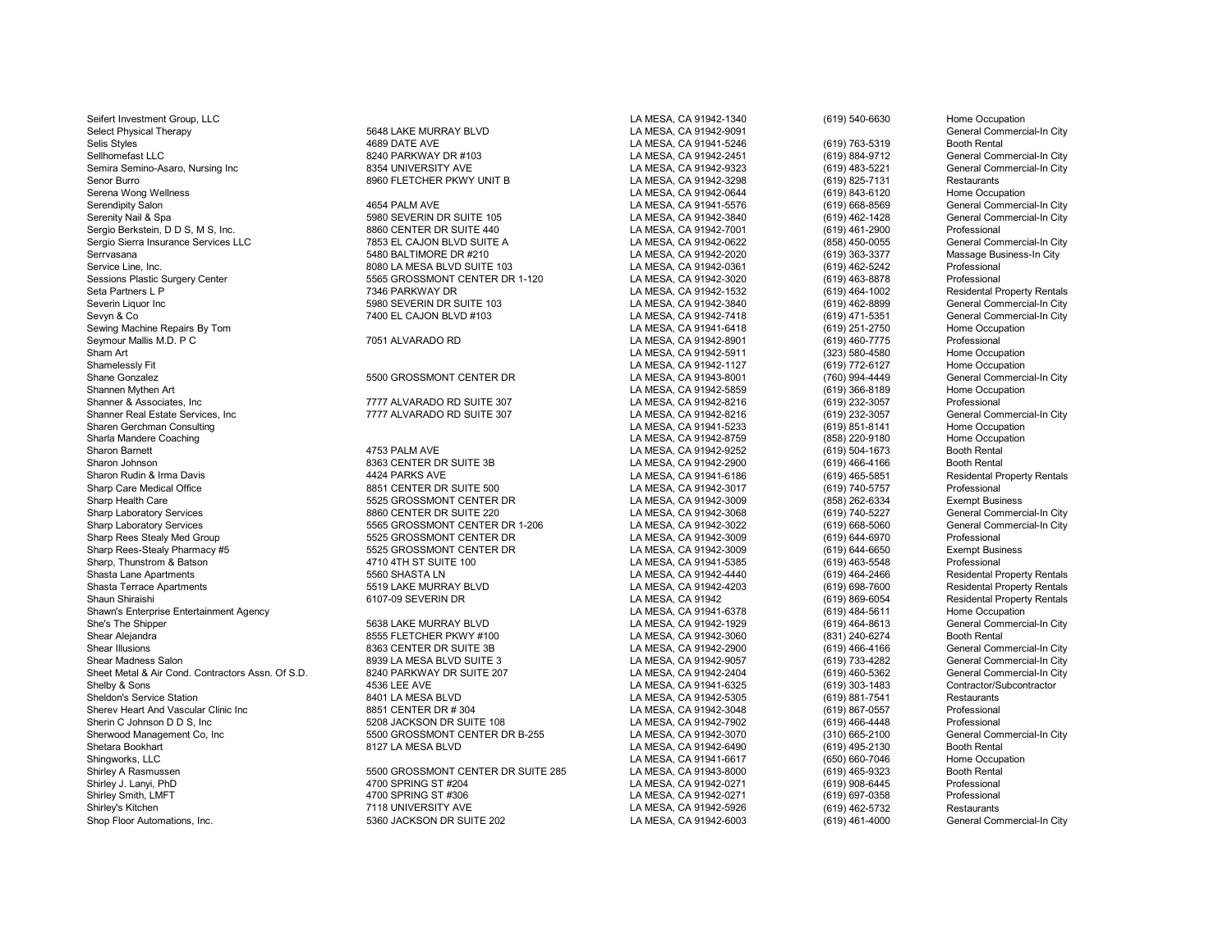| | | | | |
|---|---|---|---|---|
| Seifert Investment Group, LLC | | LA MESA, CA 91942-1340 | (619) 540-6630 | Home Occupation |
| Select Physical Therapy | 5648 LAKE MURRAY BLVD | LA MESA, CA 91942-9091 | | General Commercial-In City |
| Selis Styles | 4689 DATE AVE | LA MESA, CA 91941-5246 | (619) 763-5319 | Booth Rental |
| Sellhomefast LLC | 8240 PARKWAY DR #103 | LA MESA, CA 91942-2451 | (619) 884-9712 | General Commercial-In City |
| Semira Semino-Asaro, Nursing Inc | 8354 UNIVERSITY AVE | LA MESA, CA 91942-9323 | (619) 483-5221 | General Commercial-In City |
| Senor Burro | 8960 FLETCHER PKWY UNIT B | LA MESA, CA 91942-3298 | (619) 825-7131 | Restaurants |
| Serena Wong Wellness | | LA MESA, CA 91942-0644 | (619) 843-6120 | Home Occupation |
| Serendipity Salon | 4654 PALM AVE | LA MESA, CA 91941-5576 | (619) 668-8569 | General Commercial-In City |
| Serenity Nail & Spa | 5980 SEVERIN DR SUITE 105 | LA MESA, CA 91942-3840 | (619) 462-1428 | General Commercial-In City |
| Sergio Berkstein, D D S, M S, Inc. | 8860 CENTER DR SUITE 440 | LA MESA, CA 91942-7001 | (619) 461-2900 | Professional |
| Sergio Sierra Insurance Services LLC | 7853 EL CAJON BLVD SUITE A | LA MESA, CA 91942-0622 | (858) 450-0055 | General Commercial-In City |
| Serrvasana | 5480 BALTIMORE DR #210 | LA MESA, CA 91942-2020 | (619) 363-3377 | Massage Business-In City |
| Service Line, Inc. | 8080 LA MESA BLVD SUITE 103 | LA MESA, CA 91942-0361 | (619) 462-5242 | Professional |
| Sessions Plastic Surgery Center | 5565 GROSSMONT CENTER DR 1-120 | LA MESA, CA 91942-3020 | (619) 463-8878 | Professional |
| Seta Partners L P | 7346 PARKWAY DR | LA MESA, CA 91942-1532 | (619) 464-1002 | Residental Property Rentals |
| Severin Liquor Inc | 5980 SEVERIN DR SUITE 103 | LA MESA, CA 91942-3840 | (619) 462-8899 | General Commercial-In City |
| Sevyn & Co | 7400 EL CAJON BLVD #103 | LA MESA, CA 91942-7418 | (619) 471-5351 | General Commercial-In City |
| Sewing Machine Repairs By Tom | | LA MESA, CA 91941-6418 | (619) 251-2750 | Home Occupation |
| Seymour Mallis M.D. P C | 7051 ALVARADO RD | LA MESA, CA 91942-8901 | (619) 460-7775 | Professional |
| Sham Art | | LA MESA, CA 91942-5911 | (323) 580-4580 | Home Occupation |
| Shamelessly Fit | | LA MESA, CA 91942-1127 | (619) 772-6127 | Home Occupation |
| Shane Gonzalez | 5500 GROSSMONT CENTER DR | LA MESA, CA 91943-8001 | (760) 994-4449 | General Commercial-In City |
| Shannen Mythen Art | | LA MESA, CA 91942-5859 | (619) 366-8189 | Home Occupation |
| Shanner & Associates, Inc | 7777 ALVARADO RD SUITE 307 | LA MESA, CA 91942-8216 | (619) 232-3057 | Professional |
| Shanner Real Estate Services, Inc | 7777 ALVARADO RD SUITE 307 | LA MESA, CA 91942-8216 | (619) 232-3057 | General Commercial-In City |
| Sharen Gerchman Consulting | | LA MESA, CA 91941-5233 | (619) 851-8141 | Home Occupation |
| Sharla Mandere Coaching | | LA MESA, CA 91942-8759 | (858) 220-9180 | Home Occupation |
| Sharon Barnett | 4753 PALM AVE | LA MESA, CA 91942-9252 | (619) 504-1673 | Booth Rental |
| Sharon Johnson | 8363 CENTER DR SUITE 3B | LA MESA, CA 91942-2900 | (619) 466-4166 | Booth Rental |
| Sharon Rudin & Irma Davis | 4424 PARKS AVE | LA MESA, CA 91941-6186 | (619) 465-5851 | Residental Property Rentals |
| Sharp Care Medical Office | 8851 CENTER DR SUITE 500 | LA MESA, CA 91942-3017 | (619) 740-5757 | Professional |
| Sharp Health Care | 5525 GROSSMONT CENTER DR | LA MESA, CA 91942-3009 | (858) 262-6334 | Exempt Business |
| Sharp Laboratory Services | 8860 CENTER DR SUITE 220 | LA MESA, CA 91942-3068 | (619) 740-5227 | General Commercial-In City |
| Sharp Laboratory Services | 5565 GROSSMONT CENTER DR 1-206 | LA MESA, CA 91942-3022 | (619) 668-5060 | General Commercial-In City |
| Sharp Rees Stealy Med Group | 5525 GROSSMONT CENTER DR | LA MESA, CA 91942-3009 | (619) 644-6970 | Professional |
| Sharp Rees-Stealy Pharmacy #5 | 5525 GROSSMONT CENTER DR | LA MESA, CA 91942-3009 | (619) 644-6650 | Exempt Business |
| Sharp, Thunstrom & Batson | 4710 4TH ST SUITE 100 | LA MESA, CA 91941-5385 | (619) 463-5548 | Professional |
| Shasta Lane Apartments | 5560 SHASTA LN | LA MESA, CA 91942-4440 | (619) 464-2466 | Residental Property Rentals |
| Shasta Terrace Apartments | 5519 LAKE MURRAY BLVD | LA MESA, CA 91942-4203 | (619) 698-7600 | Residental Property Rentals |
| Shaun Shiraishi | 6107-09 SEVERIN DR | LA MESA, CA 91942 | (619) 869-6054 | Residental Property Rentals |
| Shawn's Enterprise Entertainment Agency | | LA MESA, CA 91941-6378 | (619) 484-5611 | Home Occupation |
| She's The Shipper | 5638 LAKE MURRAY BLVD | LA MESA, CA 91942-1929 | (619) 464-8613 | General Commercial-In City |
| Shear Alejandra | 8555 FLETCHER PKWY #100 | LA MESA, CA 91942-3060 | (831) 240-6274 | Booth Rental |
| Shear Illusions | 8363 CENTER DR SUITE 3B | LA MESA, CA 91942-2900 | (619) 466-4166 | General Commercial-In City |
| Shear Madness Salon | 8939 LA MESA BLVD SUITE 3 | LA MESA, CA 91942-9057 | (619) 733-4282 | General Commercial-In City |
| Sheet Metal & Air Cond. Contractors Assn. Of S.D. | 8240 PARKWAY DR SUITE 207 | LA MESA, CA 91942-2404 | (619) 460-5362 | General Commercial-In City |
| Shelby & Sons | 4536 LEE AVE | LA MESA, CA 91941-6325 | (619) 303-1483 | Contractor/Subcontractor |
| Sheldon's Service Station | 8401 LA MESA BLVD | LA MESA, CA 91942-5305 | (619) 881-7541 | Restaurants |
| Sherev Heart And Vascular Clinic Inc | 8851 CENTER DR # 304 | LA MESA, CA 91942-3048 | (619) 867-0557 | Professional |
| Sherin C Johnson D D S, Inc | 5208 JACKSON DR SUITE 108 | LA MESA, CA 91942-7902 | (619) 466-4448 | Professional |
| Sherwood Management Co, Inc | 5500 GROSSMONT CENTER DR B-255 | LA MESA, CA 91942-3070 | (310) 665-2100 | General Commercial-In City |
| Shetara Bookhart | 8127 LA MESA BLVD | LA MESA, CA 91942-6490 | (619) 495-2130 | Booth Rental |
| Shingworks, LLC | | LA MESA, CA 91941-6617 | (650) 660-7046 | Home Occupation |
| Shirley A Rasmussen | 5500 GROSSMONT CENTER DR SUITE 285 | LA MESA, CA 91943-8000 | (619) 465-9323 | Booth Rental |
| Shirley J. Lanyi, PhD | 4700 SPRING ST #204 | LA MESA, CA 91942-0271 | (619) 908-6445 | Professional |
| Shirley Smith, LMFT | 4700 SPRING ST #306 | LA MESA, CA 91942-0271 | (619) 697-0358 | Professional |
| Shirley's Kitchen | 7118 UNIVERSITY AVE | LA MESA, CA 91942-5926 | (619) 462-5732 | Restaurants |
| Shop Floor Automations, Inc. | 5360 JACKSON DR SUITE 202 | LA MESA, CA 91942-6003 | (619) 461-4000 | General Commercial-In City |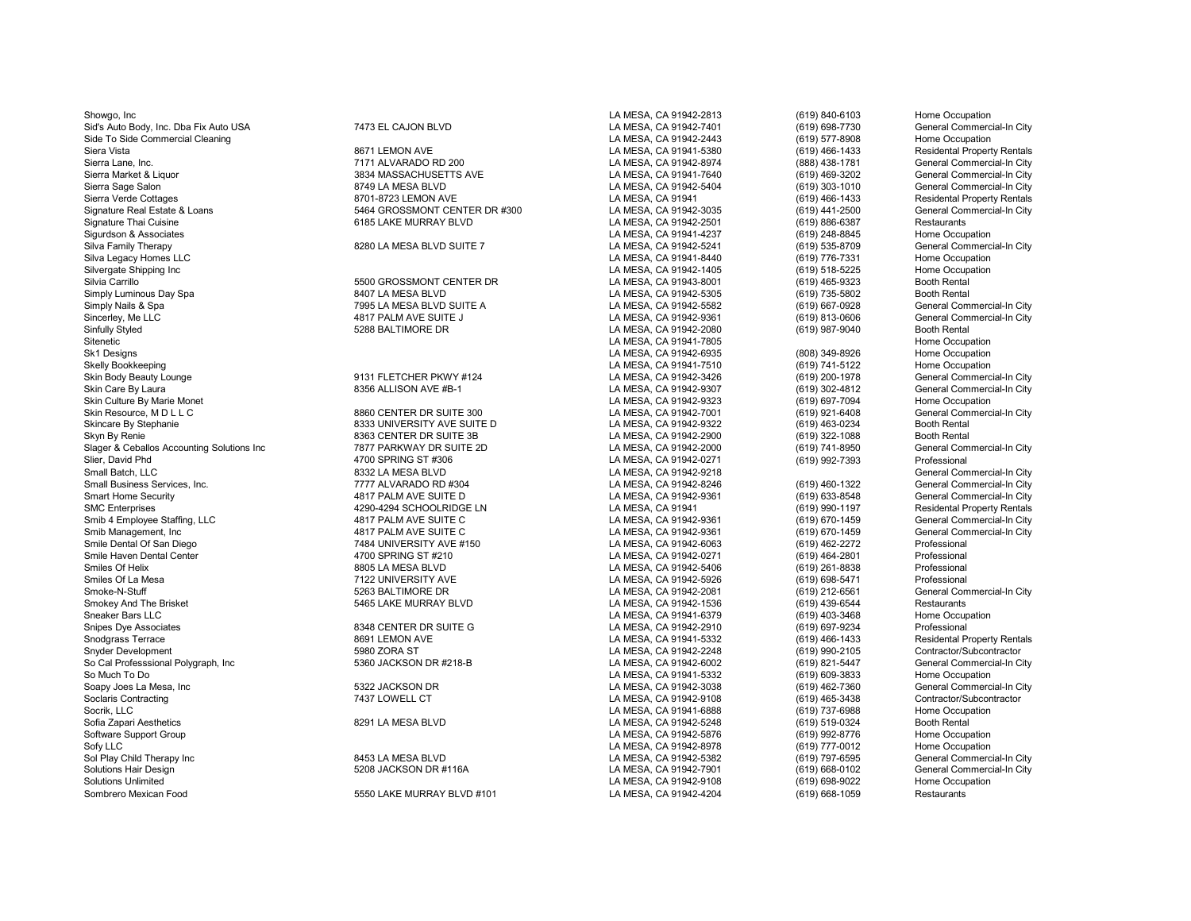| | | | | |
|---|---|---|---|---|
| Showgo, Inc | | LA MESA, CA 91942-2813 | (619) 840-6103 | Home Occupation |
| Sid's Auto Body, Inc. Dba Fix Auto USA | 7473 EL CAJON BLVD | LA MESA, CA 91942-7401 | (619) 698-7730 | General Commercial-In City |
| Side To Side Commercial Cleaning | | LA MESA, CA 91942-2443 | (619) 577-8908 | Home Occupation |
| Siera Vista | 8671 LEMON AVE | LA MESA, CA 91941-5380 | (619) 466-1433 | Residental Property Rentals |
| Sierra Lane, Inc. | 7171 ALVARADO RD 200 | LA MESA, CA 91942-8974 | (888) 438-1781 | General Commercial-In City |
| Sierra Market & Liquor | 3834 MASSACHUSETTS AVE | LA MESA, CA 91941-7640 | (619) 469-3202 | General Commercial-In City |
| Sierra Sage Salon | 8749 LA MESA BLVD | LA MESA, CA 91942-5404 | (619) 303-1010 | General Commercial-In City |
| Sierra Verde Cottages | 8701-8723 LEMON AVE | LA MESA, CA 91941 | (619) 466-1433 | Residental Property Rentals |
| Signature Real Estate & Loans | 5464 GROSSMONT CENTER DR #300 | LA MESA, CA 91942-3035 | (619) 441-2500 | General Commercial-In City |
| Signature Thai Cuisine | 6185 LAKE MURRAY BLVD | LA MESA, CA 91942-2501 | (619) 886-6387 | Restaurants |
| Sigurdson & Associates | | LA MESA, CA 91941-4237 | (619) 248-8845 | Home Occupation |
| Silva Family Therapy | 8280 LA MESA BLVD SUITE 7 | LA MESA, CA 91942-5241 | (619) 535-8709 | General Commercial-In City |
| Silva Legacy Homes LLC | | LA MESA, CA 91941-8440 | (619) 776-7331 | Home Occupation |
| Silvergate Shipping Inc | | LA MESA, CA 91942-1405 | (619) 518-5225 | Home Occupation |
| Silvia Carrillo | 5500 GROSSMONT CENTER DR | LA MESA, CA 91943-8001 | (619) 465-9323 | Booth Rental |
| Simply Luminous Day Spa | 8407 LA MESA BLVD | LA MESA, CA 91942-5305 | (619) 735-5802 | Booth Rental |
| Simply Nails & Spa | 7995 LA MESA BLVD SUITE A | LA MESA, CA 91942-5582 | (619) 667-0928 | General Commercial-In City |
| Sincerley, Me LLC | 4817 PALM AVE SUITE J | LA MESA, CA 91942-9361 | (619) 813-0606 | General Commercial-In City |
| Sinfully Styled | 5288 BALTIMORE DR | LA MESA, CA 91942-2080 | (619) 987-9040 | Booth Rental |
| Sitenetic | | LA MESA, CA 91941-7805 | | Home Occupation |
| Sk1 Designs | | LA MESA, CA 91942-6935 | (808) 349-8926 | Home Occupation |
| Skelly Bookkeeping | | LA MESA, CA 91941-7510 | (619) 741-5122 | Home Occupation |
| Skin Body Beauty Lounge | 9131 FLETCHER PKWY #124 | LA MESA, CA 91942-3426 | (619) 200-1978 | General Commercial-In City |
| Skin Care By Laura | 8356 ALLISON AVE #B-1 | LA MESA, CA 91942-9307 | (619) 302-4812 | General Commercial-In City |
| Skin Culture By Marie Monet | | LA MESA, CA 91942-9323 | (619) 697-7094 | Home Occupation |
| Skin Resource, M D L L C | 8860 CENTER DR SUITE 300 | LA MESA, CA 91942-7001 | (619) 921-6408 | General Commercial-In City |
| Skincare By Stephanie | 8333 UNIVERSITY AVE SUITE D | LA MESA, CA 91942-9322 | (619) 463-0234 | Booth Rental |
| Skyn By Renie | 8363 CENTER DR SUITE 3B | LA MESA, CA 91942-2900 | (619) 322-1088 | Booth Rental |
| Slager & Ceballos Accounting Solutions Inc | 7877 PARKWAY DR SUITE 2D | LA MESA, CA 91942-2000 | (619) 741-8950 | General Commercial-In City |
| Slier, David Phd | 4700 SPRING ST #306 | LA MESA, CA 91942-0271 | (619) 992-7393 | Professional |
| Small Batch, LLC | 8332 LA MESA BLVD | LA MESA, CA 91942-9218 | | General Commercial-In City |
| Small Business Services, Inc. | 7777 ALVARADO RD #304 | LA MESA, CA 91942-8246 | (619) 460-1322 | General Commercial-In City |
| Smart Home Security | 4817 PALM AVE SUITE D | LA MESA, CA 91942-9361 | (619) 633-8548 | General Commercial-In City |
| SMC Enterprises | 4290-4294 SCHOOLRIDGE LN | LA MESA, CA 91941 | (619) 990-1197 | Residental Property Rentals |
| Smib 4 Employee Staffing, LLC | 4817 PALM AVE SUITE C | LA MESA, CA 91942-9361 | (619) 670-1459 | General Commercial-In City |
| Smib Management, Inc | 4817 PALM AVE SUITE C | LA MESA, CA 91942-9361 | (619) 670-1459 | General Commercial-In City |
| Smile Dental Of San Diego | 7484 UNIVERSITY AVE #150 | LA MESA, CA 91942-6063 | (619) 462-2272 | Professional |
| Smile Haven Dental Center | 4700 SPRING ST #210 | LA MESA, CA 91942-0271 | (619) 464-2801 | Professional |
| Smiles Of Helix | 8805 LA MESA BLVD | LA MESA, CA 91942-5406 | (619) 261-8838 | Professional |
| Smiles Of La Mesa | 7122 UNIVERSITY AVE | LA MESA, CA 91942-5926 | (619) 698-5471 | Professional |
| Smoke-N-Stuff | 5263 BALTIMORE DR | LA MESA, CA 91942-2081 | (619) 212-6561 | General Commercial-In City |
| Smokey And The Brisket | 5465 LAKE MURRAY BLVD | LA MESA, CA 91942-1536 | (619) 439-6544 | Restaurants |
| Sneaker Bars LLC | | LA MESA, CA 91941-6379 | (619) 403-3468 | Home Occupation |
| Snipes Dye Associates | 8348 CENTER DR SUITE G | LA MESA, CA 91942-2910 | (619) 697-9234 | Professional |
| Snodgrass Terrace | 8691 LEMON AVE | LA MESA, CA 91941-5332 | (619) 466-1433 | Residental Property Rentals |
| Snyder Development | 5980 ZORA ST | LA MESA, CA 91942-2248 | (619) 990-2105 | Contractor/Subcontractor |
| So Cal Professsional Polygraph, Inc | 5360 JACKSON DR #218-B | LA MESA, CA 91942-6002 | (619) 821-5447 | General Commercial-In City |
| So Much To Do | | LA MESA, CA 91941-5332 | (619) 609-3833 | Home Occupation |
| Soapy Joes La Mesa, Inc | 5322 JACKSON DR | LA MESA, CA 91942-3038 | (619) 462-7360 | General Commercial-In City |
| Soclaris Contracting | 7437 LOWELL CT | LA MESA, CA 91942-9108 | (619) 465-3438 | Contractor/Subcontractor |
| Socrik, LLC | | LA MESA, CA 91941-6888 | (619) 737-6988 | Home Occupation |
| Sofia Zapari Aesthetics | 8291 LA MESA BLVD | LA MESA, CA 91942-5248 | (619) 519-0324 | Booth Rental |
| Software Support Group | | LA MESA, CA 91942-5876 | (619) 992-8776 | Home Occupation |
| Sofy LLC | | LA MESA, CA 91942-8978 | (619) 777-0012 | Home Occupation |
| Sol Play Child Therapy Inc | 8453 LA MESA BLVD | LA MESA, CA 91942-5382 | (619) 797-6595 | General Commercial-In City |
| Solutions Hair Design | 5208 JACKSON DR #116A | LA MESA, CA 91942-7901 | (619) 668-0102 | General Commercial-In City |
| Solutions Unlimited | | LA MESA, CA 91942-9108 | (619) 698-9022 | Home Occupation |
| Sombrero Mexican Food | 5550 LAKE MURRAY BLVD #101 | LA MESA, CA 91942-4204 | (619) 668-1059 | Restaurants |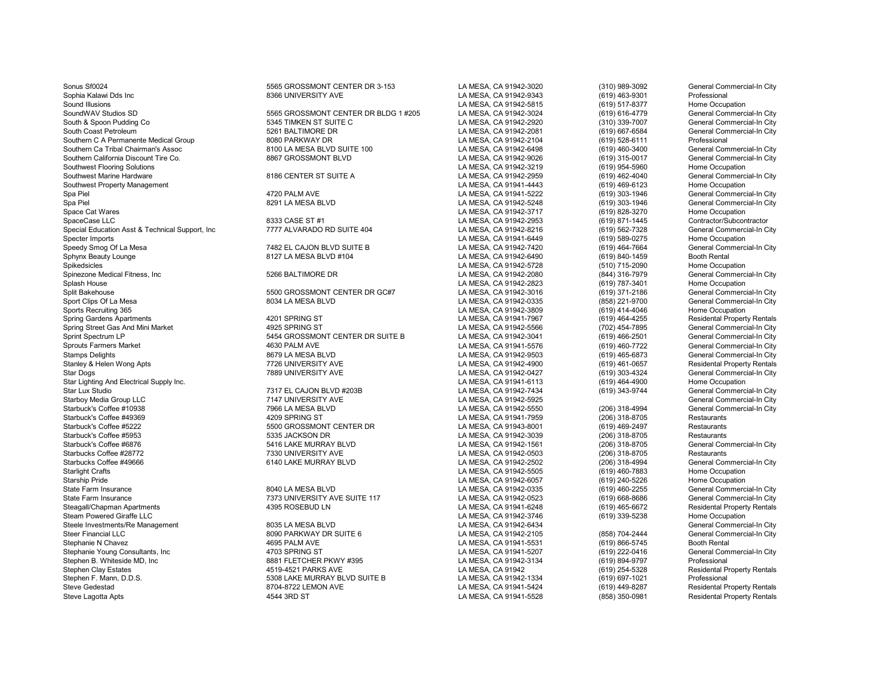| | | | | |
|---|---|---|---|---|
| Sonus Sf0024 | 5565 GROSSMONT CENTER DR 3-153 | LA MESA, CA 91942-3020 | (310) 989-3092 | General Commercial-In City |
| Sophia Kalawi Dds Inc | 8366 UNIVERSITY AVE | LA MESA, CA 91942-9343 | (619) 463-9301 | Professional |
| Sound Illusions | | LA MESA, CA 91942-5815 | (619) 517-8377 | Home Occupation |
| SoundWAV Studios SD | 5565 GROSSMONT CENTER DR BLDG 1 #205 | LA MESA, CA 91942-3024 | (619) 616-4779 | General Commercial-In City |
| South & Spoon Pudding Co | 5345 TIMKEN ST SUITE C | LA MESA, CA 91942-2920 | (310) 339-7007 | General Commercial-In City |
| South Coast Petroleum | 5261 BALTIMORE DR | LA MESA, CA 91942-2081 | (619) 667-6584 | General Commercial-In City |
| Southern C A Permanente Medical Group | 8080 PARKWAY DR | LA MESA, CA 91942-2104 | (619) 528-6111 | Professional |
| Southern Ca Tribal Chairman's Assoc | 8100 LA MESA BLVD SUITE 100 | LA MESA, CA 91942-6498 | (619) 460-3400 | General Commercial-In City |
| Southern California Discount Tire Co. | 8867 GROSSMONT BLVD | LA MESA, CA 91942-9026 | (619) 315-0017 | General Commercial-In City |
| Southwest Flooring Solutions | | LA MESA, CA 91942-3219 | (619) 954-5960 | Home Occupation |
| Southwest Marine Hardware | 8186 CENTER ST SUITE A | LA MESA, CA 91942-2959 | (619) 462-4040 | General Commercial-In City |
| Southwest Property Management | | LA MESA, CA 91941-4443 | (619) 469-6123 | Home Occupation |
| Spa Piel | 4720 PALM AVE | LA MESA, CA 91941-5222 | (619) 303-1946 | General Commercial-In City |
| Spa Piel | 8291 LA MESA BLVD | LA MESA, CA 91942-5248 | (619) 303-1946 | General Commercial-In City |
| Space Cat Wares | | LA MESA, CA 91942-3717 | (619) 828-3270 | Home Occupation |
| SpaceCase LLC | 8333 CASE ST #1 | LA MESA, CA 91942-2953 | (619) 871-1445 | Contractor/Subcontractor |
| Special Education Asst & Technical Support, Inc | 7777 ALVARADO RD SUITE 404 | LA MESA, CA 91942-8216 | (619) 562-7328 | General Commercial-In City |
| Specter Imports | | LA MESA, CA 91941-6449 | (619) 589-0275 | Home Occupation |
| Speedy Smog Of La Mesa | 7482 EL CAJON BLVD SUITE B | LA MESA, CA 91942-7420 | (619) 464-7664 | General Commercial-In City |
| Sphynx Beauty Lounge | 8127 LA MESA BLVD #104 | LA MESA, CA 91942-6490 | (619) 840-1459 | Booth Rental |
| Spikedsicles | | LA MESA, CA 91942-5728 | (510) 715-2090 | Home Occupation |
| Spinezone Medical Fitness, Inc | 5266 BALTIMORE DR | LA MESA, CA 91942-2080 | (844) 316-7979 | General Commercial-In City |
| Splash House | | LA MESA, CA 91942-2823 | (619) 787-3401 | Home Occupation |
| Split Bakehouse | 5500 GROSSMONT CENTER DR GC#7 | LA MESA, CA 91942-3016 | (619) 371-2186 | General Commercial-In City |
| Sport Clips Of La Mesa | 8034 LA MESA BLVD | LA MESA, CA 91942-0335 | (858) 221-9700 | General Commercial-In City |
| Sports Recruiting 365 | | LA MESA, CA 91942-3809 | (619) 414-4046 | Home Occupation |
| Spring Gardens Apartments | 4201 SPRING ST | LA MESA, CA 91941-7967 | (619) 464-4255 | Residental Property Rentals |
| Spring Street Gas And Mini Market | 4925 SPRING ST | LA MESA, CA 91942-5566 | (702) 454-7895 | General Commercial-In City |
| Sprint Spectrum LP | 5454 GROSSMONT CENTER DR SUITE B | LA MESA, CA 91942-3041 | (619) 466-2501 | General Commercial-In City |
| Sprouts Farmers Market | 4630 PALM AVE | LA MESA, CA 91941-5576 | (619) 460-7722 | General Commercial-In City |
| Stamps Delights | 8679 LA MESA BLVD | LA MESA, CA 91942-9503 | (619) 465-6873 | General Commercial-In City |
| Stanley & Helen Wong Apts | 7726 UNIVERSITY AVE | LA MESA, CA 91942-4900 | (619) 461-0657 | Residental Property Rentals |
| Star Dogs | 7889 UNIVERSITY AVE | LA MESA, CA 91942-0427 | (619) 303-4324 | General Commercial-In City |
| Star Lighting And Electrical Supply Inc. | | LA MESA, CA 91941-6113 | (619) 464-4900 | Home Occupation |
| Star Lux Studio | 7317 EL CAJON BLVD #203B | LA MESA, CA 91942-7434 | (619) 343-9744 | General Commercial-In City |
| Starboy Media Group LLC | 7147 UNIVERSITY AVE | LA MESA, CA 91942-5925 | | General Commercial-In City |
| Starbuck's Coffee #10938 | 7966 LA MESA BLVD | LA MESA, CA 91942-5550 | (206) 318-4994 | General Commercial-In City |
| Starbuck's Coffee #49369 | 4209 SPRING ST | LA MESA, CA 91941-7959 | (206) 318-8705 | Restaurants |
| Starbuck's Coffee #5222 | 5500 GROSSMONT CENTER DR | LA MESA, CA 91943-8001 | (619) 469-2497 | Restaurants |
| Starbuck's Coffee #5953 | 5335 JACKSON DR | LA MESA, CA 91942-3039 | (206) 318-8705 | Restaurants |
| Starbuck's Coffee #6876 | 5416 LAKE MURRAY BLVD | LA MESA, CA 91942-1561 | (206) 318-8705 | General Commercial-In City |
| Starbucks Coffee #28772 | 7330 UNIVERSITY AVE | LA MESA, CA 91942-0503 | (206) 318-8705 | Restaurants |
| Starbucks Coffee #49666 | 6140 LAKE MURRAY BLVD | LA MESA, CA 91942-2502 | (206) 318-4994 | General Commercial-In City |
| Starlight Crafts | | LA MESA, CA 91942-5505 | (619) 460-7883 | Home Occupation |
| Starship Pride | | LA MESA, CA 91942-6057 | (619) 240-5226 | Home Occupation |
| State Farm Insurance | 8040 LA MESA BLVD | LA MESA, CA 91942-0335 | (619) 460-2255 | General Commercial-In City |
| State Farm Insurance | 7373 UNIVERSITY AVE SUITE 117 | LA MESA, CA 91942-0523 | (619) 668-8686 | General Commercial-In City |
| Steagall/Chapman Apartments | 4395 ROSEBUD LN | LA MESA, CA 91941-6248 | (619) 465-6672 | Residental Property Rentals |
| Steam Powered Giraffe LLC | | LA MESA, CA 91942-3746 | (619) 339-5238 | Home Occupation |
| Steele Investments/Re Management | 8035 LA MESA BLVD | LA MESA, CA 91942-6434 | | General Commercial-In City |
| Steer Financial LLC | 8090 PARKWAY DR SUITE 6 | LA MESA, CA 91942-2105 | (858) 704-2444 | General Commercial-In City |
| Stephanie N Chavez | 4695 PALM AVE | LA MESA, CA 91941-5531 | (619) 866-5745 | Booth Rental |
| Stephanie Young Consultants, Inc | 4703 SPRING ST | LA MESA, CA 91941-5207 | (619) 222-0416 | General Commercial-In City |
| Stephen B. Whiteside MD, Inc | 8881 FLETCHER PKWY #395 | LA MESA, CA 91942-3134 | (619) 894-9797 | Professional |
| Stephen Clay Estates | 4519-4521 PARKS AVE | LA MESA, CA 91942 | (619) 254-5328 | Residental Property Rentals |
| Stephen F. Mann, D.D.S. | 5308 LAKE MURRAY BLVD SUITE B | LA MESA, CA 91942-1334 | (619) 697-1021 | Professional |
| Steve Gedestad | 8704-8722 LEMON AVE | LA MESA, CA 91941-5424 | (619) 449-8287 | Residental Property Rentals |
| Steve Lagotta Apts | 4544 3RD ST | LA MESA, CA 91941-5528 | (858) 350-0981 | Residental Property Rentals |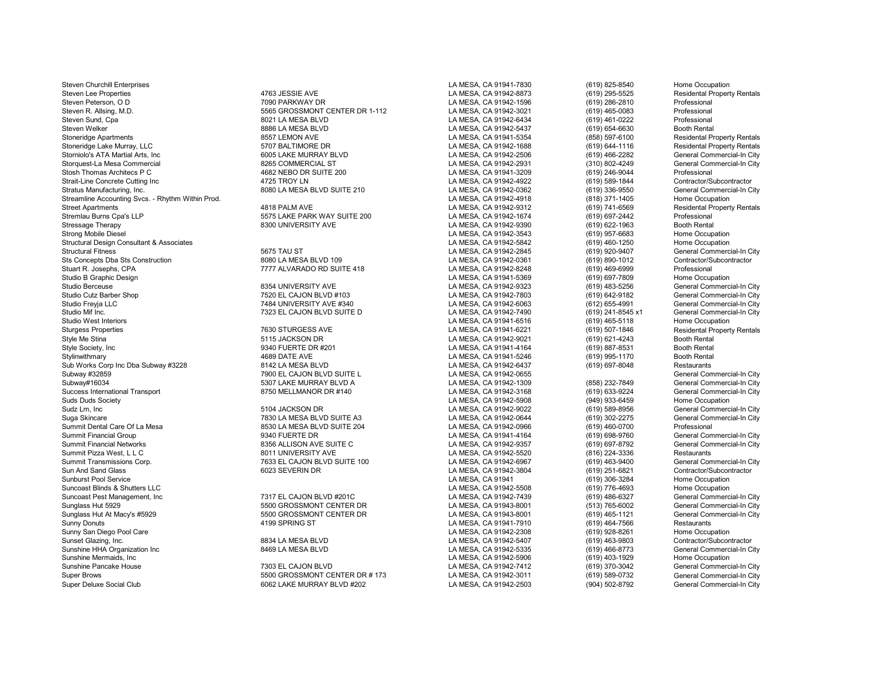| | | | | |
|---|---|---|---|---|
| Steven Churchill Enterprises | | LA MESA, CA 91941-7830 | (619) 825-8540 | Home Occupation |
| Steven Lee Properties | 4763 JESSIE AVE | LA MESA, CA 91942-8873 | (619) 295-5525 | Residental Property Rentals |
| Steven Peterson, O D | 7090 PARKWAY DR | LA MESA, CA 91942-1596 | (619) 286-2810 | Professional |
| Steven R. Allsing, M.D. | 5565 GROSSMONT CENTER DR 1-112 | LA MESA, CA 91942-3021 | (619) 465-0083 | Professional |
| Steven Sund, Cpa | 8021 LA MESA BLVD | LA MESA, CA 91942-6434 | (619) 461-0222 | Professional |
| Steven Welker | 8886 LA MESA BLVD | LA MESA, CA 91942-5437 | (619) 654-6630 | Booth Rental |
| Stoneridge Apartments | 8557 LEMON AVE | LA MESA, CA 91941-5354 | (858) 597-6100 | Residental Property Rentals |
| Stoneridge Lake Murray, LLC | 5707 BALTIMORE DR | LA MESA, CA 91942-1688 | (619) 644-1116 | Residental Property Rentals |
| Storniolo's ATA Martial Arts, Inc | 6005 LAKE MURRAY BLVD | LA MESA, CA 91942-2506 | (619) 466-2282 | General Commercial-In City |
| Storquest-La Mesa Commercial | 8265 COMMERCIAL ST | LA MESA, CA 91942-2931 | (310) 802-4249 | General Commercial-In City |
| Stosh Thomas Architecs P C | 4682 NEBO DR SUITE 200 | LA MESA, CA 91941-3209 | (619) 246-9044 | Professional |
| Strait-Line Concrete Cutting Inc | 4725 TROY LN | LA MESA, CA 91942-4922 | (619) 589-1844 | Contractor/Subcontractor |
| Stratus Manufacturing, Inc. | 8080 LA MESA BLVD SUITE 210 | LA MESA, CA 91942-0362 | (619) 336-9550 | General Commercial-In City |
| Streamline Accounting Svcs. - Rhythm Within Prod. | | LA MESA, CA 91942-4918 | (818) 371-1405 | Home Occupation |
| Street Apartments | 4818 PALM AVE | LA MESA, CA 91942-9312 | (619) 741-6569 | Residental Property Rentals |
| Stremlau Burns Cpa's LLP | 5575 LAKE PARK WAY SUITE 200 | LA MESA, CA 91942-1674 | (619) 697-2442 | Professional |
| Stressage Therapy | 8300 UNIVERSITY AVE | LA MESA, CA 91942-9390 | (619) 622-1963 | Booth Rental |
| Strong Mobile Diesel | | LA MESA, CA 91942-3543 | (619) 957-6683 | Home Occupation |
| Structural Design Consultant & Associates | | LA MESA, CA 91942-5842 | (619) 460-1250 | Home Occupation |
| Structural Fitness | 5675 TAU ST | LA MESA, CA 91942-2845 | (619) 920-9407 | General Commercial-In City |
| Sts Concepts Dba Sts Construction | 8080 LA MESA BLVD 109 | LA MESA, CA 91942-0361 | (619) 890-1012 | Contractor/Subcontractor |
| Stuart R. Josephs, CPA | 7777 ALVARADO RD SUITE 418 | LA MESA, CA 91942-8248 | (619) 469-6999 | Professional |
| Studio B Graphic Design | | LA MESA, CA 91941-5369 | (619) 697-7809 | Home Occupation |
| Studio Berceuse | 8354 UNIVERSITY AVE | LA MESA, CA 91942-9323 | (619) 483-5256 | General Commercial-In City |
| Studio Cutz Barber Shop | 7520 EL CAJON BLVD #103 | LA MESA, CA 91942-7803 | (619) 642-9182 | General Commercial-In City |
| Studio Freyja LLC | 7484 UNIVERSITY AVE #340 | LA MESA, CA 91942-6063 | (612) 655-4991 | General Commercial-In City |
| Studio Mif Inc. | 7323 EL CAJON BLVD SUITE D | LA MESA, CA 91942-7490 | (619) 241-8545 x1 | General Commercial-In City |
| Studio West Interiors | | LA MESA, CA 91941-6516 | (619) 465-5118 | Home Occupation |
| Sturgess Properties | 7630 STURGESS AVE | LA MESA, CA 91941-6221 | (619) 507-1846 | Residental Property Rentals |
| Style Me Stina | 5115 JACKSON DR | LA MESA, CA 91942-9021 | (619) 621-4243 | Booth Rental |
| Style Society, Inc | 9340 FUERTE DR #201 | LA MESA, CA 91941-4164 | (619) 887-8531 | Booth Rental |
| Stylinwithmary | 4689 DATE AVE | LA MESA, CA 91941-5246 | (619) 995-1170 | Booth Rental |
| Sub Works Corp Inc Dba Subway #3228 | 8142 LA MESA BLVD | LA MESA, CA 91942-6437 | (619) 697-8048 | Restaurants |
| Subway #32859 | 7900 EL CAJON BLVD SUITE L | LA MESA, CA 91942-0655 | | General Commercial-In City |
| Subway#16034 | 5307 LAKE MURRAY BLVD A | LA MESA, CA 91942-1309 | (858) 232-7849 | General Commercial-In City |
| Success International Transport | 8750 MELLMANOR DR #140 | LA MESA, CA 91942-3168 | (619) 633-9224 | General Commercial-In City |
| Suds Duds Society | | LA MESA, CA 91942-5908 | (949) 933-6459 | Home Occupation |
| Sudz Lm, Inc | 5104 JACKSON DR | LA MESA, CA 91942-9022 | (619) 589-8956 | General Commercial-In City |
| Suga Skincare | 7830 LA MESA BLVD SUITE A3 | LA MESA, CA 91942-0644 | (619) 302-2275 | General Commercial-In City |
| Summit Dental Care Of La Mesa | 8530 LA MESA BLVD SUITE 204 | LA MESA, CA 91942-0966 | (619) 460-0700 | Professional |
| Summit Financial Group | 9340 FUERTE DR | LA MESA, CA 91941-4164 | (619) 698-9760 | General Commercial-In City |
| Summit Financial Networks | 8356 ALLISON AVE SUITE C | LA MESA, CA 91942-9357 | (619) 697-8792 | General Commercial-In City |
| Summit Pizza West, L L C | 8011 UNIVERSITY AVE | LA MESA, CA 91942-5520 | (816) 224-3336 | Restaurants |
| Summit Transmissions Corp. | 7633 EL CAJON BLVD SUITE 100 | LA MESA, CA 91942-6967 | (619) 463-9400 | General Commercial-In City |
| Sun And Sand Glass | 6023 SEVERIN DR | LA MESA, CA 91942-3804 | (619) 251-6821 | Contractor/Subcontractor |
| Sunburst Pool Service | | LA MESA, CA 91941 | (619) 306-3284 | Home Occupation |
| Suncoast Blinds & Shutters LLC | | LA MESA, CA 91942-5508 | (619) 776-4693 | Home Occupation |
| Suncoast Pest Management, Inc | 7317 EL CAJON BLVD #201C | LA MESA, CA 91942-7439 | (619) 486-6327 | General Commercial-In City |
| Sunglass Hut 5929 | 5500 GROSSMONT CENTER DR | LA MESA, CA 91943-8001 | (513) 765-6002 | General Commercial-In City |
| Sunglass Hut At Macy's #5929 | 5500 GROSSMONT CENTER DR | LA MESA, CA 91943-8001 | (619) 465-1121 | General Commercial-In City |
| Sunny Donuts | 4199 SPRING ST | LA MESA, CA 91941-7910 | (619) 464-7566 | Restaurants |
| Sunny San Diego Pool Care | | LA MESA, CA 91942-2308 | (619) 928-8261 | Home Occupation |
| Sunset Glazing, Inc. | 8834 LA MESA BLVD | LA MESA, CA 91942-5407 | (619) 463-9803 | Contractor/Subcontractor |
| Sunshine HHA Organization Inc | 8469 LA MESA BLVD | LA MESA, CA 91942-5335 | (619) 466-8773 | General Commercial-In City |
| Sunshine Mermaids, Inc | | LA MESA, CA 91942-5906 | (619) 403-1929 | Home Occupation |
| Sunshine Pancake House | 7303 EL CAJON BLVD | LA MESA, CA 91942-7412 | (619) 370-3042 | General Commercial-In City |
| Super Brows | 5500 GROSSMONT CENTER DR # 173 | LA MESA, CA 91942-3011 | (619) 589-0732 | General Commercial-In City |
| Super Deluxe Social Club | 6062 LAKE MURRAY BLVD #202 | LA MESA, CA 91942-2503 | (904) 502-8792 | General Commercial-In City |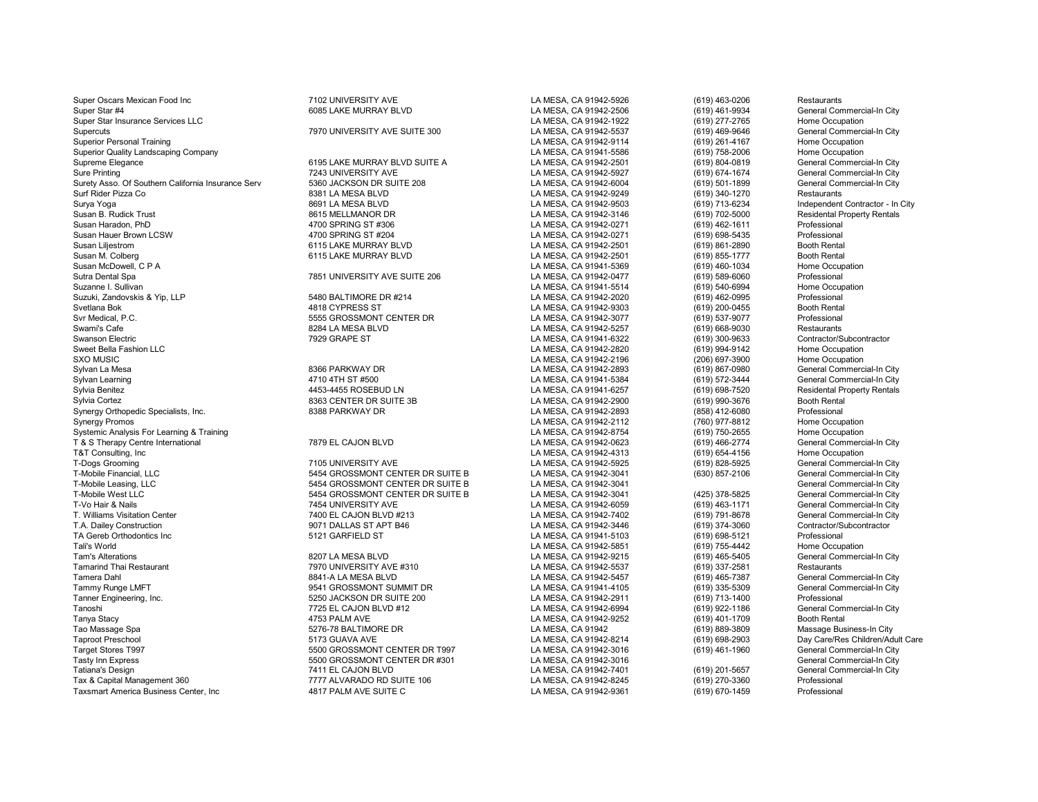| | | | | |
|---|---|---|---|---|
| Super Oscars Mexican Food Inc | 7102 UNIVERSITY AVE | LA MESA, CA 91942-5926 | (619) 463-0206 | Restaurants |
| Super Star #4 | 6085 LAKE MURRAY BLVD | LA MESA, CA 91942-2506 | (619) 461-9934 | General Commercial-In City |
| Super Star Insurance Services LLC | | LA MESA, CA 91942-1922 | (619) 277-2765 | Home Occupation |
| Supercuts | 7970 UNIVERSITY AVE SUITE 300 | LA MESA, CA 91942-5537 | (619) 469-9646 | General Commercial-In City |
| Superior Personal Training | | LA MESA, CA 91942-9114 | (619) 261-4167 | Home Occupation |
| Superior Quality Landscaping Company | | LA MESA, CA 91941-5586 | (619) 758-2006 | Home Occupation |
| Supreme Elegance | 6195 LAKE MURRAY BLVD SUITE A | LA MESA, CA 91942-2501 | (619) 804-0819 | General Commercial-In City |
| Sure Printing | 7243 UNIVERSITY AVE | LA MESA, CA 91942-5927 | (619) 674-1674 | General Commercial-In City |
| Surety Asso. Of Southern California Insurance Serv | 5360 JACKSON DR SUITE 208 | LA MESA, CA 91942-6004 | (619) 501-1899 | General Commercial-In City |
| Surf Rider Pizza Co | 8381 LA MESA BLVD | LA MESA, CA 91942-9249 | (619) 340-1270 | Restaurants |
| Surya Yoga | 8691 LA MESA BLVD | LA MESA, CA 91942-9503 | (619) 713-6234 | Independent Contractor - In City |
| Susan B. Rudick Trust | 8615 MELLMANOR DR | LA MESA, CA 91942-3146 | (619) 702-5000 | Residental Property Rentals |
| Susan Haradon, PhD | 4700 SPRING ST #306 | LA MESA, CA 91942-0271 | (619) 462-1611 | Professional |
| Susan Hauer Brown LCSW | 4700 SPRING ST #204 | LA MESA, CA 91942-0271 | (619) 698-5435 | Professional |
| Susan Liljestrom | 6115 LAKE MURRAY BLVD | LA MESA, CA 91942-2501 | (619) 861-2890 | Booth Rental |
| Susan M. Colberg | 6115 LAKE MURRAY BLVD | LA MESA, CA 91942-2501 | (619) 855-1777 | Booth Rental |
| Susan McDowell, C P A | | LA MESA, CA 91941-5369 | (619) 460-1034 | Home Occupation |
| Sutra Dental Spa | 7851 UNIVERSITY AVE SUITE 206 | LA MESA, CA 91942-0477 | (619) 589-6060 | Professional |
| Suzanne I. Sullivan | | LA MESA, CA 91941-5514 | (619) 540-6994 | Home Occupation |
| Suzuki, Zandovskis & Yip, LLP | 5480 BALTIMORE DR #214 | LA MESA, CA 91942-2020 | (619) 462-0995 | Professional |
| Svetlana Bok | 4818 CYPRESS ST | LA MESA, CA 91942-9303 | (619) 200-0455 | Booth Rental |
| Svr Medical, P.C. | 5555 GROSSMONT CENTER DR | LA MESA, CA 91942-3077 | (619) 537-9077 | Professional |
| Swami's Cafe | 8284 LA MESA BLVD | LA MESA, CA 91942-5257 | (619) 668-9030 | Restaurants |
| Swanson Electric | 7929 GRAPE ST | LA MESA, CA 91941-6322 | (619) 300-9633 | Contractor/Subcontractor |
| Sweet Bella Fashion LLC | | LA MESA, CA 91942-2820 | (619) 994-9142 | Home Occupation |
| SXO MUSIC | | LA MESA, CA 91942-2196 | (206) 697-3900 | Home Occupation |
| Sylvan La Mesa | 8366 PARKWAY DR | LA MESA, CA 91942-2893 | (619) 867-0980 | General Commercial-In City |
| Sylvan Learning | 4710 4TH ST #500 | LA MESA, CA 91941-5384 | (619) 572-3444 | General Commercial-In City |
| Sylvia Benitez | 4453-4455 ROSEBUD LN | LA MESA, CA 91941-6257 | (619) 698-7520 | Residental Property Rentals |
| Sylvia Cortez | 8363 CENTER DR SUITE 3B | LA MESA, CA 91942-2900 | (619) 990-3676 | Booth Rental |
| Synergy Orthopedic Specialists, Inc. | 8388 PARKWAY DR | LA MESA, CA 91942-2893 | (858) 412-6080 | Professional |
| Synergy Promos | | LA MESA, CA 91942-2112 | (760) 977-8812 | Home Occupation |
| Systemic Analysis For Learning & Training | | LA MESA, CA 91942-8754 | (619) 750-2655 | Home Occupation |
| T & S Therapy Centre International | 7879 EL CAJON BLVD | LA MESA, CA 91942-0623 | (619) 466-2774 | General Commercial-In City |
| T&T Consulting, Inc | | LA MESA, CA 91942-4313 | (619) 654-4156 | Home Occupation |
| T-Dogs Grooming | 7105 UNIVERSITY AVE | LA MESA, CA 91942-5925 | (619) 828-5925 | General Commercial-In City |
| T-Mobile Financial, LLC | 5454 GROSSMONT CENTER DR SUITE B | LA MESA, CA 91942-3041 | (630) 857-2106 | General Commercial-In City |
| T-Mobile Leasing, LLC | 5454 GROSSMONT CENTER DR SUITE B | LA MESA, CA 91942-3041 | | General Commercial-In City |
| T-Mobile West LLC | 5454 GROSSMONT CENTER DR SUITE B | LA MESA, CA 91942-3041 | (425) 378-5825 | General Commercial-In City |
| T-Vo Hair & Nails | 7454 UNIVERSITY AVE | LA MESA, CA 91942-6059 | (619) 463-1171 | General Commercial-In City |
| T. Williams Visitation Center | 7400 EL CAJON BLVD #213 | LA MESA, CA 91942-7402 | (619) 791-8678 | General Commercial-In City |
| T.A. Dailey Construction | 9071 DALLAS ST APT B46 | LA MESA, CA 91942-3446 | (619) 374-3060 | Contractor/Subcontractor |
| TA Gereb Orthodontics Inc | 5121 GARFIELD ST | LA MESA, CA 91941-5103 | (619) 698-5121 | Professional |
| Tali's World | | LA MESA, CA 91942-5851 | (619) 755-4442 | Home Occupation |
| Tam's Alterations | 8207 LA MESA BLVD | LA MESA, CA 91942-9215 | (619) 465-5405 | General Commercial-In City |
| Tamarind Thai Restaurant | 7970 UNIVERSITY AVE #310 | LA MESA, CA 91942-5537 | (619) 337-2581 | Restaurants |
| Tamera Dahl | 8841-A LA MESA BLVD | LA MESA, CA 91942-5457 | (619) 465-7387 | General Commercial-In City |
| Tammy Runge LMFT | 9541 GROSSMONT SUMMIT DR | LA MESA, CA 91941-4105 | (619) 335-5309 | General Commercial-In City |
| Tanner Engineering, Inc. | 5250 JACKSON DR SUITE 200 | LA MESA, CA 91942-2911 | (619) 713-1400 | Professional |
| Tanoshi | 7725 EL CAJON BLVD #12 | LA MESA, CA 91942-6994 | (619) 922-1186 | General Commercial-In City |
| Tanya Stacy | 4753 PALM AVE | LA MESA, CA 91942-9252 | (619) 401-1709 | Booth Rental |
| Tao Massage Spa | 5276-78 BALTIMORE DR | LA MESA, CA 91942 | (619) 889-3809 | Massage Business-In City |
| Taproot Preschool | 5173 GUAVA AVE | LA MESA, CA 91942-8214 | (619) 698-2903 | Day Care/Res Children/Adult Care |
| Target Stores T997 | 5500 GROSSMONT CENTER DR T997 | LA MESA, CA 91942-3016 | (619) 461-1960 | General Commercial-In City |
| Tasty Inn Express | 5500 GROSSMONT CENTER DR #301 | LA MESA, CA 91942-3016 | | General Commercial-In City |
| Tatiana's Design | 7411 EL CAJON BLVD | LA MESA, CA 91942-7401 | (619) 201-5657 | General Commercial-In City |
| Tax & Capital Management 360 | 7777 ALVARADO RD SUITE 106 | LA MESA, CA 91942-8245 | (619) 270-3360 | Professional |
| Taxsmart America Business Center, Inc | 4817 PALM AVE SUITE C | LA MESA, CA 91942-9361 | (619) 670-1459 | Professional |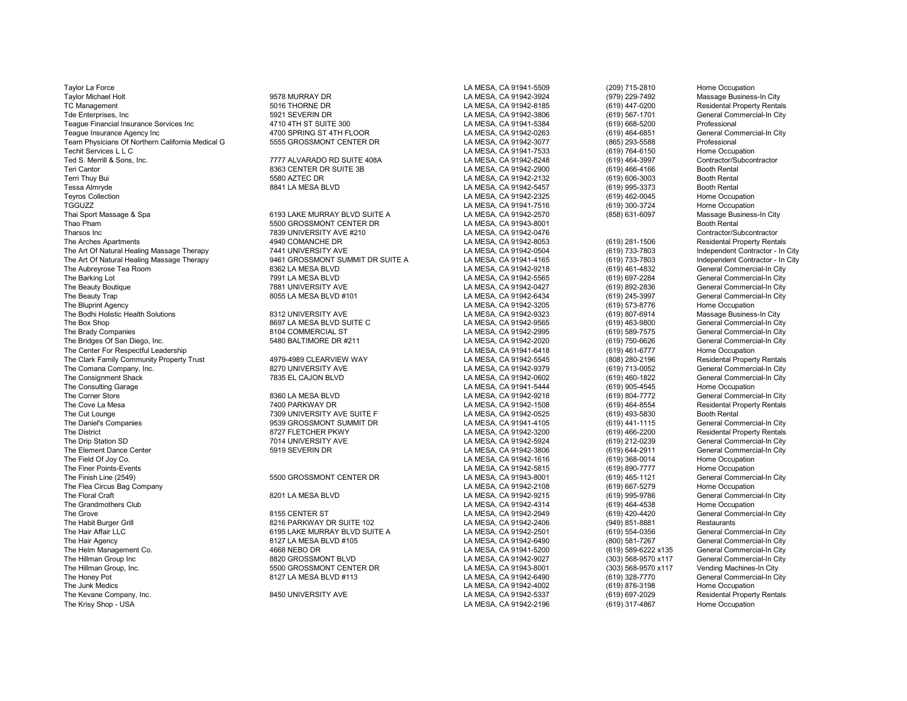| | | | | |
|---|---|---|---|---|
| Taylor La Force | | LA MESA, CA 91941-5509 | (209) 715-2810 | Home Occupation |
| Taylor Michael Holt | 9578 MURRAY DR | LA MESA, CA 91942-3924 | (979) 229-7492 | Massage Business-In City |
| TC Management | 5016 THORNE DR | LA MESA, CA 91942-8185 | (619) 447-0200 | Residental Property Rentals |
| Tde Enterprises, Inc | 5921 SEVERIN DR | LA MESA, CA 91942-3806 | (619) 567-1701 | General Commercial-In City |
| Teague Financial Insurance Services Inc | 4710 4TH ST SUITE 300 | LA MESA, CA 91941-5384 | (619) 668-5200 | Professional |
| Teague Insurance Agency Inc | 4700 SPRING ST 4TH FLOOR | LA MESA, CA 91942-0263 | (619) 464-6851 | General Commercial-In City |
| Team Physicians Of Northern California Medical G | 5555 GROSSMONT CENTER DR | LA MESA, CA 91942-3077 | (865) 293-5588 | Professional |
| Techit Services L L C | | LA MESA, CA 91941-7533 | (619) 764-6150 | Home Occupation |
| Ted S. Merrill & Sons, Inc. | 7777 ALVARADO RD SUITE 408A | LA MESA, CA 91942-8248 | (619) 464-3997 | Contractor/Subcontractor |
| Teri Cantor | 8363 CENTER DR SUITE 3B | LA MESA, CA 91942-2900 | (619) 466-4166 | Booth Rental |
| Terri Thuy Bui | 5580 AZTEC DR | LA MESA, CA 91942-2132 | (619) 606-3003 | Booth Rental |
| Tessa Almryde | 8841 LA MESA BLVD | LA MESA, CA 91942-5457 | (619) 995-3373 | Booth Rental |
| Teyros Collection | | LA MESA, CA 91942-2325 | (619) 462-0045 | Home Occupation |
| TGGUZZ | | LA MESA, CA 91941-7516 | (619) 300-3724 | Home Occupation |
| Thai Sport Massage & Spa | 6193 LAKE MURRAY BLVD SUITE A | LA MESA, CA 91942-2570 | (858) 631-6097 | Massage Business-In City |
| Thao Pham | 5500 GROSSMONT CENTER DR | LA MESA, CA 91943-8001 | | Booth Rental |
| Tharsos Inc | 7839 UNIVERSITY AVE #210 | LA MESA, CA 91942-0476 | | Contractor/Subcontractor |
| The Arches Apartments | 4940 COMANCHE DR | LA MESA, CA 91942-8053 | (619) 281-1506 | Residental Property Rentals |
| The Art Of Natural Healing Massage Therapy | 7441 UNIVERSITY AVE | LA MESA, CA 91942-0504 | (619) 733-7803 | Independent Contractor - In City |
| The Art Of Natural Healing Massage Therapy | 9461 GROSSMONT SUMMIT DR SUITE A | LA MESA, CA 91941-4165 | (619) 733-7803 | Independent Contractor - In City |
| The Aubreyrose Tea Room | 8362 LA MESA BLVD | LA MESA, CA 91942-9218 | (619) 461-4832 | General Commercial-In City |
| The Barking Lot | 7991 LA MESA BLVD | LA MESA, CA 91942-5565 | (619) 697-2284 | General Commercial-In City |
| The Beauty Boutique | 7881 UNIVERSITY AVE | LA MESA, CA 91942-0427 | (619) 892-2836 | General Commercial-In City |
| The Beauty Trap | 8055 LA MESA BLVD #101 | LA MESA, CA 91942-6434 | (619) 245-3997 | General Commercial-In City |
| The Bluprint Agency | | LA MESA, CA 91942-3205 | (619) 573-8776 | Home Occupation |
| The Bodhi Holistic Health Solutions | 8312 UNIVERSITY AVE | LA MESA, CA 91942-9323 | (619) 807-6914 | Massage Business-In City |
| The Box Shop | 8697 LA MESA BLVD SUITE C | LA MESA, CA 91942-9565 | (619) 463-9800 | General Commercial-In City |
| The Brady Companies | 8104 COMMERCIAL ST | LA MESA, CA 91942-2995 | (619) 589-7575 | General Commercial-In City |
| The Bridges Of San Diego, Inc. | 5480 BALTIMORE DR #211 | LA MESA, CA 91942-2020 | (619) 750-6626 | General Commercial-In City |
| The Center For Respectful Leadership | | LA MESA, CA 91941-6418 | (619) 461-6777 | Home Occupation |
| The Clark Family Community Property Trust | 4979-4989 CLEARVIEW WAY | LA MESA, CA 91942-5545 | (808) 280-2196 | Residental Property Rentals |
| The Comana Company, Inc. | 8270 UNIVERSITY AVE | LA MESA, CA 91942-9379 | (619) 713-0052 | General Commercial-In City |
| The Consignment Shack | 7835 EL CAJON BLVD | LA MESA, CA 91942-0602 | (619) 460-1822 | General Commercial-In City |
| The Consulting Garage | | LA MESA, CA 91941-5444 | (619) 905-4545 | Home Occupation |
| The Corner Store | 8360 LA MESA BLVD | LA MESA, CA 91942-9218 | (619) 804-7772 | General Commercial-In City |
| The Cove La Mesa | 7400 PARKWAY DR | LA MESA, CA 91942-1508 | (619) 464-8554 | Residental Property Rentals |
| The Cut Lounge | 7309 UNIVERSITY AVE SUITE F | LA MESA, CA 91942-0525 | (619) 493-5830 | Booth Rental |
| The Daniel's Companies | 9539 GROSSMONT SUMMIT DR | LA MESA, CA 91941-4105 | (619) 441-1115 | General Commercial-In City |
| The District | 8727 FLETCHER PKWY | LA MESA, CA 91942-3200 | (619) 466-2200 | Residental Property Rentals |
| The Drip Station SD | 7014 UNIVERSITY AVE | LA MESA, CA 91942-5924 | (619) 212-0239 | General Commercial-In City |
| The Element Dance Center | 5919 SEVERIN DR | LA MESA, CA 91942-3806 | (619) 644-2911 | General Commercial-In City |
| The Field Of Joy Co. | | LA MESA, CA 91942-1616 | (619) 368-0014 | Home Occupation |
| The Finer Points-Events | | LA MESA, CA 91942-5815 | (619) 890-7777 | Home Occupation |
| The Finish Line (2549) | 5500 GROSSMONT CENTER DR | LA MESA, CA 91943-8001 | (619) 465-1121 | General Commercial-In City |
| The Flea Circus Bag Company | | LA MESA, CA 91942-2108 | (619) 667-5279 | Home Occupation |
| The Floral Craft | 8201 LA MESA BLVD | LA MESA, CA 91942-9215 | (619) 995-9786 | General Commercial-In City |
| The Grandmothers Club | | LA MESA, CA 91942-4314 | (619) 464-4538 | Home Occupation |
| The Grove | 8155 CENTER ST | LA MESA, CA 91942-2949 | (619) 420-4420 | General Commercial-In City |
| The Habit Burger Grill | 8216 PARKWAY DR SUITE 102 | LA MESA, CA 91942-2406 | (949) 851-8881 | Restaurants |
| The Hair Affair LLC | 6195 LAKE MURRAY BLVD SUITE A | LA MESA, CA 91942-2501 | (619) 554-0356 | General Commercial-In City |
| The Hair Agency | 8127 LA MESA BLVD #105 | LA MESA, CA 91942-6490 | (800) 581-7267 | General Commercial-In City |
| The Helm Management Co. | 4668 NEBO DR | LA MESA, CA 91941-5200 | (619) 589-6222 x135 | General Commercial-In City |
| The Hillman Group Inc | 8820 GROSSMONT BLVD | LA MESA, CA 91942-9027 | (303) 568-9570 x117 | General Commercial-In City |
| The Hillman Group, Inc. | 5500 GROSSMONT CENTER DR | LA MESA, CA 91943-8001 | (303) 568-9570 x117 | Vending Machines-In City |
| The Honey Pot | 8127 LA MESA BLVD #113 | LA MESA, CA 91942-6490 | (619) 328-7770 | General Commercial-In City |
| The Junk Medics | | LA MESA, CA 91942-4002 | (619) 876-3198 | Home Occupation |
| The Kevane Company, Inc. | 8450 UNIVERSITY AVE | LA MESA, CA 91942-5337 | (619) 697-2029 | Residental Property Rentals |
| The Krisy Shop - USA | | LA MESA, CA 91942-2196 | (619) 317-4867 | Home Occupation |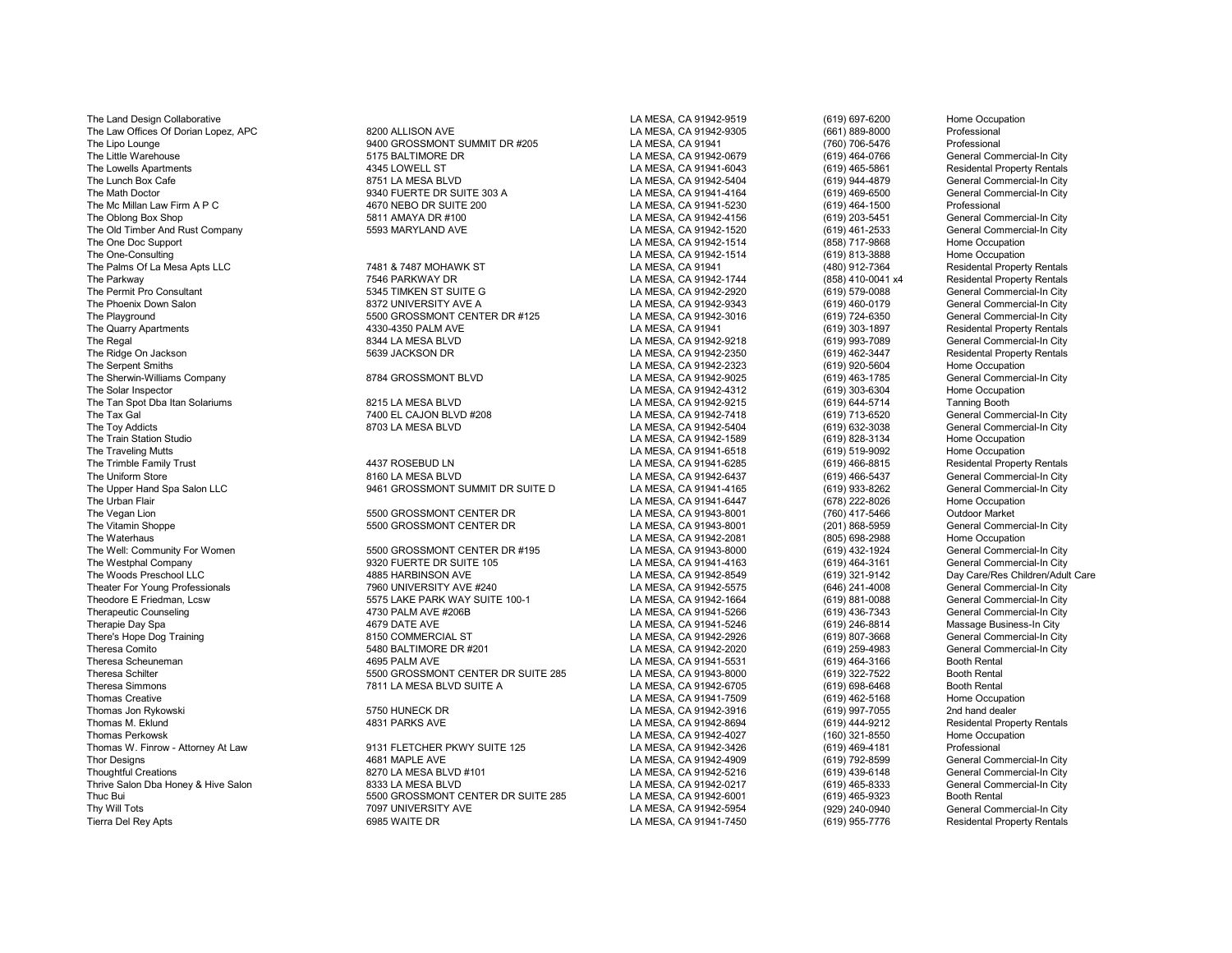| Business Name | Address | City/State/Zip | Phone | Type |
|---|---|---|---|---|
| The Land Design Collaborative | | LA MESA, CA 91942-9519 | (619) 697-6200 | Home Occupation |
| The Law Offices Of Dorian Lopez, APC | 8200 ALLISON AVE | LA MESA, CA 91942-9305 | (661) 889-8000 | Professional |
| The Lipo Lounge | 9400 GROSSMONT SUMMIT DR #205 | LA MESA, CA 91941 | (760) 706-5476 | Professional |
| The Little Warehouse | 5175 BALTIMORE DR | LA MESA, CA 91942-0679 | (619) 464-0766 | General Commercial-In City |
| The Lowells Apartments | 4345 LOWELL ST | LA MESA, CA 91941-6043 | (619) 465-5861 | Residental Property Rentals |
| The Lunch Box Cafe | 8751 LA MESA BLVD | LA MESA, CA 91942-5404 | (619) 944-4879 | General Commercial-In City |
| The Math Doctor | 9340 FUERTE DR SUITE 303 A | LA MESA, CA 91941-4164 | (619) 469-6500 | General Commercial-In City |
| The Mc Millan Law Firm A P C | 4670 NEBO DR SUITE 200 | LA MESA, CA 91941-5230 | (619) 464-1500 | Professional |
| The Oblong Box Shop | 5811 AMAYA DR #100 | LA MESA, CA 91942-4156 | (619) 203-5451 | General Commercial-In City |
| The Old Timber And Rust Company | 5593 MARYLAND AVE | LA MESA, CA 91942-1520 | (619) 461-2533 | General Commercial-In City |
| The One Doc Support | | LA MESA, CA 91942-1514 | (858) 717-9868 | Home Occupation |
| The One-Consulting | | LA MESA, CA 91942-1514 | (619) 813-3888 | Home Occupation |
| The Palms Of La Mesa Apts LLC | 7481 & 7487 MOHAWK ST | LA MESA, CA 91941 | (480) 912-7364 | Residental Property Rentals |
| The Parkway | 7546 PARKWAY DR | LA MESA, CA 91942-1744 | (858) 410-0041 x4 | Residental Property Rentals |
| The Permit Pro Consultant | 5345 TIMKEN ST SUITE G | LA MESA, CA 91942-2920 | (619) 579-0088 | General Commercial-In City |
| The Phoenix Down Salon | 8372 UNIVERSITY AVE A | LA MESA, CA 91942-9343 | (619) 460-0179 | General Commercial-In City |
| The Playground | 5500 GROSSMONT CENTER DR #125 | LA MESA, CA 91942-3016 | (619) 724-6350 | General Commercial-In City |
| The Quarry Apartments | 4330-4350 PALM AVE | LA MESA, CA 91941 | (619) 303-1897 | Residental Property Rentals |
| The Regal | 8344 LA MESA BLVD | LA MESA, CA 91942-9218 | (619) 993-7089 | General Commercial-In City |
| The Ridge On Jackson | 5639 JACKSON DR | LA MESA, CA 91942-2350 | (619) 462-3447 | Residental Property Rentals |
| The Serpent Smiths | | LA MESA, CA 91942-2323 | (619) 920-5604 | Home Occupation |
| The Sherwin-Williams Company | 8784 GROSSMONT BLVD | LA MESA, CA 91942-9025 | (619) 463-1785 | General Commercial-In City |
| The Solar Inspector | | LA MESA, CA 91942-4312 | (619) 303-6304 | Home Occupation |
| The Tan Spot Dba Itan Solariums | 8215 LA MESA BLVD | LA MESA, CA 91942-9215 | (619) 644-5714 | Tanning Booth |
| The Tax Gal | 7400 EL CAJON BLVD #208 | LA MESA, CA 91942-7418 | (619) 713-6520 | General Commercial-In City |
| The Toy Addicts | 8703 LA MESA BLVD | LA MESA, CA 91942-5404 | (619) 632-3038 | General Commercial-In City |
| The Train Station Studio | | LA MESA, CA 91942-1589 | (619) 828-3134 | Home Occupation |
| The Traveling Mutts | | LA MESA, CA 91941-6518 | (619) 519-9092 | Home Occupation |
| The Trimble Family Trust | 4437 ROSEBUD LN | LA MESA, CA 91941-6285 | (619) 466-8815 | Residental Property Rentals |
| The Uniform Store | 8160 LA MESA BLVD | LA MESA, CA 91942-6437 | (619) 466-5437 | General Commercial-In City |
| The Upper Hand Spa Salon LLC | 9461 GROSSMONT SUMMIT DR SUITE D | LA MESA, CA 91941-4165 | (619) 933-8262 | General Commercial-In City |
| The Urban Flair | | LA MESA, CA 91941-6447 | (678) 222-8026 | Home Occupation |
| The Vegan Lion | 5500 GROSSMONT CENTER DR | LA MESA, CA 91943-8001 | (760) 417-5466 | Outdoor Market |
| The Vitamin Shoppe | 5500 GROSSMONT CENTER DR | LA MESA, CA 91943-8001 | (201) 868-5959 | General Commercial-In City |
| The Waterhaus | | LA MESA, CA 91942-2081 | (805) 698-2988 | Home Occupation |
| The Well: Community For Women | 5500 GROSSMONT CENTER DR #195 | LA MESA, CA 91943-8000 | (619) 432-1924 | General Commercial-In City |
| The Westphal Company | 9320 FUERTE DR SUITE 105 | LA MESA, CA 91941-4163 | (619) 464-3161 | General Commercial-In City |
| The Woods Preschool LLC | 4885 HARBINSON AVE | LA MESA, CA 91942-8549 | (619) 321-9142 | Day Care/Res Children/Adult Care |
| Theater For Young Professionals | 7960 UNIVERSITY AVE #240 | LA MESA, CA 91942-5575 | (646) 241-4008 | General Commercial-In City |
| Theodore E Friedman, Lcsw | 5575 LAKE PARK WAY SUITE 100-1 | LA MESA, CA 91942-1664 | (619) 881-0088 | General Commercial-In City |
| Therapeutic Counseling | 4730 PALM AVE #206B | LA MESA, CA 91941-5266 | (619) 436-7343 | General Commercial-In City |
| Therapie Day Spa | 4679 DATE AVE | LA MESA, CA 91941-5246 | (619) 246-8814 | Massage Business-In City |
| There's Hope Dog Training | 8150 COMMERCIAL ST | LA MESA, CA 91942-2926 | (619) 807-3668 | General Commercial-In City |
| Theresa Comito | 5480 BALTIMORE DR #201 | LA MESA, CA 91942-2020 | (619) 259-4983 | General Commercial-In City |
| Theresa Scheuneman | 4695 PALM AVE | LA MESA, CA 91941-5531 | (619) 464-3166 | Booth Rental |
| Theresa Schilter | 5500 GROSSMONT CENTER DR SUITE 285 | LA MESA, CA 91943-8000 | (619) 322-7522 | Booth Rental |
| Theresa Simmons | 7811 LA MESA BLVD SUITE A | LA MESA, CA 91942-6705 | (619) 698-6468 | Booth Rental |
| Thomas Creative | | LA MESA, CA 91941-7509 | (619) 462-5168 | Home Occupation |
| Thomas Jon Rykowski | 5750 HUNECK DR | LA MESA, CA 91942-3916 | (619) 997-7055 | 2nd hand dealer |
| Thomas M. Eklund | 4831 PARKS AVE | LA MESA, CA 91942-8694 | (619) 444-9212 | Residental Property Rentals |
| Thomas Perkowsk | | LA MESA, CA 91942-4027 | (160) 321-8550 | Home Occupation |
| Thomas W. Finrow - Attorney At Law | 9131 FLETCHER PKWY SUITE 125 | LA MESA, CA 91942-3426 | (619) 469-4181 | Professional |
| Thor Designs | 4681 MAPLE AVE | LA MESA, CA 91942-4909 | (619) 792-8599 | General Commercial-In City |
| Thoughtful Creations | 8270 LA MESA BLVD #101 | LA MESA, CA 91942-5216 | (619) 439-6148 | General Commercial-In City |
| Thrive Salon Dba Honey & Hive Salon | 8333 LA MESA BLVD | LA MESA, CA 91942-0217 | (619) 465-8333 | General Commercial-In City |
| Thuc Bui | 5500 GROSSMONT CENTER DR SUITE 285 | LA MESA, CA 91942-6001 | (619) 465-9323 | Booth Rental |
| Thy Will Tots | 7097 UNIVERSITY AVE | LA MESA, CA 91942-5954 | (929) 240-0940 | General Commercial-In City |
| Tierra Del Rey Apts | 6985 WAITE DR | LA MESA, CA 91941-7450 | (619) 955-7776 | Residental Property Rentals |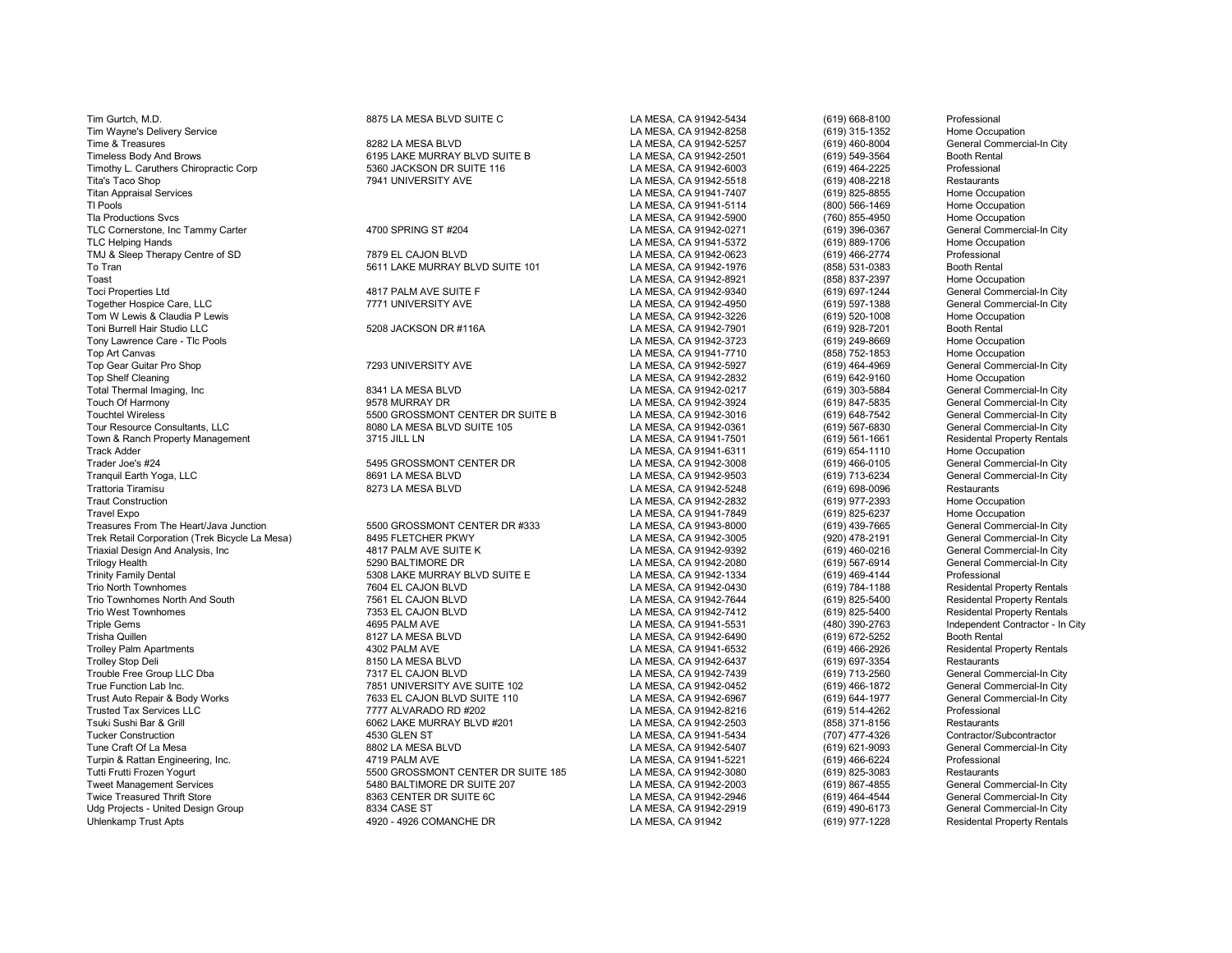| | | | | |
|---|---|---|---|---|
| Tim Gurtch, M.D. | 8875 LA MESA BLVD SUITE C | LA MESA, CA 91942-5434 | (619) 668-8100 | Professional |
| Tim Wayne's Delivery Service | | LA MESA, CA 91942-8258 | (619) 315-1352 | Home Occupation |
| Time & Treasures | 8282 LA MESA BLVD | LA MESA, CA 91942-5257 | (619) 460-8004 | General Commercial-In City |
| Timeless Body And Brows | 6195 LAKE MURRAY BLVD SUITE B | LA MESA, CA 91942-2501 | (619) 549-3564 | Booth Rental |
| Timothy L. Caruthers Chiropractic Corp | 5360 JACKSON DR SUITE 116 | LA MESA, CA 91942-6003 | (619) 464-2225 | Professional |
| Tita's Taco Shop | 7941 UNIVERSITY AVE | LA MESA, CA 91942-5518 | (619) 408-2218 | Restaurants |
| Titan Appraisal Services | | LA MESA, CA 91941-7407 | (619) 825-8855 | Home Occupation |
| Tl Pools | | LA MESA, CA 91941-5114 | (800) 566-1469 | Home Occupation |
| Tla Productions Svcs | | LA MESA, CA 91942-5900 | (760) 855-4950 | Home Occupation |
| TLC Cornerstone, Inc Tammy Carter | 4700 SPRING ST #204 | LA MESA, CA 91942-0271 | (619) 396-0367 | General Commercial-In City |
| TLC Helping Hands | | LA MESA, CA 91941-5372 | (619) 889-1706 | Home Occupation |
| TMJ & Sleep Therapy Centre of SD | 7879 EL CAJON BLVD | LA MESA, CA 91942-0623 | (619) 466-2774 | Professional |
| To Tran | 5611 LAKE MURRAY BLVD SUITE 101 | LA MESA, CA 91942-1976 | (858) 531-0383 | Booth Rental |
| Toast | | LA MESA, CA 91942-8921 | (858) 837-2397 | Home Occupation |
| Toci Properties Ltd | 4817 PALM AVE SUITE F | LA MESA, CA 91942-9340 | (619) 697-1244 | General Commercial-In City |
| Together Hospice Care, LLC | 7771 UNIVERSITY AVE | LA MESA, CA 91942-4950 | (619) 597-1388 | General Commercial-In City |
| Tom W Lewis & Claudia P Lewis | | LA MESA, CA 91942-3226 | (619) 520-1008 | Home Occupation |
| Toni Burrell Hair Studio LLC | 5208 JACKSON DR #116A | LA MESA, CA 91942-7901 | (619) 928-7201 | Booth Rental |
| Tony Lawrence Care - Tlc Pools | | LA MESA, CA 91942-3723 | (619) 249-8669 | Home Occupation |
| Top Art Canvas | | LA MESA, CA 91941-7710 | (858) 752-1853 | Home Occupation |
| Top Gear Guitar Pro Shop | 7293 UNIVERSITY AVE | LA MESA, CA 91942-5927 | (619) 464-4969 | General Commercial-In City |
| Top Shelf Cleaning | | LA MESA, CA 91942-2832 | (619) 642-9160 | Home Occupation |
| Total Thermal Imaging, Inc | 8341 LA MESA BLVD | LA MESA, CA 91942-0217 | (619) 303-5884 | General Commercial-In City |
| Touch Of Harmony | 9578 MURRAY DR | LA MESA, CA 91942-3924 | (619) 847-5835 | General Commercial-In City |
| Touchtel Wireless | 5500 GROSSMONT CENTER DR SUITE B | LA MESA, CA 91942-3016 | (619) 648-7542 | General Commercial-In City |
| Tour Resource Consultants, LLC | 8080 LA MESA BLVD SUITE 105 | LA MESA, CA 91942-0361 | (619) 567-6830 | General Commercial-In City |
| Town & Ranch Property Management | 3715 JILL LN | LA MESA, CA 91941-7501 | (619) 561-1661 | Residental Property Rentals |
| Track Adder | | LA MESA, CA 91941-6311 | (619) 654-1110 | Home Occupation |
| Trader Joe's #24 | 5495 GROSSMONT CENTER DR | LA MESA, CA 91942-3008 | (619) 466-0105 | General Commercial-In City |
| Tranquil Earth Yoga, LLC | 8691 LA MESA BLVD | LA MESA, CA 91942-9503 | (619) 713-6234 | General Commercial-In City |
| Trattoria Tiramisu | 8273 LA MESA BLVD | LA MESA, CA 91942-5248 | (619) 698-0096 | Restaurants |
| Traut Construction | | LA MESA, CA 91942-2832 | (619) 977-2393 | Home Occupation |
| Travel Expo | | LA MESA, CA 91941-7849 | (619) 825-6237 | Home Occupation |
| Treasures From The Heart/Java Junction | 5500 GROSSMONT CENTER DR #333 | LA MESA, CA 91943-8000 | (619) 439-7665 | General Commercial-In City |
| Trek Retail Corporation (Trek Bicycle La Mesa) | 8495 FLETCHER PKWY | LA MESA, CA 91942-3005 | (920) 478-2191 | General Commercial-In City |
| Triaxial Design And Analysis, Inc | 4817 PALM AVE SUITE K | LA MESA, CA 91942-9392 | (619) 460-0216 | General Commercial-In City |
| Trilogy Health | 5290 BALTIMORE DR | LA MESA, CA 91942-2080 | (619) 567-6914 | General Commercial-In City |
| Trinity Family Dental | 5308 LAKE MURRAY BLVD SUITE E | LA MESA, CA 91942-1334 | (619) 469-4144 | Professional |
| Trio North Townhomes | 7604 EL CAJON BLVD | LA MESA, CA 91942-0430 | (619) 784-1188 | Residental Property Rentals |
| Trio Townhomes North And South | 7561 EL CAJON BLVD | LA MESA, CA 91942-7644 | (619) 825-5400 | Residental Property Rentals |
| Trio West Townhomes | 7353 EL CAJON BLVD | LA MESA, CA 91942-7412 | (619) 825-5400 | Residental Property Rentals |
| Triple Gems | 4695 PALM AVE | LA MESA, CA 91941-5531 | (480) 390-2763 | Independent Contractor - In City |
| Trisha Quillen | 8127 LA MESA BLVD | LA MESA, CA 91942-6490 | (619) 672-5252 | Booth Rental |
| Trolley Palm Apartments | 4302 PALM AVE | LA MESA, CA 91941-6532 | (619) 466-2926 | Residental Property Rentals |
| Trolley Stop Deli | 8150 LA MESA BLVD | LA MESA, CA 91942-6437 | (619) 697-3354 | Restaurants |
| Trouble Free Group LLC Dba | 7317 EL CAJON BLVD | LA MESA, CA 91942-7439 | (619) 713-2560 | General Commercial-In City |
| True Function Lab Inc. | 7851 UNIVERSITY AVE SUITE 102 | LA MESA, CA 91942-0452 | (619) 466-1872 | General Commercial-In City |
| Trust Auto Repair & Body Works | 7633 EL CAJON BLVD SUITE 110 | LA MESA, CA 91942-6967 | (619) 644-1977 | General Commercial-In City |
| Trusted Tax Services LLC | 7777 ALVARADO RD #202 | LA MESA, CA 91942-8216 | (619) 514-4262 | Professional |
| Tsuki Sushi Bar & Grill | 6062 LAKE MURRAY BLVD #201 | LA MESA, CA 91942-2503 | (858) 371-8156 | Restaurants |
| Tucker Construction | 4530 GLEN ST | LA MESA, CA 91941-5434 | (707) 477-4326 | Contractor/Subcontractor |
| Tune Craft Of La Mesa | 8802 LA MESA BLVD | LA MESA, CA 91942-5407 | (619) 621-9093 | General Commercial-In City |
| Turpin & Rattan Engineering, Inc. | 4719 PALM AVE | LA MESA, CA 91941-5221 | (619) 466-6224 | Professional |
| Tutti Frutti Frozen Yogurt | 5500 GROSSMONT CENTER DR SUITE 185 | LA MESA, CA 91942-3080 | (619) 825-3083 | Restaurants |
| Tweet Management Services | 5480 BALTIMORE DR SUITE 207 | LA MESA, CA 91942-2003 | (619) 867-4855 | General Commercial-In City |
| Twice Treasured Thrift Store | 8363 CENTER DR SUITE 6C | LA MESA, CA 91942-2946 | (619) 464-4544 | General Commercial-In City |
| Udg Projects - United Design Group | 8334 CASE ST | LA MESA, CA 91942-2919 | (619) 490-6173 | General Commercial-In City |
| Uhlenkamp Trust Apts | 4920 - 4926 COMANCHE DR | LA MESA, CA 91942 | (619) 977-1228 | Residental Property Rentals |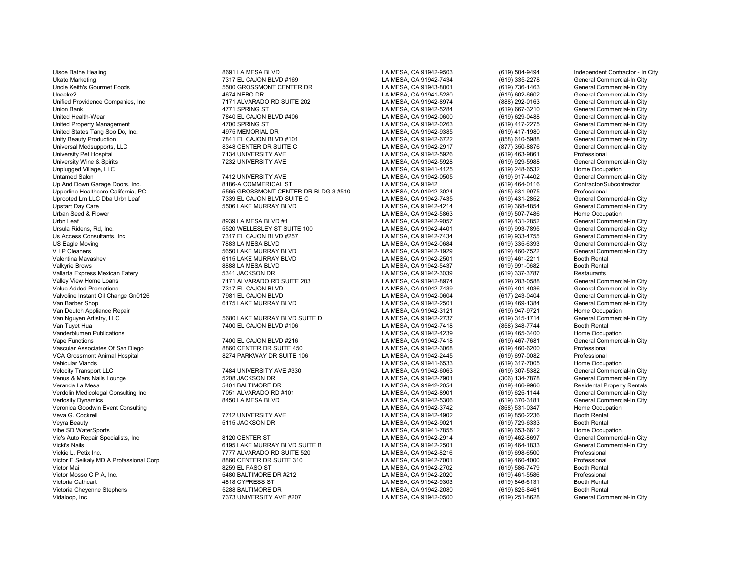| | | | | |
|---|---|---|---|---|
| Uisce Bathe Healing | 8691 LA MESA BLVD | LA MESA, CA 91942-9503 | (619) 504-9494 | Independent Contractor - In City |
| Ukato Marketing | 7317 EL CAJON BLVD #169 | LA MESA, CA 91942-7434 | (619) 335-2278 | General Commercial-In City |
| Uncle Keith's Gourmet Foods | 5500 GROSSMONT CENTER DR | LA MESA, CA 91943-8001 | (619) 736-1463 | General Commercial-In City |
| Uneeke2 | 4674 NEBO DR | LA MESA, CA 91941-5280 | (619) 602-6602 | General Commercial-In City |
| Unified Providence Companies, Inc | 7171 ALVARADO RD SUITE 202 | LA MESA, CA 91942-8974 | (888) 292-0163 | General Commercial-In City |
| Union Bank | 4771 SPRING ST | LA MESA, CA 91942-5284 | (619) 667-3210 | General Commercial-In City |
| United Health-Wear | 7840 EL CAJON BLVD #406 | LA MESA, CA 91942-0600 | (619) 629-0488 | General Commercial-In City |
| United Property Management | 4700 SPRING ST | LA MESA, CA 91942-0263 | (619) 417-2275 | General Commercial-In City |
| United States Tang Soo Do, Inc. | 4975 MEMORIAL DR | LA MESA, CA 91942-9385 | (619) 417-1980 | General Commercial-In City |
| Unity Beauty Production | 7841 EL CAJON BLVD #101 | LA MESA, CA 91942-6722 | (858) 610-5988 | General Commercial-In City |
| Universal Medsupports, LLC | 8348 CENTER DR SUITE C | LA MESA, CA 91942-2917 | (877) 350-8876 | General Commercial-In City |
| University Pet Hospital | 7134 UNIVERSITY AVE | LA MESA, CA 91942-5926 | (619) 463-9861 | Professional |
| University Wine & Spirits | 7232 UNIVERSITY AVE | LA MESA, CA 91942-5928 | (619) 929-5988 | General Commercial-In City |
| Unplugged Village, LLC | | LA MESA, CA 91941-4125 | (619) 248-6532 | Home Occupation |
| Untamed Salon | 7412 UNIVERSITY AVE | LA MESA, CA 91942-0505 | (619) 917-4402 | General Commercial-In City |
| Up And Down Garage Doors, Inc. | 8186-A COMMERICAL ST | LA MESA, CA 91942 | (619) 464-0116 | Contractor/Subcontractor |
| Upperline Healthcare California, PC | 5565 GROSSMONT CENTER DR BLDG 3 #510 | LA MESA, CA 91942-3024 | (615) 631-9975 | Professional |
| Uprooted Lm LLC Dba Urbn Leaf | 7339 EL CAJON BLVD SUITE C | LA MESA, CA 91942-7435 | (619) 431-2852 | General Commercial-In City |
| Upstart Day Care | 5506 LAKE MURRAY BLVD | LA MESA, CA 91942-4214 | (619) 368-4854 | General Commercial-In City |
| Urban Seed & Flower | | LA MESA, CA 91942-5863 | (619) 507-7486 | Home Occupation |
| Urbn Leaf | 8939 LA MESA BLVD #1 | LA MESA, CA 91942-9057 | (619) 431-2852 | General Commercial-In City |
| Ursula Ridens, Rd, Inc. | 5520 WELLESLEY ST SUITE 100 | LA MESA, CA 91942-4401 | (619) 993-7895 | General Commercial-In City |
| Us Access Consultants, Inc | 7317 EL CAJON BLVD #257 | LA MESA, CA 91942-7434 | (619) 933-4755 | General Commercial-In City |
| US Eagle Moving | 7883 LA MESA BLVD | LA MESA, CA 91942-0684 | (619) 335-6393 | General Commercial-In City |
| V I P Cleaners | 5650 LAKE MURRAY BLVD | LA MESA, CA 91942-1929 | (619) 460-7522 | General Commercial-In City |
| Valentina Mavashev | 6115 LAKE MURRAY BLVD | LA MESA, CA 91942-2501 | (619) 461-2211 | Booth Rental |
| Valkyrie Brows | 8888 LA MESA BLVD | LA MESA, CA 91942-5437 | (619) 991-0682 | Booth Rental |
| Vallarta Express Mexican Eatery | 5341 JACKSON DR | LA MESA, CA 91942-3039 | (619) 337-3787 | Restaurants |
| Valley View Home Loans | 7171 ALVARADO RD SUITE 203 | LA MESA, CA 91942-8974 | (619) 283-0588 | General Commercial-In City |
| Value Added Promotions | 7317 EL CAJON BLVD | LA MESA, CA 91942-7439 | (619) 401-4036 | General Commercial-In City |
| Valvoline Instant Oil Change Gn0126 | 7981 EL CAJON BLVD | LA MESA, CA 91942-0604 | (617) 243-0404 | General Commercial-In City |
| Van Barber Shop | 6175 LAKE MURRAY BLVD | LA MESA, CA 91942-2501 | (619) 469-1384 | General Commercial-In City |
| Van Deutch Appliance Repair | | LA MESA, CA 91942-3121 | (619) 947-9721 | Home Occupation |
| Van Nguyen Artistry, LLC | 5680 LAKE MURRAY BLVD SUITE D | LA MESA, CA 91942-2737 | (619) 315-1714 | General Commercial-In City |
| Van Tuyet Hua | 7400 EL CAJON BLVD #106 | LA MESA, CA 91942-7418 | (858) 348-7744 | Booth Rental |
| Vanderblumen Publications | | LA MESA, CA 91942-4239 | (619) 465-3400 | Home Occupation |
| Vape Functions | 7400 EL CAJON BLVD #216 | LA MESA, CA 91942-7418 | (619) 467-7681 | General Commercial-In City |
| Vascular Associates Of San Diego | 8860 CENTER DR SUITE 450 | LA MESA, CA 91942-3068 | (619) 460-6200 | Professional |
| VCA Grossmont Animal Hospital | 8274 PARKWAY DR SUITE 106 | LA MESA, CA 91942-2445 | (619) 697-0082 | Professional |
| Vehicular Viands | | LA MESA, CA 91941-6533 | (619) 317-7005 | Home Occupation |
| Velocity Transport LLC | 7484 UNIVERSITY AVE #330 | LA MESA, CA 91942-6063 | (619) 307-5382 | General Commercial-In City |
| Venus & Mars Nails Lounge | 5208 JACKSON DR | LA MESA, CA 91942-7901 | (306) 134-7878 | General Commercial-In City |
| Veranda La Mesa | 5401 BALTIMORE DR | LA MESA, CA 91942-2054 | (619) 466-9966 | Residental Property Rentals |
| Verdolin Medicolegal Consulting Inc | 7051 ALVARADO RD #101 | LA MESA, CA 91942-8901 | (619) 625-1144 | General Commercial-In City |
| Verlosity Dynamics | 8450 LA MESA BLVD | LA MESA, CA 91942-5306 | (619) 370-3181 | General Commercial-In City |
| Veronica Goodwin Event Consulting | | LA MESA, CA 91942-3742 | (858) 531-0347 | Home Occupation |
| Veva G. Cockrell | 7712 UNIVERSITY AVE | LA MESA, CA 91942-4902 | (619) 850-2236 | Booth Rental |
| Veyra Beauty | 5115 JACKSON DR | LA MESA, CA 91942-9021 | (619) 729-6333 | Booth Rental |
| Vibe SD WaterSports | | LA MESA, CA 91941-7855 | (619) 653-6612 | Home Occupation |
| Vic's Auto Repair Specialists, Inc | 8120 CENTER ST | LA MESA, CA 91942-2914 | (619) 462-8697 | General Commercial-In City |
| Vicki's Nails | 6195 LAKE MURRAY BLVD SUITE B | LA MESA, CA 91942-2501 | (619) 464-1833 | General Commercial-In City |
| Vickie L. Petix Inc. | 7777 ALVARADO RD SUITE 520 | LA MESA, CA 91942-8216 | (619) 698-6500 | Professional |
| Victor E Seikaly MD A Professional Corp | 8860 CENTER DR SUITE 310 | LA MESA, CA 91942-7001 | (619) 460-4000 | Professional |
| Victor Mai | 8259 EL PASO ST | LA MESA, CA 91942-2702 | (619) 586-7479 | Booth Rental |
| Victor Mosso C P A, Inc. | 5480 BALTIMORE DR #212 | LA MESA, CA 91942-2020 | (619) 461-5586 | Professional |
| Victoria Cathcart | 4818 CYPRESS ST | LA MESA, CA 91942-9303 | (619) 846-6131 | Booth Rental |
| Victoria Cheyenne Stephens | 5288 BALTIMORE DR | LA MESA, CA 91942-2080 | (619) 825-8461 | Booth Rental |
| Vidaloop, Inc | 7373 UNIVERSITY AVE #207 | LA MESA, CA 91942-0500 | (619) 251-8628 | General Commercial-In City |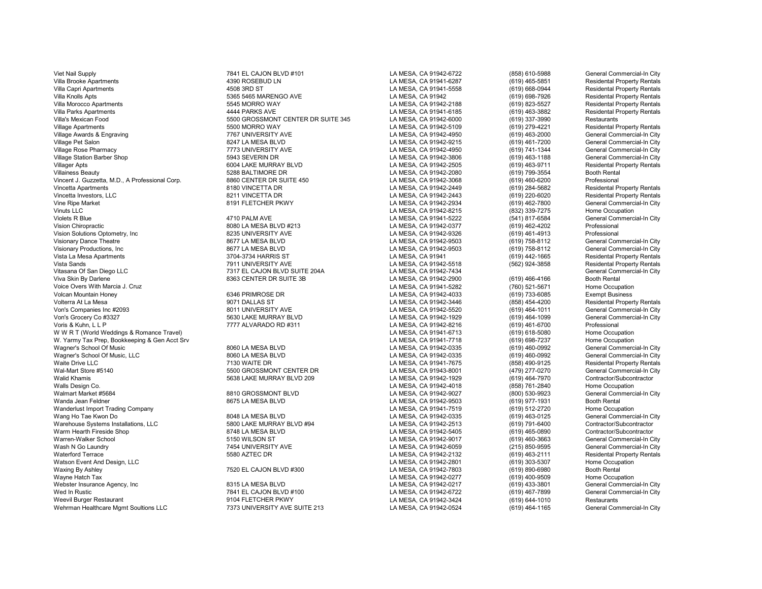| | | | | |
|---|---|---|---|---|
| Viet Nail Supply | 7841 EL CAJON BLVD #101 | LA MESA, CA 91942-6722 | (858) 610-5988 | General Commercial-In City |
| Villa Brooke Apartments | 4390 ROSEBUD LN | LA MESA, CA 91941-6287 | (619) 465-5851 | Residental Property Rentals |
| Villa Capri Apartments | 4508 3RD ST | LA MESA, CA 91941-5558 | (619) 668-0944 | Residental Property Rentals |
| Villa Knolls Apts | 5365 5465 MARENGO AVE | LA MESA, CA 91942 | (619) 698-7926 | Residental Property Rentals |
| Villa Morocco Apartments | 5545 MORRO WAY | LA MESA, CA 91942-2188 | (619) 823-5527 | Residental Property Rentals |
| Villa Parks Apartments | 4444 PARKS AVE | LA MESA, CA 91941-6185 | (619) 463-3882 | Residental Property Rentals |
| Villa's Mexican Food | 5500 GROSSMONT CENTER DR SUITE 345 | LA MESA, CA 91942-6000 | (619) 337-3990 | Restaurants |
| Village Apartments | 5500 MORRO WAY | LA MESA, CA 91942-5109 | (619) 279-4221 | Residental Property Rentals |
| Village Awards & Engraving | 7767 UNIVERSITY AVE | LA MESA, CA 91942-4950 | (619) 463-2000 | General Commercial-In City |
| Village Pet Salon | 8247 LA MESA BLVD | LA MESA, CA 91942-9215 | (619) 461-7200 | General Commercial-In City |
| Village Rose Pharmacy | 7773 UNIVERSITY AVE | LA MESA, CA 91942-4950 | (619) 741-1344 | General Commercial-In City |
| Village Station Barber Shop | 5943 SEVERIN DR | LA MESA, CA 91942-3806 | (619) 463-1188 | General Commercial-In City |
| Villager Apts | 6004 LAKE MURRAY BLVD | LA MESA, CA 91942-2505 | (619) 463-9711 | Residental Property Rentals |
| Villainess Beauty | 5288 BALTIMORE DR | LA MESA, CA 91942-2080 | (619) 799-3554 | Booth Rental |
| Vincent J. Guzzetta, M.D., A Professional Corp. | 8860 CENTER DR SUITE 450 | LA MESA, CA 91942-3068 | (619) 460-6200 | Professional |
| Vincetta Apartments | 8180 VINCETTA DR | LA MESA, CA 91942-2449 | (619) 284-5682 | Residental Property Rentals |
| Vincetta Investors, LLC | 8211 VINCETTA DR | LA MESA, CA 91942-2443 | (619) 220-6020 | Residental Property Rentals |
| Vine Ripe Market | 8191 FLETCHER PKWY | LA MESA, CA 91942-2934 | (619) 462-7800 | General Commercial-In City |
| Vinuts LLC | | LA MESA, CA 91942-8215 | (832) 339-7275 | Home Occupation |
| Violets R Blue | 4710 PALM AVE | LA MESA, CA 91941-5222 | (541) 817-6584 | General Commercial-In City |
| Vision Chiropractic | 8080 LA MESA BLVD #213 | LA MESA, CA 91942-0377 | (619) 462-4202 | Professional |
| Vision Solutions Optometry, Inc | 8235 UNIVERSITY AVE | LA MESA, CA 91942-9326 | (619) 461-4913 | Professional |
| Visionary Dance Theatre | 8677 LA MESA BLVD | LA MESA, CA 91942-9503 | (619) 758-8112 | General Commercial-In City |
| Visionary Productions, Inc | 8677 LA MESA BLVD | LA MESA, CA 91942-9503 | (619) 758-8112 | General Commercial-In City |
| Vista La Mesa Apartments | 3704-3734 HARRIS ST | LA MESA, CA 91941 | (619) 442-1665 | Residental Property Rentals |
| Vista Sands | 7911 UNIVERSITY AVE | LA MESA, CA 91942-5518 | (562) 924-3858 | Residental Property Rentals |
| Vitasana Of San Diego LLC | 7317 EL CAJON BLVD SUITE 204A | LA MESA, CA 91942-7434 | | General Commercial-In City |
| Viva Skin By Darlene | 8363 CENTER DR SUITE 3B | LA MESA, CA 91942-2900 | (619) 466-4166 | Booth Rental |
| Voice Overs With Marcia J. Cruz | | LA MESA, CA 91941-5282 | (760) 521-5671 | Home Occupation |
| Volcan Mountain Honey | 6346 PRIMROSE DR | LA MESA, CA 91942-4033 | (619) 733-6085 | Exempt Business |
| Volterra At La Mesa | 9071 DALLAS ST | LA MESA, CA 91942-3446 | (858) 454-4200 | Residental Property Rentals |
| Von's Companies Inc #2093 | 8011 UNIVERSITY AVE | LA MESA, CA 91942-5520 | (619) 464-1011 | General Commercial-In City |
| Von's Grocery Co #3327 | 5630 LAKE MURRAY BLVD | LA MESA, CA 91942-1929 | (619) 464-1099 | General Commercial-In City |
| Voris & Kuhn, L L P | 7777 ALVARADO RD #311 | LA MESA, CA 91942-8216 | (619) 461-6700 | Professional |
| W W R T (World Weddings & Romance Travel) | | LA MESA, CA 91941-6713 | (619) 618-5080 | Home Occupation |
| W. Yarmy Tax Prep, Bookkeeping & Gen Acct Srv | | LA MESA, CA 91941-7718 | (619) 698-7237 | Home Occupation |
| Wagner's School Of Music | 8060 LA MESA BLVD | LA MESA, CA 91942-0335 | (619) 460-0992 | General Commercial-In City |
| Wagner's School Of Music, LLC | 8060 LA MESA BLVD | LA MESA, CA 91942-0335 | (619) 460-0992 | General Commercial-In City |
| Waite Drive LLC | 7130 WAITE DR | LA MESA, CA 91941-7675 | (858) 490-9125 | Residental Property Rentals |
| Wal-Mart Store #5140 | 5500 GROSSMONT CENTER DR | LA MESA, CA 91943-8001 | (479) 277-0270 | General Commercial-In City |
| Walid Khamis | 5638 LAKE MURRAY BLVD 209 | LA MESA, CA 91942-1929 | (619) 464-7970 | Contractor/Subcontractor |
| Walls Design Co. | | LA MESA, CA 91942-4018 | (858) 761-2840 | Home Occupation |
| Walmart Market #5684 | 8810 GROSSMONT BLVD | LA MESA, CA 91942-9027 | (800) 530-9923 | General Commercial-In City |
| Wanda Jean Feldner | 8675 LA MESA BLVD | LA MESA, CA 91942-9503 | (619) 977-1931 | Booth Rental |
| Wanderlust Import Trading Company | | LA MESA, CA 91941-7519 | (619) 512-2720 | Home Occupation |
| Wang Ho Tae Kwon Do | 8048 LA MESA BLVD | LA MESA, CA 91942-0335 | (619) 463-0125 | General Commercial-In City |
| Warehouse Systems Installations, LLC | 5800 LAKE MURRAY BLVD #94 | LA MESA, CA 91942-2513 | (619) 791-6400 | Contractor/Subcontractor |
| Warm Hearth Fireside Shop | 8748 LA MESA BLVD | LA MESA, CA 91942-5405 | (619) 465-0890 | Contractor/Subcontractor |
| Warren-Walker School | 5150 WILSON ST | LA MESA, CA 91942-9017 | (619) 460-3663 | General Commercial-In City |
| Wash N Go Laundry | 7454 UNIVERSITY AVE | LA MESA, CA 91942-6059 | (215) 850-9595 | General Commercial-In City |
| Waterford Terrace | 5580 AZTEC DR | LA MESA, CA 91942-2132 | (619) 463-2111 | Residental Property Rentals |
| Watson Event And Design, LLC | | LA MESA, CA 91942-2801 | (619) 303-5307 | Home Occupation |
| Waxing By Ashley | 7520 EL CAJON BLVD #300 | LA MESA, CA 91942-7803 | (619) 890-6980 | Booth Rental |
| Wayne Hatch Tax | | LA MESA, CA 91942-0277 | (619) 400-9509 | Home Occupation |
| Webster Insurance Agency, Inc | 8315 LA MESA BLVD | LA MESA, CA 91942-0217 | (619) 433-3801 | General Commercial-In City |
| Wed In Rustic | 7841 EL CAJON BLVD #100 | LA MESA, CA 91942-6722 | (619) 467-7899 | General Commercial-In City |
| Weevil Burger Restaurant | 9104 FLETCHER PKWY | LA MESA, CA 91942-3424 | (619) 644-1010 | Restaurants |
| Wehrman Healthcare Mgmt Soultions LLC | 7373 UNIVERSITY AVE SUITE 213 | LA MESA, CA 91942-0524 | (619) 464-1165 | General Commercial-In City |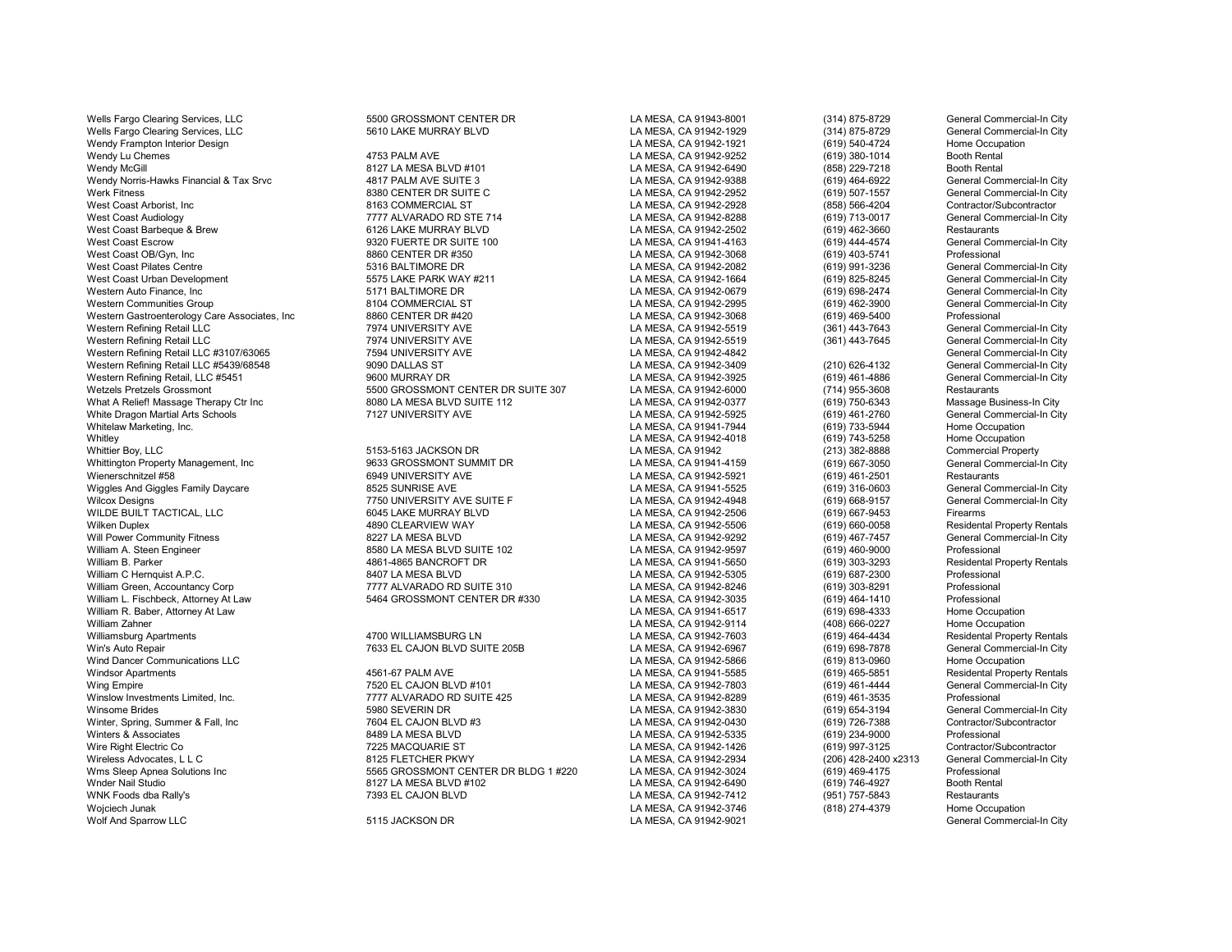| | | | | |
|---|---|---|---|---|
| Wells Fargo Clearing Services, LLC | 5500 GROSSMONT CENTER DR | LA MESA, CA 91943-8001 | (314) 875-8729 | General Commercial-In City |
| Wells Fargo Clearing Services, LLC | 5610 LAKE MURRAY BLVD | LA MESA, CA 91942-1929 | (314) 875-8729 | General Commercial-In City |
| Wendy Frampton Interior Design | | LA MESA, CA 91942-1921 | (619) 540-4724 | Home Occupation |
| Wendy Lu Chemes | 4753 PALM AVE | LA MESA, CA 91942-9252 | (619) 380-1014 | Booth Rental |
| Wendy McGill | 8127 LA MESA BLVD #101 | LA MESA, CA 91942-6490 | (858) 229-7218 | Booth Rental |
| Wendy Norris-Hawks Financial & Tax Srvc | 4817 PALM AVE SUITE 3 | LA MESA, CA 91942-9388 | (619) 464-6922 | General Commercial-In City |
| Werk Fitness | 8380 CENTER DR SUITE C | LA MESA, CA 91942-2952 | (619) 507-1557 | General Commercial-In City |
| West Coast Arborist, Inc | 8163 COMMERCIAL ST | LA MESA, CA 91942-2928 | (858) 566-4204 | Contractor/Subcontractor |
| West Coast Audiology | 7777 ALVARADO RD STE 714 | LA MESA, CA 91942-8288 | (619) 713-0017 | General Commercial-In City |
| West Coast Barbeque & Brew | 6126 LAKE MURRAY BLVD | LA MESA, CA 91942-2502 | (619) 462-3660 | Restaurants |
| West Coast Escrow | 9320 FUERTE DR SUITE 100 | LA MESA, CA 91941-4163 | (619) 444-4574 | General Commercial-In City |
| West Coast OB/Gyn, Inc | 8860 CENTER DR #350 | LA MESA, CA 91942-3068 | (619) 403-5741 | Professional |
| West Coast Pilates Centre | 5316 BALTIMORE DR | LA MESA, CA 91942-2082 | (619) 991-3236 | General Commercial-In City |
| West Coast Urban Development | 5575 LAKE PARK WAY #211 | LA MESA, CA 91942-1664 | (619) 825-8245 | General Commercial-In City |
| Western Auto Finance, Inc | 5171 BALTIMORE DR | LA MESA, CA 91942-0679 | (619) 698-2474 | General Commercial-In City |
| Western Communities Group | 8104 COMMERCIAL ST | LA MESA, CA 91942-2995 | (619) 462-3900 | General Commercial-In City |
| Western Gastroenterology Care Associates, Inc | 8860 CENTER DR #420 | LA MESA, CA 91942-3068 | (619) 469-5400 | Professional |
| Western Refining Retail LLC | 7974 UNIVERSITY AVE | LA MESA, CA 91942-5519 | (361) 443-7643 | General Commercial-In City |
| Western Refining Retail LLC | 7974 UNIVERSITY AVE | LA MESA, CA 91942-5519 | (361) 443-7645 | General Commercial-In City |
| Western Refining Retail LLC #3107/63065 | 7594 UNIVERSITY AVE | LA MESA, CA 91942-4842 | | General Commercial-In City |
| Western Refining Retail LLC #5439/68548 | 9090 DALLAS ST | LA MESA, CA 91942-3409 | (210) 626-4132 | General Commercial-In City |
| Western Refining Retail, LLC #5451 | 9600 MURRAY DR | LA MESA, CA 91942-3925 | (619) 461-4886 | General Commercial-In City |
| Wetzels Pretzels Grossmont | 5500 GROSSMONT CENTER DR SUITE 307 | LA MESA, CA 91942-6000 | (714) 955-3608 | Restaurants |
| What A Relief! Massage Therapy Ctr Inc | 8080 LA MESA BLVD SUITE 112 | LA MESA, CA 91942-0377 | (619) 750-6343 | Massage Business-In City |
| White Dragon Martial Arts Schools | 7127 UNIVERSITY AVE | LA MESA, CA 91942-5925 | (619) 461-2760 | General Commercial-In City |
| Whitelaw Marketing, Inc. | | LA MESA, CA 91941-7944 | (619) 733-5944 | Home Occupation |
| Whitley | | LA MESA, CA 91942-4018 | (619) 743-5258 | Home Occupation |
| Whittier Boy, LLC | 5153-5163 JACKSON DR | LA MESA, CA 91942 | (213) 382-8888 | Commercial Property |
| Whittington Property Management, Inc | 9633 GROSSMONT SUMMIT DR | LA MESA, CA 91941-4159 | (619) 667-3050 | General Commercial-In City |
| Wienerschnitzel #58 | 6949 UNIVERSITY AVE | LA MESA, CA 91942-5921 | (619) 461-2501 | Restaurants |
| Wiggles And Giggles Family Daycare | 8525 SUNRISE AVE | LA MESA, CA 91941-5525 | (619) 316-0603 | General Commercial-In City |
| Wilcox Designs | 7750 UNIVERSITY AVE SUITE F | LA MESA, CA 91942-4948 | (619) 668-9157 | General Commercial-In City |
| WILDE BUILT TACTICAL, LLC | 6045 LAKE MURRAY BLVD | LA MESA, CA 91942-2506 | (619) 667-9453 | Firearms |
| Wilken Duplex | 4890 CLEARVIEW WAY | LA MESA, CA 91942-5506 | (619) 660-0058 | Residental Property Rentals |
| Will Power Community Fitness | 8227 LA MESA BLVD | LA MESA, CA 91942-9292 | (619) 467-7457 | General Commercial-In City |
| William A. Steen Engineer | 8580 LA MESA BLVD SUITE 102 | LA MESA, CA 91942-9597 | (619) 460-9000 | Professional |
| William B. Parker | 4861-4865 BANCROFT DR | LA MESA, CA 91941-5650 | (619) 303-3293 | Residental Property Rentals |
| William C Hernquist A.P.C. | 8407 LA MESA BLVD | LA MESA, CA 91942-5305 | (619) 687-2300 | Professional |
| William Green, Accountancy Corp | 7777 ALVARADO RD SUITE 310 | LA MESA, CA 91942-8246 | (619) 303-8291 | Professional |
| William L. Fischbeck, Attorney At Law | 5464 GROSSMONT CENTER DR #330 | LA MESA, CA 91942-3035 | (619) 464-1410 | Professional |
| William R. Baber, Attorney At Law | | LA MESA, CA 91941-6517 | (619) 698-4333 | Home Occupation |
| William Zahner | | LA MESA, CA 91942-9114 | (408) 666-0227 | Home Occupation |
| Williamsburg Apartments | 4700 WILLIAMSBURG LN | LA MESA, CA 91942-7603 | (619) 464-4434 | Residental Property Rentals |
| Win's Auto Repair | 7633 EL CAJON BLVD SUITE 205B | LA MESA, CA 91942-6967 | (619) 698-7878 | General Commercial-In City |
| Wind Dancer Communications LLC | | LA MESA, CA 91942-5866 | (619) 813-0960 | Home Occupation |
| Windsor Apartments | 4561-67 PALM AVE | LA MESA, CA 91941-5585 | (619) 465-5851 | Residental Property Rentals |
| Wing Empire | 7520 EL CAJON BLVD #101 | LA MESA, CA 91942-7803 | (619) 461-4444 | General Commercial-In City |
| Winslow Investments Limited, Inc. | 7777 ALVARADO RD SUITE 425 | LA MESA, CA 91942-8289 | (619) 461-3535 | Professional |
| Winsome Brides | 5980 SEVERIN DR | LA MESA, CA 91942-3830 | (619) 654-3194 | General Commercial-In City |
| Winter, Spring, Summer & Fall, Inc | 7604 EL CAJON BLVD #3 | LA MESA, CA 91942-0430 | (619) 726-7388 | Contractor/Subcontractor |
| Winters & Associates | 8489 LA MESA BLVD | LA MESA, CA 91942-5335 | (619) 234-9000 | Professional |
| Wire Right Electric Co | 7225 MACQUARIE ST | LA MESA, CA 91942-1426 | (619) 997-3125 | Contractor/Subcontractor |
| Wireless Advocates, L L C | 8125 FLETCHER PKWY | LA MESA, CA 91942-2934 | (206) 428-2400 x2313 | General Commercial-In City |
| Wms Sleep Apnea Solutions Inc | 5565 GROSSMONT CENTER DR BLDG 1 #220 | LA MESA, CA 91942-3024 | (619) 469-4175 | Professional |
| Wnder Nail Studio | 8127 LA MESA BLVD #102 | LA MESA, CA 91942-6490 | (619) 746-4927 | Booth Rental |
| WNK Foods dba Rally's | 7393 EL CAJON BLVD | LA MESA, CA 91942-7412 | (951) 757-5843 | Restaurants |
| Wojciech Junak | | LA MESA, CA 91942-3746 | (818) 274-4379 | Home Occupation |
| Wolf And Sparrow LLC | 5115 JACKSON DR | LA MESA, CA 91942-9021 | | General Commercial-In City |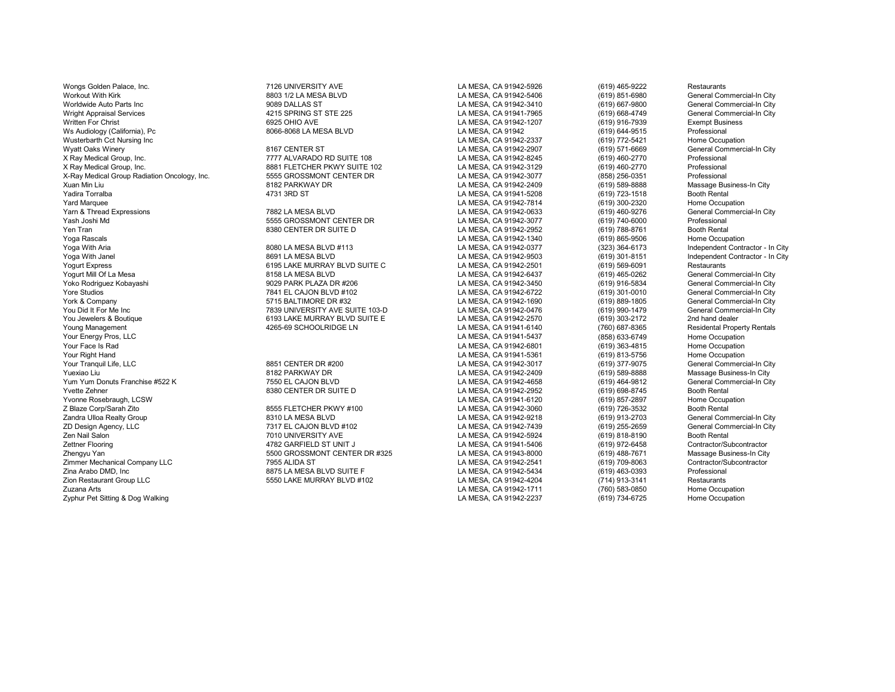| | | | | |
|---|---|---|---|---|
| Wongs Golden Palace, Inc. | 7126 UNIVERSITY AVE | LA MESA, CA 91942-5926 | (619) 465-9222 | Restaurants |
| Workout With Kirk | 8803 1/2 LA MESA BLVD | LA MESA, CA 91942-5406 | (619) 851-6980 | General Commercial-In City |
| Worldwide Auto Parts Inc | 9089 DALLAS ST | LA MESA, CA 91942-3410 | (619) 667-9800 | General Commercial-In City |
| Wright Appraisal Services | 4215 SPRING ST STE 225 | LA MESA, CA 91941-7965 | (619) 668-4749 | General Commercial-In City |
| Written For Christ | 6925 OHIO AVE | LA MESA, CA 91942-1207 | (619) 916-7939 | Exempt Business |
| Ws Audiology (California), Pc | 8066-8068 LA MESA BLVD | LA MESA, CA 91942 | (619) 644-9515 | Professional |
| Wusterbarth Cct Nursing Inc | | LA MESA, CA 91942-2337 | (619) 772-5421 | Home Occupation |
| Wyatt Oaks Winery | 8167 CENTER ST | LA MESA, CA 91942-2907 | (619) 571-6669 | General Commercial-In City |
| X Ray Medical Group, Inc. | 7777 ALVARADO RD SUITE 108 | LA MESA, CA 91942-8245 | (619) 460-2770 | Professional |
| X Ray Medical Group, Inc. | 8881 FLETCHER PKWY SUITE 102 | LA MESA, CA 91942-3129 | (619) 460-2770 | Professional |
| X-Ray Medical Group Radiation Oncology, Inc. | 5555 GROSSMONT CENTER DR | LA MESA, CA 91942-3077 | (858) 256-0351 | Professional |
| Xuan Min Liu | 8182 PARKWAY DR | LA MESA, CA 91942-2409 | (619) 589-8888 | Massage Business-In City |
| Yadira Torralba | 4731 3RD ST | LA MESA, CA 91941-5208 | (619) 723-1518 | Booth Rental |
| Yard Marquee | | LA MESA, CA 91942-7814 | (619) 300-2320 | Home Occupation |
| Yarn & Thread Expressions | 7882 LA MESA BLVD | LA MESA, CA 91942-0633 | (619) 460-9276 | General Commercial-In City |
| Yash Joshi Md | 5555 GROSSMONT CENTER DR | LA MESA, CA 91942-3077 | (619) 740-6000 | Professional |
| Yen Tran | 8380 CENTER DR SUITE D | LA MESA, CA 91942-2952 | (619) 788-8761 | Booth Rental |
| Yoga Rascals | | LA MESA, CA 91942-1340 | (619) 865-9506 | Home Occupation |
| Yoga With Aria | 8080 LA MESA BLVD #113 | LA MESA, CA 91942-0377 | (323) 364-6173 | Independent Contractor - In City |
| Yoga With Janel | 8691 LA MESA BLVD | LA MESA, CA 91942-9503 | (619) 301-8151 | Independent Contractor - In City |
| Yogurt Express | 6195 LAKE MURRAY BLVD SUITE C | LA MESA, CA 91942-2501 | (619) 569-6091 | Restaurants |
| Yogurt Mill Of La Mesa | 8158 LA MESA BLVD | LA MESA, CA 91942-6437 | (619) 465-0262 | General Commercial-In City |
| Yoko Rodriguez Kobayashi | 9029 PARK PLAZA DR #206 | LA MESA, CA 91942-3450 | (619) 916-5834 | General Commercial-In City |
| Yore Studios | 7841 EL CAJON BLVD #102 | LA MESA, CA 91942-6722 | (619) 301-0010 | General Commercial-In City |
| York & Company | 5715 BALTIMORE DR #32 | LA MESA, CA 91942-1690 | (619) 889-1805 | General Commercial-In City |
| You Did It For Me Inc | 7839 UNIVERSITY AVE SUITE 103-D | LA MESA, CA 91942-0476 | (619) 990-1479 | General Commercial-In City |
| You Jewelers & Boutique | 6193 LAKE MURRAY BLVD SUITE E | LA MESA, CA 91942-2570 | (619) 303-2172 | 2nd hand dealer |
| Young Management | 4265-69 SCHOOLRIDGE LN | LA MESA, CA 91941-6140 | (760) 687-8365 | Residental Property Rentals |
| Your Energy Pros, LLC | | LA MESA, CA 91941-5437 | (858) 633-6749 | Home Occupation |
| Your Face Is Rad | | LA MESA, CA 91942-6801 | (619) 363-4815 | Home Occupation |
| Your Right Hand | | LA MESA, CA 91941-5361 | (619) 813-5756 | Home Occupation |
| Your Tranquil Life, LLC | 8851 CENTER DR #200 | LA MESA, CA 91942-3017 | (619) 377-9075 | General Commercial-In City |
| Yuexiao Liu | 8182 PARKWAY DR | LA MESA, CA 91942-2409 | (619) 589-8888 | Massage Business-In City |
| Yum Yum Donuts Franchise #522 K | 7550 EL CAJON BLVD | LA MESA, CA 91942-4658 | (619) 464-9812 | General Commercial-In City |
| Yvette Zehner | 8380 CENTER DR SUITE D | LA MESA, CA 91942-2952 | (619) 698-8745 | Booth Rental |
| Yvonne Rosebraugh, LCSW | | LA MESA, CA 91941-6120 | (619) 857-2897 | Home Occupation |
| Z Blaze Corp/Sarah Zito | 8555 FLETCHER PKWY #100 | LA MESA, CA 91942-3060 | (619) 726-3532 | Booth Rental |
| Zandra Ulloa Realty Group | 8310 LA MESA BLVD | LA MESA, CA 91942-9218 | (619) 913-2703 | General Commercial-In City |
| ZD Design Agency, LLC | 7317 EL CAJON BLVD #102 | LA MESA, CA 91942-7439 | (619) 255-2659 | General Commercial-In City |
| Zen Nail Salon | 7010 UNIVERSITY AVE | LA MESA, CA 91942-5924 | (619) 818-8190 | Booth Rental |
| Zettner Flooring | 4782 GARFIELD ST UNIT J | LA MESA, CA 91941-5406 | (619) 972-6458 | Contractor/Subcontractor |
| Zhengyu Yan | 5500 GROSSMONT CENTER DR #325 | LA MESA, CA 91943-8000 | (619) 488-7671 | Massage Business-In City |
| Zimmer Mechanical Company LLC | 7955 ALIDA ST | LA MESA, CA 91942-2541 | (619) 709-8063 | Contractor/Subcontractor |
| Zina Arabo DMD, Inc | 8875 LA MESA BLVD SUITE F | LA MESA, CA 91942-5434 | (619) 463-0393 | Professional |
| Zion Restaurant Group LLC | 5550 LAKE MURRAY BLVD #102 | LA MESA, CA 91942-4204 | (714) 913-3141 | Restaurants |
| Zuzana Arts | | LA MESA, CA 91942-1711 | (760) 583-0850 | Home Occupation |
| Zyphur Pet Sitting & Dog Walking | | LA MESA, CA 91942-2237 | (619) 734-6725 | Home Occupation |